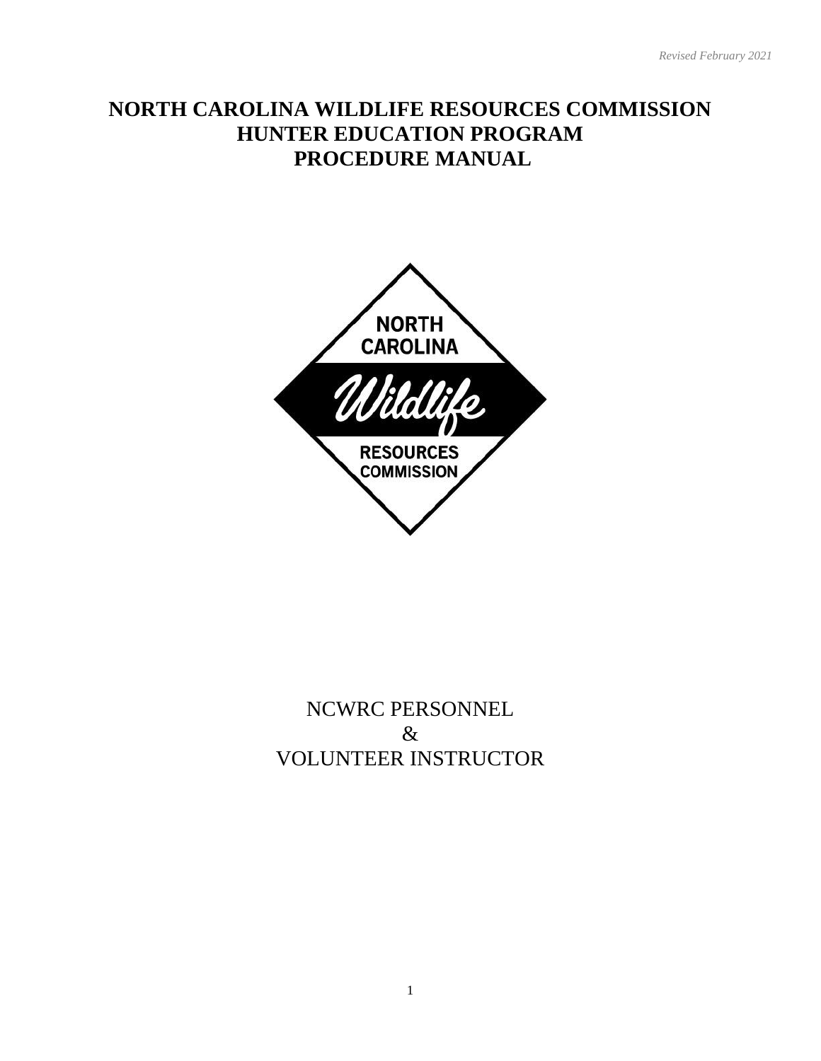*Revised February 2021*

# NORTH CAROLINA WILDLIFE RESOURCES COMMISSION
# HUNTER EDUCATION PROGRAM
# PROCEDURE MANUAL

NCWRC PERSONNEL

&

VOLUNTEER INSTRUCTOR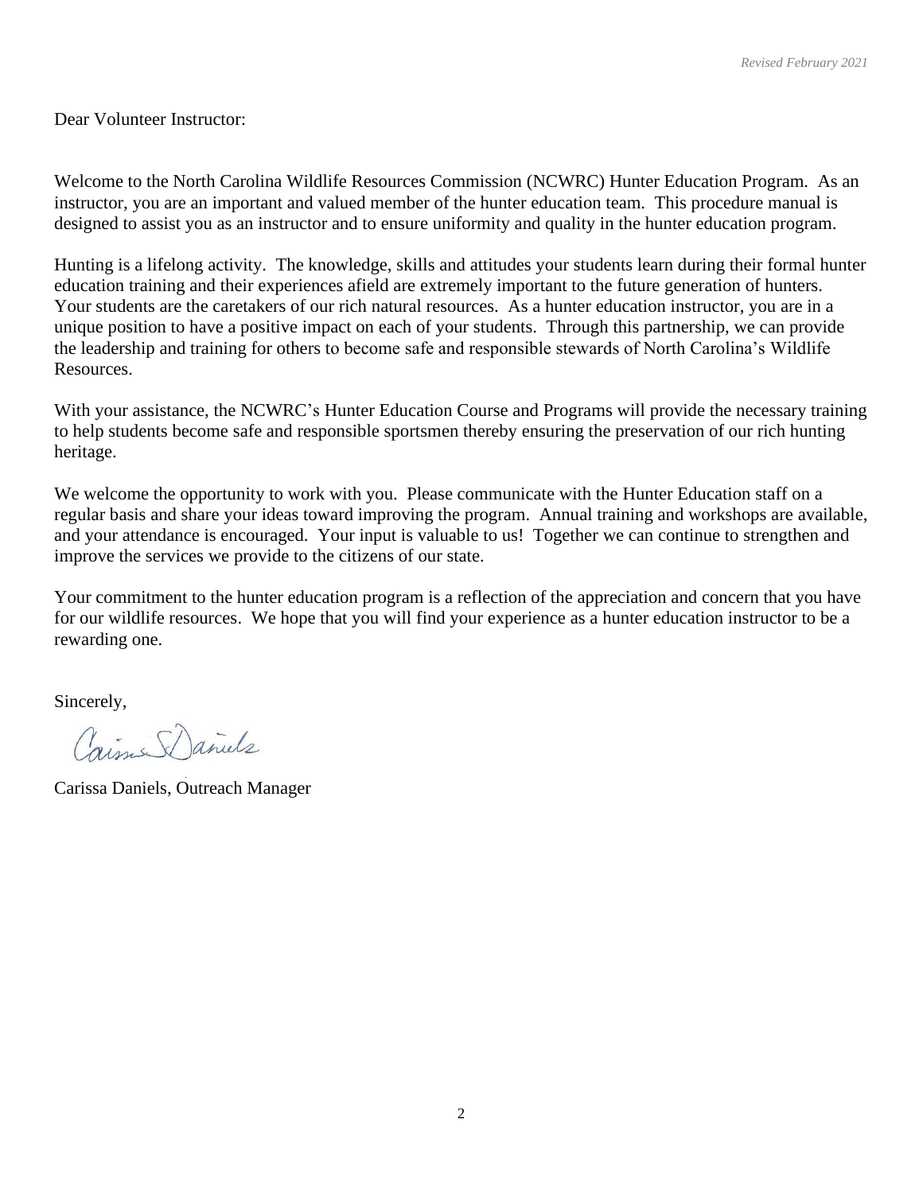*Revised February 2021*

Dear Volunteer Instructor:

Welcome to the North Carolina Wildlife Resources Commission (NCWRC) Hunter Education Program. As an instructor, you are an important and valued member of the hunter education team. This procedure manual is designed to assist you as an instructor and to ensure uniformity and quality in the hunter education program.

Hunting is a lifelong activity. The knowledge, skills and attitudes your students learn during their formal hunter education training and their experiences afield are extremely important to the future generation of hunters. Your students are the caretakers of our rich natural resources. As a hunter education instructor, you are in a unique position to have a positive impact on each of your students. Through this partnership, we can provide the leadership and training for others to become safe and responsible stewards of North Carolina's Wildlife Resources.

With your assistance, the NCWRC's Hunter Education Course and Programs will provide the necessary training to help students become safe and responsible sportsmen thereby ensuring the preservation of our rich hunting heritage.

We welcome the opportunity to work with you. Please communicate with the Hunter Education staff on a regular basis and share your ideas toward improving the program. Annual training and workshops are available, and your attendance is encouraged. Your input is valuable to us! Together we can continue to strengthen and improve the services we provide to the citizens of our state.

Your commitment to the hunter education program is a reflection of the appreciation and concern that you have for our wildlife resources. We hope that you will find your experience as a hunter education instructor to be a rewarding one.

Sincerely,

Carissa S Daniels

Carissa Daniels, Outreach Manager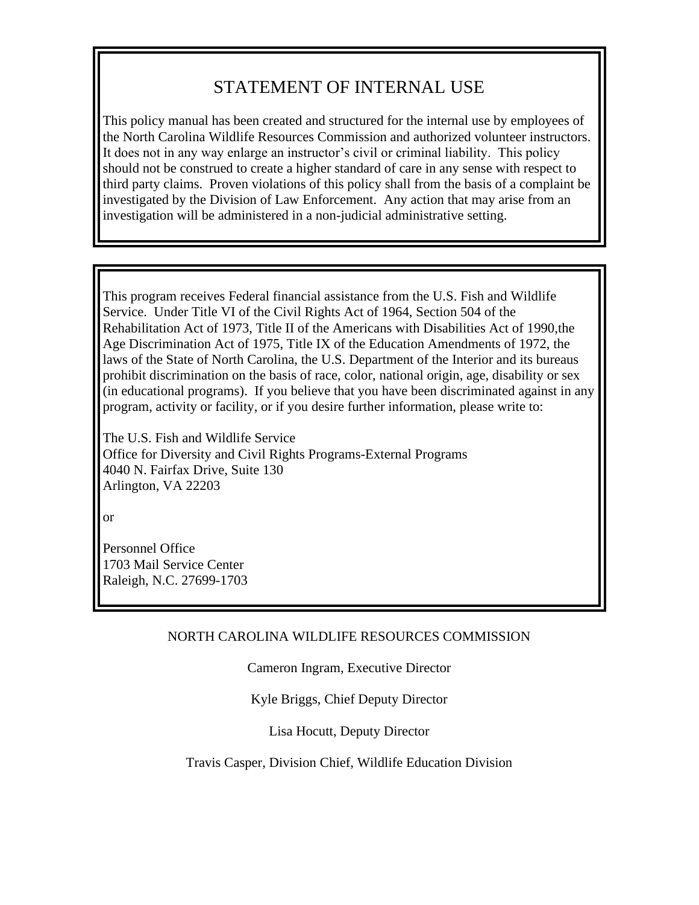## STATEMENT OF INTERNAL USE

This policy manual has been created and structured for the internal use by employees of the North Carolina Wildlife Resources Commission and authorized volunteer instructors. It does not in any way enlarge an instructor's civil or criminal liability. This policy should not be construed to create a higher standard of care in any sense with respect to third party claims. Proven violations of this policy shall from the basis of a complaint be investigated by the Division of Law Enforcement. Any action that may arise from an investigation will be administered in a non-judicial administrative setting.

This program receives Federal financial assistance from the U.S. Fish and Wildlife Service. Under Title VI of the Civil Rights Act of 1964, Section 504 of the Rehabilitation Act of 1973, Title II of the Americans with Disabilities Act of 1990,the Age Discrimination Act of 1975, Title IX of the Education Amendments of 1972, the laws of the State of North Carolina, the U.S. Department of the Interior and its bureaus prohibit discrimination on the basis of race, color, national origin, age, disability or sex (in educational programs). If you believe that you have been discriminated against in any program, activity or facility, or if you desire further information, please write to:

The U.S. Fish and Wildlife Service
Office for Diversity and Civil Rights Programs-External Programs
4040 N. Fairfax Drive, Suite 130
Arlington, VA 22203

or

Personnel Office
1703 Mail Service Center
Raleigh, N.C. 27699-1703

NORTH CAROLINA WILDLIFE RESOURCES COMMISSION

Cameron Ingram, Executive Director

Kyle Briggs, Chief Deputy Director

Lisa Hocutt, Deputy Director

Travis Casper, Division Chief, Wildlife Education Division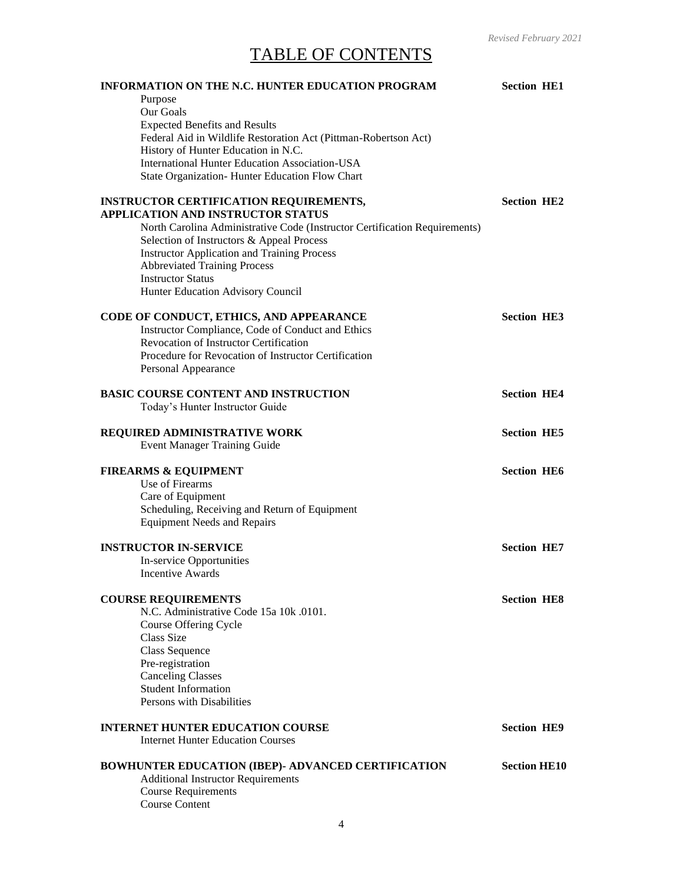*Revised February 2021*

# TABLE OF CONTENTS

**INFORMATION ON THE N.C. HUNTER EDUCATION PROGRAM** — **Section HE1**

- Purpose
- Our Goals
- Expected Benefits and Results
- Federal Aid in Wildlife Restoration Act (Pittman-Robertson Act)
- History of Hunter Education in N.C.
- International Hunter Education Association-USA
- State Organization- Hunter Education Flow Chart

**INSTRUCTOR CERTIFICATION REQUIREMENTS, APPLICATION AND INSTRUCTOR STATUS** — **Section HE2**

- North Carolina Administrative Code (Instructor Certification Requirements)
- Selection of Instructors & Appeal Process
- Instructor Application and Training Process
- Abbreviated Training Process
- Instructor Status
- Hunter Education Advisory Council

**CODE OF CONDUCT, ETHICS, AND APPEARANCE** — **Section HE3**

- Instructor Compliance, Code of Conduct and Ethics
- Revocation of Instructor Certification
- Procedure for Revocation of Instructor Certification
- Personal Appearance

**BASIC COURSE CONTENT AND INSTRUCTION** — **Section HE4**

- Today's Hunter Instructor Guide

**REQUIRED ADMINISTRATIVE WORK** — **Section HE5**

- Event Manager Training Guide

**FIREARMS & EQUIPMENT** — **Section HE6**

- Use of Firearms
- Care of Equipment
- Scheduling, Receiving and Return of Equipment
- Equipment Needs and Repairs

**INSTRUCTOR IN-SERVICE** — **Section HE7**

- In-service Opportunities
- Incentive Awards

**COURSE REQUIREMENTS** — **Section HE8**

- N.C. Administrative Code 15a 10k .0101.
- Course Offering Cycle
- Class Size
- Class Sequence
- Pre-registration
- Canceling Classes
- Student Information
- Persons with Disabilities

**INTERNET HUNTER EDUCATION COURSE** — **Section HE9**

- Internet Hunter Education Courses

**BOWHUNTER EDUCATION (IBEP)- ADVANCED CERTIFICATION** — **Section HE10**

- Additional Instructor Requirements
- Course Requirements
- Course Content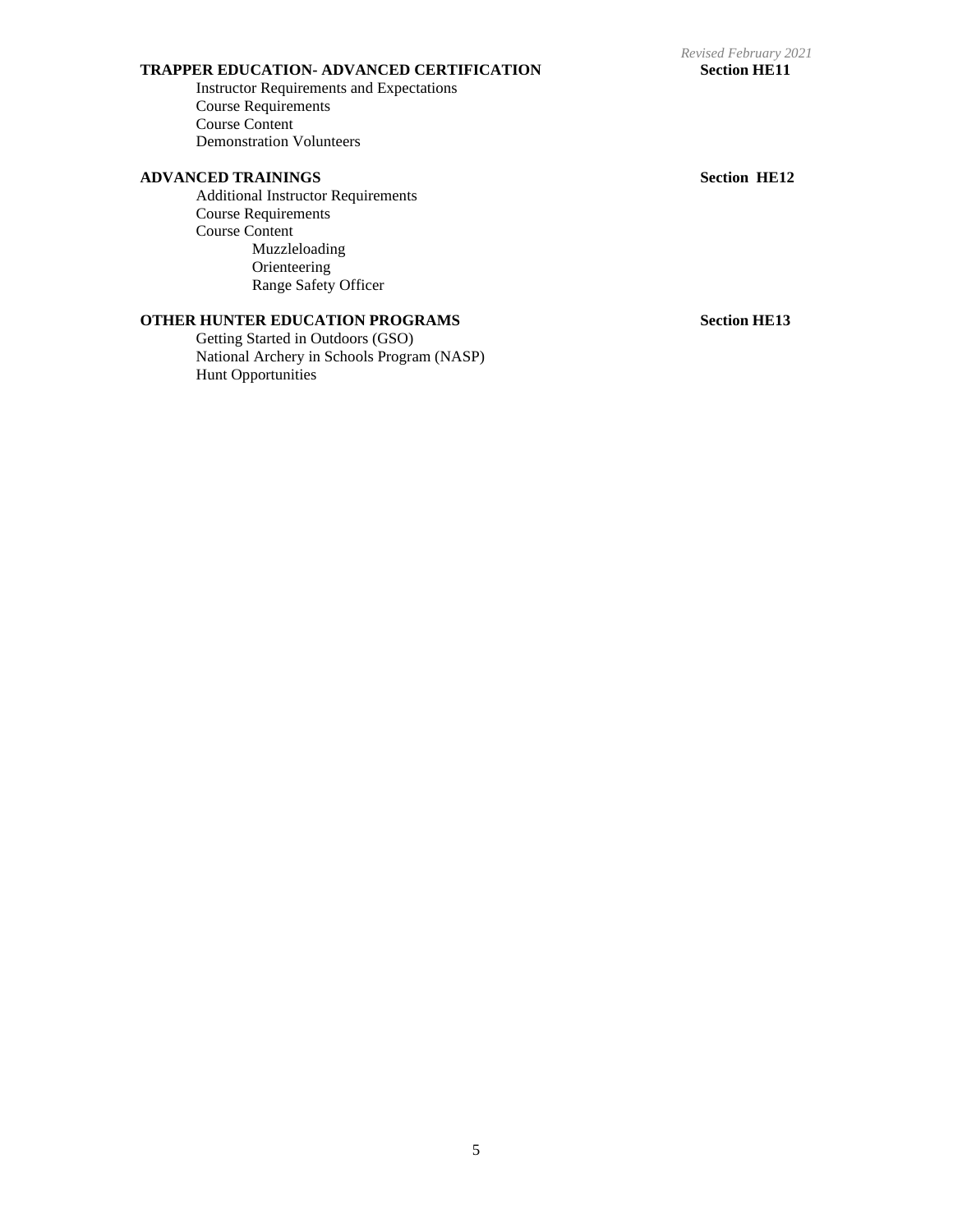**TRAPPER EDUCATION- ADVANCED CERTIFICATION** **Section HE11**

- Instructor Requirements and Expectations
- Course Requirements
- Course Content
- Demonstration Volunteers

**ADVANCED TRAININGS** **Section HE12**

- Additional Instructor Requirements
- Course Requirements
- Course Content
    - Muzzleloading
    - Orienteering
    - Range Safety Officer

**OTHER HUNTER EDUCATION PROGRAMS** **Section HE13**

- Getting Started in Outdoors (GSO)
- National Archery in Schools Program (NASP)
- Hunt Opportunities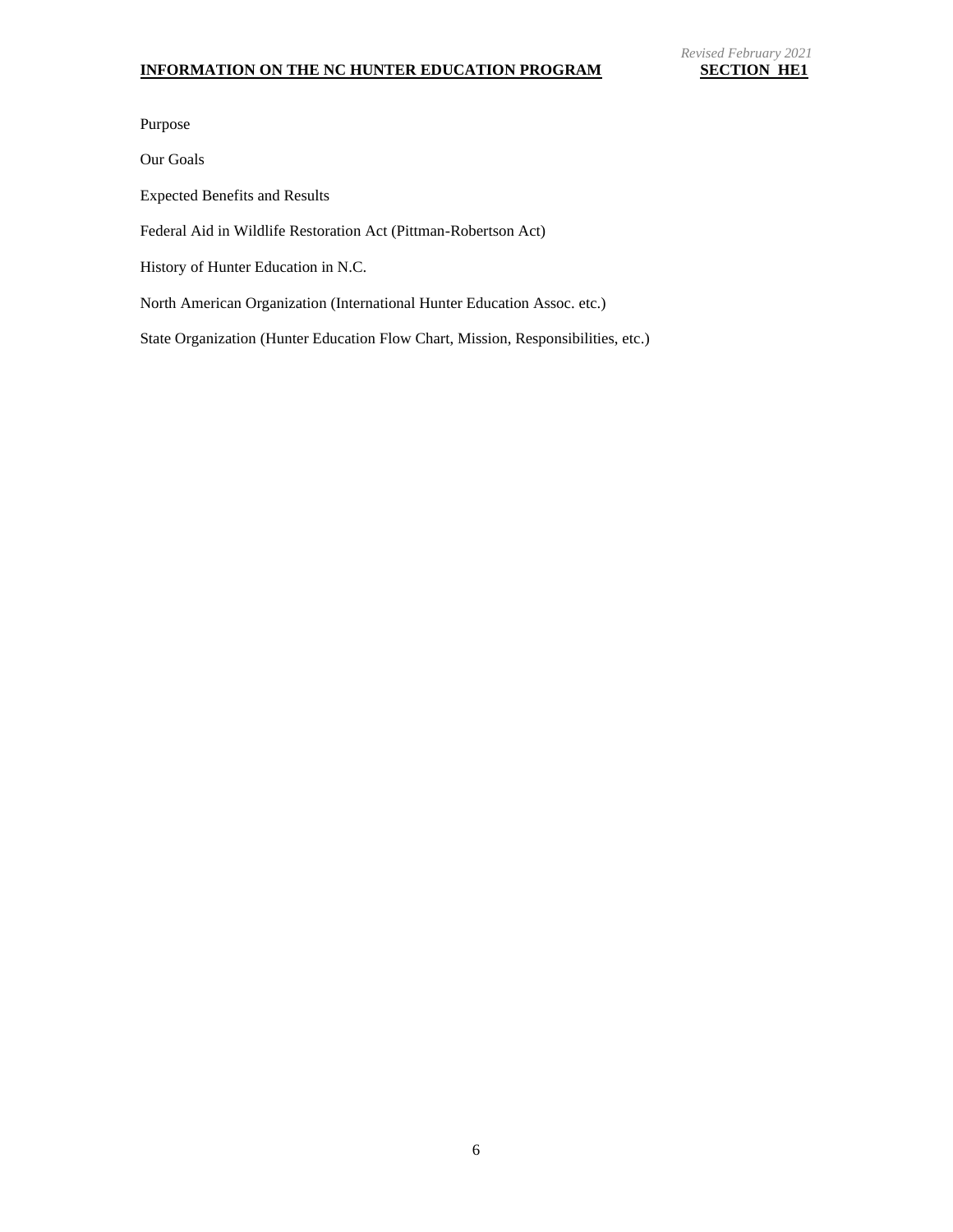*Revised February 2021*

# INFORMATION ON THE NC HUNTER EDUCATION PROGRAM — SECTION HE1

Purpose

Our Goals

Expected Benefits and Results

Federal Aid in Wildlife Restoration Act (Pittman-Robertson Act)

History of Hunter Education in N.C.

North American Organization (International Hunter Education Assoc. etc.)

State Organization (Hunter Education Flow Chart, Mission, Responsibilities, etc.)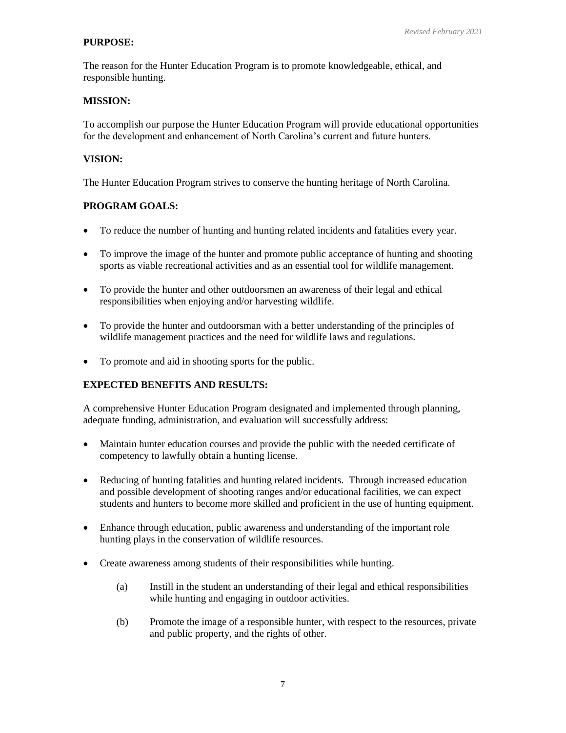**PURPOSE:**

The reason for the Hunter Education Program is to promote knowledgeable, ethical, and responsible hunting.

**MISSION:**

To accomplish our purpose the Hunter Education Program will provide educational opportunities for the development and enhancement of North Carolina's current and future hunters.

**VISION:**

The Hunter Education Program strives to conserve the hunting heritage of North Carolina.

**PROGRAM GOALS:**

- To reduce the number of hunting and hunting related incidents and fatalities every year.
- To improve the image of the hunter and promote public acceptance of hunting and shooting sports as viable recreational activities and as an essential tool for wildlife management.
- To provide the hunter and other outdoorsmen an awareness of their legal and ethical responsibilities when enjoying and/or harvesting wildlife.
- To provide the hunter and outdoorsman with a better understanding of the principles of wildlife management practices and the need for wildlife laws and regulations.
- To promote and aid in shooting sports for the public.

**EXPECTED BENEFITS AND RESULTS:**

A comprehensive Hunter Education Program designated and implemented through planning, adequate funding, administration, and evaluation will successfully address:

- Maintain hunter education courses and provide the public with the needed certificate of competency to lawfully obtain a hunting license.
- Reducing of hunting fatalities and hunting related incidents. Through increased education and possible development of shooting ranges and/or educational facilities, we can expect students and hunters to become more skilled and proficient in the use of hunting equipment.
- Enhance through education, public awareness and understanding of the important role hunting plays in the conservation of wildlife resources.
- Create awareness among students of their responsibilities while hunting.
  - (a) Instill in the student an understanding of their legal and ethical responsibilities while hunting and engaging in outdoor activities.
  - (b) Promote the image of a responsible hunter, with respect to the resources, private and public property, and the rights of other.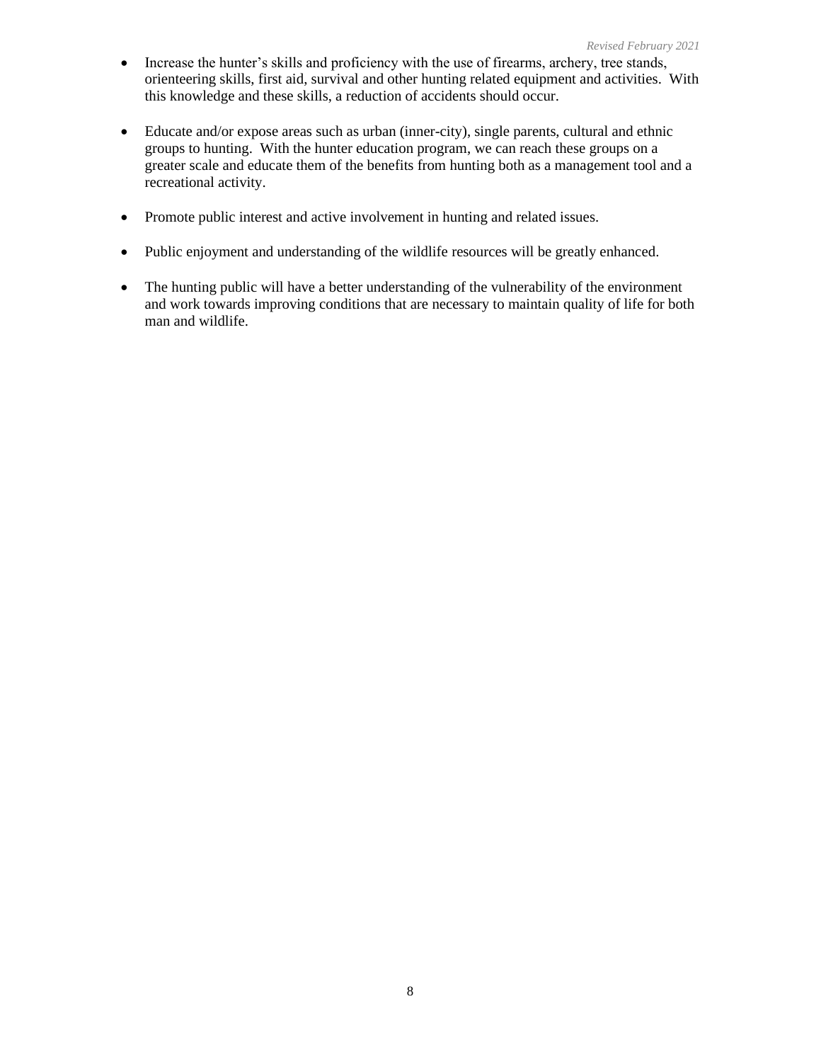- Increase the hunter's skills and proficiency with the use of firearms, archery, tree stands, orienteering skills, first aid, survival and other hunting related equipment and activities. With this knowledge and these skills, a reduction of accidents should occur.

- Educate and/or expose areas such as urban (inner-city), single parents, cultural and ethnic groups to hunting. With the hunter education program, we can reach these groups on a greater scale and educate them of the benefits from hunting both as a management tool and a recreational activity.

- Promote public interest and active involvement in hunting and related issues.

- Public enjoyment and understanding of the wildlife resources will be greatly enhanced.

- The hunting public will have a better understanding of the vulnerability of the environment and work towards improving conditions that are necessary to maintain quality of life for both man and wildlife.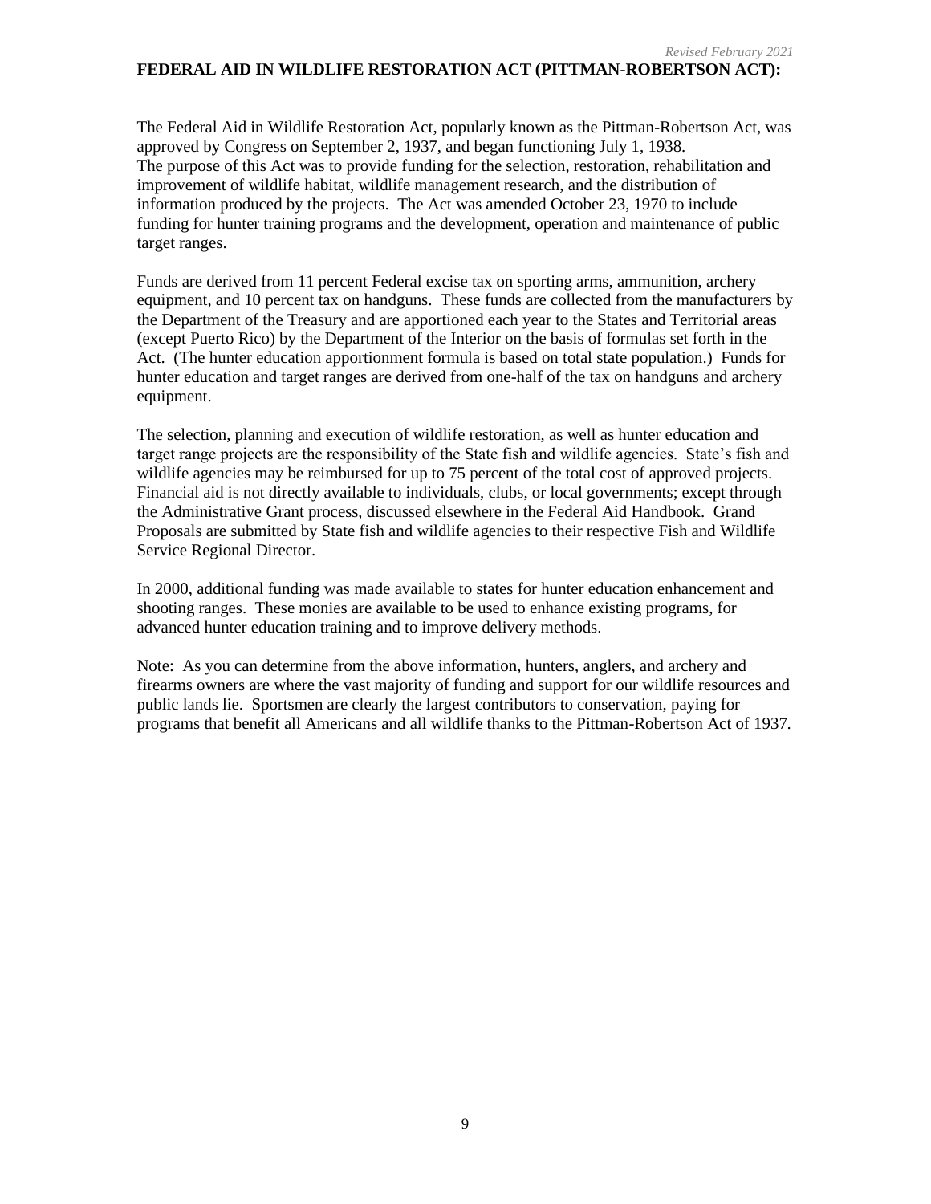*Revised February 2021*

**FEDERAL AID IN WILDLIFE RESTORATION ACT (PITTMAN-ROBERTSON ACT):**

The Federal Aid in Wildlife Restoration Act, popularly known as the Pittman-Robertson Act, was approved by Congress on September 2, 1937, and began functioning July 1, 1938. The purpose of this Act was to provide funding for the selection, restoration, rehabilitation and improvement of wildlife habitat, wildlife management research, and the distribution of information produced by the projects. The Act was amended October 23, 1970 to include funding for hunter training programs and the development, operation and maintenance of public target ranges.

Funds are derived from 11 percent Federal excise tax on sporting arms, ammunition, archery equipment, and 10 percent tax on handguns. These funds are collected from the manufacturers by the Department of the Treasury and are apportioned each year to the States and Territorial areas (except Puerto Rico) by the Department of the Interior on the basis of formulas set forth in the Act. (The hunter education apportionment formula is based on total state population.) Funds for hunter education and target ranges are derived from one-half of the tax on handguns and archery equipment.

The selection, planning and execution of wildlife restoration, as well as hunter education and target range projects are the responsibility of the State fish and wildlife agencies. State's fish and wildlife agencies may be reimbursed for up to 75 percent of the total cost of approved projects. Financial aid is not directly available to individuals, clubs, or local governments; except through the Administrative Grant process, discussed elsewhere in the Federal Aid Handbook. Grand Proposals are submitted by State fish and wildlife agencies to their respective Fish and Wildlife Service Regional Director.

In 2000, additional funding was made available to states for hunter education enhancement and shooting ranges. These monies are available to be used to enhance existing programs, for advanced hunter education training and to improve delivery methods.

Note: As you can determine from the above information, hunters, anglers, and archery and firearms owners are where the vast majority of funding and support for our wildlife resources and public lands lie. Sportsmen are clearly the largest contributors to conservation, paying for programs that benefit all Americans and all wildlife thanks to the Pittman-Robertson Act of 1937.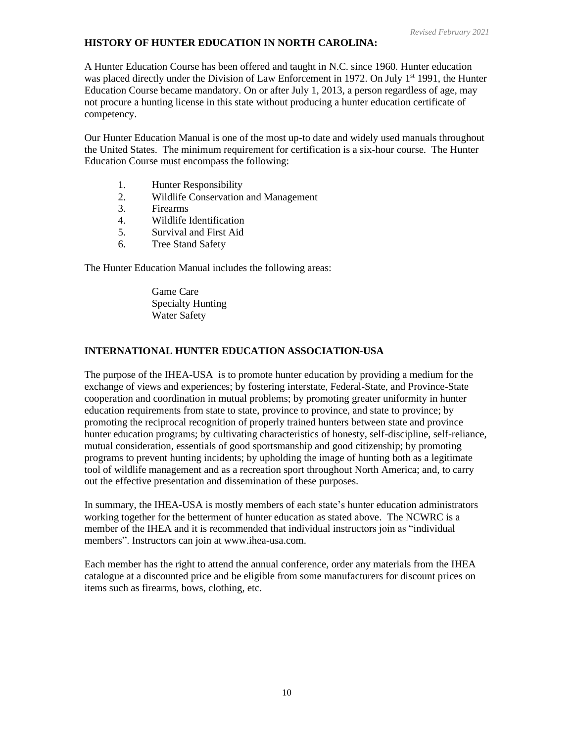## HISTORY OF HUNTER EDUCATION IN NORTH CAROLINA:

A Hunter Education Course has been offered and taught in N.C. since 1960. Hunter education was placed directly under the Division of Law Enforcement in 1972. On July 1st 1991, the Hunter Education Course became mandatory. On or after July 1, 2013, a person regardless of age, may not procure a hunting license in this state without producing a hunter education certificate of competency.

Our Hunter Education Manual is one of the most up-to date and widely used manuals throughout the United States. The minimum requirement for certification is a six-hour course. The Hunter Education Course <u>must</u> encompass the following:

1. Hunter Responsibility
2. Wildlife Conservation and Management
3. Firearms
4. Wildlife Identification
5. Survival and First Aid
6. Tree Stand Safety

The Hunter Education Manual includes the following areas:

Game Care
Specialty Hunting
Water Safety

## INTERNATIONAL HUNTER EDUCATION ASSOCIATION-USA

The purpose of the IHEA-USA is to promote hunter education by providing a medium for the exchange of views and experiences; by fostering interstate, Federal-State, and Province-State cooperation and coordination in mutual problems; by promoting greater uniformity in hunter education requirements from state to state, province to province, and state to province; by promoting the reciprocal recognition of properly trained hunters between state and province hunter education programs; by cultivating characteristics of honesty, self-discipline, self-reliance, mutual consideration, essentials of good sportsmanship and good citizenship; by promoting programs to prevent hunting incidents; by upholding the image of hunting both as a legitimate tool of wildlife management and as a recreation sport throughout North America; and, to carry out the effective presentation and dissemination of these purposes.

In summary, the IHEA-USA is mostly members of each state's hunter education administrators working together for the betterment of hunter education as stated above. The NCWRC is a member of the IHEA and it is recommended that individual instructors join as "individual members". Instructors can join at www.ihea-usa.com.

Each member has the right to attend the annual conference, order any materials from the IHEA catalogue at a discounted price and be eligible from some manufacturers for discount prices on items such as firearms, bows, clothing, etc.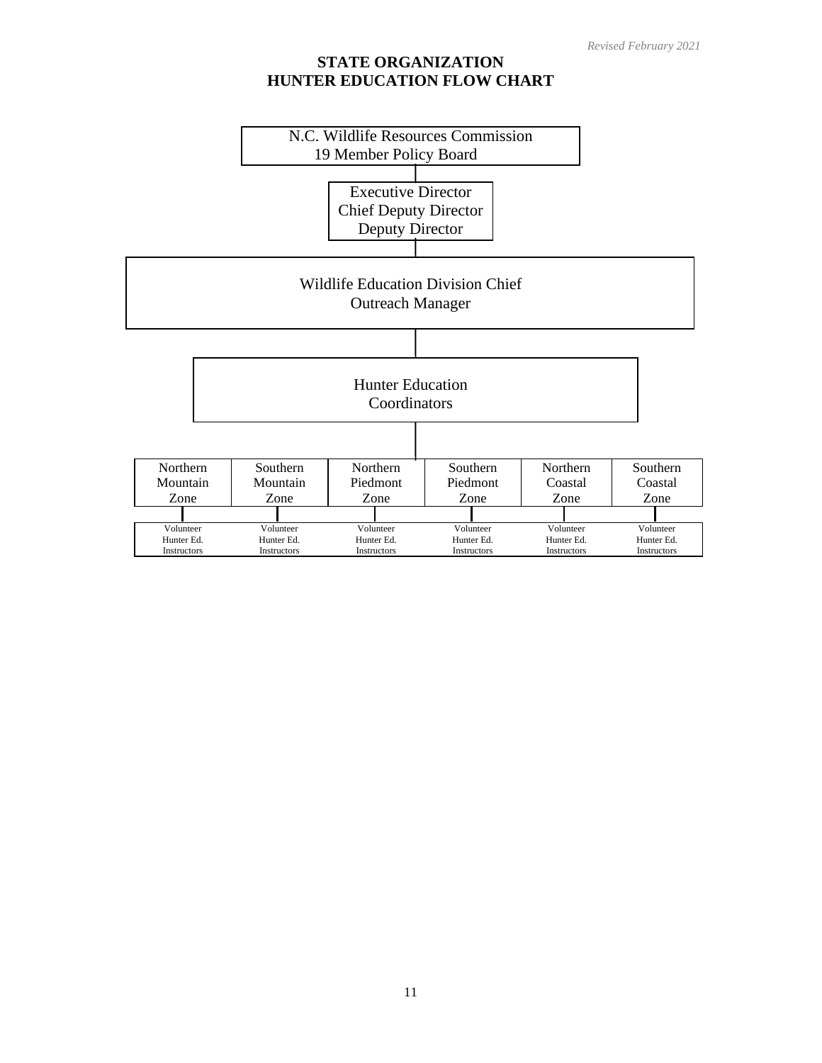*Revised February 2021*

# STATE ORGANIZATION
# HUNTER EDUCATION FLOW CHART

N.C. Wildlife Resources Commission
19 Member Policy Board

Executive Director
Chief Deputy Director
Deputy Director

Wildlife Education Division Chief
Outreach Manager

Hunter Education
Coordinators

| Northern Mountain Zone | Southern Mountain Zone | Northern Piedmont Zone | Southern Piedmont Zone | Northern Coastal Zone | Southern Coastal Zone |
|---|---|---|---|---|---|
| Volunteer Hunter Ed. Instructors | Volunteer Hunter Ed. Instructors | Volunteer Hunter Ed. Instructors | Volunteer Hunter Ed. Instructors | Volunteer Hunter Ed. Instructors | Volunteer Hunter Ed. Instructors |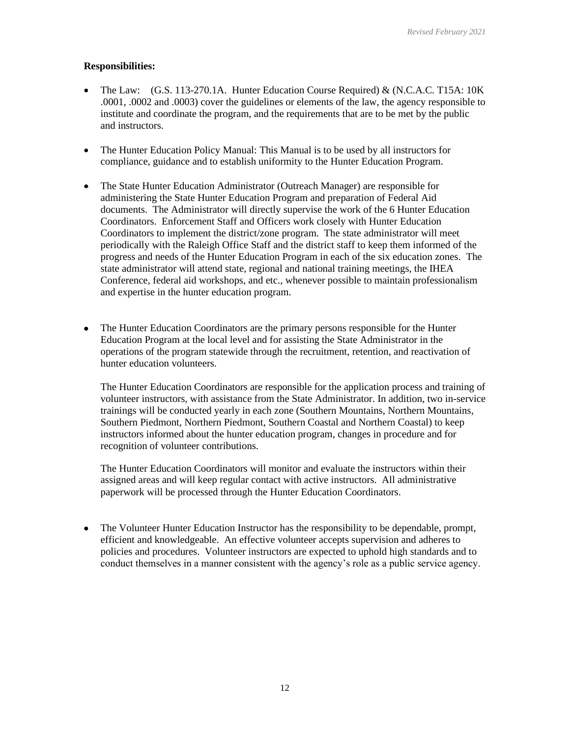**Responsibilities:**

- The Law: (G.S. 113-270.1A. Hunter Education Course Required) & (N.C.A.C. T15A: 10K .0001, .0002 and .0003) cover the guidelines or elements of the law, the agency responsible to institute and coordinate the program, and the requirements that are to be met by the public and instructors.

- The Hunter Education Policy Manual: This Manual is to be used by all instructors for compliance, guidance and to establish uniformity to the Hunter Education Program.

- The State Hunter Education Administrator (Outreach Manager) are responsible for administering the State Hunter Education Program and preparation of Federal Aid documents. The Administrator will directly supervise the work of the 6 Hunter Education Coordinators. Enforcement Staff and Officers work closely with Hunter Education Coordinators to implement the district/zone program. The state administrator will meet periodically with the Raleigh Office Staff and the district staff to keep them informed of the progress and needs of the Hunter Education Program in each of the six education zones. The state administrator will attend state, regional and national training meetings, the IHEA Conference, federal aid workshops, and etc., whenever possible to maintain professionalism and expertise in the hunter education program.

- The Hunter Education Coordinators are the primary persons responsible for the Hunter Education Program at the local level and for assisting the State Administrator in the operations of the program statewide through the recruitment, retention, and reactivation of hunter education volunteers.

  The Hunter Education Coordinators are responsible for the application process and training of volunteer instructors, with assistance from the State Administrator. In addition, two in-service trainings will be conducted yearly in each zone (Southern Mountains, Northern Mountains, Southern Piedmont, Northern Piedmont, Southern Coastal and Northern Coastal) to keep instructors informed about the hunter education program, changes in procedure and for recognition of volunteer contributions.

  The Hunter Education Coordinators will monitor and evaluate the instructors within their assigned areas and will keep regular contact with active instructors. All administrative paperwork will be processed through the Hunter Education Coordinators.

- The Volunteer Hunter Education Instructor has the responsibility to be dependable, prompt, efficient and knowledgeable. An effective volunteer accepts supervision and adheres to policies and procedures. Volunteer instructors are expected to uphold high standards and to conduct themselves in a manner consistent with the agency's role as a public service agency.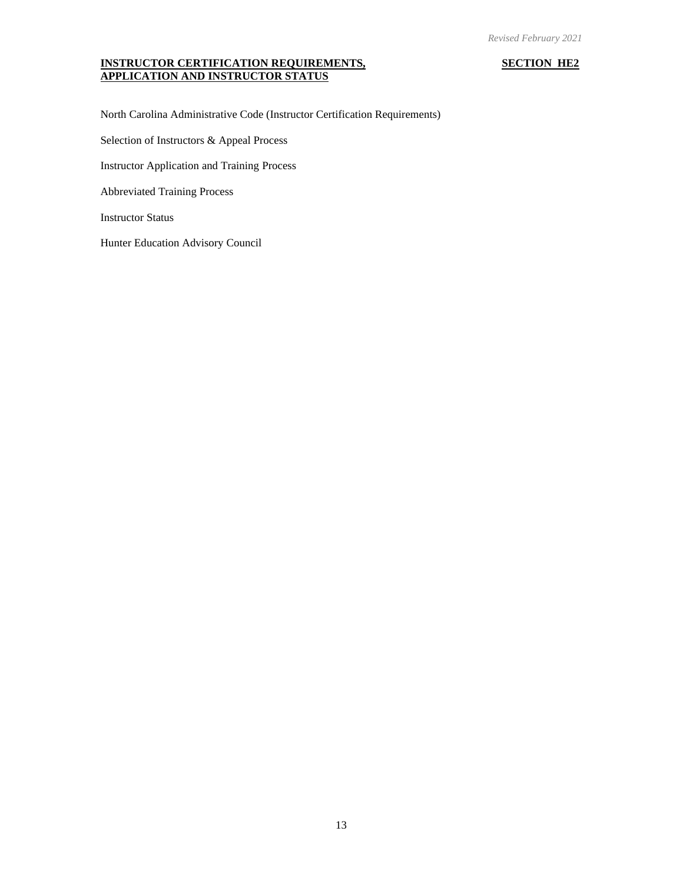## INSTRUCTOR CERTIFICATION REQUIREMENTS, APPLICATION AND INSTRUCTOR STATUS

**SECTION HE2**

North Carolina Administrative Code (Instructor Certification Requirements)

Selection of Instructors & Appeal Process

Instructor Application and Training Process

Abbreviated Training Process

Instructor Status

Hunter Education Advisory Council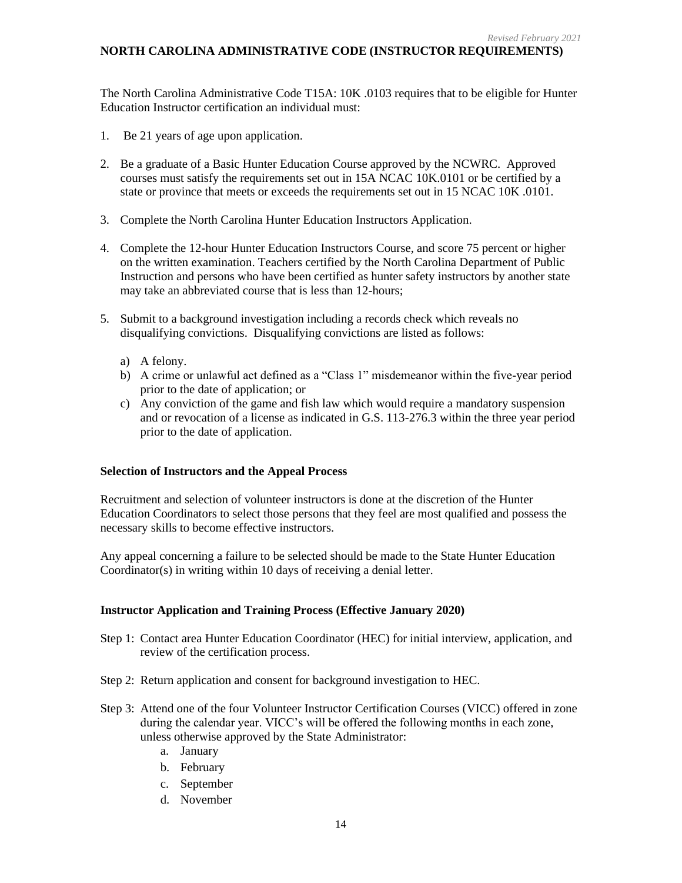## NORTH CAROLINA ADMINISTRATIVE CODE (INSTRUCTOR REQUIREMENTS)

The North Carolina Administrative Code T15A: 10K .0103 requires that to be eligible for Hunter Education Instructor certification an individual must:

1. Be 21 years of age upon application.

2. Be a graduate of a Basic Hunter Education Course approved by the NCWRC. Approved courses must satisfy the requirements set out in 15A NCAC 10K.0101 or be certified by a state or province that meets or exceeds the requirements set out in 15 NCAC 10K .0101.

3. Complete the North Carolina Hunter Education Instructors Application.

4. Complete the 12-hour Hunter Education Instructors Course, and score 75 percent or higher on the written examination. Teachers certified by the North Carolina Department of Public Instruction and persons who have been certified as hunter safety instructors by another state may take an abbreviated course that is less than 12-hours;

5. Submit to a background investigation including a records check which reveals no disqualifying convictions. Disqualifying convictions are listed as follows:

   a) A felony.
   b) A crime or unlawful act defined as a "Class 1" misdemeanor within the five-year period prior to the date of application; or
   c) Any conviction of the game and fish law which would require a mandatory suspension and or revocation of a license as indicated in G.S. 113-276.3 within the three year period prior to the date of application.

### Selection of Instructors and the Appeal Process

Recruitment and selection of volunteer instructors is done at the discretion of the Hunter Education Coordinators to select those persons that they feel are most qualified and possess the necessary skills to become effective instructors.

Any appeal concerning a failure to be selected should be made to the State Hunter Education Coordinator(s) in writing within 10 days of receiving a denial letter.

### Instructor Application and Training Process (Effective January 2020)

Step 1: Contact area Hunter Education Coordinator (HEC) for initial interview, application, and review of the certification process.

Step 2: Return application and consent for background investigation to HEC.

Step 3: Attend one of the four Volunteer Instructor Certification Courses (VICC) offered in zone during the calendar year. VICC's will be offered the following months in each zone, unless otherwise approved by the State Administrator:

   a. January
   b. February
   c. September
   d. November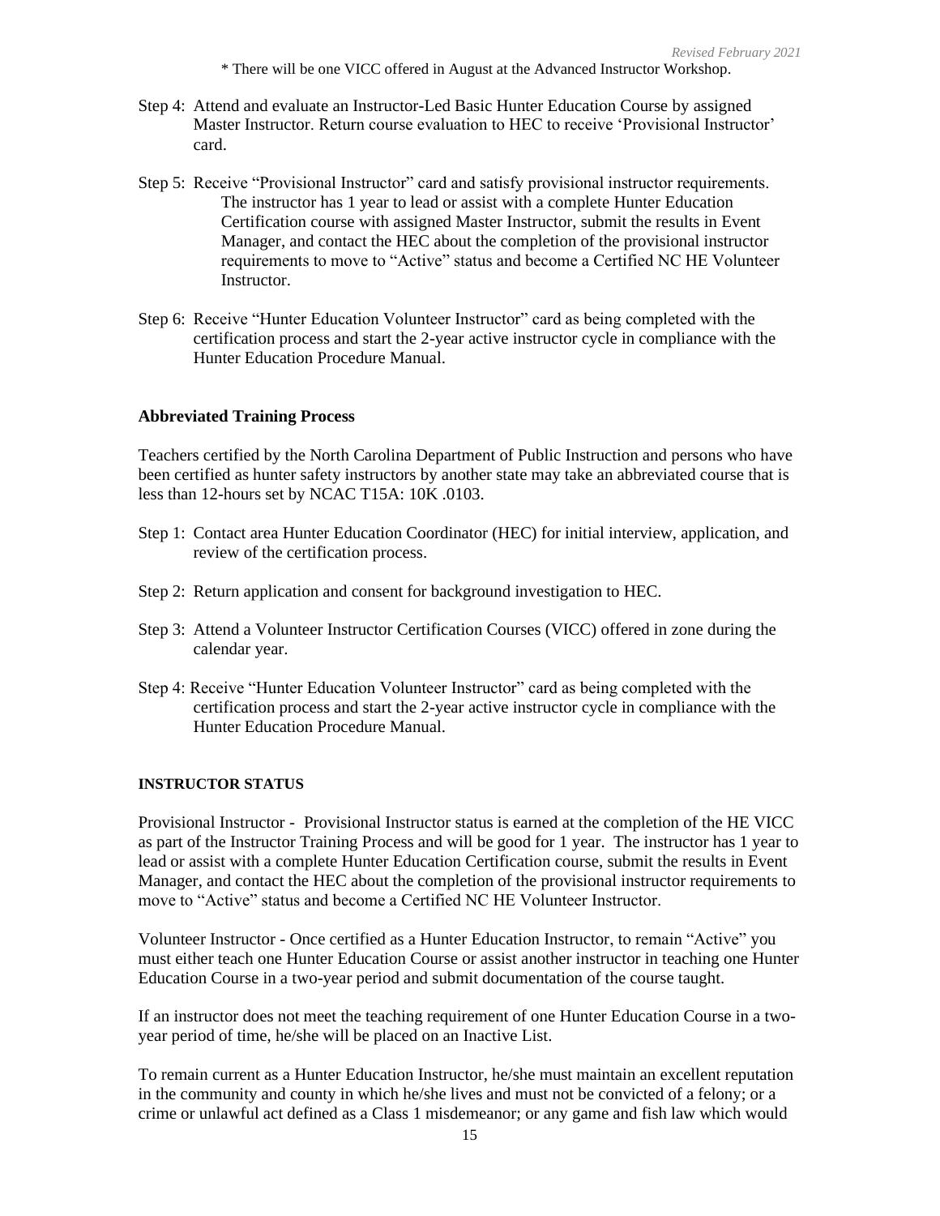\* There will be one VICC offered in August at the Advanced Instructor Workshop.

Step 4: Attend and evaluate an Instructor-Led Basic Hunter Education Course by assigned Master Instructor. Return course evaluation to HEC to receive 'Provisional Instructor' card.

Step 5: Receive "Provisional Instructor" card and satisfy provisional instructor requirements. The instructor has 1 year to lead or assist with a complete Hunter Education Certification course with assigned Master Instructor, submit the results in Event Manager, and contact the HEC about the completion of the provisional instructor requirements to move to "Active" status and become a Certified NC HE Volunteer Instructor.

Step 6: Receive "Hunter Education Volunteer Instructor" card as being completed with the certification process and start the 2-year active instructor cycle in compliance with the Hunter Education Procedure Manual.

**Abbreviated Training Process**

Teachers certified by the North Carolina Department of Public Instruction and persons who have been certified as hunter safety instructors by another state may take an abbreviated course that is less than 12-hours set by NCAC T15A: 10K .0103.

Step 1: Contact area Hunter Education Coordinator (HEC) for initial interview, application, and review of the certification process.

Step 2: Return application and consent for background investigation to HEC.

Step 3: Attend a Volunteer Instructor Certification Courses (VICC) offered in zone during the calendar year.

Step 4: Receive "Hunter Education Volunteer Instructor" card as being completed with the certification process and start the 2-year active instructor cycle in compliance with the Hunter Education Procedure Manual.

**INSTRUCTOR STATUS**

Provisional Instructor - Provisional Instructor status is earned at the completion of the HE VICC as part of the Instructor Training Process and will be good for 1 year. The instructor has 1 year to lead or assist with a complete Hunter Education Certification course, submit the results in Event Manager, and contact the HEC about the completion of the provisional instructor requirements to move to "Active" status and become a Certified NC HE Volunteer Instructor.

Volunteer Instructor - Once certified as a Hunter Education Instructor, to remain "Active" you must either teach one Hunter Education Course or assist another instructor in teaching one Hunter Education Course in a two-year period and submit documentation of the course taught.

If an instructor does not meet the teaching requirement of one Hunter Education Course in a two-year period of time, he/she will be placed on an Inactive List.

To remain current as a Hunter Education Instructor, he/she must maintain an excellent reputation in the community and county in which he/she lives and must not be convicted of a felony; or a crime or unlawful act defined as a Class 1 misdemeanor; or any game and fish law which would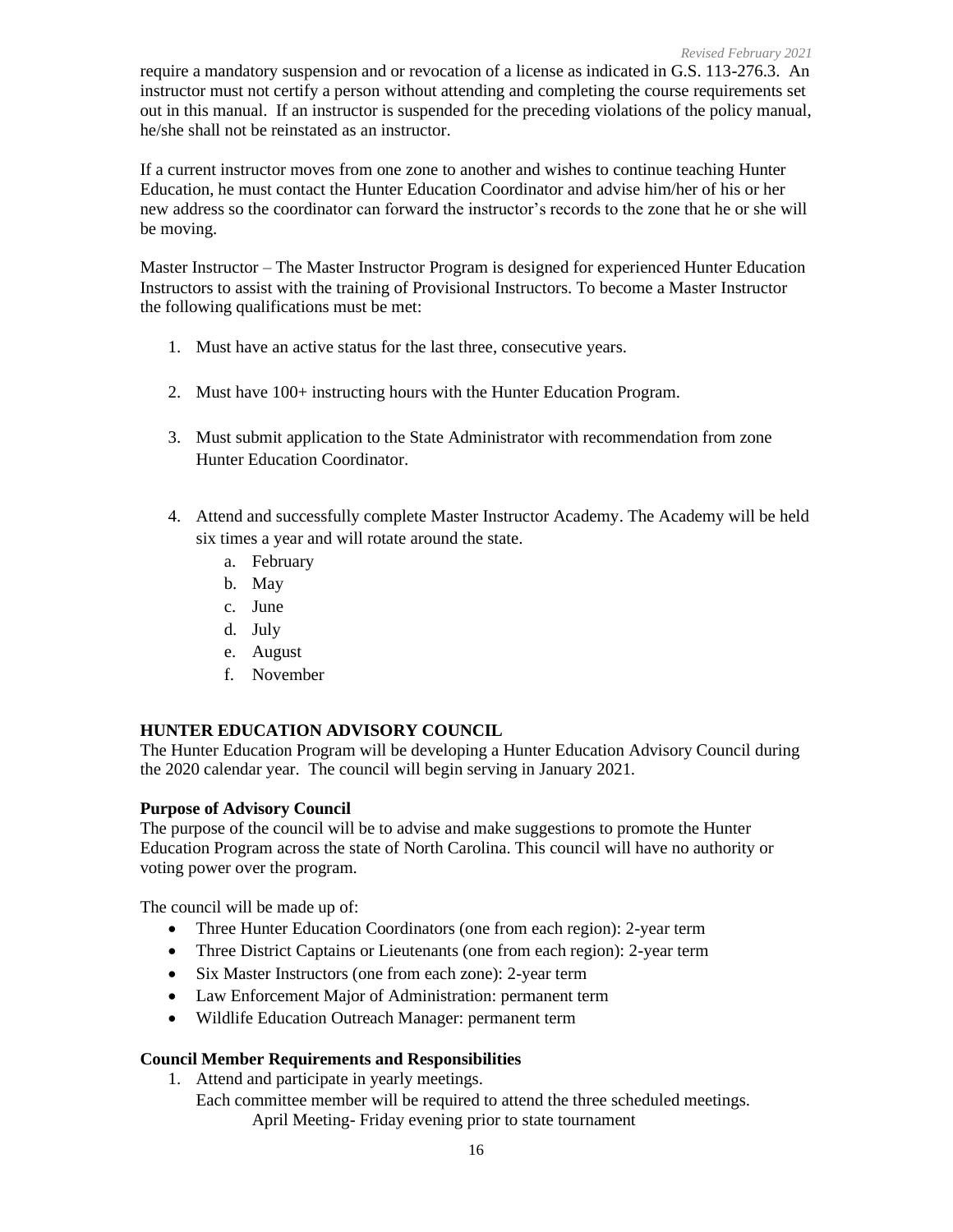require a mandatory suspension and or revocation of a license as indicated in G.S. 113-276.3. An instructor must not certify a person without attending and completing the course requirements set out in this manual. If an instructor is suspended for the preceding violations of the policy manual, he/she shall not be reinstated as an instructor.

If a current instructor moves from one zone to another and wishes to continue teaching Hunter Education, he must contact the Hunter Education Coordinator and advise him/her of his or her new address so the coordinator can forward the instructor's records to the zone that he or she will be moving.

Master Instructor – The Master Instructor Program is designed for experienced Hunter Education Instructors to assist with the training of Provisional Instructors. To become a Master Instructor the following qualifications must be met:

1. Must have an active status for the last three, consecutive years.
2. Must have 100+ instructing hours with the Hunter Education Program.
3. Must submit application to the State Administrator with recommendation from zone Hunter Education Coordinator.
4. Attend and successfully complete Master Instructor Academy. The Academy will be held six times a year and will rotate around the state.
   a. February
   b. May
   c. June
   d. July
   e. August
   f. November

**HUNTER EDUCATION ADVISORY COUNCIL**

The Hunter Education Program will be developing a Hunter Education Advisory Council during the 2020 calendar year. The council will begin serving in January 2021.

**Purpose of Advisory Council**

The purpose of the council will be to advise and make suggestions to promote the Hunter Education Program across the state of North Carolina. This council will have no authority or voting power over the program.

The council will be made up of:

- Three Hunter Education Coordinators (one from each region): 2-year term
- Three District Captains or Lieutenants (one from each region): 2-year term
- Six Master Instructors (one from each zone): 2-year term
- Law Enforcement Major of Administration: permanent term
- Wildlife Education Outreach Manager: permanent term

**Council Member Requirements and Responsibilities**

1. Attend and participate in yearly meetings.
   Each committee member will be required to attend the three scheduled meetings.
   April Meeting- Friday evening prior to state tournament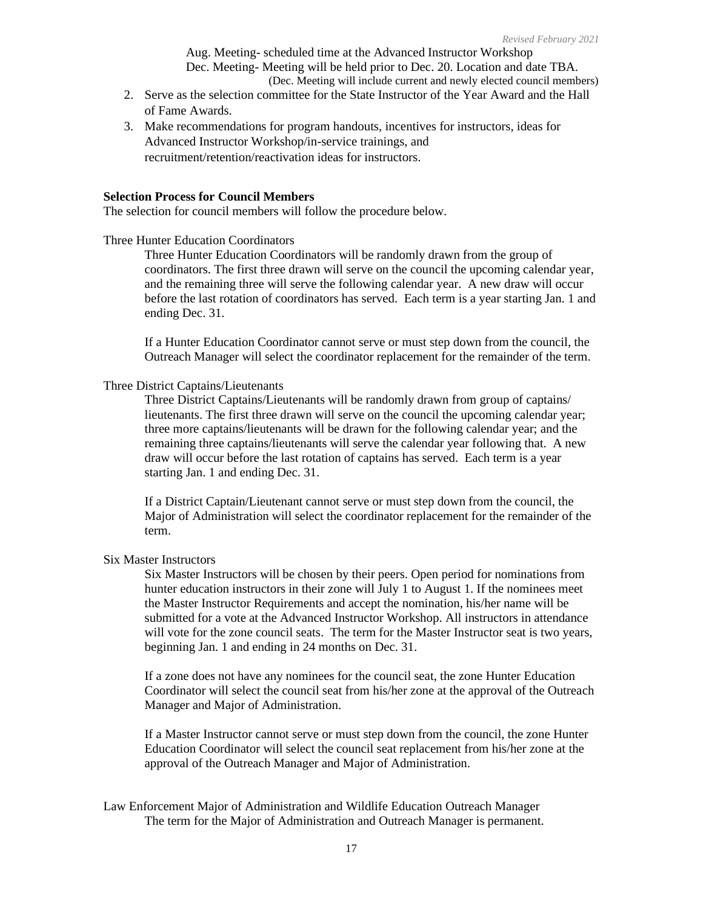Aug. Meeting- scheduled time at the Advanced Instructor Workshop
Dec. Meeting- Meeting will be held prior to Dec. 20. Location and date TBA.
(Dec. Meeting will include current and newly elected council members)

2. Serve as the selection committee for the State Instructor of the Year Award and the Hall of Fame Awards.
3. Make recommendations for program handouts, incentives for instructors, ideas for Advanced Instructor Workshop/in-service trainings, and recruitment/retention/reactivation ideas for instructors.

**Selection Process for Council Members**

The selection for council members will follow the procedure below.

Three Hunter Education Coordinators

Three Hunter Education Coordinators will be randomly drawn from the group of coordinators. The first three drawn will serve on the council the upcoming calendar year, and the remaining three will serve the following calendar year. A new draw will occur before the last rotation of coordinators has served. Each term is a year starting Jan. 1 and ending Dec. 31.

If a Hunter Education Coordinator cannot serve or must step down from the council, the Outreach Manager will select the coordinator replacement for the remainder of the term.

Three District Captains/Lieutenants

Three District Captains/Lieutenants will be randomly drawn from group of captains/ lieutenants. The first three drawn will serve on the council the upcoming calendar year; three more captains/lieutenants will be drawn for the following calendar year; and the remaining three captains/lieutenants will serve the calendar year following that. A new draw will occur before the last rotation of captains has served. Each term is a year starting Jan. 1 and ending Dec. 31.

If a District Captain/Lieutenant cannot serve or must step down from the council, the Major of Administration will select the coordinator replacement for the remainder of the term.

Six Master Instructors

Six Master Instructors will be chosen by their peers. Open period for nominations from hunter education instructors in their zone will July 1 to August 1. If the nominees meet the Master Instructor Requirements and accept the nomination, his/her name will be submitted for a vote at the Advanced Instructor Workshop. All instructors in attendance will vote for the zone council seats. The term for the Master Instructor seat is two years, beginning Jan. 1 and ending in 24 months on Dec. 31.

If a zone does not have any nominees for the council seat, the zone Hunter Education Coordinator will select the council seat from his/her zone at the approval of the Outreach Manager and Major of Administration.

If a Master Instructor cannot serve or must step down from the council, the zone Hunter Education Coordinator will select the council seat replacement from his/her zone at the approval of the Outreach Manager and Major of Administration.

Law Enforcement Major of Administration and Wildlife Education Outreach Manager

The term for the Major of Administration and Outreach Manager is permanent.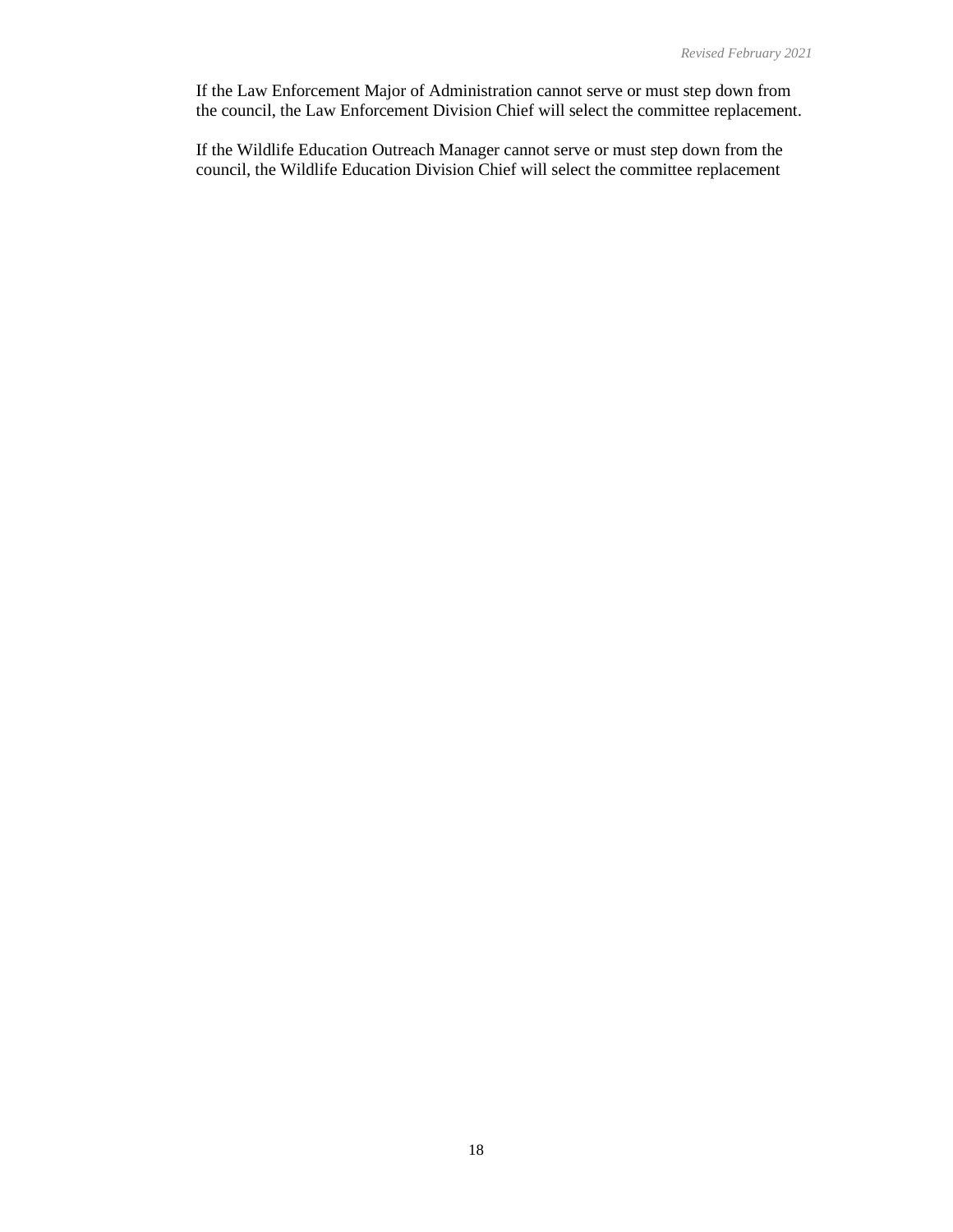If the Law Enforcement Major of Administration cannot serve or must step down from the council, the Law Enforcement Division Chief will select the committee replacement.

If the Wildlife Education Outreach Manager cannot serve or must step down from the council, the Wildlife Education Division Chief will select the committee replacement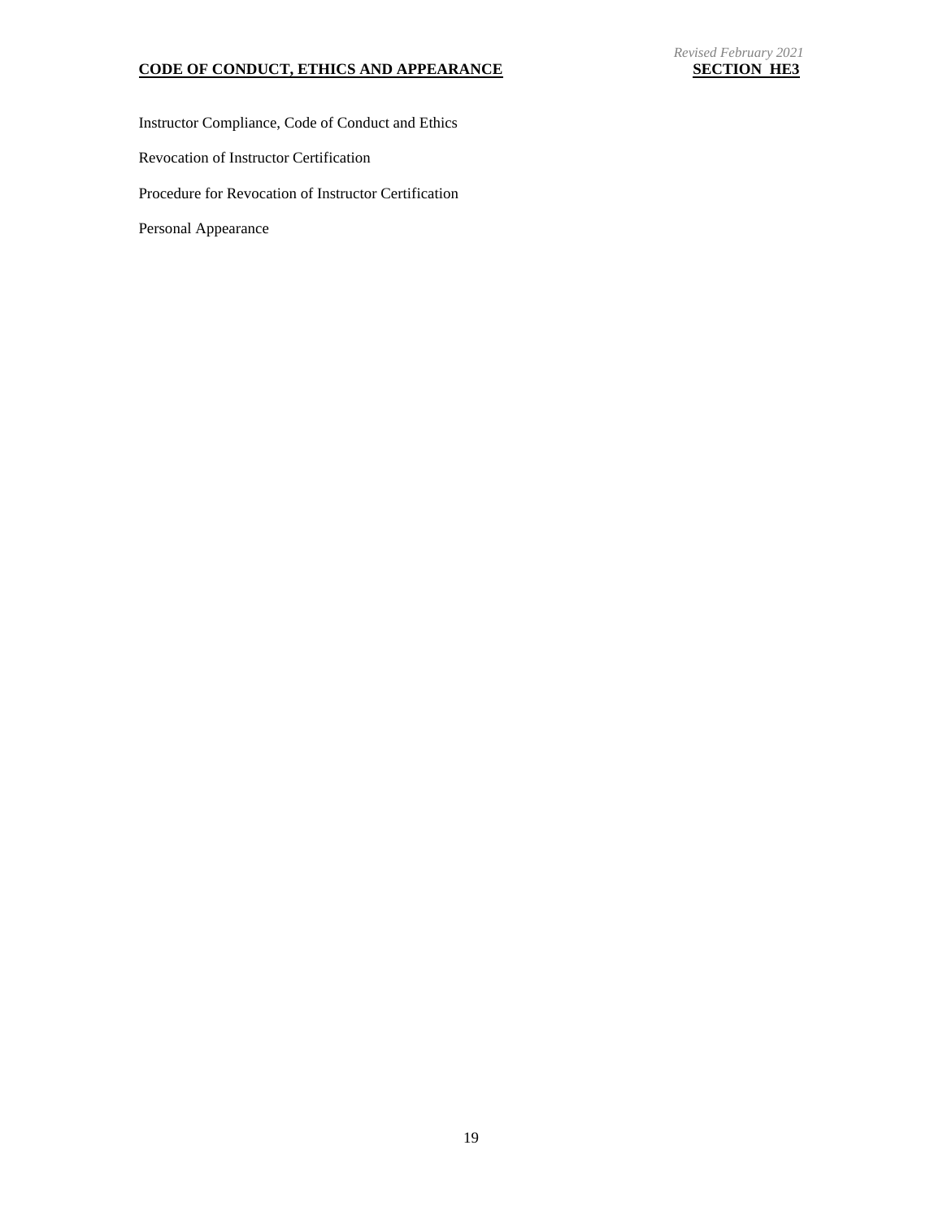# CODE OF CONDUCT, ETHICS AND APPEARANCE

*Revised February 2021*

**SECTION HE3**

Instructor Compliance, Code of Conduct and Ethics

Revocation of Instructor Certification

Procedure for Revocation of Instructor Certification

Personal Appearance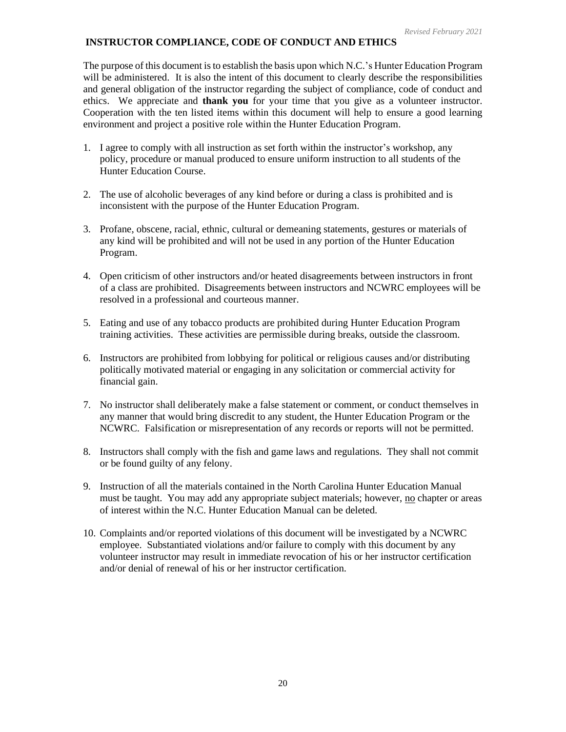*Revised February 2021*

## INSTRUCTOR COMPLIANCE, CODE OF CONDUCT AND ETHICS

The purpose of this document is to establish the basis upon which N.C.'s Hunter Education Program will be administered. It is also the intent of this document to clearly describe the responsibilities and general obligation of the instructor regarding the subject of compliance, code of conduct and ethics. We appreciate and **thank you** for your time that you give as a volunteer instructor. Cooperation with the ten listed items within this document will help to ensure a good learning environment and project a positive role within the Hunter Education Program.

1. I agree to comply with all instruction as set forth within the instructor's workshop, any policy, procedure or manual produced to ensure uniform instruction to all students of the Hunter Education Course.

2. The use of alcoholic beverages of any kind before or during a class is prohibited and is inconsistent with the purpose of the Hunter Education Program.

3. Profane, obscene, racial, ethnic, cultural or demeaning statements, gestures or materials of any kind will be prohibited and will not be used in any portion of the Hunter Education Program.

4. Open criticism of other instructors and/or heated disagreements between instructors in front of a class are prohibited. Disagreements between instructors and NCWRC employees will be resolved in a professional and courteous manner.

5. Eating and use of any tobacco products are prohibited during Hunter Education Program training activities. These activities are permissible during breaks, outside the classroom.

6. Instructors are prohibited from lobbying for political or religious causes and/or distributing politically motivated material or engaging in any solicitation or commercial activity for financial gain.

7. No instructor shall deliberately make a false statement or comment, or conduct themselves in any manner that would bring discredit to any student, the Hunter Education Program or the NCWRC. Falsification or misrepresentation of any records or reports will not be permitted.

8. Instructors shall comply with the fish and game laws and regulations. They shall not commit or be found guilty of any felony.

9. Instruction of all the materials contained in the North Carolina Hunter Education Manual must be taught. You may add any appropriate subject materials; however, <u>no</u> chapter or areas of interest within the N.C. Hunter Education Manual can be deleted.

10. Complaints and/or reported violations of this document will be investigated by a NCWRC employee. Substantiated violations and/or failure to comply with this document by any volunteer instructor may result in immediate revocation of his or her instructor certification and/or denial of renewal of his or her instructor certification.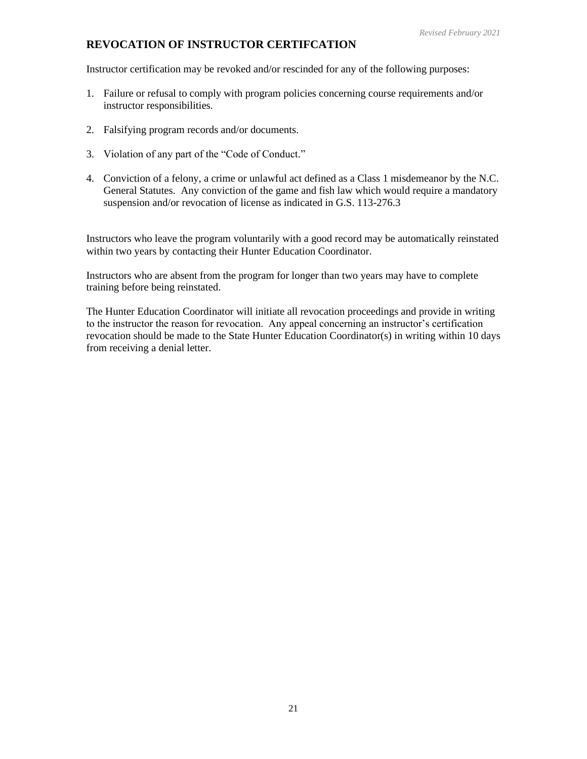## REVOCATION OF INSTRUCTOR CERTIFCATION

Instructor certification may be revoked and/or rescinded for any of the following purposes:

1. Failure or refusal to comply with program policies concerning course requirements and/or instructor responsibilities.

2. Falsifying program records and/or documents.

3. Violation of any part of the "Code of Conduct."

4. Conviction of a felony, a crime or unlawful act defined as a Class 1 misdemeanor by the N.C. General Statutes. Any conviction of the game and fish law which would require a mandatory suspension and/or revocation of license as indicated in G.S. 113-276.3

Instructors who leave the program voluntarily with a good record may be automatically reinstated within two years by contacting their Hunter Education Coordinator.

Instructors who are absent from the program for longer than two years may have to complete training before being reinstated.

The Hunter Education Coordinator will initiate all revocation proceedings and provide in writing to the instructor the reason for revocation. Any appeal concerning an instructor's certification revocation should be made to the State Hunter Education Coordinator(s) in writing within 10 days from receiving a denial letter.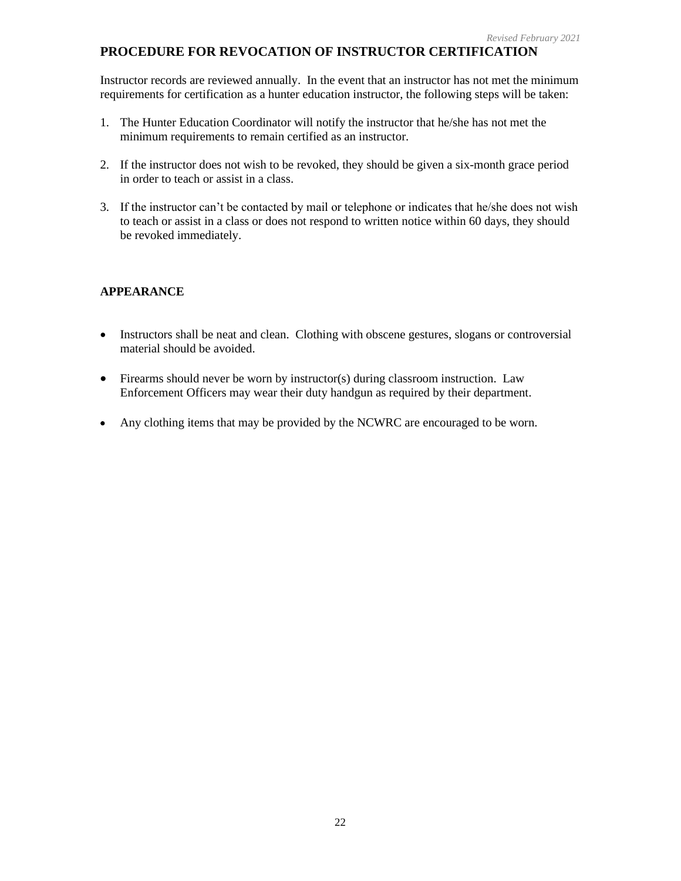## PROCEDURE FOR REVOCATION OF INSTRUCTOR CERTIFICATION

Instructor records are reviewed annually. In the event that an instructor has not met the minimum requirements for certification as a hunter education instructor, the following steps will be taken:

1. The Hunter Education Coordinator will notify the instructor that he/she has not met the minimum requirements to remain certified as an instructor.

2. If the instructor does not wish to be revoked, they should be given a six-month grace period in order to teach or assist in a class.

3. If the instructor can't be contacted by mail or telephone or indicates that he/she does not wish to teach or assist in a class or does not respond to written notice within 60 days, they should be revoked immediately.

## APPEARANCE

- Instructors shall be neat and clean. Clothing with obscene gestures, slogans or controversial material should be avoided.

- Firearms should never be worn by instructor(s) during classroom instruction. Law Enforcement Officers may wear their duty handgun as required by their department.

- Any clothing items that may be provided by the NCWRC are encouraged to be worn.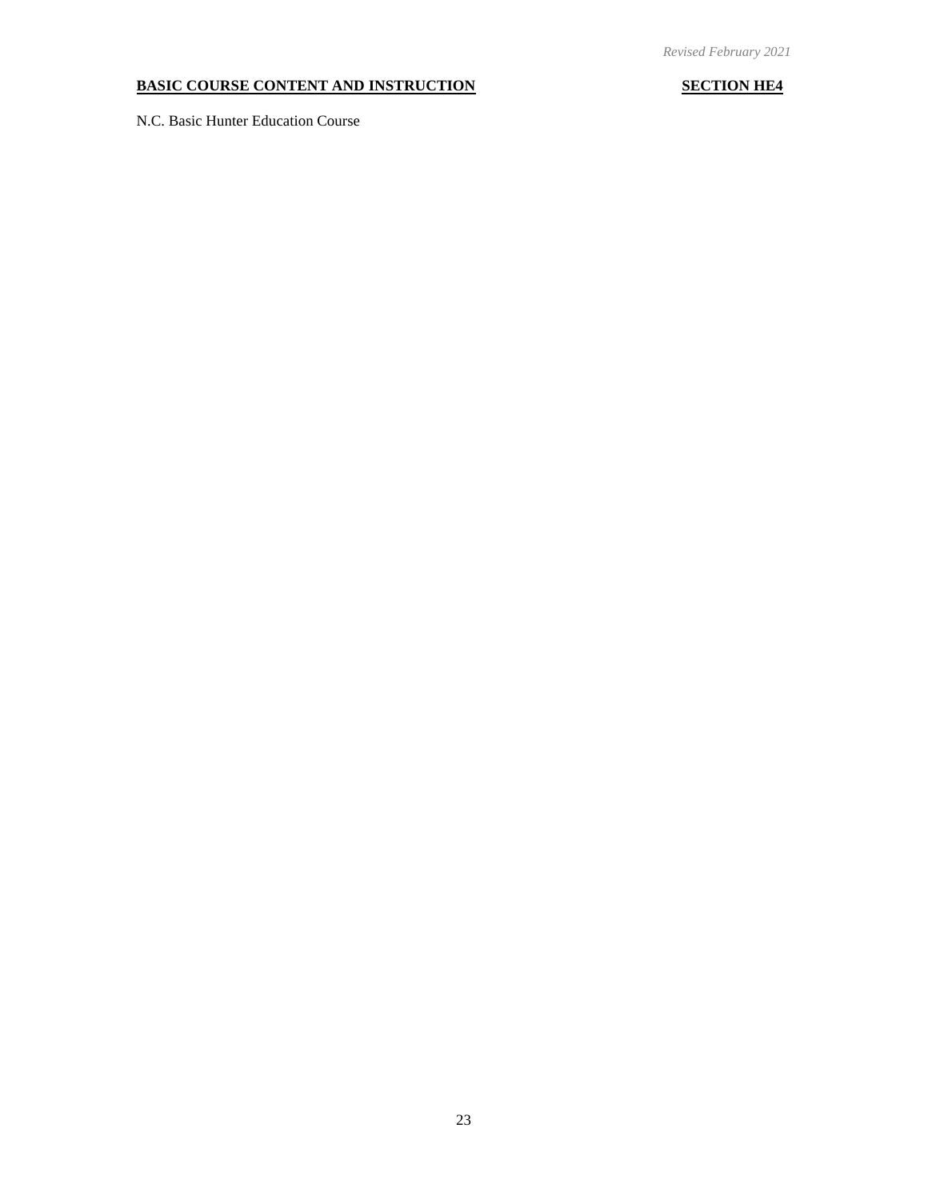**BASIC COURSE CONTENT AND INSTRUCTION** **SECTION HE4**

N.C. Basic Hunter Education Course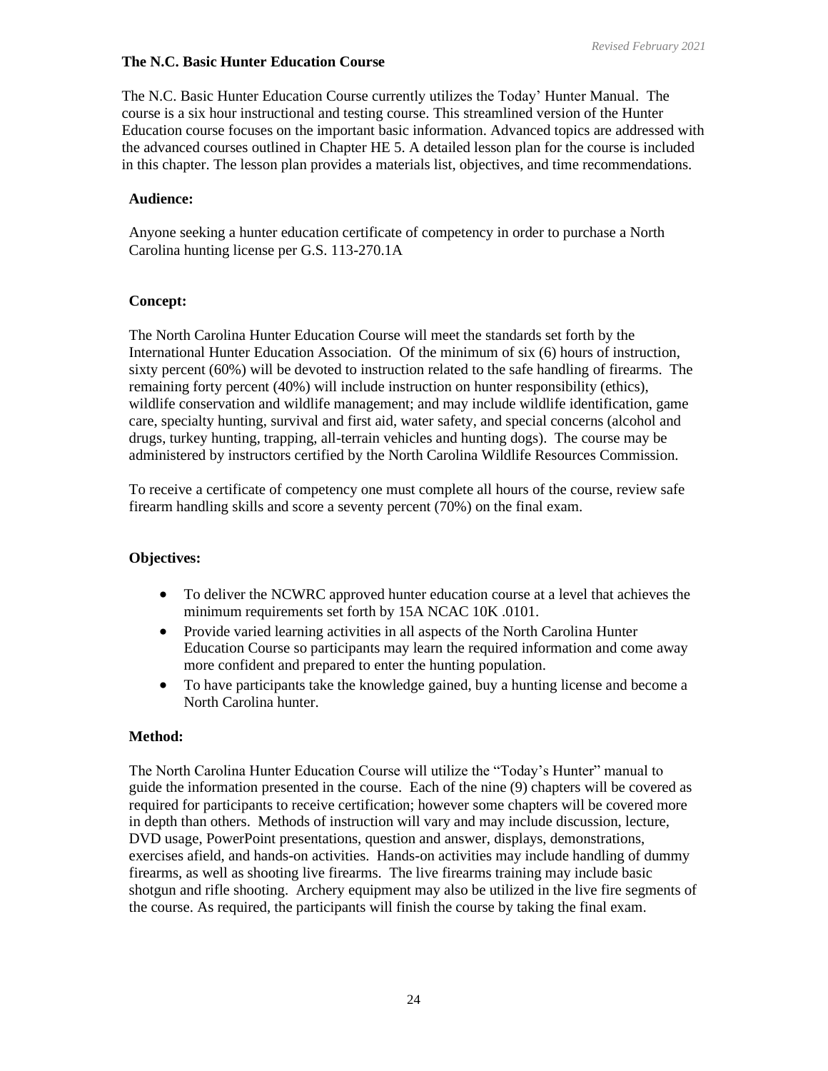## The N.C. Basic Hunter Education Course

The N.C. Basic Hunter Education Course currently utilizes the Today' Hunter Manual. The course is a six hour instructional and testing course. This streamlined version of the Hunter Education course focuses on the important basic information. Advanced topics are addressed with the advanced courses outlined in Chapter HE 5. A detailed lesson plan for the course is included in this chapter. The lesson plan provides a materials list, objectives, and time recommendations.

### Audience:

Anyone seeking a hunter education certificate of competency in order to purchase a North Carolina hunting license per G.S. 113-270.1A

### Concept:

The North Carolina Hunter Education Course will meet the standards set forth by the International Hunter Education Association. Of the minimum of six (6) hours of instruction, sixty percent (60%) will be devoted to instruction related to the safe handling of firearms. The remaining forty percent (40%) will include instruction on hunter responsibility (ethics), wildlife conservation and wildlife management; and may include wildlife identification, game care, specialty hunting, survival and first aid, water safety, and special concerns (alcohol and drugs, turkey hunting, trapping, all-terrain vehicles and hunting dogs). The course may be administered by instructors certified by the North Carolina Wildlife Resources Commission.

To receive a certificate of competency one must complete all hours of the course, review safe firearm handling skills and score a seventy percent (70%) on the final exam.

### Objectives:

- To deliver the NCWRC approved hunter education course at a level that achieves the minimum requirements set forth by 15A NCAC 10K .0101.
- Provide varied learning activities in all aspects of the North Carolina Hunter Education Course so participants may learn the required information and come away more confident and prepared to enter the hunting population.
- To have participants take the knowledge gained, buy a hunting license and become a North Carolina hunter.

### Method:

The North Carolina Hunter Education Course will utilize the "Today's Hunter" manual to guide the information presented in the course. Each of the nine (9) chapters will be covered as required for participants to receive certification; however some chapters will be covered more in depth than others. Methods of instruction will vary and may include discussion, lecture, DVD usage, PowerPoint presentations, question and answer, displays, demonstrations, exercises afield, and hands-on activities. Hands-on activities may include handling of dummy firearms, as well as shooting live firearms. The live firearms training may include basic shotgun and rifle shooting. Archery equipment may also be utilized in the live fire segments of the course. As required, the participants will finish the course by taking the final exam.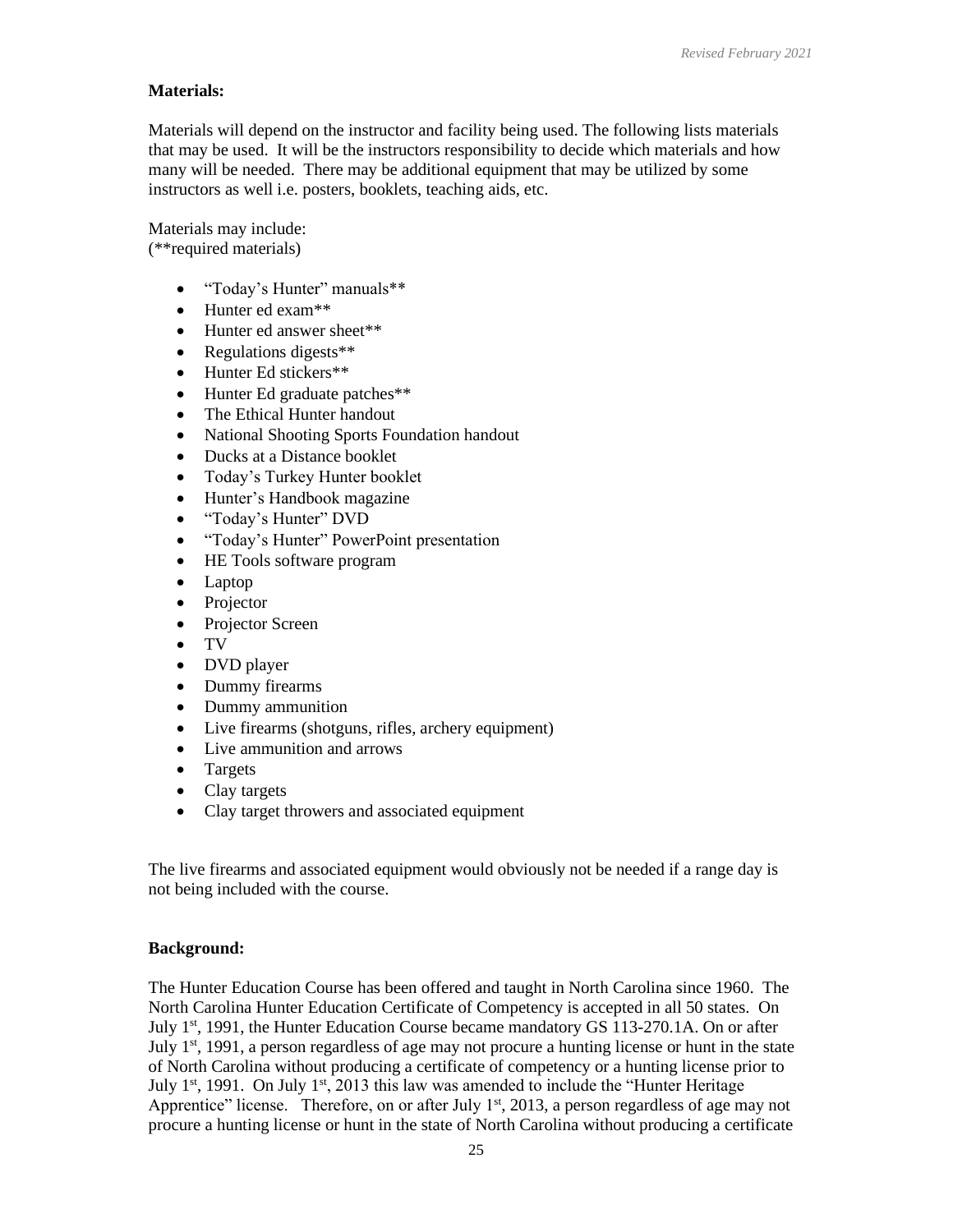**Materials:**

Materials will depend on the instructor and facility being used. The following lists materials that may be used. It will be the instructors responsibility to decide which materials and how many will be needed. There may be additional equipment that may be utilized by some instructors as well i.e. posters, booklets, teaching aids, etc.

Materials may include:
(**required materials)

- "Today's Hunter" manuals**
- Hunter ed exam**
- Hunter ed answer sheet**
- Regulations digests**
- Hunter Ed stickers**
- Hunter Ed graduate patches**
- The Ethical Hunter handout
- National Shooting Sports Foundation handout
- Ducks at a Distance booklet
- Today's Turkey Hunter booklet
- Hunter's Handbook magazine
- "Today's Hunter" DVD
- "Today's Hunter" PowerPoint presentation
- HE Tools software program
- Laptop
- Projector
- Projector Screen
- TV
- DVD player
- Dummy firearms
- Dummy ammunition
- Live firearms (shotguns, rifles, archery equipment)
- Live ammunition and arrows
- Targets
- Clay targets
- Clay target throwers and associated equipment

The live firearms and associated equipment would obviously not be needed if a range day is not being included with the course.

**Background:**

The Hunter Education Course has been offered and taught in North Carolina since 1960. The North Carolina Hunter Education Certificate of Competency is accepted in all 50 states. On July 1st, 1991, the Hunter Education Course became mandatory GS 113-270.1A. On or after July 1st, 1991, a person regardless of age may not procure a hunting license or hunt in the state of North Carolina without producing a certificate of competency or a hunting license prior to July 1st, 1991. On July 1st, 2013 this law was amended to include the "Hunter Heritage Apprentice" license. Therefore, on or after July 1st, 2013, a person regardless of age may not procure a hunting license or hunt in the state of North Carolina without producing a certificate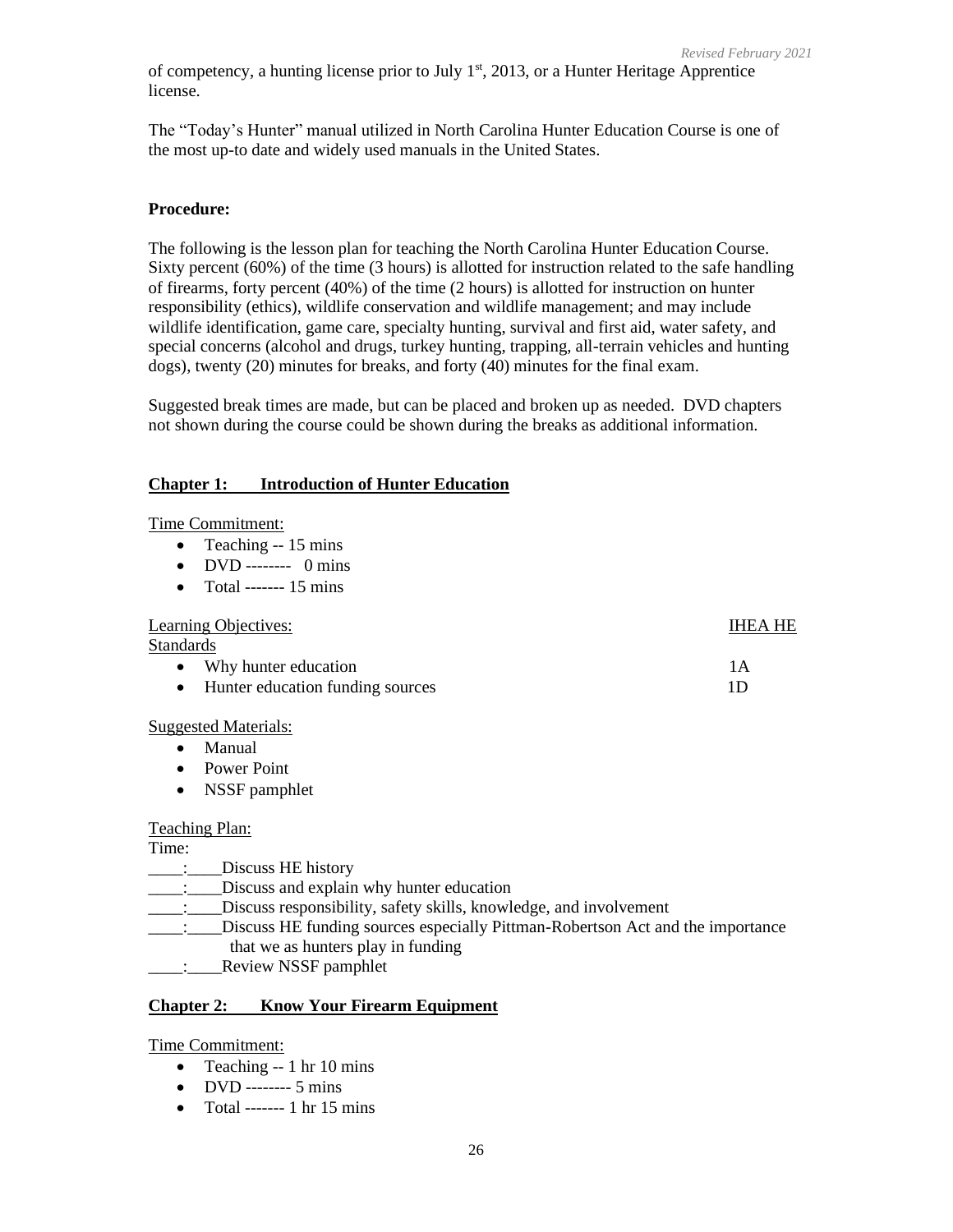of competency, a hunting license prior to July 1st, 2013, or a Hunter Heritage Apprentice license.

The "Today's Hunter" manual utilized in North Carolina Hunter Education Course is one of the most up-to date and widely used manuals in the United States.

**Procedure:**

The following is the lesson plan for teaching the North Carolina Hunter Education Course. Sixty percent (60%) of the time (3 hours) is allotted for instruction related to the safe handling of firearms, forty percent (40%) of the time (2 hours) is allotted for instruction on hunter responsibility (ethics), wildlife conservation and wildlife management; and may include wildlife identification, game care, specialty hunting, survival and first aid, water safety, and special concerns (alcohol and drugs, turkey hunting, trapping, all-terrain vehicles and hunting dogs), twenty (20) minutes for breaks, and forty (40) minutes for the final exam.

Suggested break times are made, but can be placed and broken up as needed. DVD chapters not shown during the course could be shown during the breaks as additional information.

## Chapter 1: Introduction of Hunter Education

Time Commitment:

- Teaching -- 15 mins
- DVD -------- 0 mins
- Total ------- 15 mins

| Learning Objectives: | IHEA HE Standards |
|---|---|
| • Why hunter education | 1A |
| • Hunter education funding sources | 1D |

Suggested Materials:

- Manual
- Power Point
- NSSF pamphlet

Teaching Plan:

Time:

____:____Discuss HE history
____:____Discuss and explain why hunter education
____:____Discuss responsibility, safety skills, knowledge, and involvement
____:____Discuss HE funding sources especially Pittman-Robertson Act and the importance that we as hunters play in funding
____:____Review NSSF pamphlet

## Chapter 2: Know Your Firearm Equipment

Time Commitment:

- Teaching -- 1 hr 10 mins
- DVD -------- 5 mins
- Total ------- 1 hr 15 mins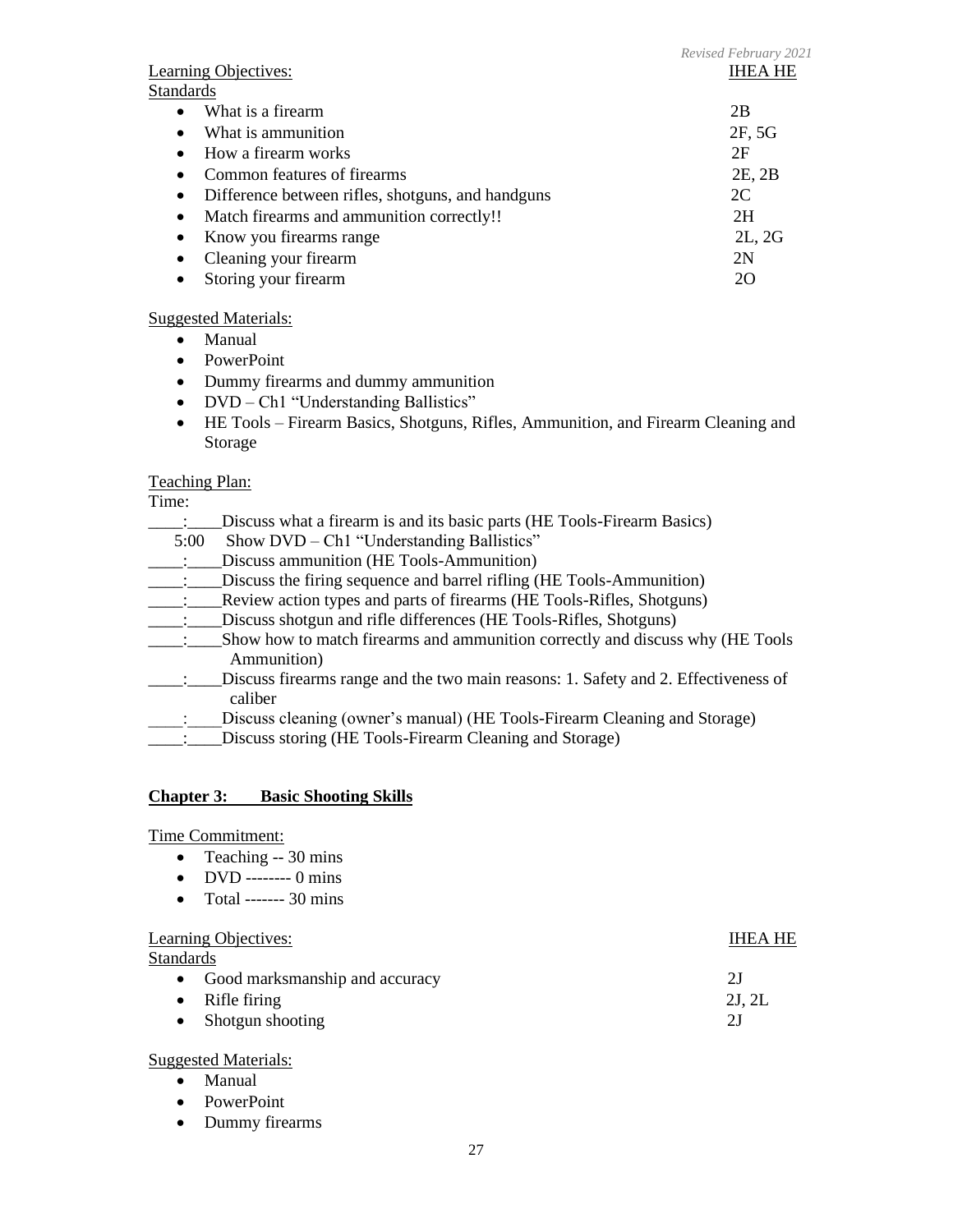Learning Objectives: IHEA HE Standards

| Learning Objectives | IHEA HE Standards |
|---|---|
| What is a firearm | 2B |
| What is ammunition | 2F, 5G |
| How a firearm works | 2F |
| Common features of firearms | 2E, 2B |
| Difference between rifles, shotguns, and handguns | 2C |
| Match firearms and ammunition correctly!! | 2H |
| Know you firearms range | 2L, 2G |
| Cleaning your firearm | 2N |
| Storing your firearm | 2O |

Suggested Materials:

- Manual
- PowerPoint
- Dummy firearms and dummy ammunition
- DVD – Ch1 "Understanding Ballistics"
- HE Tools – Firearm Basics, Shotguns, Rifles, Ammunition, and Firearm Cleaning and Storage

Teaching Plan:

Time:

____:____Discuss what a firearm is and its basic parts (HE Tools-Firearm Basics)
5:00 Show DVD – Ch1 "Understanding Ballistics"
____:____Discuss ammunition (HE Tools-Ammunition)
____:____Discuss the firing sequence and barrel rifling (HE Tools-Ammunition)
____:____Review action types and parts of firearms (HE Tools-Rifles, Shotguns)
____:____Discuss shotgun and rifle differences (HE Tools-Rifles, Shotguns)
____:____Show how to match firearms and ammunition correctly and discuss why (HE Tools Ammunition)
____:____Discuss firearms range and the two main reasons: 1. Safety and 2. Effectiveness of caliber
____:____Discuss cleaning (owner's manual) (HE Tools-Firearm Cleaning and Storage)
____:____Discuss storing (HE Tools-Firearm Cleaning and Storage)

## Chapter 3: Basic Shooting Skills

Time Commitment:

- Teaching -- 30 mins
- DVD -------- 0 mins
- Total ------- 30 mins

| Learning Objectives | IHEA HE Standards |
|---|---|
| Good marksmanship and accuracy | 2J |
| Rifle firing | 2J, 2L |
| Shotgun shooting | 2J |

Suggested Materials:

- Manual
- PowerPoint
- Dummy firearms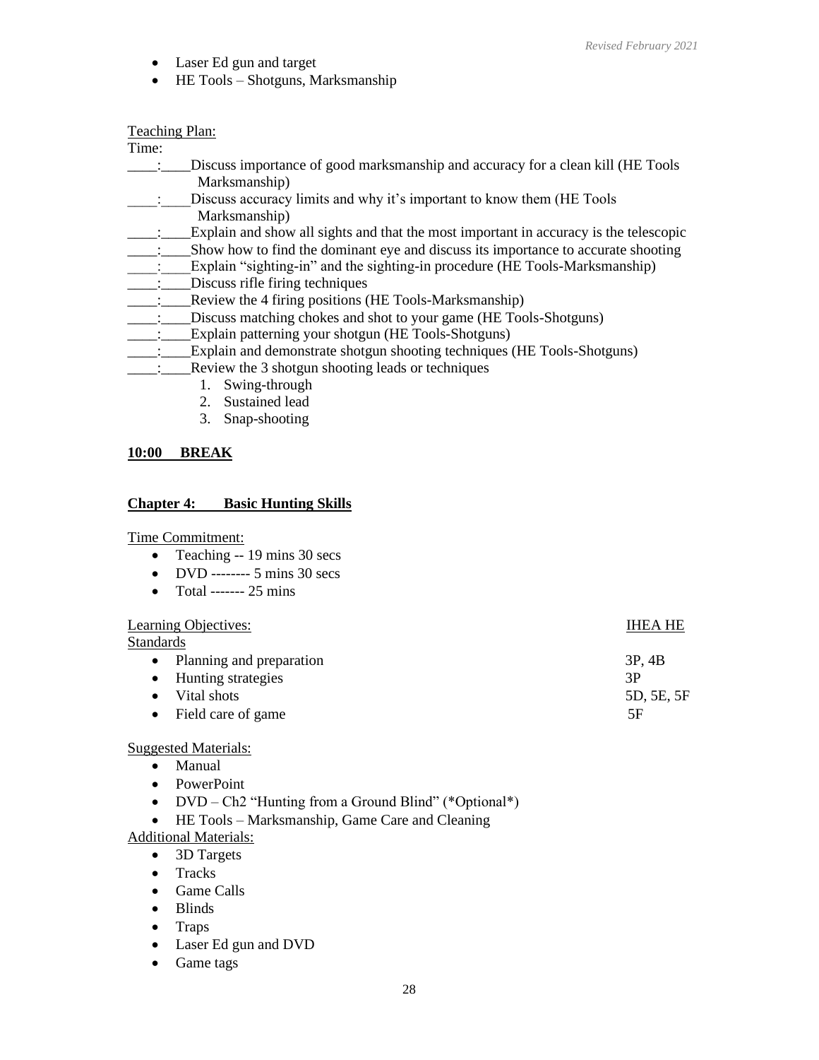- Laser Ed gun and target
- HE Tools – Shotguns, Marksmanship

Teaching Plan:

Time:

____:____Discuss importance of good marksmanship and accuracy for a clean kill (HE Tools Marksmanship)

____:____Discuss accuracy limits and why it's important to know them (HE Tools Marksmanship)

____:____Explain and show all sights and that the most important in accuracy is the telescopic

____:____Show how to find the dominant eye and discuss its importance to accurate shooting

____:____Explain "sighting-in" and the sighting-in procedure (HE Tools-Marksmanship)

____:____Discuss rifle firing techniques

____:____Review the 4 firing positions (HE Tools-Marksmanship)

____:____Discuss matching chokes and shot to your game (HE Tools-Shotguns)

____:____Explain patterning your shotgun (HE Tools-Shotguns)

____:____Explain and demonstrate shotgun shooting techniques (HE Tools-Shotguns)

____:____Review the 3 shotgun shooting leads or techniques

1. Swing-through
2. Sustained lead
3. Snap-shooting

**10:00 BREAK**

## Chapter 4: Basic Hunting Skills

Time Commitment:

- Teaching -- 19 mins 30 secs
- DVD -------- 5 mins 30 secs
- Total ------- 25 mins

| Learning Objectives: | IHEA HE Standards |
|---|---|
| Planning and preparation | 3P, 4B |
| Hunting strategies | 3P |
| Vital shots | 5D, 5E, 5F |
| Field care of game | 5F |

Suggested Materials:

- Manual
- PowerPoint
- DVD – Ch2 "Hunting from a Ground Blind" (*Optional*)
- HE Tools – Marksmanship, Game Care and Cleaning

Additional Materials:

- 3D Targets
- Tracks
- Game Calls
- Blinds
- Traps
- Laser Ed gun and DVD
- Game tags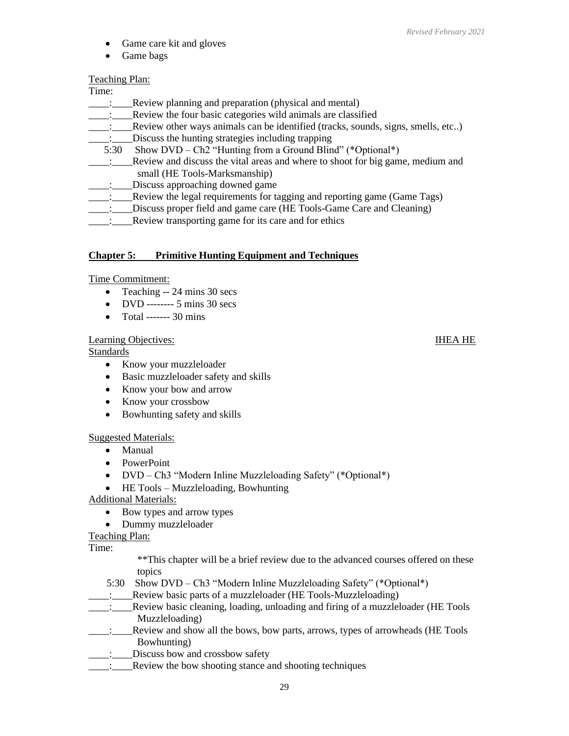- Game care kit and gloves
- Game bags

Teaching Plan:

Time:

____:____Review planning and preparation (physical and mental)
____:____Review the four basic categories wild animals are classified
____:____Review other ways animals can be identified (tracks, sounds, signs, smells, etc..)
____:____Discuss the hunting strategies including trapping
5:30 Show DVD – Ch2 "Hunting from a Ground Blind" (*Optional*)
____:____Review and discuss the vital areas and where to shoot for big game, medium and small (HE Tools-Marksmanship)
____:____Discuss approaching downed game
____:____Review the legal requirements for tagging and reporting game (Game Tags)
____:____Discuss proper field and game care (HE Tools-Game Care and Cleaning)
____:____Review transporting game for its care and for ethics

## Chapter 5: Primitive Hunting Equipment and Techniques

Time Commitment:

- Teaching -- 24 mins 30 secs
- DVD -------- 5 mins 30 secs
- Total ------- 30 mins

Learning Objectives: IHEA HE Standards

- Know your muzzleloader
- Basic muzzleloader safety and skills
- Know your bow and arrow
- Know your crossbow
- Bowhunting safety and skills

Suggested Materials:

- Manual
- PowerPoint
- DVD – Ch3 "Modern Inline Muzzleloading Safety" (*Optional*)
- HE Tools – Muzzleloading, Bowhunting

Additional Materials:

- Bow types and arrow types
- Dummy muzzleloader

Teaching Plan:

Time:

**This chapter will be a brief review due to the advanced courses offered on these topics

5:30 Show DVD – Ch3 "Modern Inline Muzzleloading Safety" (*Optional*)
____:____Review basic parts of a muzzleloader (HE Tools-Muzzleloading)
____:____Review basic cleaning, loading, unloading and firing of a muzzleloader (HE Tools Muzzleloading)
____:____Review and show all the bows, bow parts, arrows, types of arrowheads (HE Tools Bowhunting)
____:____Discuss bow and crossbow safety
____:____Review the bow shooting stance and shooting techniques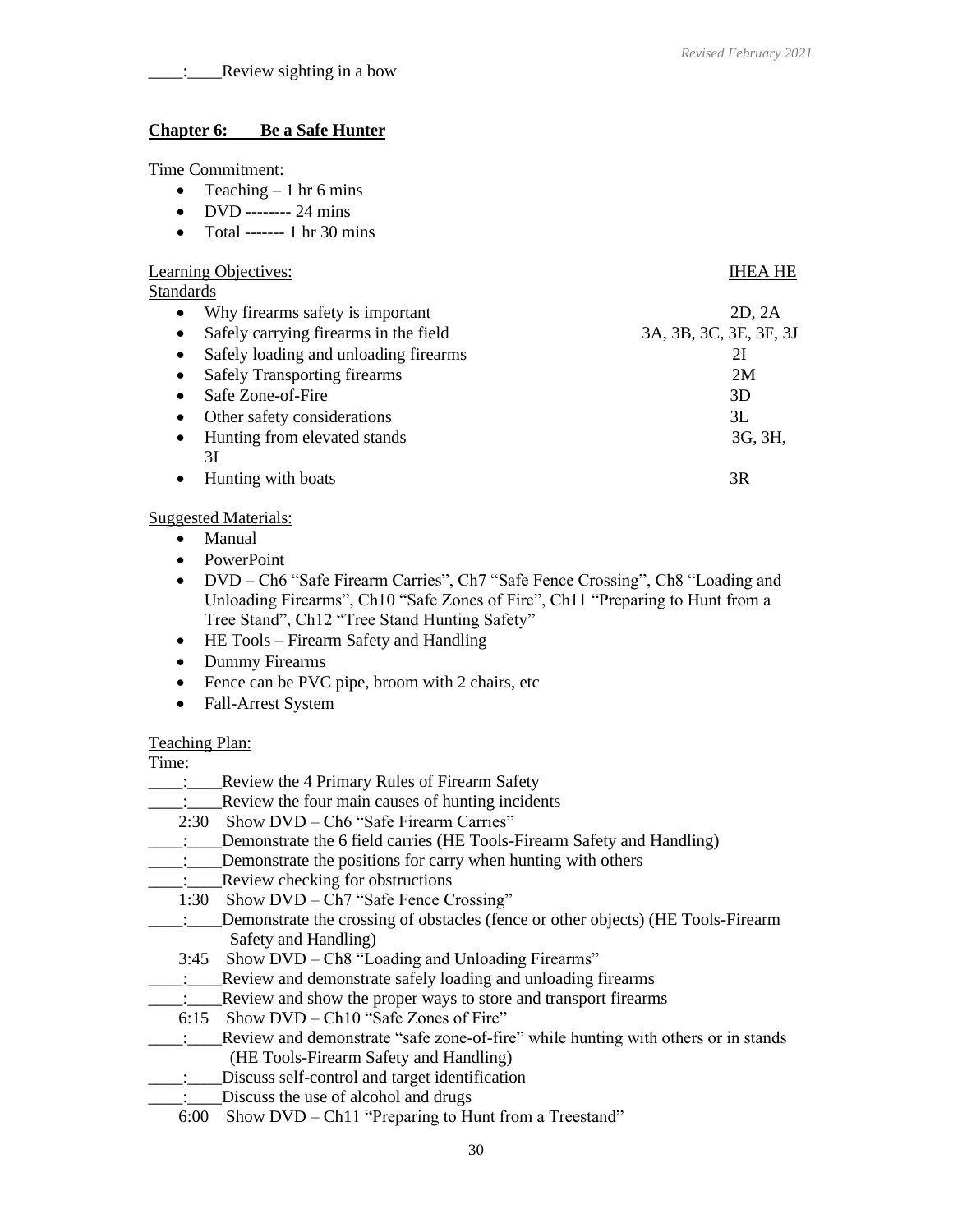\_\_\_\_:\_\_\_\_Review sighting in a bow

## Chapter 6: Be a Safe Hunter

Time Commitment:

- Teaching – 1 hr 6 mins
- DVD -------- 24 mins
- Total ------- 1 hr 30 mins

| Learning Objectives: | IHEA HE Standards |
|---|---|
| Why firearms safety is important | 2D, 2A |
| Safely carrying firearms in the field | 3A, 3B, 3C, 3E, 3F, 3J |
| Safely loading and unloading firearms | 2I |
| Safely Transporting firearms | 2M |
| Safe Zone-of-Fire | 3D |
| Other safety considerations | 3L |
| Hunting from elevated stands | 3G, 3H, 3I |
| Hunting with boats | 3R |

Suggested Materials:

- Manual
- PowerPoint
- DVD – Ch6 "Safe Firearm Carries", Ch7 "Safe Fence Crossing", Ch8 "Loading and Unloading Firearms", Ch10 "Safe Zones of Fire", Ch11 "Preparing to Hunt from a Tree Stand", Ch12 "Tree Stand Hunting Safety"
- HE Tools – Firearm Safety and Handling
- Dummy Firearms
- Fence can be PVC pipe, broom with 2 chairs, etc
- Fall-Arrest System

Teaching Plan:

Time:

\_\_\_\_:\_\_\_\_Review the 4 Primary Rules of Firearm Safety
\_\_\_\_:\_\_\_\_Review the four main causes of hunting incidents
2:30 Show DVD – Ch6 "Safe Firearm Carries"
\_\_\_\_:\_\_\_\_Demonstrate the 6 field carries (HE Tools-Firearm Safety and Handling)
\_\_\_\_:\_\_\_\_Demonstrate the positions for carry when hunting with others
\_\_\_\_:\_\_\_\_Review checking for obstructions
1:30 Show DVD – Ch7 "Safe Fence Crossing"
\_\_\_\_:\_\_\_\_Demonstrate the crossing of obstacles (fence or other objects) (HE Tools-Firearm Safety and Handling)
3:45 Show DVD – Ch8 "Loading and Unloading Firearms"
\_\_\_\_:\_\_\_\_Review and demonstrate safely loading and unloading firearms
\_\_\_\_:\_\_\_\_Review and show the proper ways to store and transport firearms
6:15 Show DVD – Ch10 "Safe Zones of Fire"
\_\_\_\_:\_\_\_\_Review and demonstrate "safe zone-of-fire" while hunting with others or in stands (HE Tools-Firearm Safety and Handling)
\_\_\_\_:\_\_\_\_Discuss self-control and target identification
\_\_\_\_:\_\_\_\_Discuss the use of alcohol and drugs
6:00 Show DVD – Ch11 "Preparing to Hunt from a Treestand"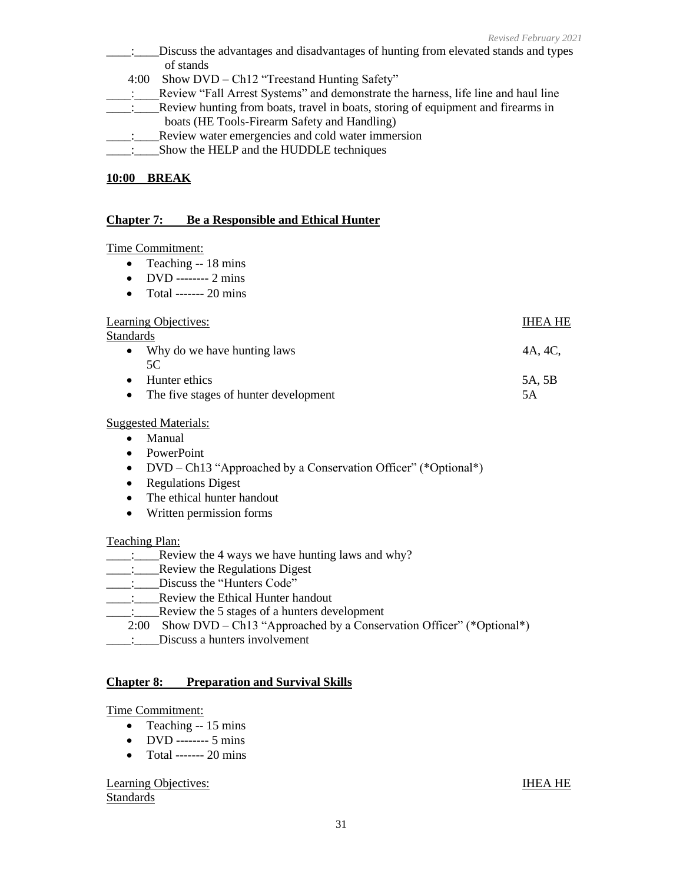____:____Discuss the advantages and disadvantages of hunting from elevated stands and types of stands

4:00 Show DVD – Ch12 "Treestand Hunting Safety"

____:____Review "Fall Arrest Systems" and demonstrate the harness, life line and haul line

____:____Review hunting from boats, travel in boats, storing of equipment and firearms in boats (HE Tools-Firearm Safety and Handling)

____:____Review water emergencies and cold water immersion

____:____Show the HELP and the HUDDLE techniques

**10:00 BREAK**

## Chapter 7: Be a Responsible and Ethical Hunter

Time Commitment:

- Teaching -- 18 mins
- DVD -------- 2 mins
- Total ------- 20 mins

| Learning Objectives: | IHEA HE Standards |
|---|---|
| • Why do we have hunting laws | 4A, 4C, 5C |
| • Hunter ethics | 5A, 5B |
| • The five stages of hunter development | 5A |

Suggested Materials:

- Manual
- PowerPoint
- DVD – Ch13 "Approached by a Conservation Officer" (*Optional*)
- Regulations Digest
- The ethical hunter handout
- Written permission forms

Teaching Plan:

____:____Review the 4 ways we have hunting laws and why?

____:____Review the Regulations Digest

____:____Discuss the "Hunters Code"

____:____Review the Ethical Hunter handout

____:____Review the 5 stages of a hunters development

2:00 Show DVD – Ch13 "Approached by a Conservation Officer" (*Optional*)

____:____Discuss a hunters involvement

## Chapter 8: Preparation and Survival Skills

Time Commitment:

- Teaching -- 15 mins
- DVD -------- 5 mins
- Total ------- 20 mins

| Learning Objectives: | IHEA HE Standards |
|---|---|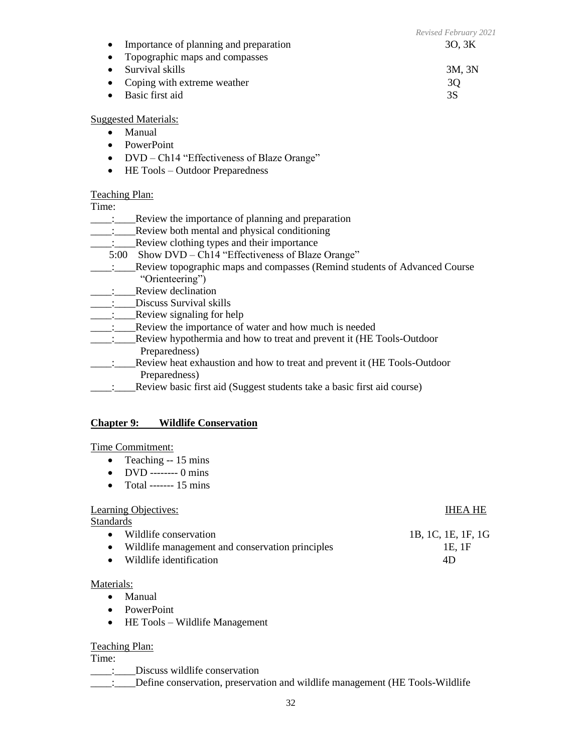- Importance of planning and preparation 3O, 3K
- Topographic maps and compasses
- Survival skills 3M, 3N
- Coping with extreme weather 3Q
- Basic first aid 3S

Suggested Materials:

- Manual
- PowerPoint
- DVD – Ch14 "Effectiveness of Blaze Orange"
- HE Tools – Outdoor Preparedness

Teaching Plan:

Time:

____:____Review the importance of planning and preparation
____:____Review both mental and physical conditioning
____:____Review clothing types and their importance
5:00 Show DVD – Ch14 "Effectiveness of Blaze Orange"
____:____Review topographic maps and compasses (Remind students of Advanced Course "Orienteering")
____:____Review declination
____:____Discuss Survival skills
____:____Review signaling for help
____:____Review the importance of water and how much is needed
____:____Review hypothermia and how to treat and prevent it (HE Tools-Outdoor Preparedness)
____:____Review heat exhaustion and how to treat and prevent it (HE Tools-Outdoor Preparedness)
____:____Review basic first aid (Suggest students take a basic first aid course)

## Chapter 9: Wildlife Conservation

Time Commitment:

- Teaching -- 15 mins
- DVD -------- 0 mins
- Total ------- 15 mins

Learning Objectives: IHEA HE Standards

- Wildlife conservation 1B, 1C, 1E, 1F, 1G
- Wildlife management and conservation principles 1E, 1F
- Wildlife identification 4D

Materials:

- Manual
- PowerPoint
- HE Tools – Wildlife Management

Teaching Plan:

Time:

____:____Discuss wildlife conservation
____:____Define conservation, preservation and wildlife management (HE Tools-Wildlife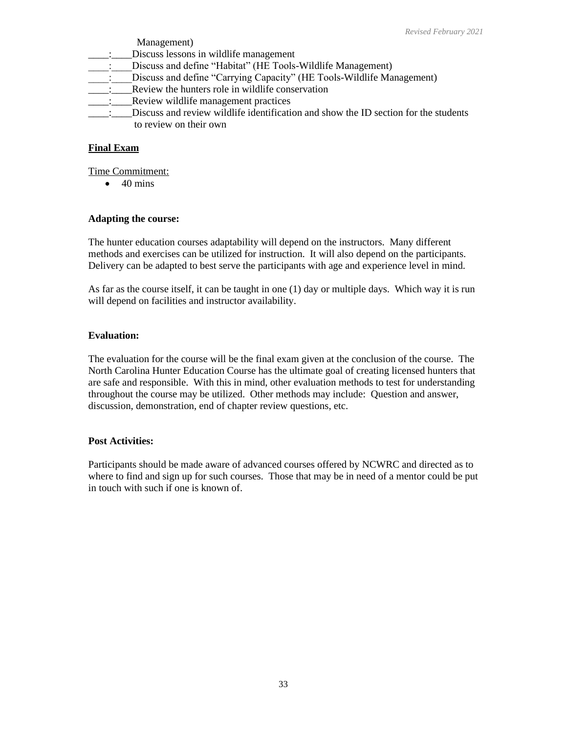Management)

____:____Discuss lessons in wildlife management

____:____Discuss and define "Habitat" (HE Tools-Wildlife Management)

____:____Discuss and define "Carrying Capacity" (HE Tools-Wildlife Management)

____:____Review the hunters role in wildlife conservation

____:____Review wildlife management practices

____:____Discuss and review wildlife identification and show the ID section for the students to review on their own

**<u>Final Exam</u>**

<u>Time Commitment:</u>

- 40 mins

**Adapting the course:**

The hunter education courses adaptability will depend on the instructors. Many different methods and exercises can be utilized for instruction. It will also depend on the participants. Delivery can be adapted to best serve the participants with age and experience level in mind.

As far as the course itself, it can be taught in one (1) day or multiple days. Which way it is run will depend on facilities and instructor availability.

**Evaluation:**

The evaluation for the course will be the final exam given at the conclusion of the course. The North Carolina Hunter Education Course has the ultimate goal of creating licensed hunters that are safe and responsible. With this in mind, other evaluation methods to test for understanding throughout the course may be utilized. Other methods may include: Question and answer, discussion, demonstration, end of chapter review questions, etc.

**Post Activities:**

Participants should be made aware of advanced courses offered by NCWRC and directed as to where to find and sign up for such courses. Those that may be in need of a mentor could be put in touch with such if one is known of.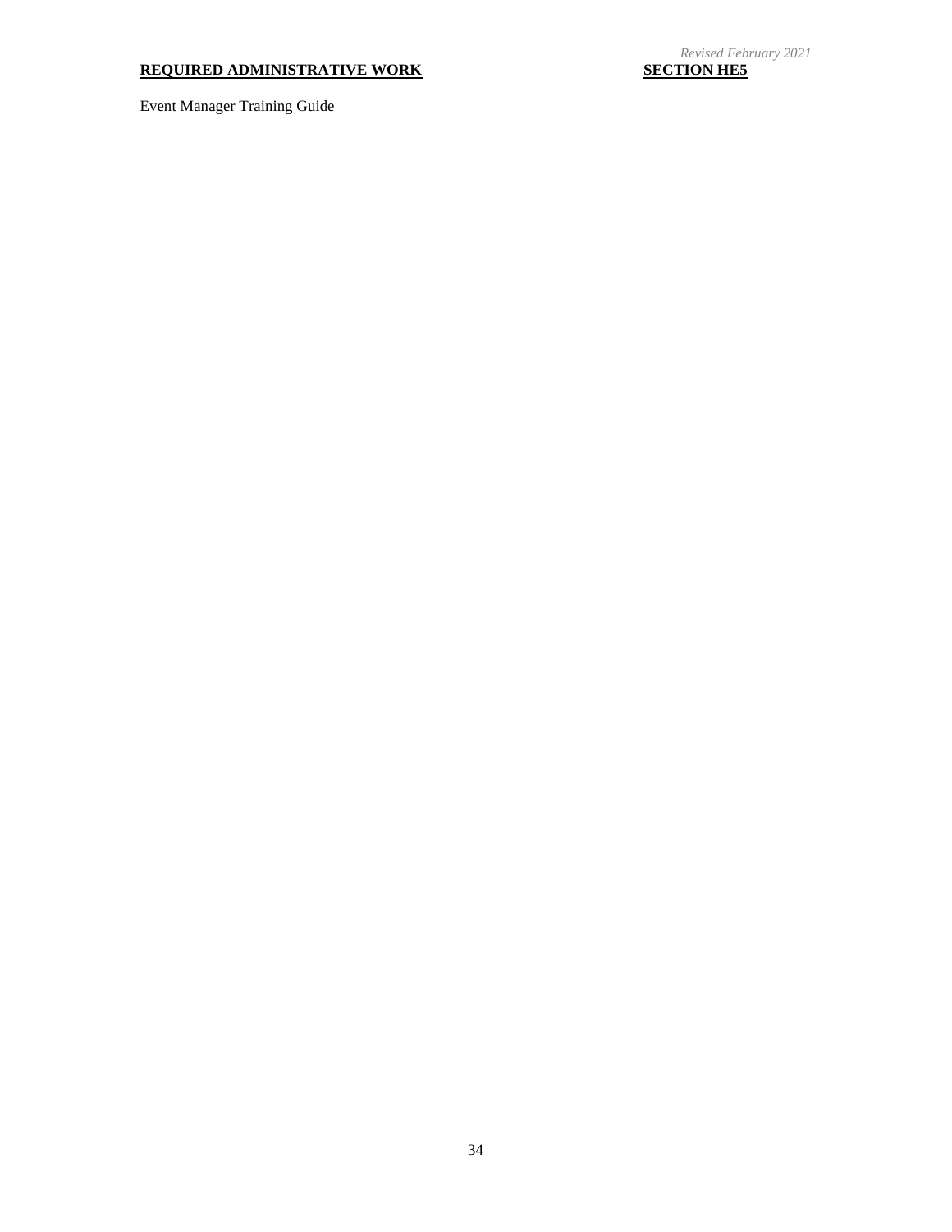Event Manager Training Guide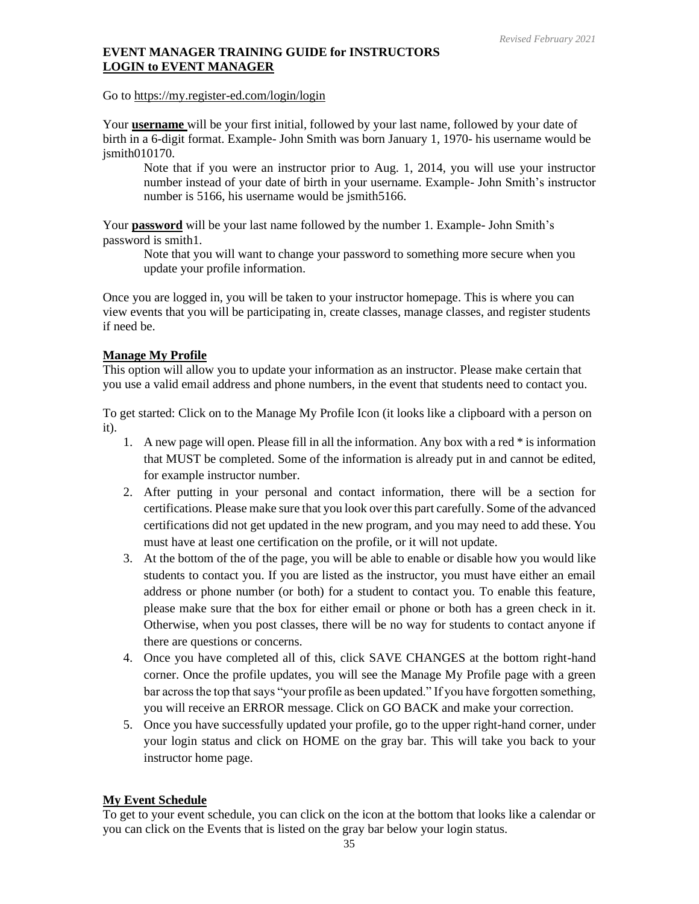*Revised February 2021*

**EVENT MANAGER TRAINING GUIDE for INSTRUCTORS**
**LOGIN to EVENT MANAGER**

Go to https://my.register-ed.com/login/login

Your **username** will be your first initial, followed by your last name, followed by your date of birth in a 6-digit format. Example- John Smith was born January 1, 1970- his username would be jsmith010170.

> Note that if you were an instructor prior to Aug. 1, 2014, you will use your instructor number instead of your date of birth in your username. Example- John Smith's instructor number is 5166, his username would be jsmith5166.

Your **password** will be your last name followed by the number 1. Example- John Smith's password is smith1.

> Note that you will want to change your password to something more secure when you update your profile information.

Once you are logged in, you will be taken to your instructor homepage. This is where you can view events that you will be participating in, create classes, manage classes, and register students if need be.

**Manage My Profile**

This option will allow you to update your information as an instructor. Please make certain that you use a valid email address and phone numbers, in the event that students need to contact you.

To get started: Click on to the Manage My Profile Icon (it looks like a clipboard with a person on it).

1. A new page will open. Please fill in all the information. Any box with a red * is information that MUST be completed. Some of the information is already put in and cannot be edited, for example instructor number.
2. After putting in your personal and contact information, there will be a section for certifications. Please make sure that you look over this part carefully. Some of the advanced certifications did not get updated in the new program, and you may need to add these. You must have at least one certification on the profile, or it will not update.
3. At the bottom of the of the page, you will be able to enable or disable how you would like students to contact you. If you are listed as the instructor, you must have either an email address or phone number (or both) for a student to contact you. To enable this feature, please make sure that the box for either email or phone or both has a green check in it. Otherwise, when you post classes, there will be no way for students to contact anyone if there are questions or concerns.
4. Once you have completed all of this, click SAVE CHANGES at the bottom right-hand corner. Once the profile updates, you will see the Manage My Profile page with a green bar across the top that says "your profile as been updated." If you have forgotten something, you will receive an ERROR message. Click on GO BACK and make your correction.
5. Once you have successfully updated your profile, go to the upper right-hand corner, under your login status and click on HOME on the gray bar. This will take you back to your instructor home page.

**My Event Schedule**

To get to your event schedule, you can click on the icon at the bottom that looks like a calendar or you can click on the Events that is listed on the gray bar below your login status.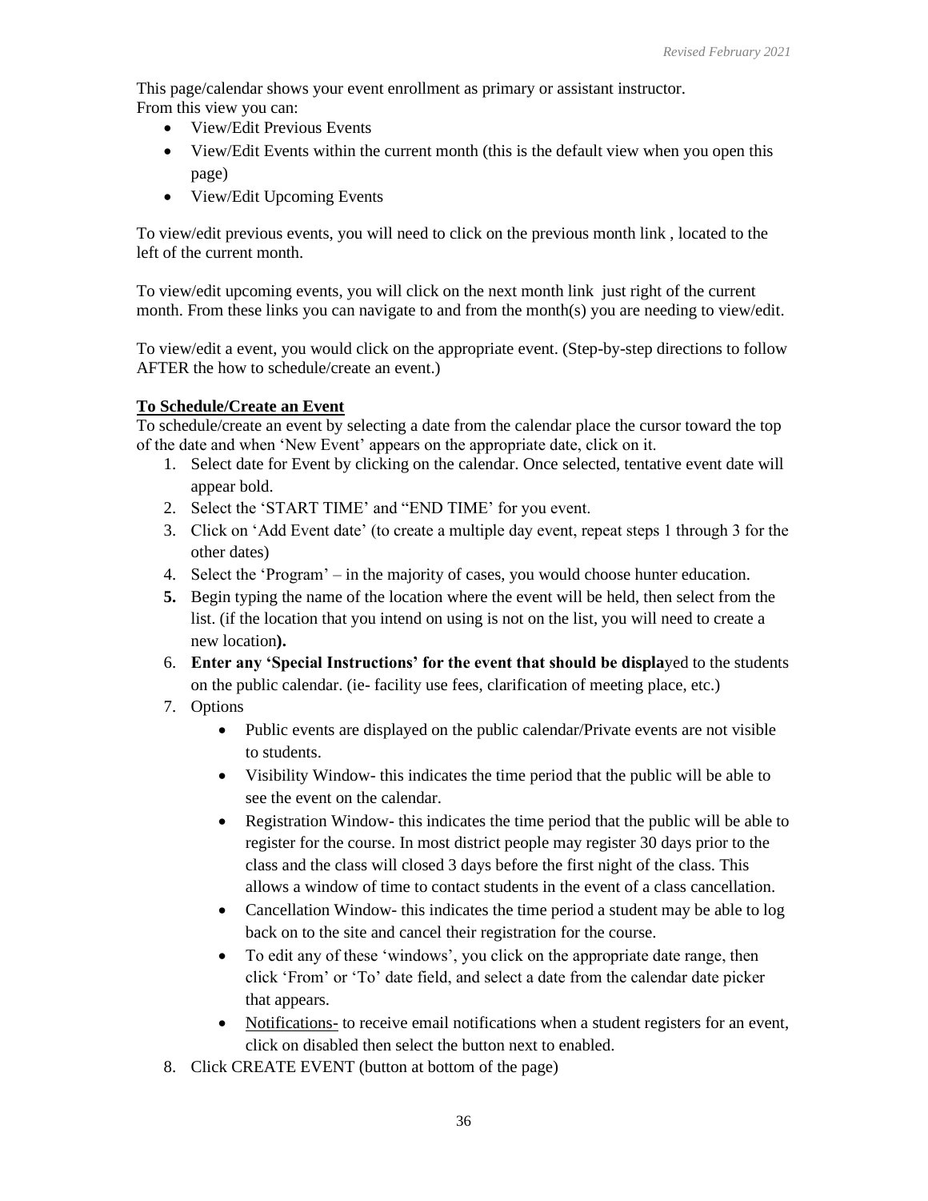This page/calendar shows your event enrollment as primary or assistant instructor.
From this view you can:

- View/Edit Previous Events
- View/Edit Events within the current month (this is the default view when you open this page)
- View/Edit Upcoming Events

To view/edit previous events, you will need to click on the previous month link , located to the left of the current month.

To view/edit upcoming events, you will click on the next month link  just right of the current month. From these links you can navigate to and from the month(s) you are needing to view/edit.

To view/edit a event, you would click on the appropriate event. (Step-by-step directions to follow AFTER the how to schedule/create an event.)

**To Schedule/Create an Event**

To schedule/create an event by selecting a date from the calendar place the cursor toward the top of the date and when 'New Event' appears on the appropriate date, click on it.

1. Select date for Event by clicking on the calendar. Once selected, tentative event date will appear bold.
2. Select the 'START TIME' and "END TIME' for you event.
3. Click on 'Add Event date' (to create a multiple day event, repeat steps 1 through 3 for the other dates)
4. Select the 'Program' – in the majority of cases, you would choose hunter education.
5. Begin typing the name of the location where the event will be held, then select from the list. (if the location that you intend on using is not on the list, you will need to create a new location**).**
6. **Enter any 'Special Instructions' for the event that should be displa**yed to the students on the public calendar. (ie- facility use fees, clarification of meeting place, etc.)
7. Options
   - Public events are displayed on the public calendar/Private events are not visible to students.
   - Visibility Window- this indicates the time period that the public will be able to see the event on the calendar.
   - Registration Window- this indicates the time period that the public will be able to register for the course. In most district people may register 30 days prior to the class and the class will closed 3 days before the first night of the class. This allows a window of time to contact students in the event of a class cancellation.
   - Cancellation Window- this indicates the time period a student may be able to log back on to the site and cancel their registration for the course.
   - To edit any of these 'windows', you click on the appropriate date range, then click 'From' or 'To' date field, and select a date from the calendar date picker that appears.
   - Notifications- to receive email notifications when a student registers for an event, click on disabled then select the button next to enabled.
8. Click CREATE EVENT (button at bottom of the page)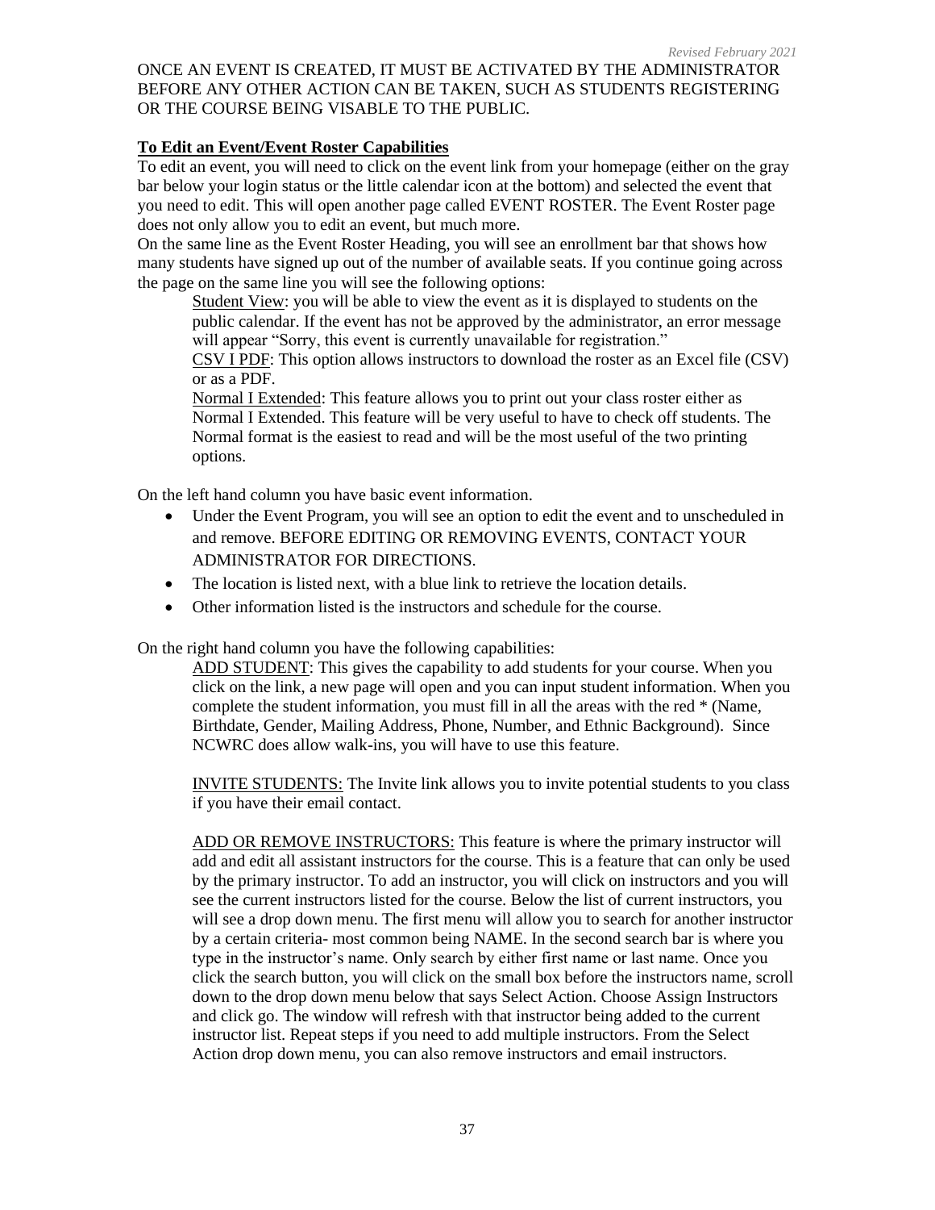ONCE AN EVENT IS CREATED, IT MUST BE ACTIVATED BY THE ADMINISTRATOR BEFORE ANY OTHER ACTION CAN BE TAKEN, SUCH AS STUDENTS REGISTERING OR THE COURSE BEING VISABLE TO THE PUBLIC.

**To Edit an Event/Event Roster Capabilities**

To edit an event, you will need to click on the event link from your homepage (either on the gray bar below your login status or the little calendar icon at the bottom) and selected the event that you need to edit. This will open another page called EVENT ROSTER. The Event Roster page does not only allow you to edit an event, but much more.

On the same line as the Event Roster Heading, you will see an enrollment bar that shows how many students have signed up out of the number of available seats. If you continue going across the page on the same line you will see the following options:

Student View: you will be able to view the event as it is displayed to students on the public calendar. If the event has not be approved by the administrator, an error message will appear "Sorry, this event is currently unavailable for registration."

CSV I PDF: This option allows instructors to download the roster as an Excel file (CSV) or as a PDF.

Normal I Extended: This feature allows you to print out your class roster either as Normal I Extended. This feature will be very useful to have to check off students. The Normal format is the easiest to read and will be the most useful of the two printing options.

On the left hand column you have basic event information.

- Under the Event Program, you will see an option to edit the event and to unscheduled in and remove. BEFORE EDITING OR REMOVING EVENTS, CONTACT YOUR ADMINISTRATOR FOR DIRECTIONS.
- The location is listed next, with a blue link to retrieve the location details.
- Other information listed is the instructors and schedule for the course.

On the right hand column you have the following capabilities:

ADD STUDENT: This gives the capability to add students for your course. When you click on the link, a new page will open and you can input student information. When you complete the student information, you must fill in all the areas with the red * (Name, Birthdate, Gender, Mailing Address, Phone, Number, and Ethnic Background). Since NCWRC does allow walk-ins, you will have to use this feature.

INVITE STUDENTS: The Invite link allows you to invite potential students to you class if you have their email contact.

ADD OR REMOVE INSTRUCTORS: This feature is where the primary instructor will add and edit all assistant instructors for the course. This is a feature that can only be used by the primary instructor. To add an instructor, you will click on instructors and you will see the current instructors listed for the course. Below the list of current instructors, you will see a drop down menu. The first menu will allow you to search for another instructor by a certain criteria- most common being NAME. In the second search bar is where you type in the instructor's name. Only search by either first name or last name. Once you click the search button, you will click on the small box before the instructors name, scroll down to the drop down menu below that says Select Action. Choose Assign Instructors and click go. The window will refresh with that instructor being added to the current instructor list. Repeat steps if you need to add multiple instructors. From the Select Action drop down menu, you can also remove instructors and email instructors.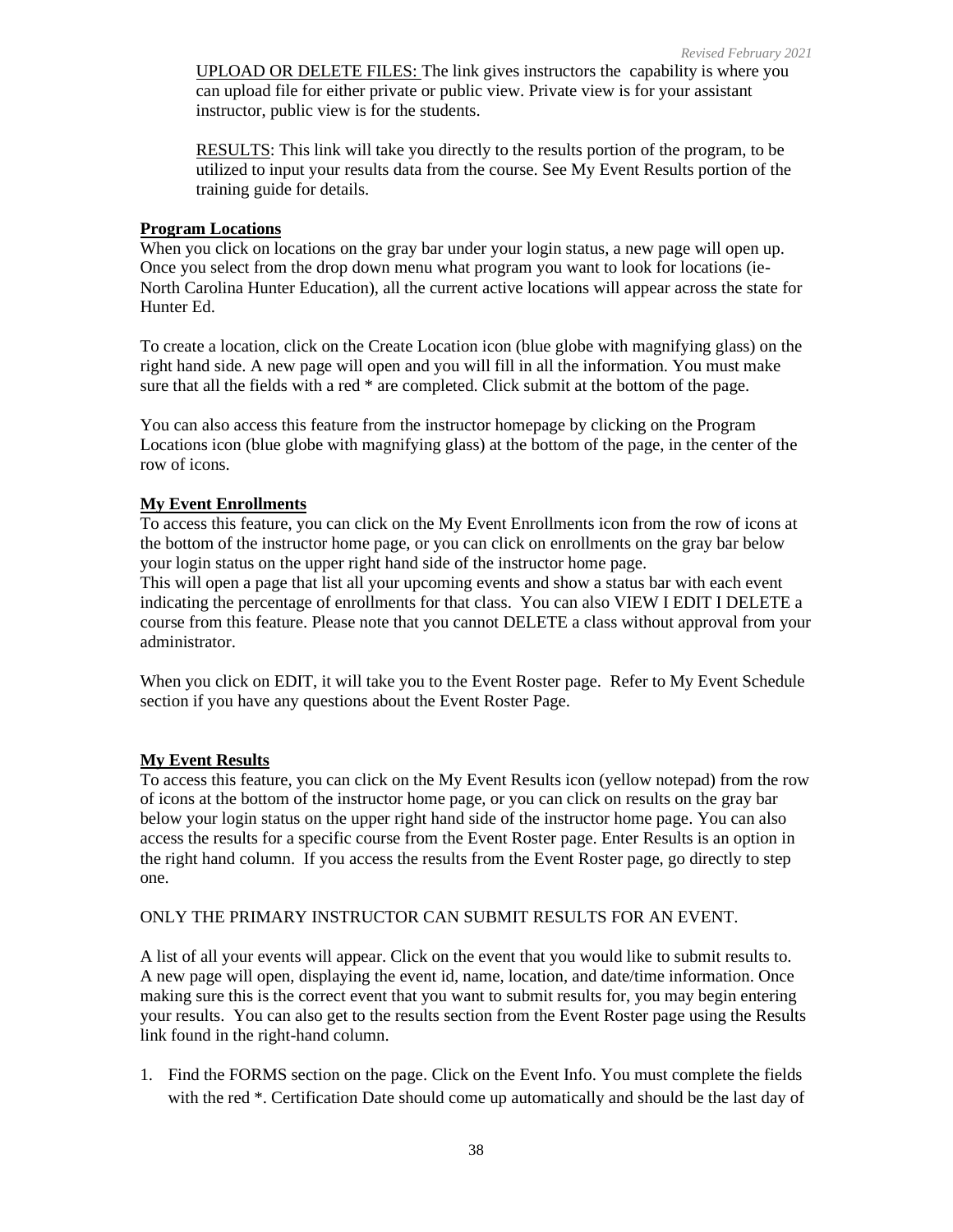UPLOAD OR DELETE FILES: The link gives instructors the capability is where you can upload file for either private or public view. Private view is for your assistant instructor, public view is for the students.

RESULTS: This link will take you directly to the results portion of the program, to be utilized to input your results data from the course. See My Event Results portion of the training guide for details.

**Program Locations**

When you click on locations on the gray bar under your login status, a new page will open up. Once you select from the drop down menu what program you want to look for locations (ie- North Carolina Hunter Education), all the current active locations will appear across the state for Hunter Ed.

To create a location, click on the Create Location icon (blue globe with magnifying glass) on the right hand side. A new page will open and you will fill in all the information. You must make sure that all the fields with a red * are completed. Click submit at the bottom of the page.

You can also access this feature from the instructor homepage by clicking on the Program Locations icon (blue globe with magnifying glass) at the bottom of the page, in the center of the row of icons.

**My Event Enrollments**

To access this feature, you can click on the My Event Enrollments icon from the row of icons at the bottom of the instructor home page, or you can click on enrollments on the gray bar below your login status on the upper right hand side of the instructor home page.
This will open a page that list all your upcoming events and show a status bar with each event indicating the percentage of enrollments for that class. You can also VIEW I EDIT I DELETE a course from this feature. Please note that you cannot DELETE a class without approval from your administrator.

When you click on EDIT, it will take you to the Event Roster page. Refer to My Event Schedule section if you have any questions about the Event Roster Page.

**My Event Results**

To access this feature, you can click on the My Event Results icon (yellow notepad) from the row of icons at the bottom of the instructor home page, or you can click on results on the gray bar below your login status on the upper right hand side of the instructor home page. You can also access the results for a specific course from the Event Roster page. Enter Results is an option in the right hand column. If you access the results from the Event Roster page, go directly to step one.

ONLY THE PRIMARY INSTRUCTOR CAN SUBMIT RESULTS FOR AN EVENT.

A list of all your events will appear. Click on the event that you would like to submit results to. A new page will open, displaying the event id, name, location, and date/time information. Once making sure this is the correct event that you want to submit results for, you may begin entering your results. You can also get to the results section from the Event Roster page using the Results link found in the right-hand column.

1. Find the FORMS section on the page. Click on the Event Info. You must complete the fields with the red *. Certification Date should come up automatically and should be the last day of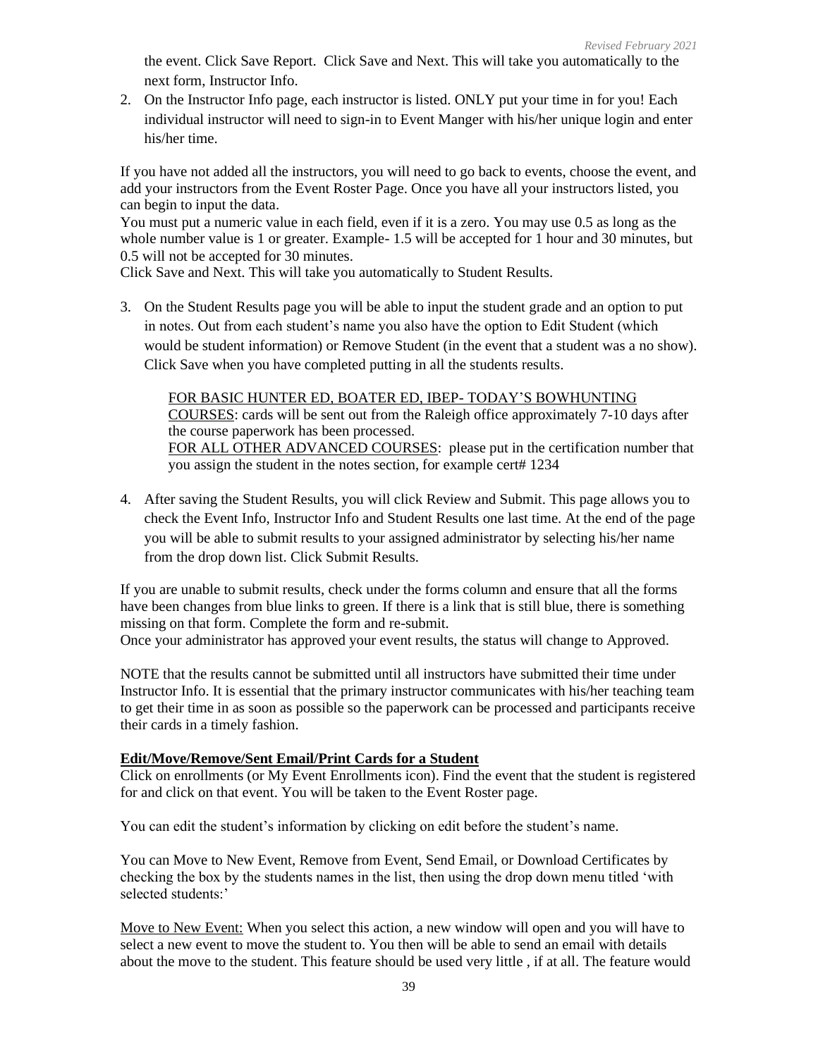the event. Click Save Report. Click Save and Next. This will take you automatically to the next form, Instructor Info.

2. On the Instructor Info page, each instructor is listed. ONLY put your time in for you! Each individual instructor will need to sign-in to Event Manger with his/her unique login and enter his/her time.

If you have not added all the instructors, you will need to go back to events, choose the event, and add your instructors from the Event Roster Page. Once you have all your instructors listed, you can begin to input the data.

You must put a numeric value in each field, even if it is a zero. You may use 0.5 as long as the whole number value is 1 or greater. Example- 1.5 will be accepted for 1 hour and 30 minutes, but 0.5 will not be accepted for 30 minutes.

Click Save and Next. This will take you automatically to Student Results.

3. On the Student Results page you will be able to input the student grade and an option to put in notes. Out from each student's name you also have the option to Edit Student (which would be student information) or Remove Student (in the event that a student was a no show). Click Save when you have completed putting in all the students results.

   FOR BASIC HUNTER ED, BOATER ED, IBEP- TODAY'S BOWHUNTING COURSES: cards will be sent out from the Raleigh office approximately 7-10 days after the course paperwork has been processed.
   FOR ALL OTHER ADVANCED COURSES: please put in the certification number that you assign the student in the notes section, for example cert# 1234

4. After saving the Student Results, you will click Review and Submit. This page allows you to check the Event Info, Instructor Info and Student Results one last time. At the end of the page you will be able to submit results to your assigned administrator by selecting his/her name from the drop down list. Click Submit Results.

If you are unable to submit results, check under the forms column and ensure that all the forms have been changes from blue links to green. If there is a link that is still blue, there is something missing on that form. Complete the form and re-submit.

Once your administrator has approved your event results, the status will change to Approved.

NOTE that the results cannot be submitted until all instructors have submitted their time under Instructor Info. It is essential that the primary instructor communicates with his/her teaching team to get their time in as soon as possible so the paperwork can be processed and participants receive their cards in a timely fashion.

**Edit/Move/Remove/Sent Email/Print Cards for a Student**

Click on enrollments (or My Event Enrollments icon). Find the event that the student is registered for and click on that event. You will be taken to the Event Roster page.

You can edit the student's information by clicking on edit before the student's name.

You can Move to New Event, Remove from Event, Send Email, or Download Certificates by checking the box by the students names in the list, then using the drop down menu titled 'with selected students:'

Move to New Event: When you select this action, a new window will open and you will have to select a new event to move the student to. You then will be able to send an email with details about the move to the student. This feature should be used very little , if at all. The feature would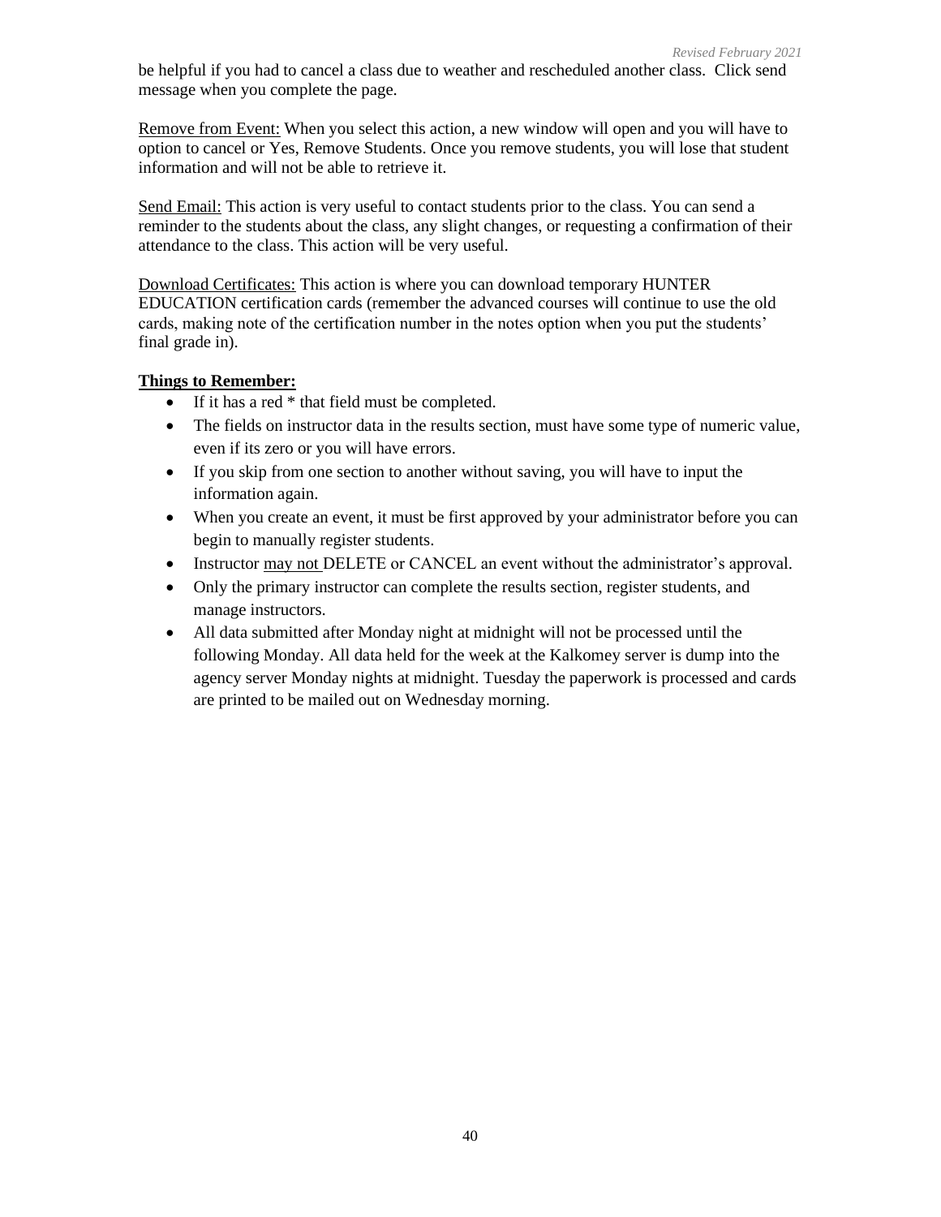be helpful if you had to cancel a class due to weather and rescheduled another class. Click send message when you complete the page.

Remove from Event: When you select this action, a new window will open and you will have to option to cancel or Yes, Remove Students. Once you remove students, you will lose that student information and will not be able to retrieve it.

Send Email: This action is very useful to contact students prior to the class. You can send a reminder to the students about the class, any slight changes, or requesting a confirmation of their attendance to the class. This action will be very useful.

Download Certificates: This action is where you can download temporary HUNTER EDUCATION certification cards (remember the advanced courses will continue to use the old cards, making note of the certification number in the notes option when you put the students' final grade in).

**Things to Remember:**

- If it has a red * that field must be completed.
- The fields on instructor data in the results section, must have some type of numeric value, even if its zero or you will have errors.
- If you skip from one section to another without saving, you will have to input the information again.
- When you create an event, it must be first approved by your administrator before you can begin to manually register students.
- Instructor may not DELETE or CANCEL an event without the administrator's approval.
- Only the primary instructor can complete the results section, register students, and manage instructors.
- All data submitted after Monday night at midnight will not be processed until the following Monday. All data held for the week at the Kalkomey server is dump into the agency server Monday nights at midnight. Tuesday the paperwork is processed and cards are printed to be mailed out on Wednesday morning.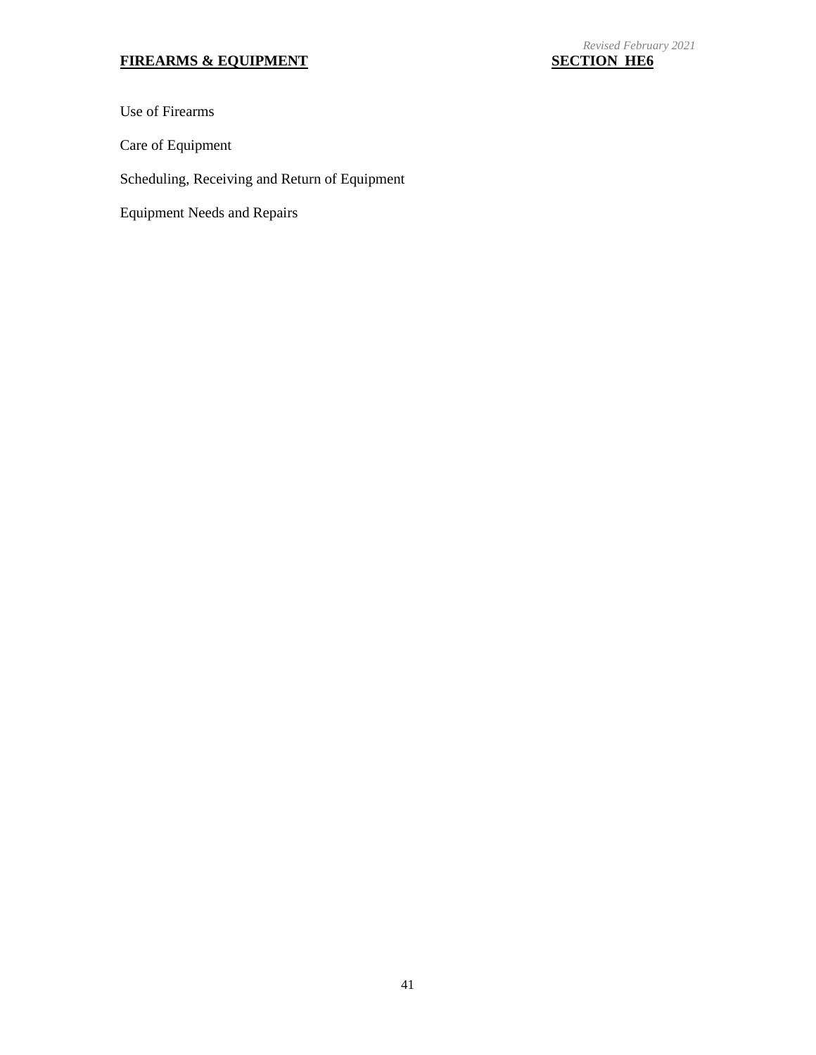*Revised February 2021*

## **FIREARMS & EQUIPMENT** — **SECTION HE6**

Use of Firearms

Care of Equipment

Scheduling, Receiving and Return of Equipment

Equipment Needs and Repairs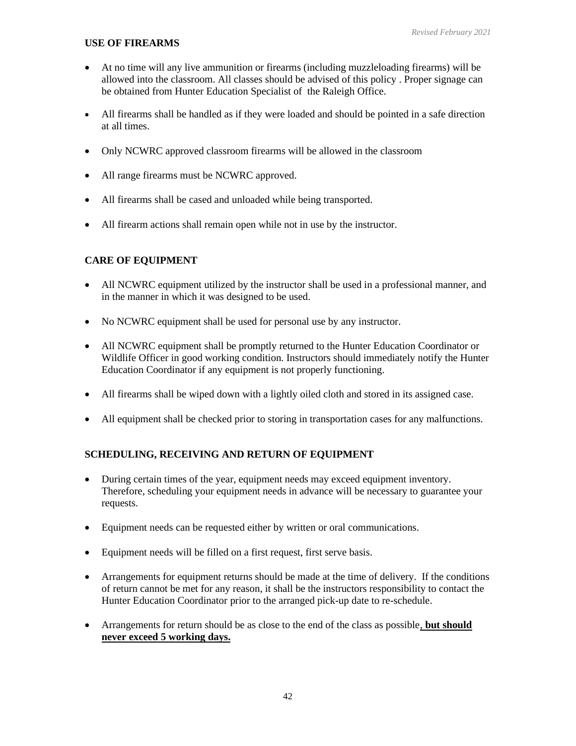## USE OF FIREARMS

- At no time will any live ammunition or firearms (including muzzleloading firearms) will be allowed into the classroom. All classes should be advised of this policy . Proper signage can be obtained from Hunter Education Specialist of the Raleigh Office.
- All firearms shall be handled as if they were loaded and should be pointed in a safe direction at all times.
- Only NCWRC approved classroom firearms will be allowed in the classroom
- All range firearms must be NCWRC approved.
- All firearms shall be cased and unloaded while being transported.
- All firearm actions shall remain open while not in use by the instructor.

## CARE OF EQUIPMENT

- All NCWRC equipment utilized by the instructor shall be used in a professional manner, and in the manner in which it was designed to be used.
- No NCWRC equipment shall be used for personal use by any instructor.
- All NCWRC equipment shall be promptly returned to the Hunter Education Coordinator or Wildlife Officer in good working condition. Instructors should immediately notify the Hunter Education Coordinator if any equipment is not properly functioning.
- All firearms shall be wiped down with a lightly oiled cloth and stored in its assigned case.
- All equipment shall be checked prior to storing in transportation cases for any malfunctions.

## SCHEDULING, RECEIVING AND RETURN OF EQUIPMENT

- During certain times of the year, equipment needs may exceed equipment inventory. Therefore, scheduling your equipment needs in advance will be necessary to guarantee your requests.
- Equipment needs can be requested either by written or oral communications.
- Equipment needs will be filled on a first request, first serve basis.
- Arrangements for equipment returns should be made at the time of delivery. If the conditions of return cannot be met for any reason, it shall be the instructors responsibility to contact the Hunter Education Coordinator prior to the arranged pick-up date to re-schedule.
- Arrangements for return should be as close to the end of the class as possible**, but should never exceed 5 working days.**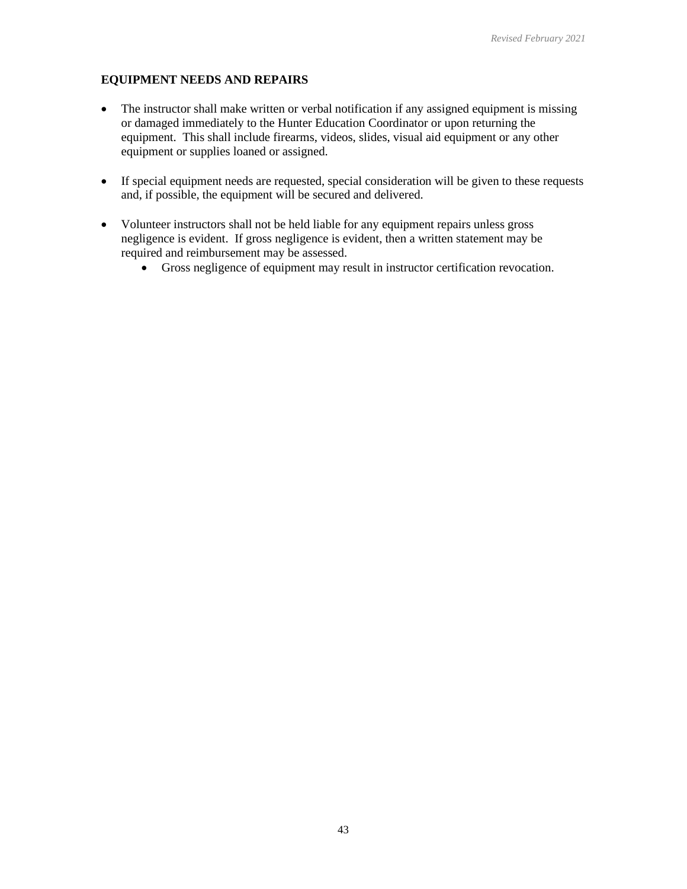**EQUIPMENT NEEDS AND REPAIRS**

- The instructor shall make written or verbal notification if any assigned equipment is missing or damaged immediately to the Hunter Education Coordinator or upon returning the equipment. This shall include firearms, videos, slides, visual aid equipment or any other equipment or supplies loaned or assigned.

- If special equipment needs are requested, special consideration will be given to these requests and, if possible, the equipment will be secured and delivered.

- Volunteer instructors shall not be held liable for any equipment repairs unless gross negligence is evident. If gross negligence is evident, then a written statement may be required and reimbursement may be assessed.
    - Gross negligence of equipment may result in instructor certification revocation.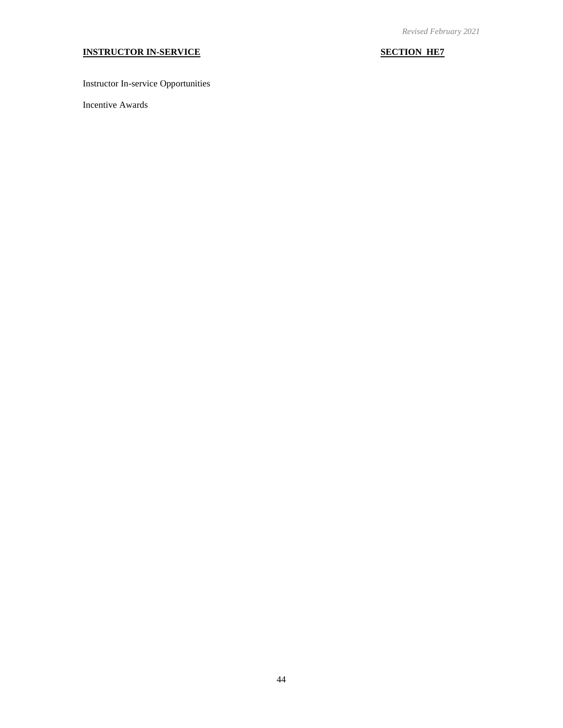*Revised February 2021*

**INSTRUCTOR IN-SERVICE** **SECTION HE7**

Instructor In-service Opportunities

Incentive Awards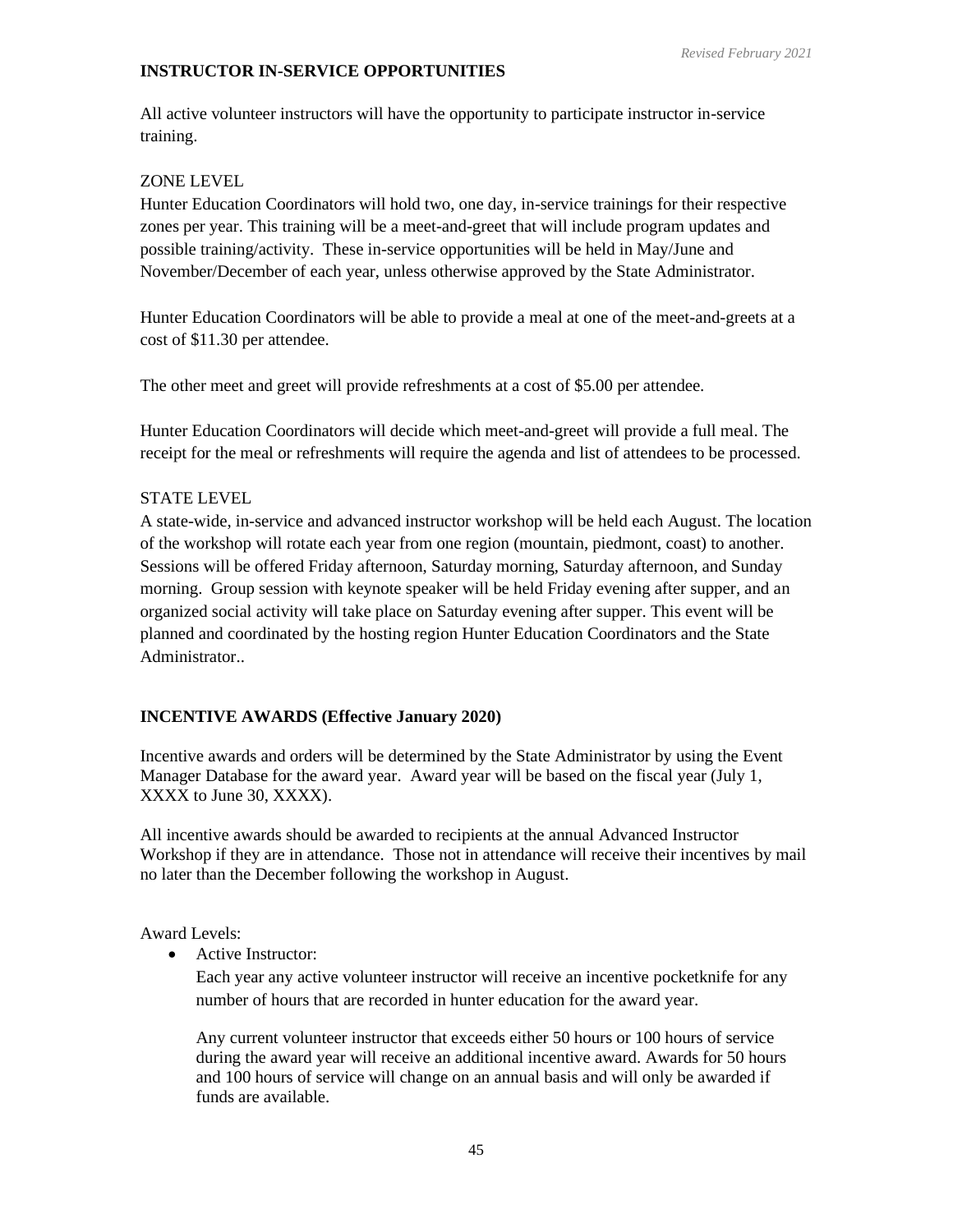## INSTRUCTOR IN-SERVICE OPPORTUNITIES

All active volunteer instructors will have the opportunity to participate instructor in-service training.

ZONE LEVEL

Hunter Education Coordinators will hold two, one day, in-service trainings for their respective zones per year. This training will be a meet-and-greet that will include program updates and possible training/activity. These in-service opportunities will be held in May/June and November/December of each year, unless otherwise approved by the State Administrator.

Hunter Education Coordinators will be able to provide a meal at one of the meet-and-greets at a cost of $11.30 per attendee.

The other meet and greet will provide refreshments at a cost of $5.00 per attendee.

Hunter Education Coordinators will decide which meet-and-greet will provide a full meal. The receipt for the meal or refreshments will require the agenda and list of attendees to be processed.

STATE LEVEL

A state-wide, in-service and advanced instructor workshop will be held each August. The location of the workshop will rotate each year from one region (mountain, piedmont, coast) to another. Sessions will be offered Friday afternoon, Saturday morning, Saturday afternoon, and Sunday morning. Group session with keynote speaker will be held Friday evening after supper, and an organized social activity will take place on Saturday evening after supper. This event will be planned and coordinated by the hosting region Hunter Education Coordinators and the State Administrator..

## INCENTIVE AWARDS (Effective January 2020)

Incentive awards and orders will be determined by the State Administrator by using the Event Manager Database for the award year. Award year will be based on the fiscal year (July 1, XXXX to June 30, XXXX).

All incentive awards should be awarded to recipients at the annual Advanced Instructor Workshop if they are in attendance. Those not in attendance will receive their incentives by mail no later than the December following the workshop in August.

Award Levels:

- Active Instructor:

  Each year any active volunteer instructor will receive an incentive pocketknife for any number of hours that are recorded in hunter education for the award year.

  Any current volunteer instructor that exceeds either 50 hours or 100 hours of service during the award year will receive an additional incentive award. Awards for 50 hours and 100 hours of service will change on an annual basis and will only be awarded if funds are available.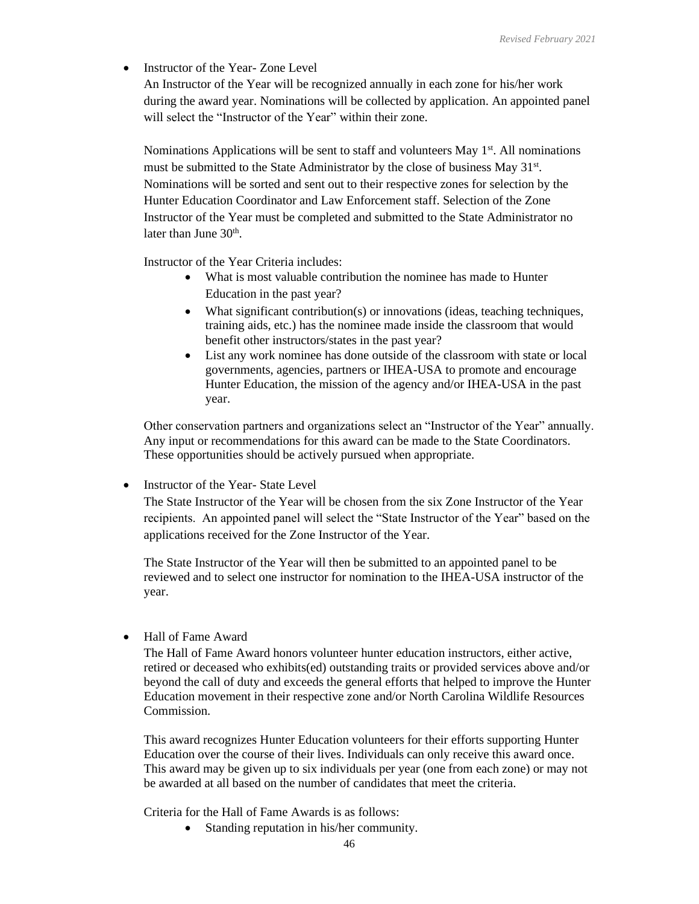- Instructor of the Year- Zone Level

  An Instructor of the Year will be recognized annually in each zone for his/her work during the award year. Nominations will be collected by application. An appointed panel will select the "Instructor of the Year" within their zone.

  Nominations Applications will be sent to staff and volunteers May 1st. All nominations must be submitted to the State Administrator by the close of business May 31st. Nominations will be sorted and sent out to their respective zones for selection by the Hunter Education Coordinator and Law Enforcement staff. Selection of the Zone Instructor of the Year must be completed and submitted to the State Administrator no later than June 30th.

  Instructor of the Year Criteria includes:

    - What is most valuable contribution the nominee has made to Hunter Education in the past year?
    - What significant contribution(s) or innovations (ideas, teaching techniques, training aids, etc.) has the nominee made inside the classroom that would benefit other instructors/states in the past year?
    - List any work nominee has done outside of the classroom with state or local governments, agencies, partners or IHEA-USA to promote and encourage Hunter Education, the mission of the agency and/or IHEA-USA in the past year.

  Other conservation partners and organizations select an "Instructor of the Year" annually. Any input or recommendations for this award can be made to the State Coordinators. These opportunities should be actively pursued when appropriate.

- Instructor of the Year- State Level

  The State Instructor of the Year will be chosen from the six Zone Instructor of the Year recipients. An appointed panel will select the "State Instructor of the Year" based on the applications received for the Zone Instructor of the Year.

  The State Instructor of the Year will then be submitted to an appointed panel to be reviewed and to select one instructor for nomination to the IHEA-USA instructor of the year.

- Hall of Fame Award

  The Hall of Fame Award honors volunteer hunter education instructors, either active, retired or deceased who exhibits(ed) outstanding traits or provided services above and/or beyond the call of duty and exceeds the general efforts that helped to improve the Hunter Education movement in their respective zone and/or North Carolina Wildlife Resources Commission.

  This award recognizes Hunter Education volunteers for their efforts supporting Hunter Education over the course of their lives. Individuals can only receive this award once. This award may be given up to six individuals per year (one from each zone) or may not be awarded at all based on the number of candidates that meet the criteria.

  Criteria for the Hall of Fame Awards is as follows:

    - Standing reputation in his/her community.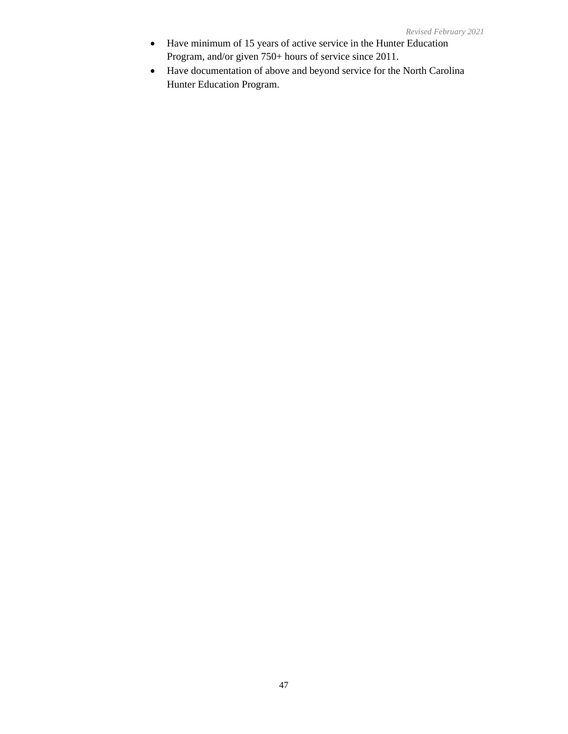- Have minimum of 15 years of active service in the Hunter Education Program, and/or given 750+ hours of service since 2011.
- Have documentation of above and beyond service for the North Carolina Hunter Education Program.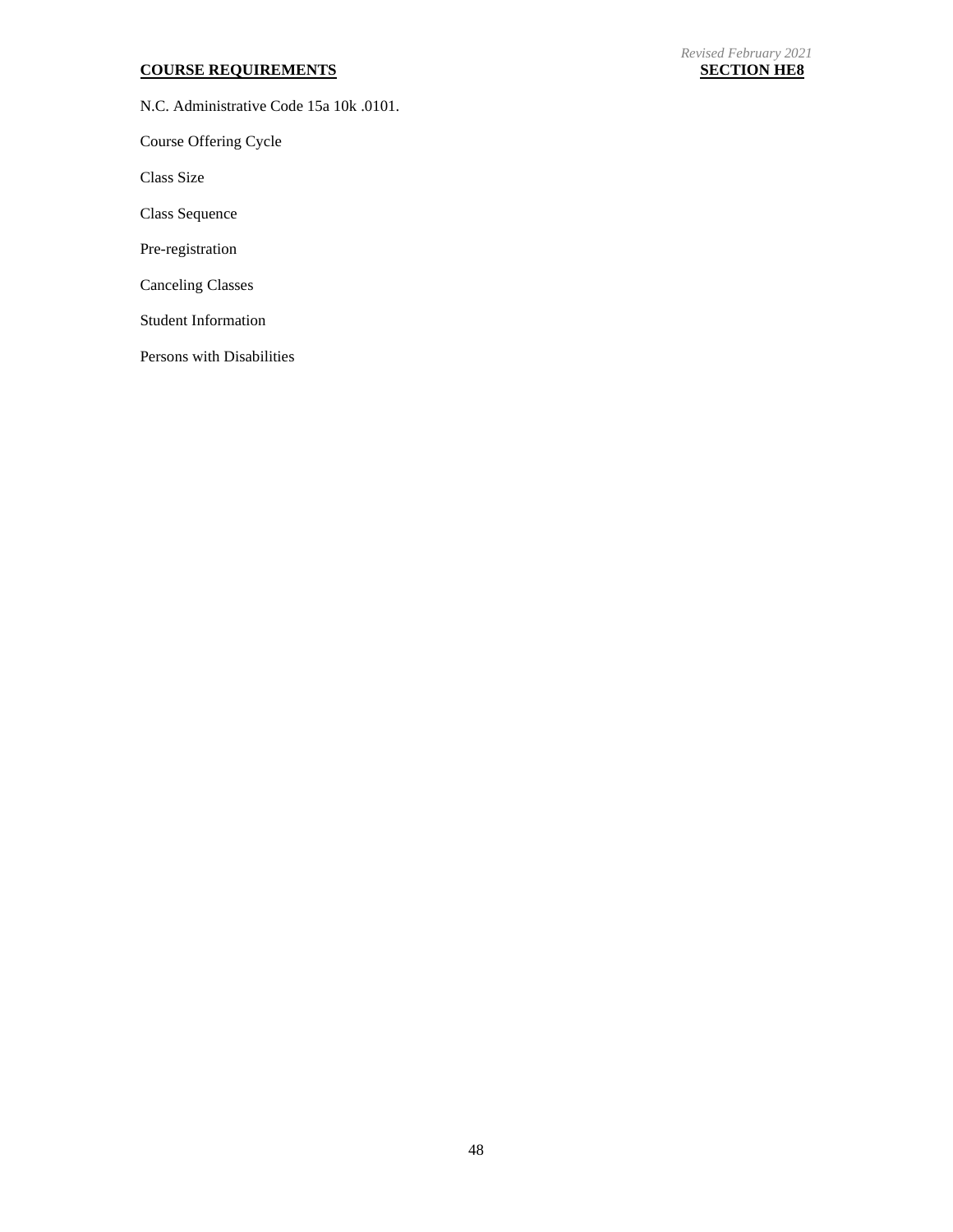**COURSE REQUIREMENTS** **SECTION HE8**

*Revised February 2021*

N.C. Administrative Code 15a 10k .0101.

Course Offering Cycle

Class Size

Class Sequence

Pre-registration

Canceling Classes

Student Information

Persons with Disabilities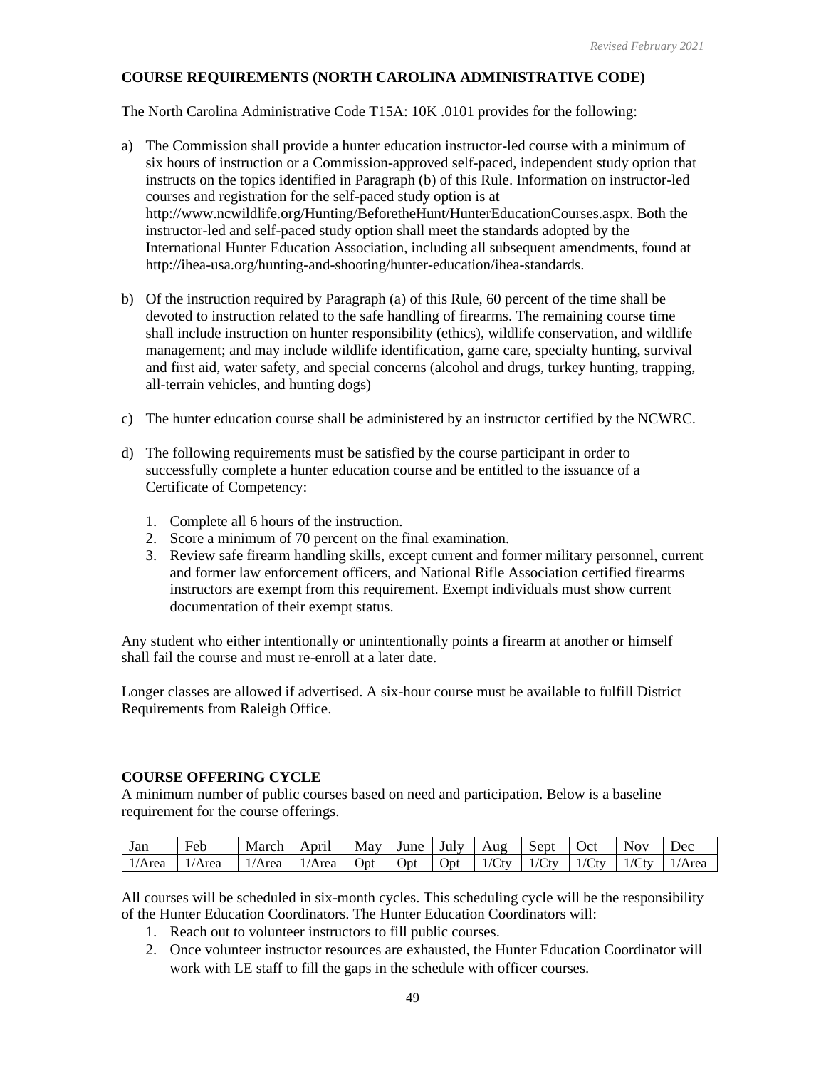*Revised February 2021*

**COURSE REQUIREMENTS (NORTH CAROLINA ADMINISTRATIVE CODE)**

The North Carolina Administrative Code T15A: 10K .0101 provides for the following:

a) The Commission shall provide a hunter education instructor-led course with a minimum of six hours of instruction or a Commission-approved self-paced, independent study option that instructs on the topics identified in Paragraph (b) of this Rule. Information on instructor-led courses and registration for the self-paced study option is at http://www.ncwildlife.org/Hunting/BeforetheHunt/HunterEducationCourses.aspx. Both the instructor-led and self-paced study option shall meet the standards adopted by the International Hunter Education Association, including all subsequent amendments, found at http://ihea-usa.org/hunting-and-shooting/hunter-education/ihea-standards.

b) Of the instruction required by Paragraph (a) of this Rule, 60 percent of the time shall be devoted to instruction related to the safe handling of firearms. The remaining course time shall include instruction on hunter responsibility (ethics), wildlife conservation, and wildlife management; and may include wildlife identification, game care, specialty hunting, survival and first aid, water safety, and special concerns (alcohol and drugs, turkey hunting, trapping, all-terrain vehicles, and hunting dogs)

c) The hunter education course shall be administered by an instructor certified by the NCWRC.

d) The following requirements must be satisfied by the course participant in order to successfully complete a hunter education course and be entitled to the issuance of a Certificate of Competency:

   1. Complete all 6 hours of the instruction.
   2. Score a minimum of 70 percent on the final examination.
   3. Review safe firearm handling skills, except current and former military personnel, current and former law enforcement officers, and National Rifle Association certified firearms instructors are exempt from this requirement. Exempt individuals must show current documentation of their exempt status.

Any student who either intentionally or unintentionally points a firearm at another or himself shall fail the course and must re-enroll at a later date.

Longer classes are allowed if advertised. A six-hour course must be available to fulfill District Requirements from Raleigh Office.

**COURSE OFFERING CYCLE**

A minimum number of public courses based on need and participation. Below is a baseline requirement for the course offerings.

| Jan | Feb | March | April | May | June | July | Aug | Sept | Oct | Nov | Dec |
|---|---|---|---|---|---|---|---|---|---|---|---|
| 1/Area | 1/Area | 1/Area | 1/Area | Opt | Opt | Opt | 1/Cty | 1/Cty | 1/Cty | 1/Cty | 1/Area |

All courses will be scheduled in six-month cycles. This scheduling cycle will be the responsibility of the Hunter Education Coordinators. The Hunter Education Coordinators will:

1. Reach out to volunteer instructors to fill public courses.
2. Once volunteer instructor resources are exhausted, the Hunter Education Coordinator will work with LE staff to fill the gaps in the schedule with officer courses.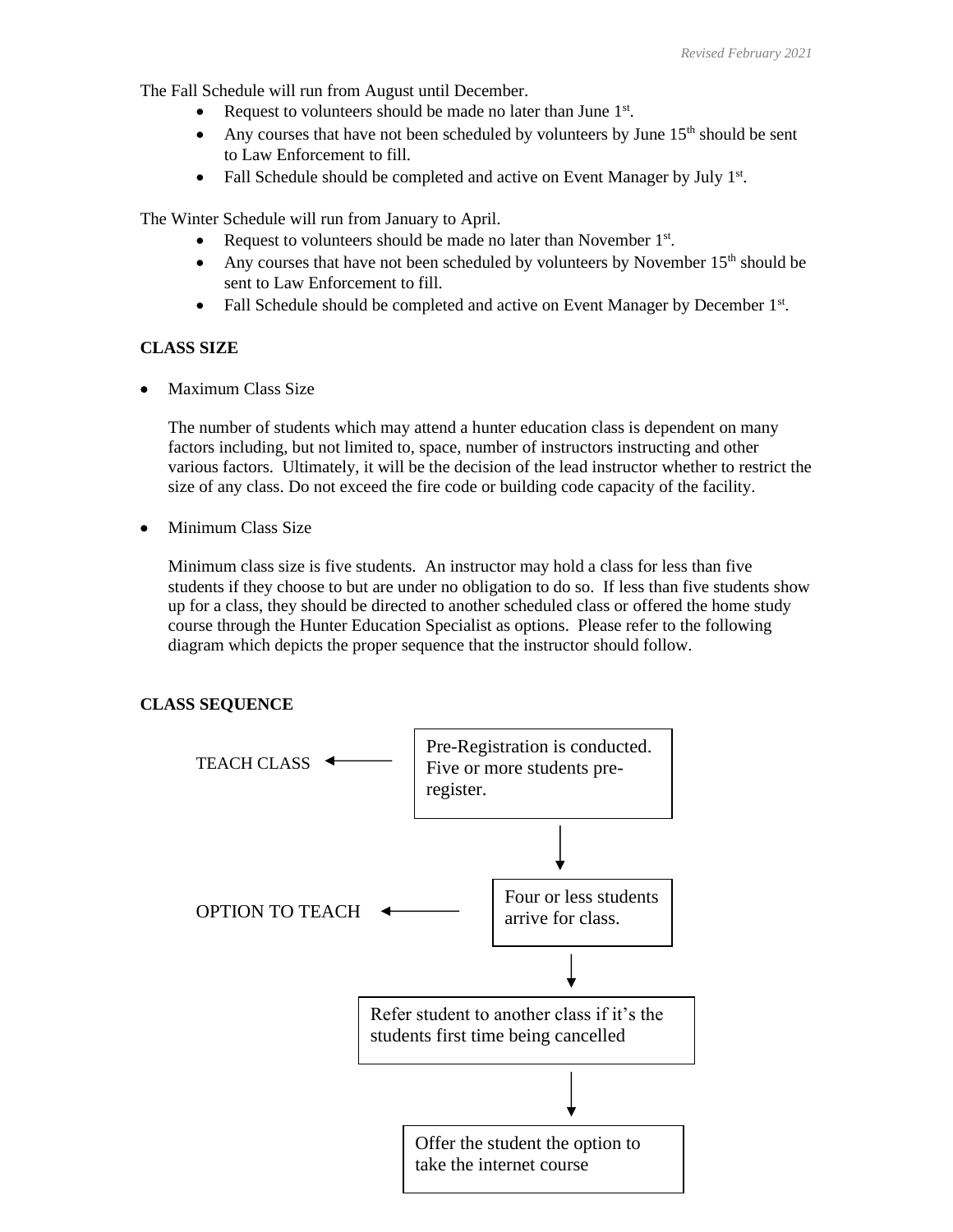The Fall Schedule will run from August until December.

- Request to volunteers should be made no later than June 1st.
- Any courses that have not been scheduled by volunteers by June 15th should be sent to Law Enforcement to fill.
- Fall Schedule should be completed and active on Event Manager by July 1st.

The Winter Schedule will run from January to April.

- Request to volunteers should be made no later than November 1st.
- Any courses that have not been scheduled by volunteers by November 15th should be sent to Law Enforcement to fill.
- Fall Schedule should be completed and active on Event Manager by December 1st.

**CLASS SIZE**

- Maximum Class Size

  The number of students which may attend a hunter education class is dependent on many factors including, but not limited to, space, number of instructors instructing and other various factors. Ultimately, it will be the decision of the lead instructor whether to restrict the size of any class. Do not exceed the fire code or building code capacity of the facility.

- Minimum Class Size

  Minimum class size is five students. An instructor may hold a class for less than five students if they choose to but are under no obligation to do so. If less than five students show up for a class, they should be directed to another scheduled class or offered the home study course through the Hunter Education Specialist as options. Please refer to the following diagram which depicts the proper sequence that the instructor should follow.

**CLASS SEQUENCE**

TEACH CLASS ← Pre-Registration is conducted. Five or more students pre-register.

↓

OPTION TO TEACH ← Four or less students arrive for class.

↓

Refer student to another class if it's the students first time being cancelled

↓

Offer the student the option to take the internet course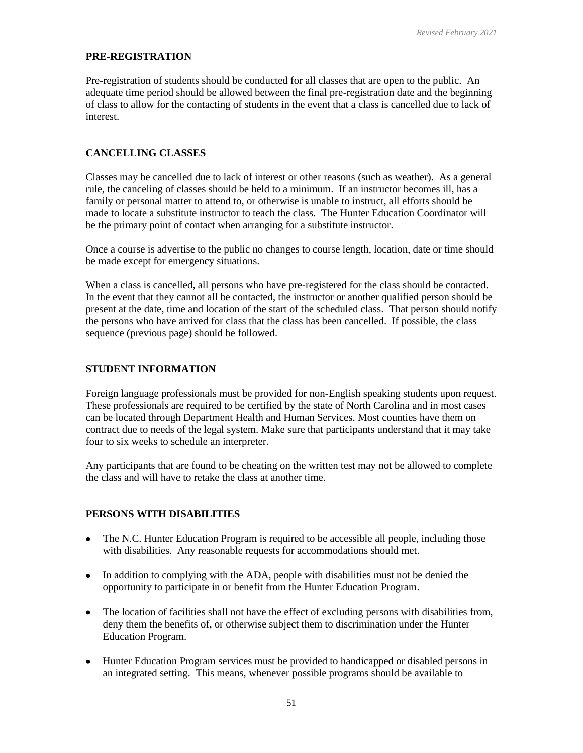**PRE-REGISTRATION**

Pre-registration of students should be conducted for all classes that are open to the public. An adequate time period should be allowed between the final pre-registration date and the beginning of class to allow for the contacting of students in the event that a class is cancelled due to lack of interest.

**CANCELLING CLASSES**

Classes may be cancelled due to lack of interest or other reasons (such as weather). As a general rule, the canceling of classes should be held to a minimum. If an instructor becomes ill, has a family or personal matter to attend to, or otherwise is unable to instruct, all efforts should be made to locate a substitute instructor to teach the class. The Hunter Education Coordinator will be the primary point of contact when arranging for a substitute instructor.

Once a course is advertise to the public no changes to course length, location, date or time should be made except for emergency situations.

When a class is cancelled, all persons who have pre-registered for the class should be contacted. In the event that they cannot all be contacted, the instructor or another qualified person should be present at the date, time and location of the start of the scheduled class. That person should notify the persons who have arrived for class that the class has been cancelled. If possible, the class sequence (previous page) should be followed.

**STUDENT INFORMATION**

Foreign language professionals must be provided for non-English speaking students upon request. These professionals are required to be certified by the state of North Carolina and in most cases can be located through Department Health and Human Services. Most counties have them on contract due to needs of the legal system. Make sure that participants understand that it may take four to six weeks to schedule an interpreter.

Any participants that are found to be cheating on the written test may not be allowed to complete the class and will have to retake the class at another time.

**PERSONS WITH DISABILITIES**

- The N.C. Hunter Education Program is required to be accessible all people, including those with disabilities. Any reasonable requests for accommodations should met.
- In addition to complying with the ADA, people with disabilities must not be denied the opportunity to participate in or benefit from the Hunter Education Program.
- The location of facilities shall not have the effect of excluding persons with disabilities from, deny them the benefits of, or otherwise subject them to discrimination under the Hunter Education Program.
- Hunter Education Program services must be provided to handicapped or disabled persons in an integrated setting. This means, whenever possible programs should be available to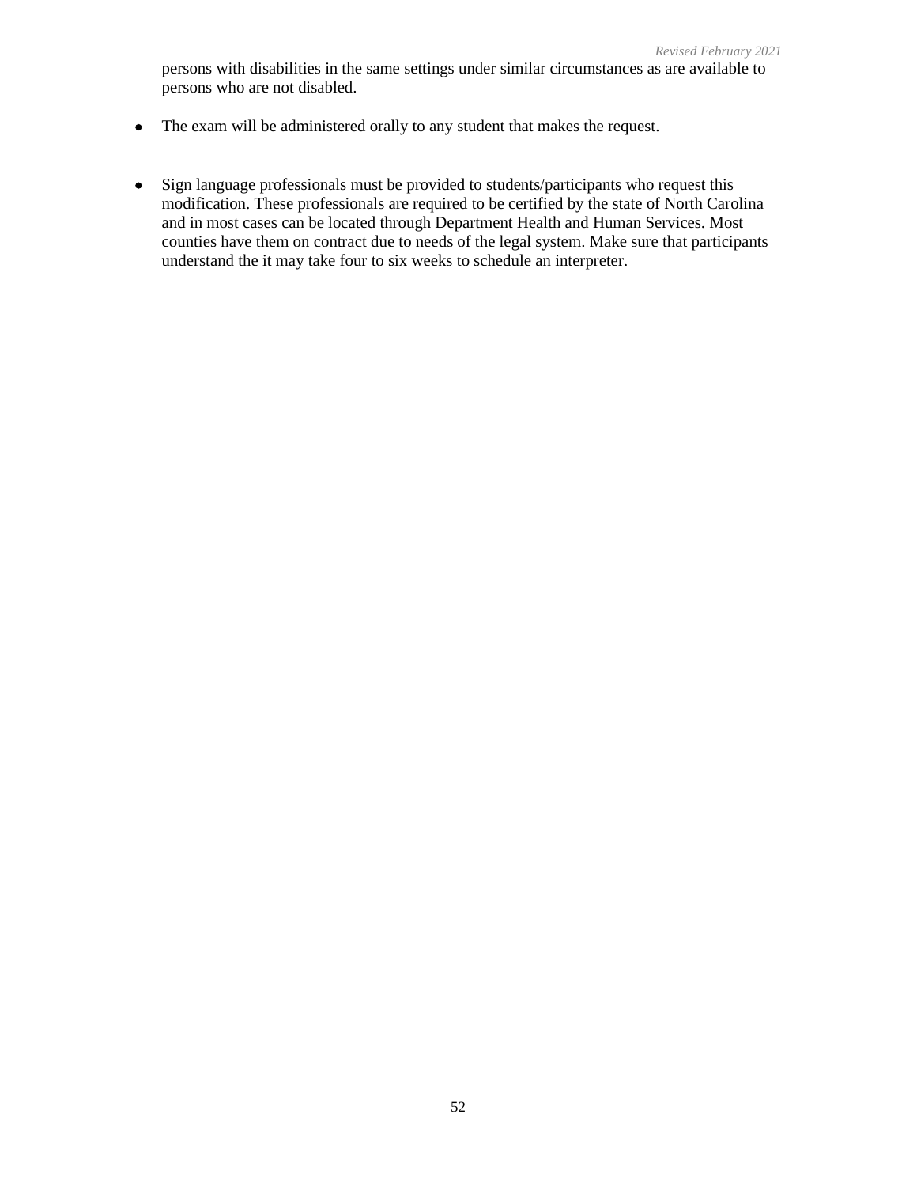persons with disabilities in the same settings under similar circumstances as are available to persons who are not disabled.

- The exam will be administered orally to any student that makes the request.

- Sign language professionals must be provided to students/participants who request this modification. These professionals are required to be certified by the state of North Carolina and in most cases can be located through Department Health and Human Services. Most counties have them on contract due to needs of the legal system. Make sure that participants understand the it may take four to six weeks to schedule an interpreter.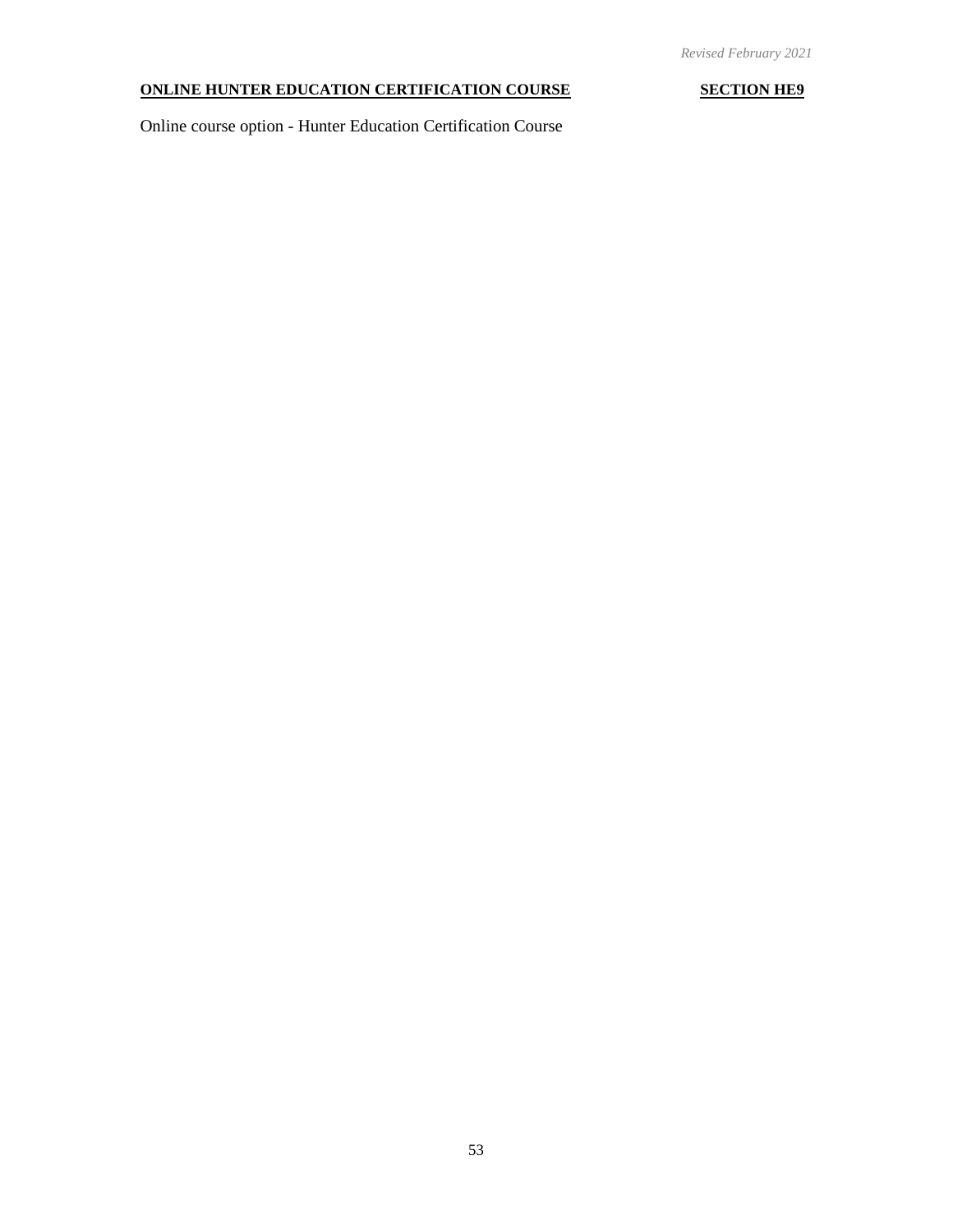## ONLINE HUNTER EDUCATION CERTIFICATION COURSE — SECTION HE9

Online course option - Hunter Education Certification Course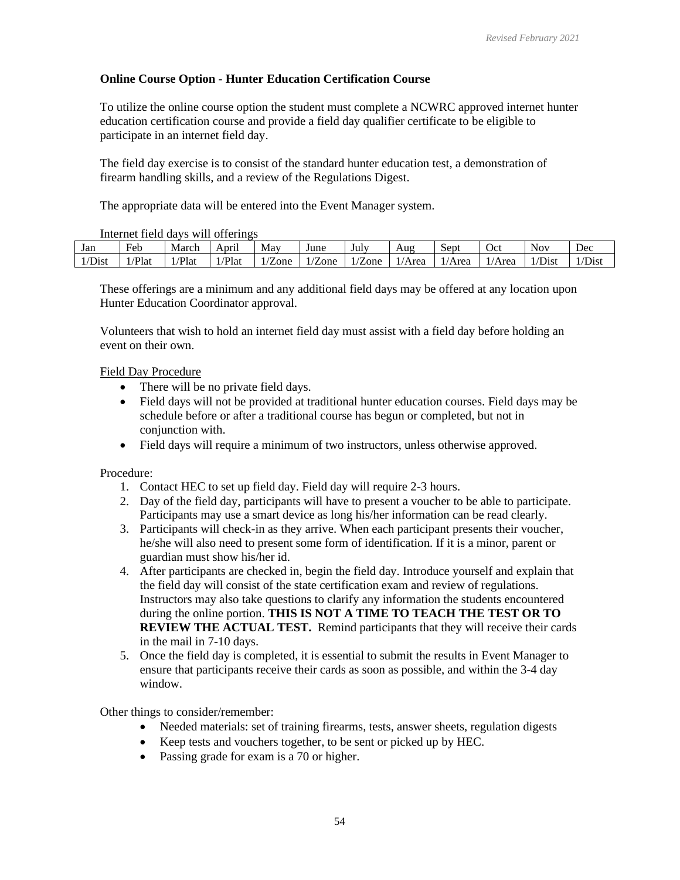**Online Course Option - Hunter Education Certification Course**

To utilize the online course option the student must complete a NCWRC approved internet hunter education certification course and provide a field day qualifier certificate to be eligible to participate in an internet field day.

The field day exercise is to consist of the standard hunter education test, a demonstration of firearm handling skills, and a review of the Regulations Digest.

The appropriate data will be entered into the Event Manager system.

Internet field days will offerings

| Jan | Feb | March | April | May | June | July | Aug | Sept | Oct | Nov | Dec |
|---|---|---|---|---|---|---|---|---|---|---|---|
| 1/Dist | 1/Plat | 1/Plat | 1/Plat | 1/Zone | 1/Zone | 1/Zone | 1/Area | 1/Area | 1/Area | 1/Dist | 1/Dist |

These offerings are a minimum and any additional field days may be offered at any location upon Hunter Education Coordinator approval.

Volunteers that wish to hold an internet field day must assist with a field day before holding an event on their own.

Field Day Procedure

- There will be no private field days.
- Field days will not be provided at traditional hunter education courses. Field days may be schedule before or after a traditional course has begun or completed, but not in conjunction with.
- Field days will require a minimum of two instructors, unless otherwise approved.

Procedure:

1. Contact HEC to set up field day. Field day will require 2-3 hours.
2. Day of the field day, participants will have to present a voucher to be able to participate. Participants may use a smart device as long his/her information can be read clearly.
3. Participants will check-in as they arrive. When each participant presents their voucher, he/she will also need to present some form of identification. If it is a minor, parent or guardian must show his/her id.
4. After participants are checked in, begin the field day. Introduce yourself and explain that the field day will consist of the state certification exam and review of regulations. Instructors may also take questions to clarify any information the students encountered during the online portion. **THIS IS NOT A TIME TO TEACH THE TEST OR TO REVIEW THE ACTUAL TEST.** Remind participants that they will receive their cards in the mail in 7-10 days.
5. Once the field day is completed, it is essential to submit the results in Event Manager to ensure that participants receive their cards as soon as possible, and within the 3-4 day window.

Other things to consider/remember:

- Needed materials: set of training firearms, tests, answer sheets, regulation digests
- Keep tests and vouchers together, to be sent or picked up by HEC.
- Passing grade for exam is a 70 or higher.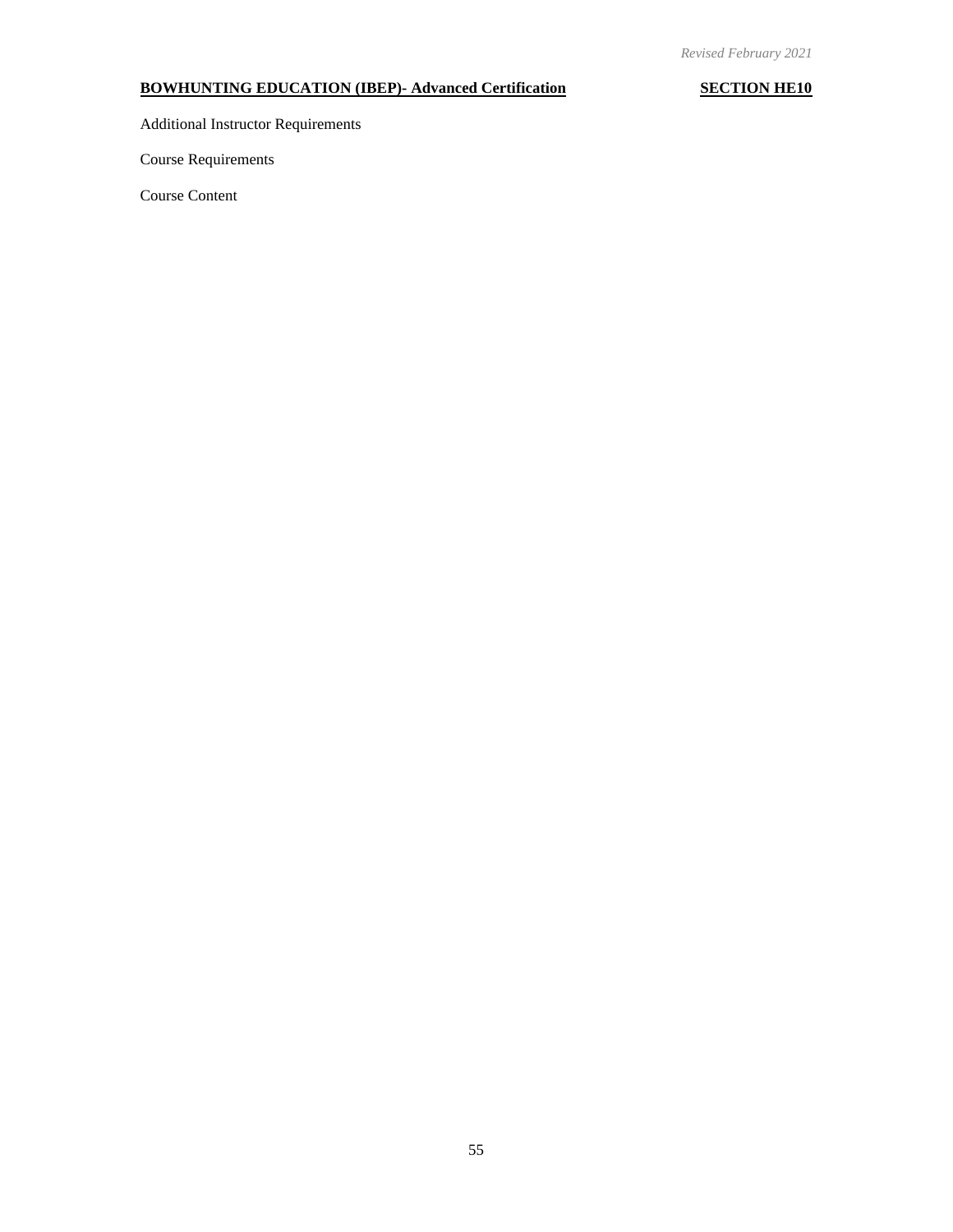**BOWHUNTING EDUCATION (IBEP)- Advanced Certification** **SECTION HE10**

Additional Instructor Requirements

Course Requirements

Course Content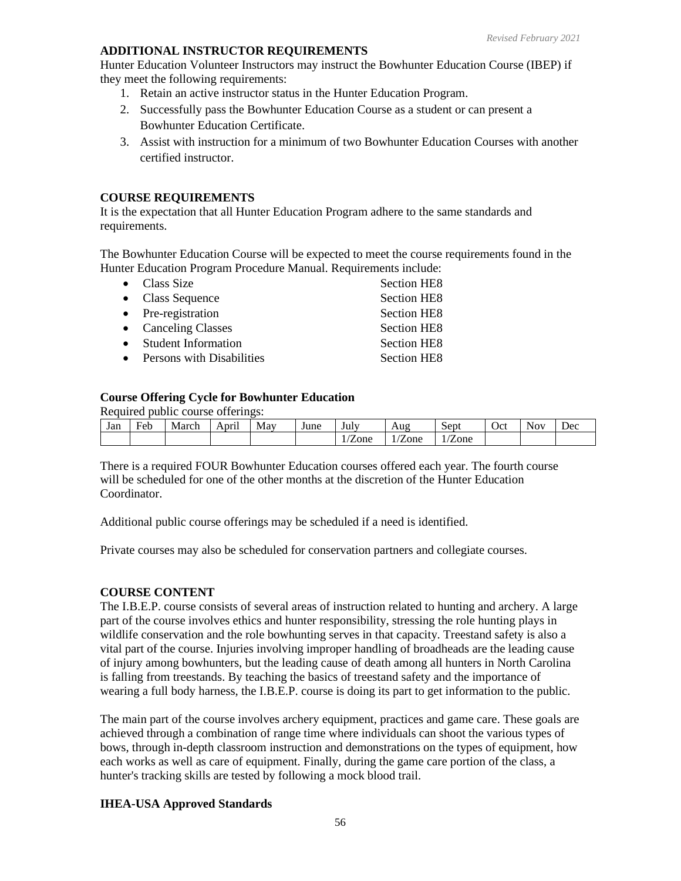*Revised February 2021*

**ADDITIONAL INSTRUCTOR REQUIREMENTS**

Hunter Education Volunteer Instructors may instruct the Bowhunter Education Course (IBEP) if they meet the following requirements:

1. Retain an active instructor status in the Hunter Education Program.
2. Successfully pass the Bowhunter Education Course as a student or can present a Bowhunter Education Certificate.
3. Assist with instruction for a minimum of two Bowhunter Education Courses with another certified instructor.

**COURSE REQUIREMENTS**

It is the expectation that all Hunter Education Program adhere to the same standards and requirements.

The Bowhunter Education Course will be expected to meet the course requirements found in the Hunter Education Program Procedure Manual. Requirements include:

- Class Size — Section HE8
- Class Sequence — Section HE8
- Pre-registration — Section HE8
- Canceling Classes — Section HE8
- Student Information — Section HE8
- Persons with Disabilities — Section HE8

**Course Offering Cycle for Bowhunter Education**

Required public course offerings:

| Jan | Feb | March | April | May | June | July | Aug | Sept | Oct | Nov | Dec |
|---|---|---|---|---|---|---|---|---|---|---|---|
| | | | | | | 1/Zone | 1/Zone | 1/Zone | | | |

There is a required FOUR Bowhunter Education courses offered each year. The fourth course will be scheduled for one of the other months at the discretion of the Hunter Education Coordinator.

Additional public course offerings may be scheduled if a need is identified.

Private courses may also be scheduled for conservation partners and collegiate courses.

**COURSE CONTENT**

The I.B.E.P. course consists of several areas of instruction related to hunting and archery. A large part of the course involves ethics and hunter responsibility, stressing the role hunting plays in wildlife conservation and the role bowhunting serves in that capacity. Treestand safety is also a vital part of the course. Injuries involving improper handling of broadheads are the leading cause of injury among bowhunters, but the leading cause of death among all hunters in North Carolina is falling from treestands. By teaching the basics of treestand safety and the importance of wearing a full body harness, the I.B.E.P. course is doing its part to get information to the public.

The main part of the course involves archery equipment, practices and game care. These goals are achieved through a combination of range time where individuals can shoot the various types of bows, through in-depth classroom instruction and demonstrations on the types of equipment, how each works as well as care of equipment. Finally, during the game care portion of the class, a hunter's tracking skills are tested by following a mock blood trail.

**IHEA-USA Approved Standards**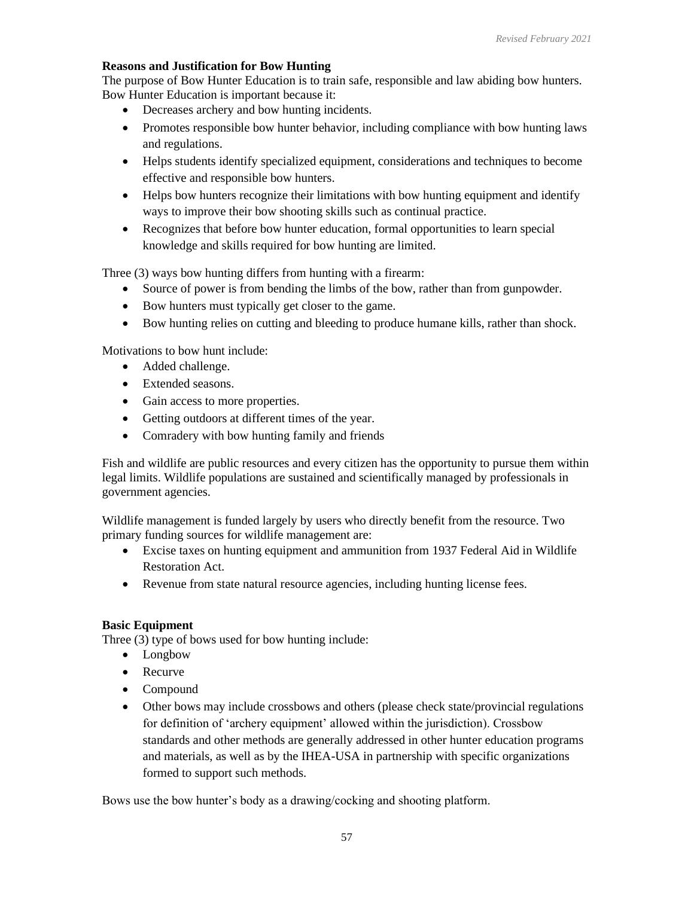**Reasons and Justification for Bow Hunting**

The purpose of Bow Hunter Education is to train safe, responsible and law abiding bow hunters. Bow Hunter Education is important because it:

- Decreases archery and bow hunting incidents.
- Promotes responsible bow hunter behavior, including compliance with bow hunting laws and regulations.
- Helps students identify specialized equipment, considerations and techniques to become effective and responsible bow hunters.
- Helps bow hunters recognize their limitations with bow hunting equipment and identify ways to improve their bow shooting skills such as continual practice.
- Recognizes that before bow hunter education, formal opportunities to learn special knowledge and skills required for bow hunting are limited.

Three (3) ways bow hunting differs from hunting with a firearm:

- Source of power is from bending the limbs of the bow, rather than from gunpowder.
- Bow hunters must typically get closer to the game.
- Bow hunting relies on cutting and bleeding to produce humane kills, rather than shock.

Motivations to bow hunt include:

- Added challenge.
- Extended seasons.
- Gain access to more properties.
- Getting outdoors at different times of the year.
- Comradery with bow hunting family and friends

Fish and wildlife are public resources and every citizen has the opportunity to pursue them within legal limits. Wildlife populations are sustained and scientifically managed by professionals in government agencies.

Wildlife management is funded largely by users who directly benefit from the resource. Two primary funding sources for wildlife management are:

- Excise taxes on hunting equipment and ammunition from 1937 Federal Aid in Wildlife Restoration Act.
- Revenue from state natural resource agencies, including hunting license fees.

**Basic Equipment**

Three (3) type of bows used for bow hunting include:

- Longbow
- Recurve
- Compound
- Other bows may include crossbows and others (please check state/provincial regulations for definition of 'archery equipment' allowed within the jurisdiction). Crossbow standards and other methods are generally addressed in other hunter education programs and materials, as well as by the IHEA-USA in partnership with specific organizations formed to support such methods.

Bows use the bow hunter's body as a drawing/cocking and shooting platform.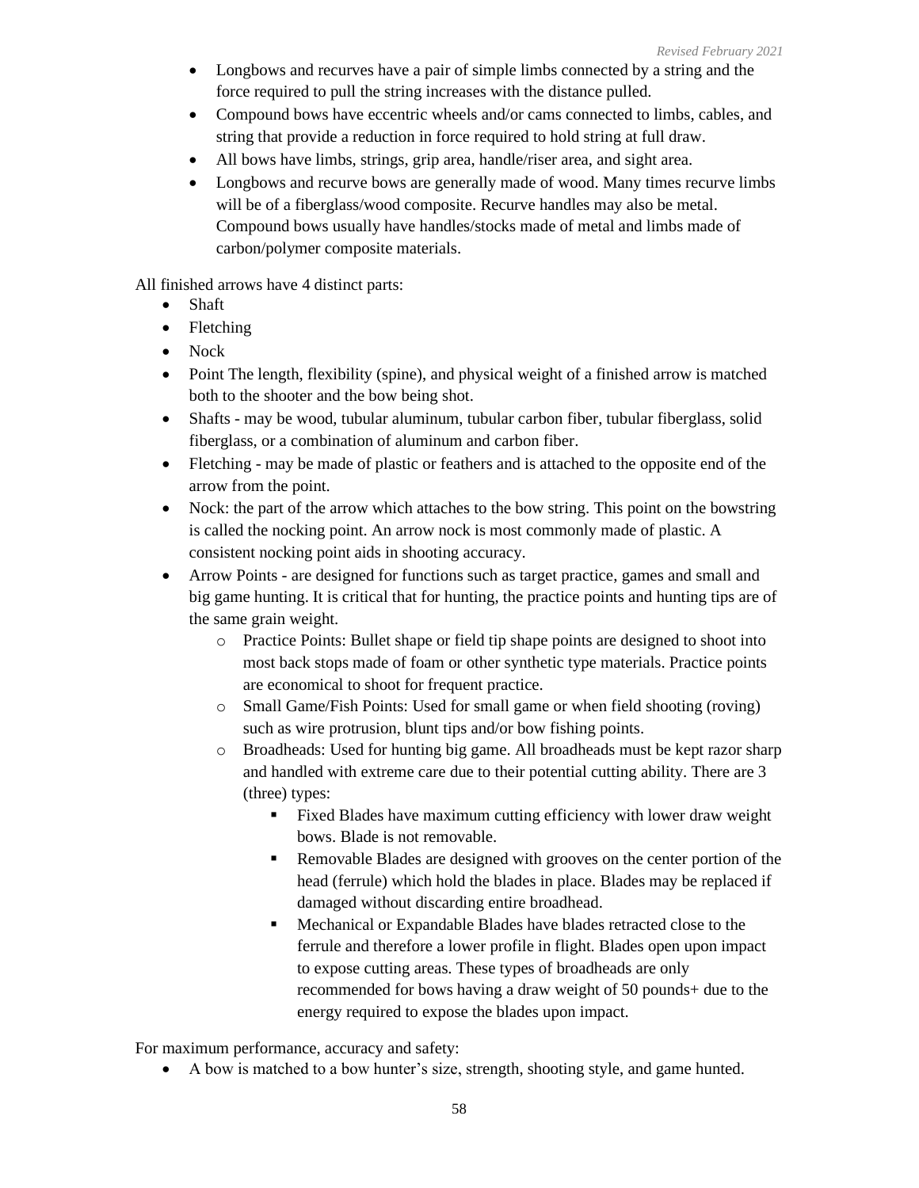- Longbows and recurves have a pair of simple limbs connected by a string and the force required to pull the string increases with the distance pulled.
- Compound bows have eccentric wheels and/or cams connected to limbs, cables, and string that provide a reduction in force required to hold string at full draw.
- All bows have limbs, strings, grip area, handle/riser area, and sight area.
- Longbows and recurve bows are generally made of wood. Many times recurve limbs will be of a fiberglass/wood composite. Recurve handles may also be metal. Compound bows usually have handles/stocks made of metal and limbs made of carbon/polymer composite materials.

All finished arrows have 4 distinct parts:

- Shaft
- Fletching
- Nock
- Point The length, flexibility (spine), and physical weight of a finished arrow is matched both to the shooter and the bow being shot.
- Shafts - may be wood, tubular aluminum, tubular carbon fiber, tubular fiberglass, solid fiberglass, or a combination of aluminum and carbon fiber.
- Fletching - may be made of plastic or feathers and is attached to the opposite end of the arrow from the point.
- Nock: the part of the arrow which attaches to the bow string. This point on the bowstring is called the nocking point. An arrow nock is most commonly made of plastic. A consistent nocking point aids in shooting accuracy.
- Arrow Points - are designed for functions such as target practice, games and small and big game hunting. It is critical that for hunting, the practice points and hunting tips are of the same grain weight.
    - Practice Points: Bullet shape or field tip shape points are designed to shoot into most back stops made of foam or other synthetic type materials. Practice points are economical to shoot for frequent practice.
    - Small Game/Fish Points: Used for small game or when field shooting (roving) such as wire protrusion, blunt tips and/or bow fishing points.
    - Broadheads: Used for hunting big game. All broadheads must be kept razor sharp and handled with extreme care due to their potential cutting ability. There are 3 (three) types:
        - Fixed Blades have maximum cutting efficiency with lower draw weight bows. Blade is not removable.
        - Removable Blades are designed with grooves on the center portion of the head (ferrule) which hold the blades in place. Blades may be replaced if damaged without discarding entire broadhead.
        - Mechanical or Expandable Blades have blades retracted close to the ferrule and therefore a lower profile in flight. Blades open upon impact to expose cutting areas. These types of broadheads are only recommended for bows having a draw weight of 50 pounds+ due to the energy required to expose the blades upon impact.

For maximum performance, accuracy and safety:

- A bow is matched to a bow hunter's size, strength, shooting style, and game hunted.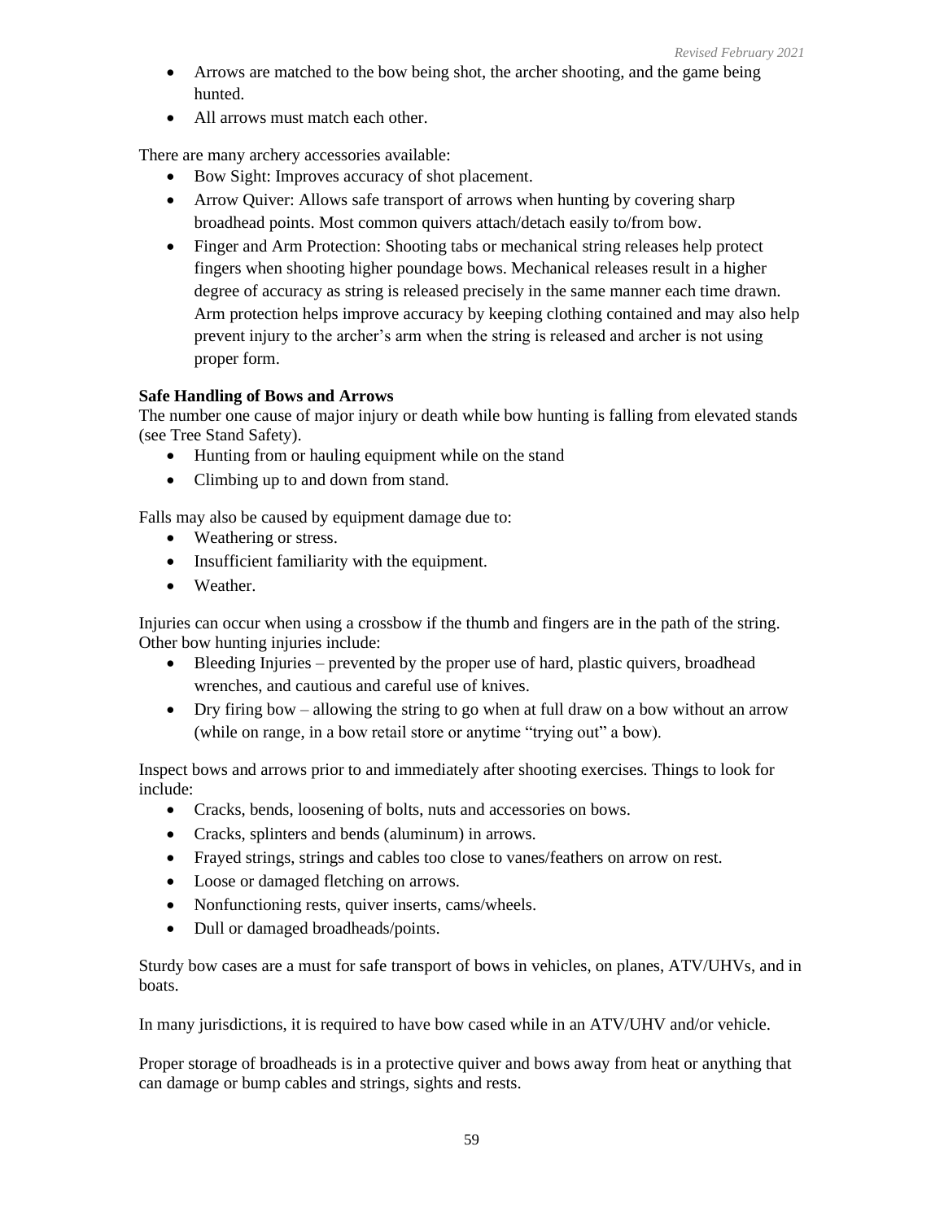- Arrows are matched to the bow being shot, the archer shooting, and the game being hunted.
- All arrows must match each other.

There are many archery accessories available:

- Bow Sight: Improves accuracy of shot placement.
- Arrow Quiver: Allows safe transport of arrows when hunting by covering sharp broadhead points. Most common quivers attach/detach easily to/from bow.
- Finger and Arm Protection: Shooting tabs or mechanical string releases help protect fingers when shooting higher poundage bows. Mechanical releases result in a higher degree of accuracy as string is released precisely in the same manner each time drawn. Arm protection helps improve accuracy by keeping clothing contained and may also help prevent injury to the archer's arm when the string is released and archer is not using proper form.

**Safe Handling of Bows and Arrows**

The number one cause of major injury or death while bow hunting is falling from elevated stands (see Tree Stand Safety).

- Hunting from or hauling equipment while on the stand
- Climbing up to and down from stand.

Falls may also be caused by equipment damage due to:

- Weathering or stress.
- Insufficient familiarity with the equipment.
- Weather.

Injuries can occur when using a crossbow if the thumb and fingers are in the path of the string. Other bow hunting injuries include:

- Bleeding Injuries – prevented by the proper use of hard, plastic quivers, broadhead wrenches, and cautious and careful use of knives.
- Dry firing bow – allowing the string to go when at full draw on a bow without an arrow (while on range, in a bow retail store or anytime "trying out" a bow).

Inspect bows and arrows prior to and immediately after shooting exercises. Things to look for include:

- Cracks, bends, loosening of bolts, nuts and accessories on bows.
- Cracks, splinters and bends (aluminum) in arrows.
- Frayed strings, strings and cables too close to vanes/feathers on arrow on rest.
- Loose or damaged fletching on arrows.
- Nonfunctioning rests, quiver inserts, cams/wheels.
- Dull or damaged broadheads/points.

Sturdy bow cases are a must for safe transport of bows in vehicles, on planes, ATV/UHVs, and in boats.

In many jurisdictions, it is required to have bow cased while in an ATV/UHV and/or vehicle.

Proper storage of broadheads is in a protective quiver and bows away from heat or anything that can damage or bump cables and strings, sights and rests.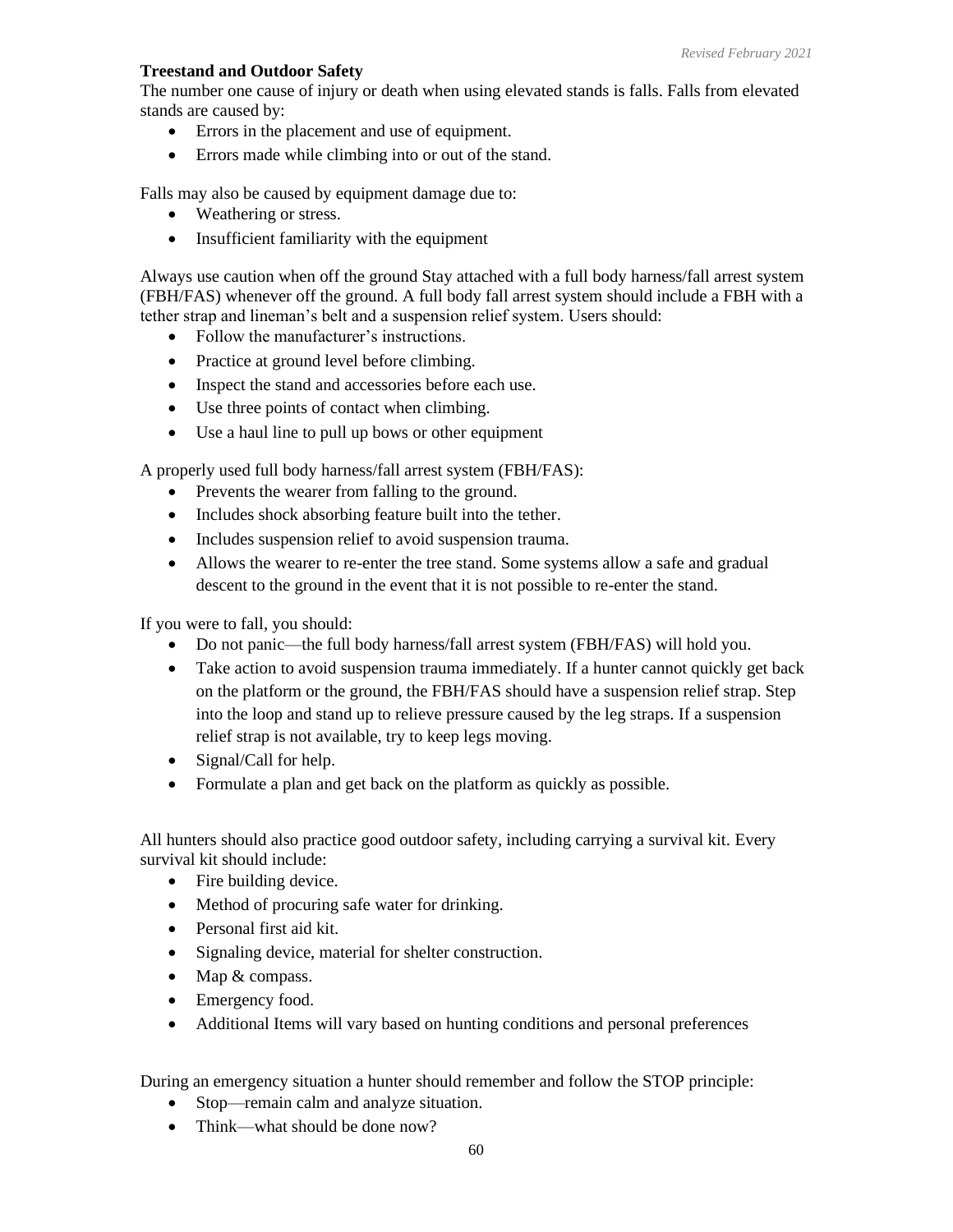**Treestand and Outdoor Safety**

The number one cause of injury or death when using elevated stands is falls. Falls from elevated stands are caused by:

- Errors in the placement and use of equipment.
- Errors made while climbing into or out of the stand.

Falls may also be caused by equipment damage due to:

- Weathering or stress.
- Insufficient familiarity with the equipment

Always use caution when off the ground Stay attached with a full body harness/fall arrest system (FBH/FAS) whenever off the ground. A full body fall arrest system should include a FBH with a tether strap and lineman's belt and a suspension relief system. Users should:

- Follow the manufacturer's instructions.
- Practice at ground level before climbing.
- Inspect the stand and accessories before each use.
- Use three points of contact when climbing.
- Use a haul line to pull up bows or other equipment

A properly used full body harness/fall arrest system (FBH/FAS):

- Prevents the wearer from falling to the ground.
- Includes shock absorbing feature built into the tether.
- Includes suspension relief to avoid suspension trauma.
- Allows the wearer to re-enter the tree stand. Some systems allow a safe and gradual descent to the ground in the event that it is not possible to re-enter the stand.

If you were to fall, you should:

- Do not panic—the full body harness/fall arrest system (FBH/FAS) will hold you.
- Take action to avoid suspension trauma immediately. If a hunter cannot quickly get back on the platform or the ground, the FBH/FAS should have a suspension relief strap. Step into the loop and stand up to relieve pressure caused by the leg straps. If a suspension relief strap is not available, try to keep legs moving.
- Signal/Call for help.
- Formulate a plan and get back on the platform as quickly as possible.

All hunters should also practice good outdoor safety, including carrying a survival kit. Every survival kit should include:

- Fire building device.
- Method of procuring safe water for drinking.
- Personal first aid kit.
- Signaling device, material for shelter construction.
- Map & compass.
- Emergency food.
- Additional Items will vary based on hunting conditions and personal preferences

During an emergency situation a hunter should remember and follow the STOP principle:

- Stop—remain calm and analyze situation.
- Think—what should be done now?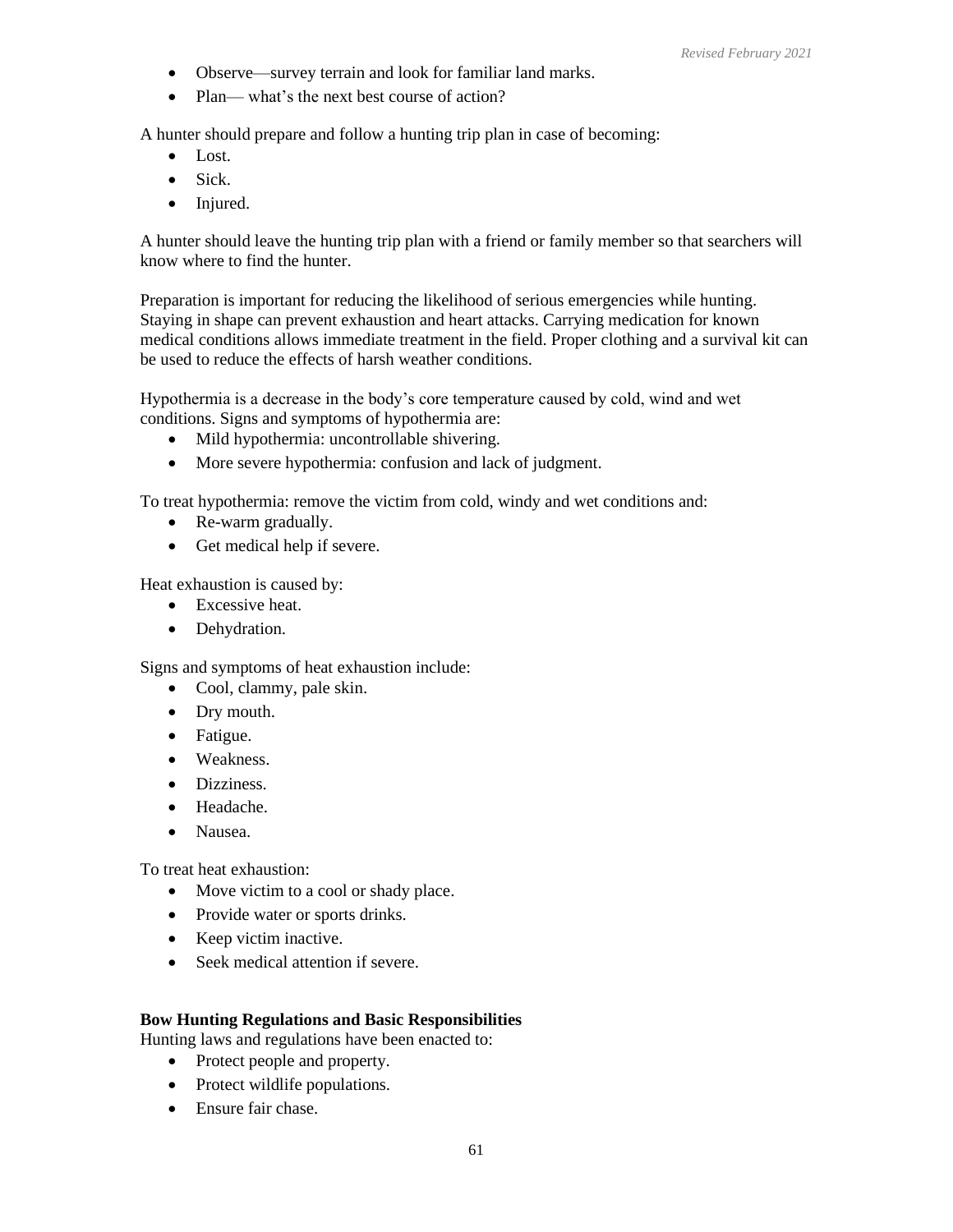- Observe—survey terrain and look for familiar land marks.
- Plan— what's the next best course of action?

A hunter should prepare and follow a hunting trip plan in case of becoming:

- Lost.
- Sick.
- Injured.

A hunter should leave the hunting trip plan with a friend or family member so that searchers will know where to find the hunter.

Preparation is important for reducing the likelihood of serious emergencies while hunting. Staying in shape can prevent exhaustion and heart attacks. Carrying medication for known medical conditions allows immediate treatment in the field. Proper clothing and a survival kit can be used to reduce the effects of harsh weather conditions.

Hypothermia is a decrease in the body's core temperature caused by cold, wind and wet conditions. Signs and symptoms of hypothermia are:

- Mild hypothermia: uncontrollable shivering.
- More severe hypothermia: confusion and lack of judgment.

To treat hypothermia: remove the victim from cold, windy and wet conditions and:

- Re-warm gradually.
- Get medical help if severe.

Heat exhaustion is caused by:

- Excessive heat.
- Dehydration.

Signs and symptoms of heat exhaustion include:

- Cool, clammy, pale skin.
- Dry mouth.
- Fatigue.
- Weakness.
- Dizziness.
- Headache.
- Nausea.

To treat heat exhaustion:

- Move victim to a cool or shady place.
- Provide water or sports drinks.
- Keep victim inactive.
- Seek medical attention if severe.

**Bow Hunting Regulations and Basic Responsibilities**

Hunting laws and regulations have been enacted to:

- Protect people and property.
- Protect wildlife populations.
- Ensure fair chase.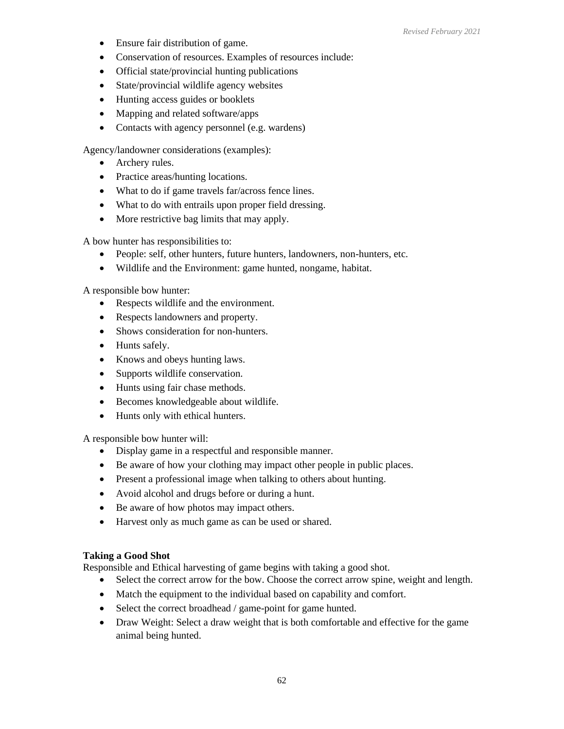- Ensure fair distribution of game.
- Conservation of resources. Examples of resources include:
- Official state/provincial hunting publications
- State/provincial wildlife agency websites
- Hunting access guides or booklets
- Mapping and related software/apps
- Contacts with agency personnel (e.g. wardens)

Agency/landowner considerations (examples):

- Archery rules.
- Practice areas/hunting locations.
- What to do if game travels far/across fence lines.
- What to do with entrails upon proper field dressing.
- More restrictive bag limits that may apply.

A bow hunter has responsibilities to:

- People: self, other hunters, future hunters, landowners, non-hunters, etc.
- Wildlife and the Environment: game hunted, nongame, habitat.

A responsible bow hunter:

- Respects wildlife and the environment.
- Respects landowners and property.
- Shows consideration for non-hunters.
- Hunts safely.
- Knows and obeys hunting laws.
- Supports wildlife conservation.
- Hunts using fair chase methods.
- Becomes knowledgeable about wildlife.
- Hunts only with ethical hunters.

A responsible bow hunter will:

- Display game in a respectful and responsible manner.
- Be aware of how your clothing may impact other people in public places.
- Present a professional image when talking to others about hunting.
- Avoid alcohol and drugs before or during a hunt.
- Be aware of how photos may impact others.
- Harvest only as much game as can be used or shared.

**Taking a Good Shot**

Responsible and Ethical harvesting of game begins with taking a good shot.

- Select the correct arrow for the bow. Choose the correct arrow spine, weight and length.
- Match the equipment to the individual based on capability and comfort.
- Select the correct broadhead / game-point for game hunted.
- Draw Weight: Select a draw weight that is both comfortable and effective for the game animal being hunted.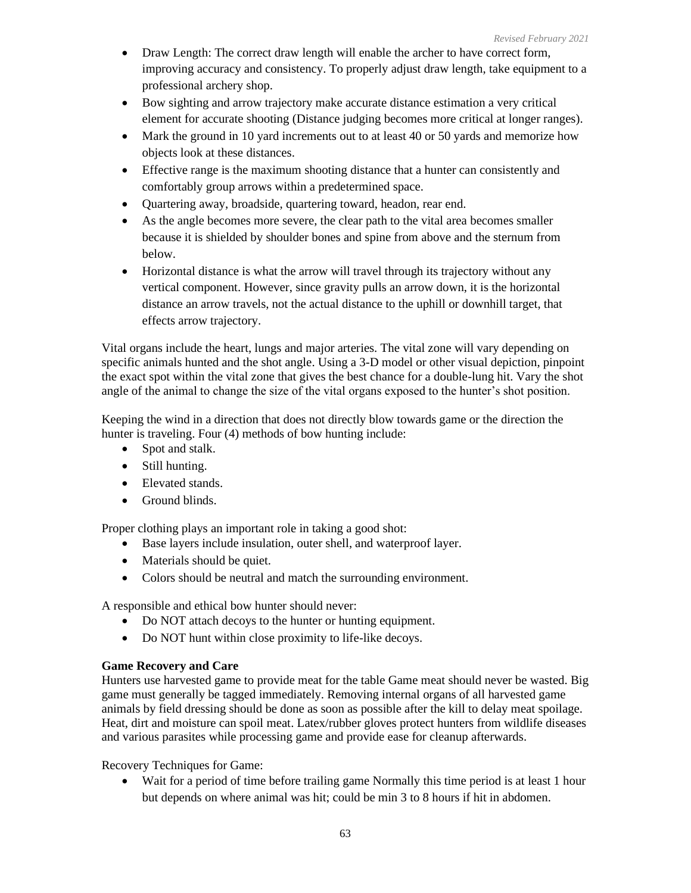- Draw Length: The correct draw length will enable the archer to have correct form, improving accuracy and consistency. To properly adjust draw length, take equipment to a professional archery shop.
- Bow sighting and arrow trajectory make accurate distance estimation a very critical element for accurate shooting (Distance judging becomes more critical at longer ranges).
- Mark the ground in 10 yard increments out to at least 40 or 50 yards and memorize how objects look at these distances.
- Effective range is the maximum shooting distance that a hunter can consistently and comfortably group arrows within a predetermined space.
- Quartering away, broadside, quartering toward, headon, rear end.
- As the angle becomes more severe, the clear path to the vital area becomes smaller because it is shielded by shoulder bones and spine from above and the sternum from below.
- Horizontal distance is what the arrow will travel through its trajectory without any vertical component. However, since gravity pulls an arrow down, it is the horizontal distance an arrow travels, not the actual distance to the uphill or downhill target, that effects arrow trajectory.

Vital organs include the heart, lungs and major arteries. The vital zone will vary depending on specific animals hunted and the shot angle. Using a 3-D model or other visual depiction, pinpoint the exact spot within the vital zone that gives the best chance for a double-lung hit. Vary the shot angle of the animal to change the size of the vital organs exposed to the hunter's shot position.

Keeping the wind in a direction that does not directly blow towards game or the direction the hunter is traveling. Four (4) methods of bow hunting include:

- Spot and stalk.
- Still hunting.
- Elevated stands.
- Ground blinds.

Proper clothing plays an important role in taking a good shot:

- Base layers include insulation, outer shell, and waterproof layer.
- Materials should be quiet.
- Colors should be neutral and match the surrounding environment.

A responsible and ethical bow hunter should never:

- Do NOT attach decoys to the hunter or hunting equipment.
- Do NOT hunt within close proximity to life-like decoys.

**Game Recovery and Care**

Hunters use harvested game to provide meat for the table Game meat should never be wasted. Big game must generally be tagged immediately. Removing internal organs of all harvested game animals by field dressing should be done as soon as possible after the kill to delay meat spoilage. Heat, dirt and moisture can spoil meat. Latex/rubber gloves protect hunters from wildlife diseases and various parasites while processing game and provide ease for cleanup afterwards.

Recovery Techniques for Game:

- Wait for a period of time before trailing game Normally this time period is at least 1 hour but depends on where animal was hit; could be min 3 to 8 hours if hit in abdomen.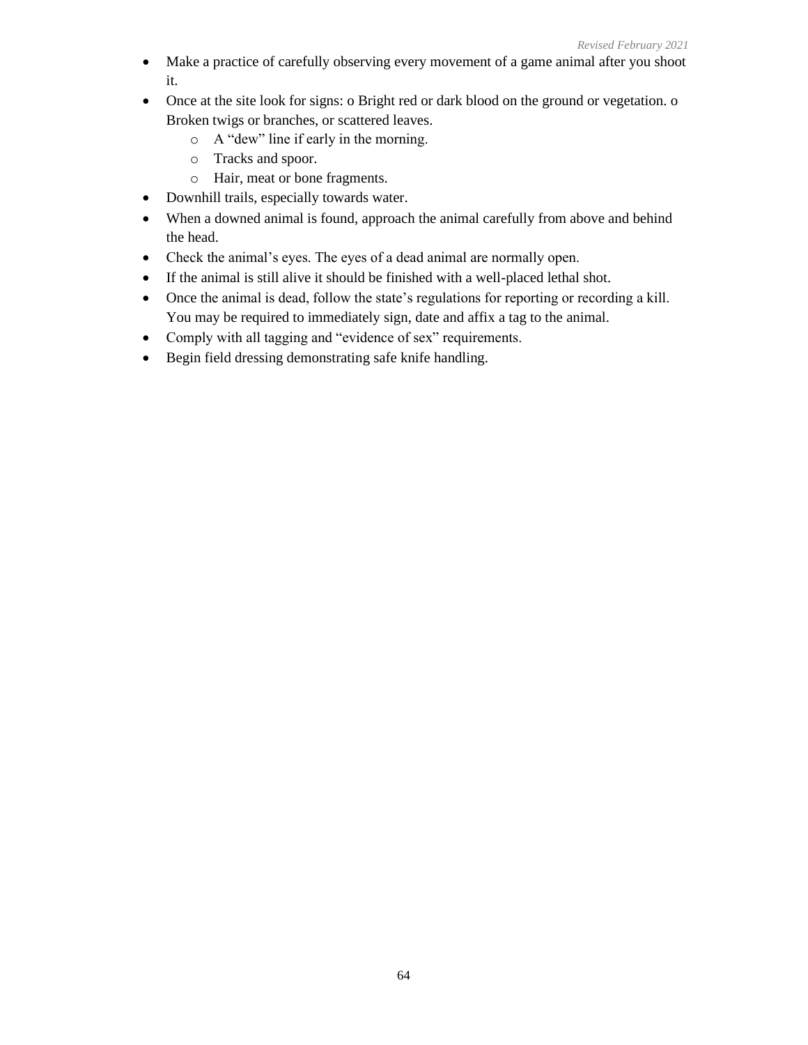- Make a practice of carefully observing every movement of a game animal after you shoot it.
- Once at the site look for signs: o Bright red or dark blood on the ground or vegetation. o Broken twigs or branches, or scattered leaves.
    - A "dew" line if early in the morning.
    - Tracks and spoor.
    - Hair, meat or bone fragments.
- Downhill trails, especially towards water.
- When a downed animal is found, approach the animal carefully from above and behind the head.
- Check the animal's eyes. The eyes of a dead animal are normally open.
- If the animal is still alive it should be finished with a well-placed lethal shot.
- Once the animal is dead, follow the state's regulations for reporting or recording a kill. You may be required to immediately sign, date and affix a tag to the animal.
- Comply with all tagging and "evidence of sex" requirements.
- Begin field dressing demonstrating safe knife handling.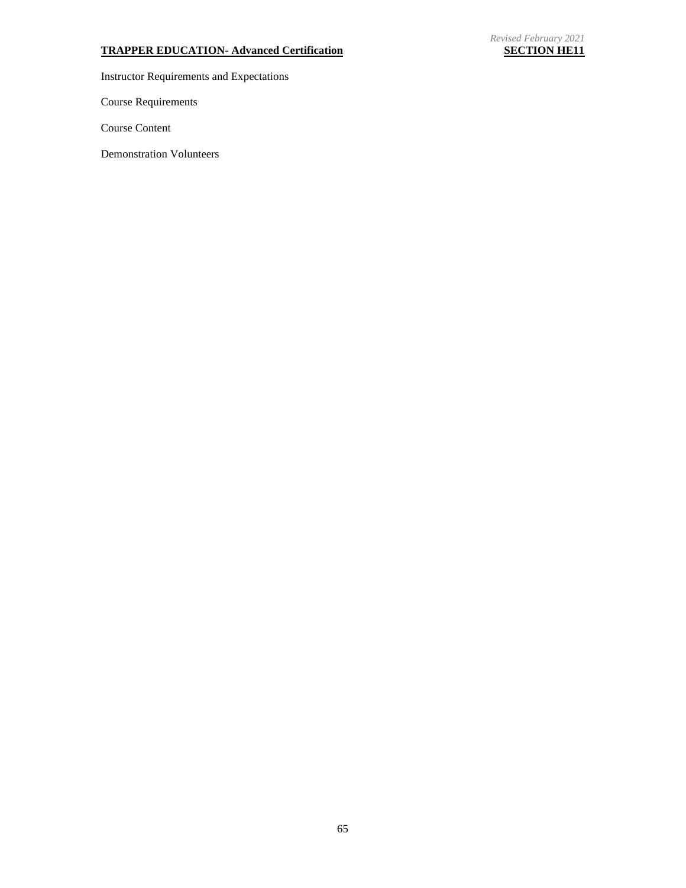## TRAPPER EDUCATION- Advanced Certification

*Revised February 2021*

**SECTION HE11**

Instructor Requirements and Expectations

Course Requirements

Course Content

Demonstration Volunteers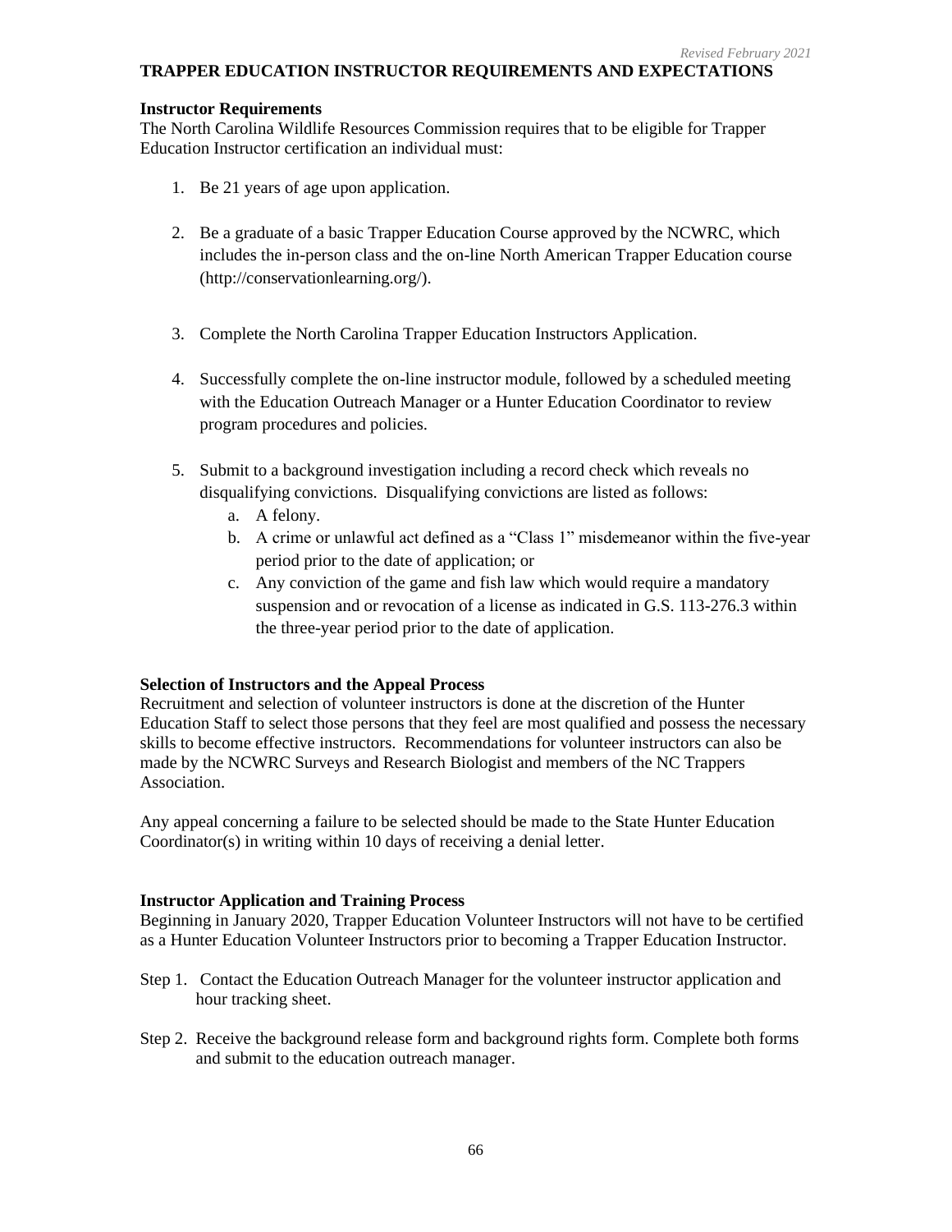*Revised February 2021*

# TRAPPER EDUCATION INSTRUCTOR REQUIREMENTS AND EXPECTATIONS

**Instructor Requirements**

The North Carolina Wildlife Resources Commission requires that to be eligible for Trapper Education Instructor certification an individual must:

1. Be 21 years of age upon application.

2. Be a graduate of a basic Trapper Education Course approved by the NCWRC, which includes the in-person class and the on-line North American Trapper Education course (http://conservationlearning.org/).

3. Complete the North Carolina Trapper Education Instructors Application.

4. Successfully complete the on-line instructor module, followed by a scheduled meeting with the Education Outreach Manager or a Hunter Education Coordinator to review program procedures and policies.

5. Submit to a background investigation including a record check which reveals no disqualifying convictions. Disqualifying convictions are listed as follows:
   a. A felony.
   b. A crime or unlawful act defined as a "Class 1" misdemeanor within the five-year period prior to the date of application; or
   c. Any conviction of the game and fish law which would require a mandatory suspension and or revocation of a license as indicated in G.S. 113-276.3 within the three-year period prior to the date of application.

**Selection of Instructors and the Appeal Process**

Recruitment and selection of volunteer instructors is done at the discretion of the Hunter Education Staff to select those persons that they feel are most qualified and possess the necessary skills to become effective instructors. Recommendations for volunteer instructors can also be made by the NCWRC Surveys and Research Biologist and members of the NC Trappers Association.

Any appeal concerning a failure to be selected should be made to the State Hunter Education Coordinator(s) in writing within 10 days of receiving a denial letter.

**Instructor Application and Training Process**

Beginning in January 2020, Trapper Education Volunteer Instructors will not have to be certified as a Hunter Education Volunteer Instructors prior to becoming a Trapper Education Instructor.

Step 1. Contact the Education Outreach Manager for the volunteer instructor application and hour tracking sheet.

Step 2. Receive the background release form and background rights form. Complete both forms and submit to the education outreach manager.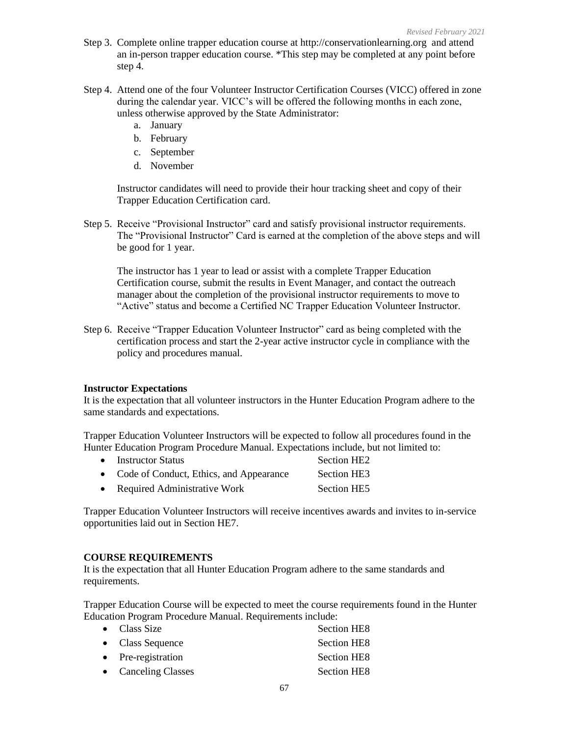Step 3. Complete online trapper education course at http://conservationlearning.org and attend an in-person trapper education course. *This step may be completed at any point before step 4.

Step 4. Attend one of the four Volunteer Instructor Certification Courses (VICC) offered in zone during the calendar year. VICC's will be offered the following months in each zone, unless otherwise approved by the State Administrator:

a. January
b. February
c. September
d. November

Instructor candidates will need to provide their hour tracking sheet and copy of their Trapper Education Certification card.

Step 5. Receive "Provisional Instructor" card and satisfy provisional instructor requirements. The "Provisional Instructor" Card is earned at the completion of the above steps and will be good for 1 year.

The instructor has 1 year to lead or assist with a complete Trapper Education Certification course, submit the results in Event Manager, and contact the outreach manager about the completion of the provisional instructor requirements to move to "Active" status and become a Certified NC Trapper Education Volunteer Instructor.

Step 6. Receive "Trapper Education Volunteer Instructor" card as being completed with the certification process and start the 2-year active instructor cycle in compliance with the policy and procedures manual.

**Instructor Expectations**

It is the expectation that all volunteer instructors in the Hunter Education Program adhere to the same standards and expectations.

Trapper Education Volunteer Instructors will be expected to follow all procedures found in the Hunter Education Program Procedure Manual. Expectations include, but not limited to:

- Instructor Status — Section HE2
- Code of Conduct, Ethics, and Appearance — Section HE3
- Required Administrative Work — Section HE5

Trapper Education Volunteer Instructors will receive incentives awards and invites to in-service opportunities laid out in Section HE7.

**COURSE REQUIREMENTS**

It is the expectation that all Hunter Education Program adhere to the same standards and requirements.

Trapper Education Course will be expected to meet the course requirements found in the Hunter Education Program Procedure Manual. Requirements include:

- Class Size — Section HE8
- Class Sequence — Section HE8
- Pre-registration — Section HE8
- Canceling Classes — Section HE8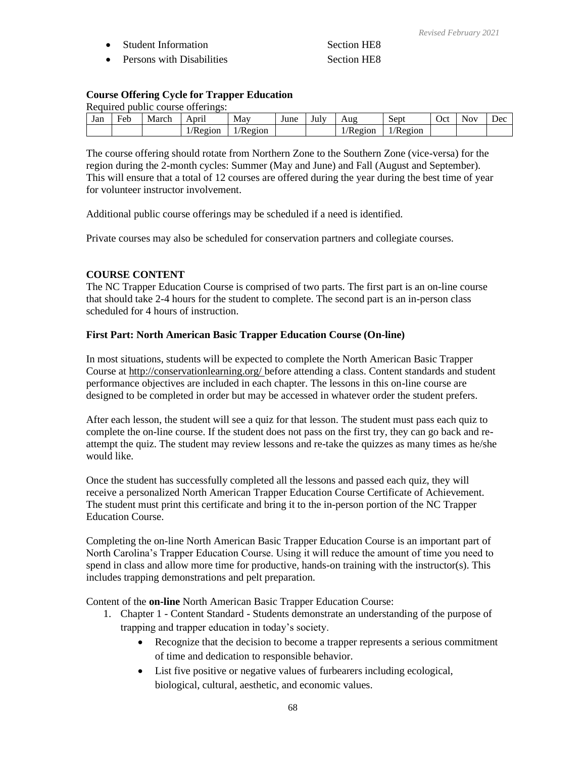- Student Information Section HE8
- Persons with Disabilities Section HE8

**Course Offering Cycle for Trapper Education**

Required public course offerings:

| Jan | Feb | March | April | May | June | July | Aug | Sept | Oct | Nov | Dec |
|---|---|---|---|---|---|---|---|---|---|---|---|
| | | | 1/Region | 1/Region | | | 1/Region | 1/Region | | | |

The course offering should rotate from Northern Zone to the Southern Zone (vice-versa) for the region during the 2-month cycles: Summer (May and June) and Fall (August and September). This will ensure that a total of 12 courses are offered during the year during the best time of year for volunteer instructor involvement.

Additional public course offerings may be scheduled if a need is identified.

Private courses may also be scheduled for conservation partners and collegiate courses.

**COURSE CONTENT**

The NC Trapper Education Course is comprised of two parts. The first part is an on-line course that should take 2-4 hours for the student to complete. The second part is an in-person class scheduled for 4 hours of instruction.

**First Part: North American Basic Trapper Education Course (On-line)**

In most situations, students will be expected to complete the North American Basic Trapper Course at http://conservationlearning.org/ before attending a class. Content standards and student performance objectives are included in each chapter. The lessons in this on-line course are designed to be completed in order but may be accessed in whatever order the student prefers.

After each lesson, the student will see a quiz for that lesson. The student must pass each quiz to complete the on-line course. If the student does not pass on the first try, they can go back and re-attempt the quiz. The student may review lessons and re-take the quizzes as many times as he/she would like.

Once the student has successfully completed all the lessons and passed each quiz, they will receive a personalized North American Trapper Education Course Certificate of Achievement. The student must print this certificate and bring it to the in-person portion of the NC Trapper Education Course.

Completing the on-line North American Basic Trapper Education Course is an important part of North Carolina's Trapper Education Course. Using it will reduce the amount of time you need to spend in class and allow more time for productive, hands-on training with the instructor(s). This includes trapping demonstrations and pelt preparation.

Content of the **on-line** North American Basic Trapper Education Course:

1. Chapter 1 - Content Standard - Students demonstrate an understanding of the purpose of trapping and trapper education in today's society.
    - Recognize that the decision to become a trapper represents a serious commitment of time and dedication to responsible behavior.
    - List five positive or negative values of furbearers including ecological, biological, cultural, aesthetic, and economic values.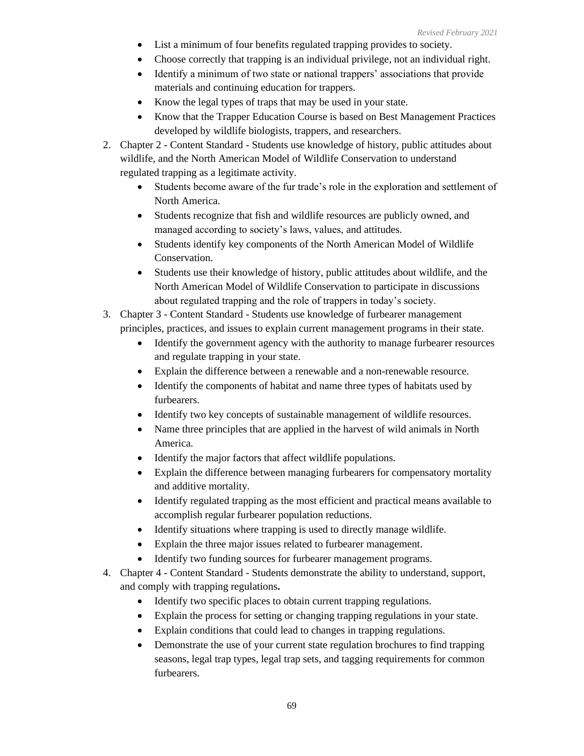- List a minimum of four benefits regulated trapping provides to society.
- Choose correctly that trapping is an individual privilege, not an individual right.
- Identify a minimum of two state or national trappers' associations that provide materials and continuing education for trappers.
- Know the legal types of traps that may be used in your state.
- Know that the Trapper Education Course is based on Best Management Practices developed by wildlife biologists, trappers, and researchers.

2. Chapter 2 - Content Standard - Students use knowledge of history, public attitudes about wildlife, and the North American Model of Wildlife Conservation to understand regulated trapping as a legitimate activity.
   - Students become aware of the fur trade's role in the exploration and settlement of North America.
   - Students recognize that fish and wildlife resources are publicly owned, and managed according to society's laws, values, and attitudes.
   - Students identify key components of the North American Model of Wildlife Conservation.
   - Students use their knowledge of history, public attitudes about wildlife, and the North American Model of Wildlife Conservation to participate in discussions about regulated trapping and the role of trappers in today's society.
3. Chapter 3 - Content Standard - Students use knowledge of furbearer management principles, practices, and issues to explain current management programs in their state.
   - Identify the government agency with the authority to manage furbearer resources and regulate trapping in your state.
   - Explain the difference between a renewable and a non-renewable resource.
   - Identify the components of habitat and name three types of habitats used by furbearers.
   - Identify two key concepts of sustainable management of wildlife resources.
   - Name three principles that are applied in the harvest of wild animals in North America.
   - Identify the major factors that affect wildlife populations.
   - Explain the difference between managing furbearers for compensatory mortality and additive mortality.
   - Identify regulated trapping as the most efficient and practical means available to accomplish regular furbearer population reductions.
   - Identify situations where trapping is used to directly manage wildlife.
   - Explain the three major issues related to furbearer management.
   - Identify two funding sources for furbearer management programs.
4. Chapter 4 - Content Standard - Students demonstrate the ability to understand, support, and comply with trapping regulations**.**
   - Identify two specific places to obtain current trapping regulations.
   - Explain the process for setting or changing trapping regulations in your state.
   - Explain conditions that could lead to changes in trapping regulations.
   - Demonstrate the use of your current state regulation brochures to find trapping seasons, legal trap types, legal trap sets, and tagging requirements for common furbearers.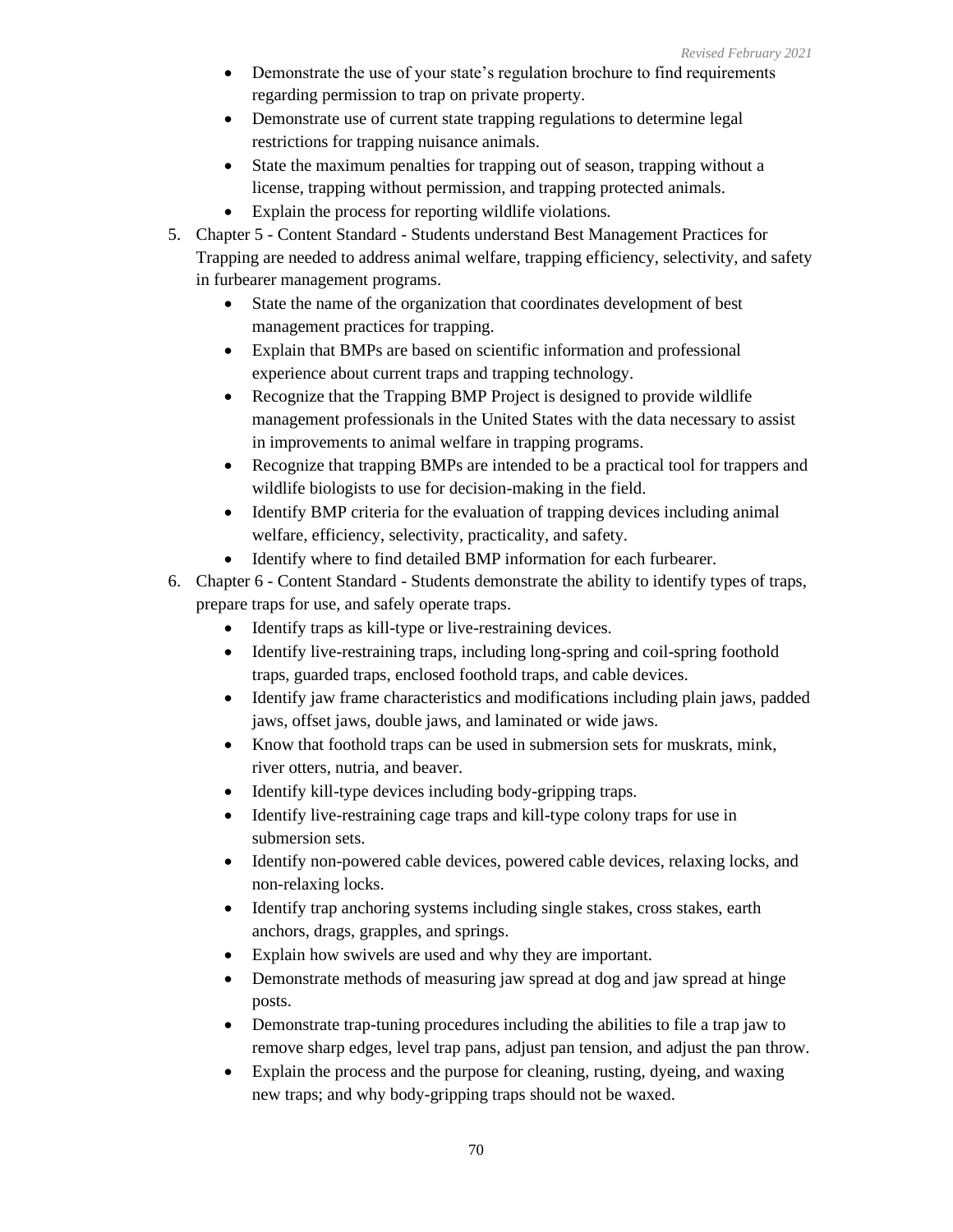- Demonstrate the use of your state's regulation brochure to find requirements regarding permission to trap on private property.
- Demonstrate use of current state trapping regulations to determine legal restrictions for trapping nuisance animals.
- State the maximum penalties for trapping out of season, trapping without a license, trapping without permission, and trapping protected animals.
- Explain the process for reporting wildlife violations.

5. Chapter 5 - Content Standard - Students understand Best Management Practices for Trapping are needed to address animal welfare, trapping efficiency, selectivity, and safety in furbearer management programs.
    - State the name of the organization that coordinates development of best management practices for trapping.
    - Explain that BMPs are based on scientific information and professional experience about current traps and trapping technology.
    - Recognize that the Trapping BMP Project is designed to provide wildlife management professionals in the United States with the data necessary to assist in improvements to animal welfare in trapping programs.
    - Recognize that trapping BMPs are intended to be a practical tool for trappers and wildlife biologists to use for decision-making in the field.
    - Identify BMP criteria for the evaluation of trapping devices including animal welfare, efficiency, selectivity, practicality, and safety.
    - Identify where to find detailed BMP information for each furbearer.
6. Chapter 6 - Content Standard - Students demonstrate the ability to identify types of traps, prepare traps for use, and safely operate traps.
    - Identify traps as kill-type or live-restraining devices.
    - Identify live-restraining traps, including long-spring and coil-spring foothold traps, guarded traps, enclosed foothold traps, and cable devices.
    - Identify jaw frame characteristics and modifications including plain jaws, padded jaws, offset jaws, double jaws, and laminated or wide jaws.
    - Know that foothold traps can be used in submersion sets for muskrats, mink, river otters, nutria, and beaver.
    - Identify kill-type devices including body-gripping traps.
    - Identify live-restraining cage traps and kill-type colony traps for use in submersion sets.
    - Identify non-powered cable devices, powered cable devices, relaxing locks, and non-relaxing locks.
    - Identify trap anchoring systems including single stakes, cross stakes, earth anchors, drags, grapples, and springs.
    - Explain how swivels are used and why they are important.
    - Demonstrate methods of measuring jaw spread at dog and jaw spread at hinge posts.
    - Demonstrate trap-tuning procedures including the abilities to file a trap jaw to remove sharp edges, level trap pans, adjust pan tension, and adjust the pan throw.
    - Explain the process and the purpose for cleaning, rusting, dyeing, and waxing new traps; and why body-gripping traps should not be waxed.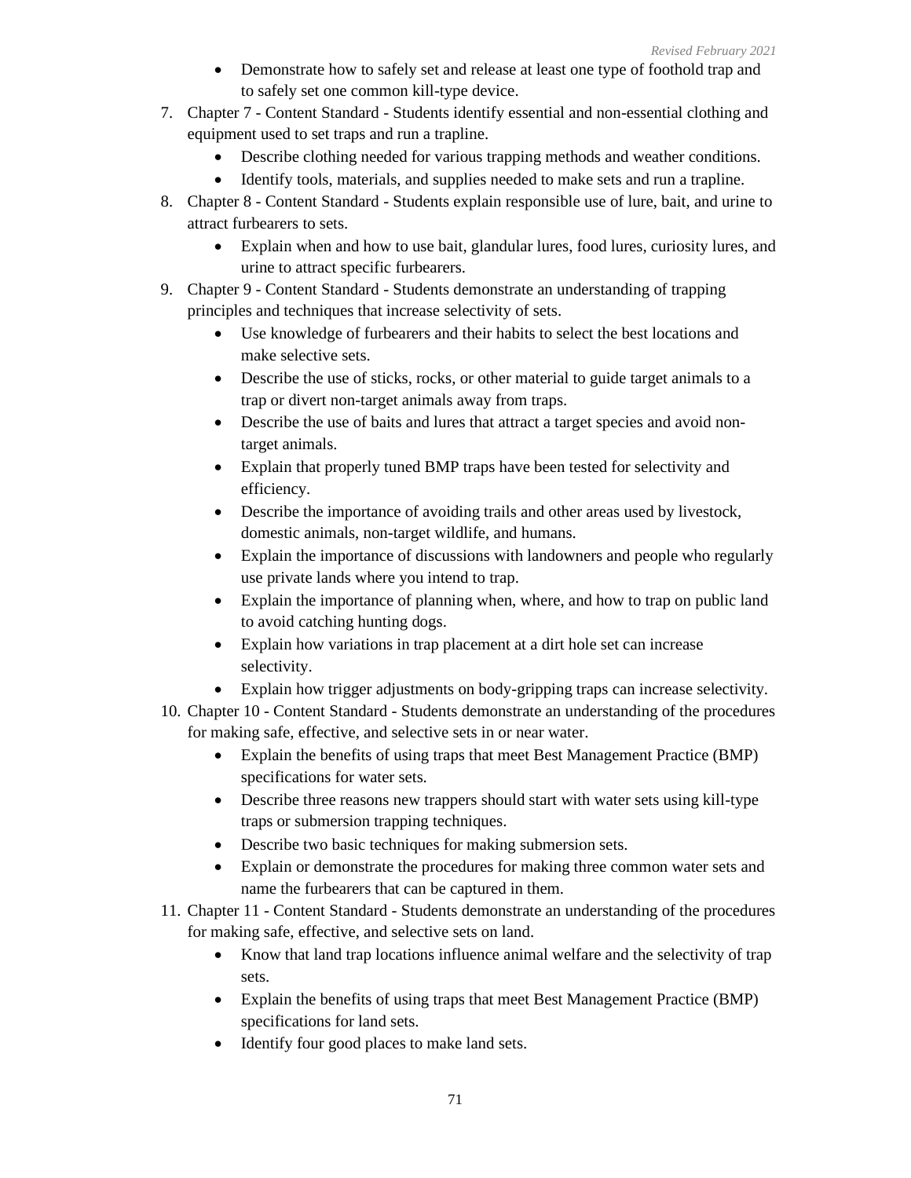- Demonstrate how to safely set and release at least one type of foothold trap and to safely set one common kill-type device.

7. Chapter 7 - Content Standard - Students identify essential and non-essential clothing and equipment used to set traps and run a trapline.
    - Describe clothing needed for various trapping methods and weather conditions.
    - Identify tools, materials, and supplies needed to make sets and run a trapline.
8. Chapter 8 - Content Standard - Students explain responsible use of lure, bait, and urine to attract furbearers to sets.
    - Explain when and how to use bait, glandular lures, food lures, curiosity lures, and urine to attract specific furbearers.
9. Chapter 9 - Content Standard - Students demonstrate an understanding of trapping principles and techniques that increase selectivity of sets.
    - Use knowledge of furbearers and their habits to select the best locations and make selective sets.
    - Describe the use of sticks, rocks, or other material to guide target animals to a trap or divert non-target animals away from traps.
    - Describe the use of baits and lures that attract a target species and avoid non-target animals.
    - Explain that properly tuned BMP traps have been tested for selectivity and efficiency.
    - Describe the importance of avoiding trails and other areas used by livestock, domestic animals, non-target wildlife, and humans.
    - Explain the importance of discussions with landowners and people who regularly use private lands where you intend to trap.
    - Explain the importance of planning when, where, and how to trap on public land to avoid catching hunting dogs.
    - Explain how variations in trap placement at a dirt hole set can increase selectivity.
    - Explain how trigger adjustments on body-gripping traps can increase selectivity.
10. Chapter 10 - Content Standard - Students demonstrate an understanding of the procedures for making safe, effective, and selective sets in or near water.
    - Explain the benefits of using traps that meet Best Management Practice (BMP) specifications for water sets.
    - Describe three reasons new trappers should start with water sets using kill-type traps or submersion trapping techniques.
    - Describe two basic techniques for making submersion sets.
    - Explain or demonstrate the procedures for making three common water sets and name the furbearers that can be captured in them.
11. Chapter 11 - Content Standard - Students demonstrate an understanding of the procedures for making safe, effective, and selective sets on land.
    - Know that land trap locations influence animal welfare and the selectivity of trap sets.
    - Explain the benefits of using traps that meet Best Management Practice (BMP) specifications for land sets.
    - Identify four good places to make land sets.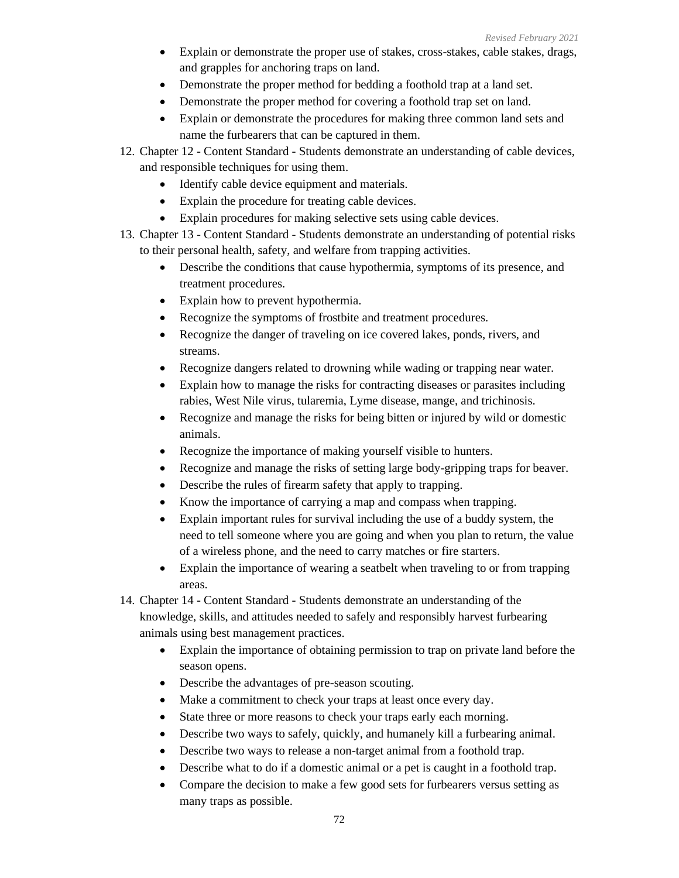- Explain or demonstrate the proper use of stakes, cross-stakes, cable stakes, drags, and grapples for anchoring traps on land.
- Demonstrate the proper method for bedding a foothold trap at a land set.
- Demonstrate the proper method for covering a foothold trap set on land.
- Explain or demonstrate the procedures for making three common land sets and name the furbearers that can be captured in them.

12. Chapter 12 - Content Standard - Students demonstrate an understanding of cable devices, and responsible techniques for using them.
    - Identify cable device equipment and materials.
    - Explain the procedure for treating cable devices.
    - Explain procedures for making selective sets using cable devices.
13. Chapter 13 - Content Standard - Students demonstrate an understanding of potential risks to their personal health, safety, and welfare from trapping activities.
    - Describe the conditions that cause hypothermia, symptoms of its presence, and treatment procedures.
    - Explain how to prevent hypothermia.
    - Recognize the symptoms of frostbite and treatment procedures.
    - Recognize the danger of traveling on ice covered lakes, ponds, rivers, and streams.
    - Recognize dangers related to drowning while wading or trapping near water.
    - Explain how to manage the risks for contracting diseases or parasites including rabies, West Nile virus, tularemia, Lyme disease, mange, and trichinosis.
    - Recognize and manage the risks for being bitten or injured by wild or domestic animals.
    - Recognize the importance of making yourself visible to hunters.
    - Recognize and manage the risks of setting large body-gripping traps for beaver.
    - Describe the rules of firearm safety that apply to trapping.
    - Know the importance of carrying a map and compass when trapping.
    - Explain important rules for survival including the use of a buddy system, the need to tell someone where you are going and when you plan to return, the value of a wireless phone, and the need to carry matches or fire starters.
    - Explain the importance of wearing a seatbelt when traveling to or from trapping areas.
14. Chapter 14 - Content Standard - Students demonstrate an understanding of the knowledge, skills, and attitudes needed to safely and responsibly harvest furbearing animals using best management practices.
    - Explain the importance of obtaining permission to trap on private land before the season opens.
    - Describe the advantages of pre-season scouting.
    - Make a commitment to check your traps at least once every day.
    - State three or more reasons to check your traps early each morning.
    - Describe two ways to safely, quickly, and humanely kill a furbearing animal.
    - Describe two ways to release a non-target animal from a foothold trap.
    - Describe what to do if a domestic animal or a pet is caught in a foothold trap.
    - Compare the decision to make a few good sets for furbearers versus setting as many traps as possible.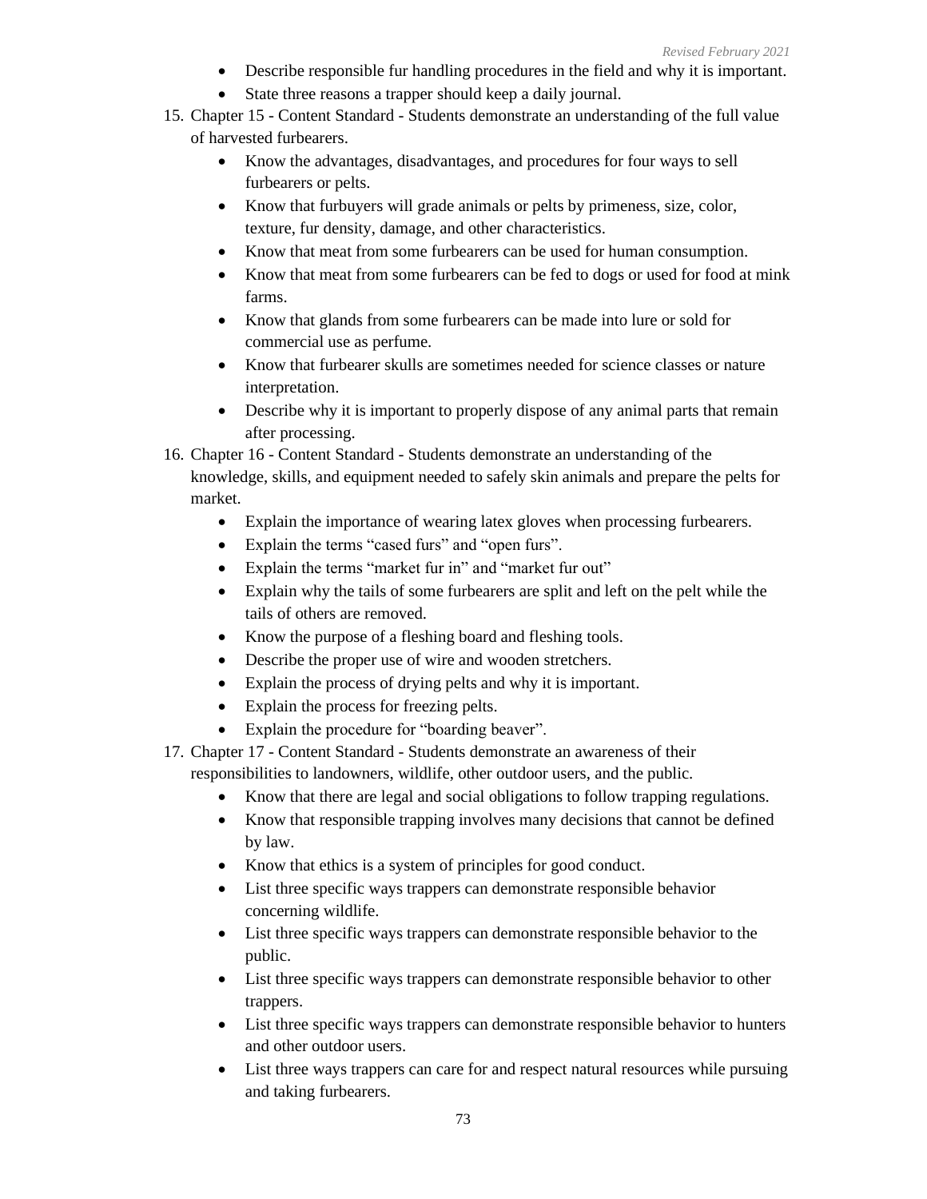- Describe responsible fur handling procedures in the field and why it is important.
- State three reasons a trapper should keep a daily journal.

15. Chapter 15 - Content Standard - Students demonstrate an understanding of the full value of harvested furbearers.
    - Know the advantages, disadvantages, and procedures for four ways to sell furbearers or pelts.
    - Know that furbuyers will grade animals or pelts by primeness, size, color, texture, fur density, damage, and other characteristics.
    - Know that meat from some furbearers can be used for human consumption.
    - Know that meat from some furbearers can be fed to dogs or used for food at mink farms.
    - Know that glands from some furbearers can be made into lure or sold for commercial use as perfume.
    - Know that furbearer skulls are sometimes needed for science classes or nature interpretation.
    - Describe why it is important to properly dispose of any animal parts that remain after processing.
16. Chapter 16 - Content Standard - Students demonstrate an understanding of the knowledge, skills, and equipment needed to safely skin animals and prepare the pelts for market.
    - Explain the importance of wearing latex gloves when processing furbearers.
    - Explain the terms "cased furs" and "open furs".
    - Explain the terms "market fur in" and "market fur out"
    - Explain why the tails of some furbearers are split and left on the pelt while the tails of others are removed.
    - Know the purpose of a fleshing board and fleshing tools.
    - Describe the proper use of wire and wooden stretchers.
    - Explain the process of drying pelts and why it is important.
    - Explain the process for freezing pelts.
    - Explain the procedure for "boarding beaver".
17. Chapter 17 - Content Standard - Students demonstrate an awareness of their responsibilities to landowners, wildlife, other outdoor users, and the public.
    - Know that there are legal and social obligations to follow trapping regulations.
    - Know that responsible trapping involves many decisions that cannot be defined by law.
    - Know that ethics is a system of principles for good conduct.
    - List three specific ways trappers can demonstrate responsible behavior concerning wildlife.
    - List three specific ways trappers can demonstrate responsible behavior to the public.
    - List three specific ways trappers can demonstrate responsible behavior to other trappers.
    - List three specific ways trappers can demonstrate responsible behavior to hunters and other outdoor users.
    - List three ways trappers can care for and respect natural resources while pursuing and taking furbearers.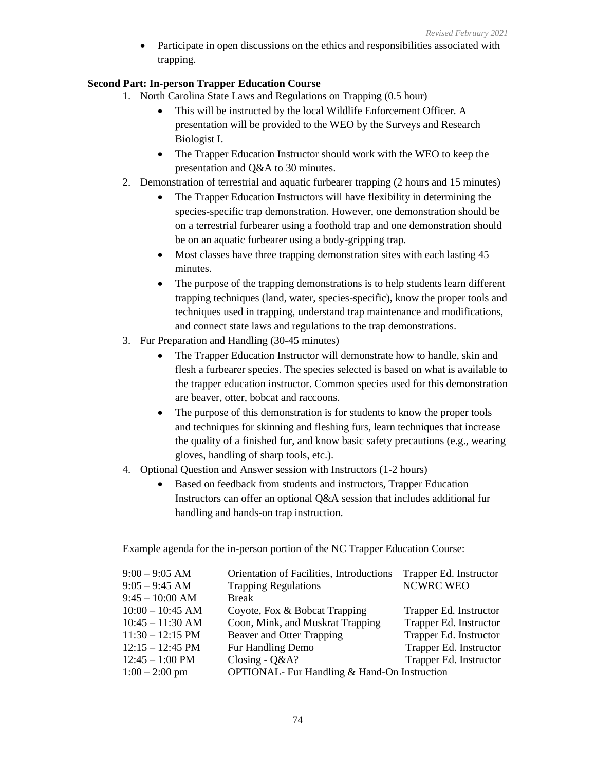- Participate in open discussions on the ethics and responsibilities associated with trapping.

**Second Part: In-person Trapper Education Course**

1. North Carolina State Laws and Regulations on Trapping (0.5 hour)
   - This will be instructed by the local Wildlife Enforcement Officer. A presentation will be provided to the WEO by the Surveys and Research Biologist I.
   - The Trapper Education Instructor should work with the WEO to keep the presentation and Q&A to 30 minutes.
2. Demonstration of terrestrial and aquatic furbearer trapping (2 hours and 15 minutes)
   - The Trapper Education Instructors will have flexibility in determining the species-specific trap demonstration. However, one demonstration should be on a terrestrial furbearer using a foothold trap and one demonstration should be on an aquatic furbearer using a body-gripping trap.
   - Most classes have three trapping demonstration sites with each lasting 45 minutes.
   - The purpose of the trapping demonstrations is to help students learn different trapping techniques (land, water, species-specific), know the proper tools and techniques used in trapping, understand trap maintenance and modifications, and connect state laws and regulations to the trap demonstrations.
3. Fur Preparation and Handling (30-45 minutes)
   - The Trapper Education Instructor will demonstrate how to handle, skin and flesh a furbearer species. The species selected is based on what is available to the trapper education instructor. Common species used for this demonstration are beaver, otter, bobcat and raccoons.
   - The purpose of this demonstration is for students to know the proper tools and techniques for skinning and fleshing furs, learn techniques that increase the quality of a finished fur, and know basic safety precautions (e.g., wearing gloves, handling of sharp tools, etc.).
4. Optional Question and Answer session with Instructors (1-2 hours)
   - Based on feedback from students and instructors, Trapper Education Instructors can offer an optional Q&A session that includes additional fur handling and hands-on trap instruction.

Example agenda for the in-person portion of the NC Trapper Education Course:

| | | |
|---|---|---|
| 9:00 – 9:05 AM | Orientation of Facilities, Introductions | Trapper Ed. Instructor |
| 9:05 – 9:45 AM | Trapping Regulations | NCWRC WEO |
| 9:45 – 10:00 AM | Break | |
| 10:00 – 10:45 AM | Coyote, Fox & Bobcat Trapping | Trapper Ed. Instructor |
| 10:45 – 11:30 AM | Coon, Mink, and Muskrat Trapping | Trapper Ed. Instructor |
| 11:30 – 12:15 PM | Beaver and Otter Trapping | Trapper Ed. Instructor |
| 12:15 – 12:45 PM | Fur Handling Demo | Trapper Ed. Instructor |
| 12:45 – 1:00 PM | Closing - Q&A? | Trapper Ed. Instructor |
| 1:00 – 2:00 pm | OPTIONAL- Fur Handling & Hand-On Instruction | |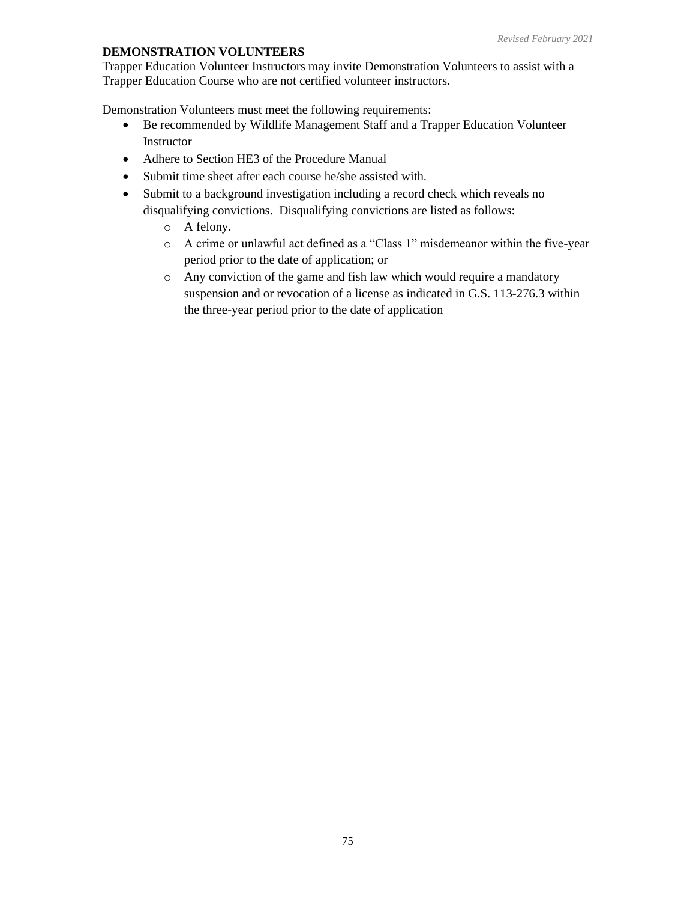## DEMONSTRATION VOLUNTEERS

Trapper Education Volunteer Instructors may invite Demonstration Volunteers to assist with a Trapper Education Course who are not certified volunteer instructors.

Demonstration Volunteers must meet the following requirements:

- Be recommended by Wildlife Management Staff and a Trapper Education Volunteer Instructor
- Adhere to Section HE3 of the Procedure Manual
- Submit time sheet after each course he/she assisted with.
- Submit to a background investigation including a record check which reveals no disqualifying convictions. Disqualifying convictions are listed as follows:
  - A felony.
  - A crime or unlawful act defined as a "Class 1" misdemeanor within the five-year period prior to the date of application; or
  - Any conviction of the game and fish law which would require a mandatory suspension and or revocation of a license as indicated in G.S. 113-276.3 within the three-year period prior to the date of application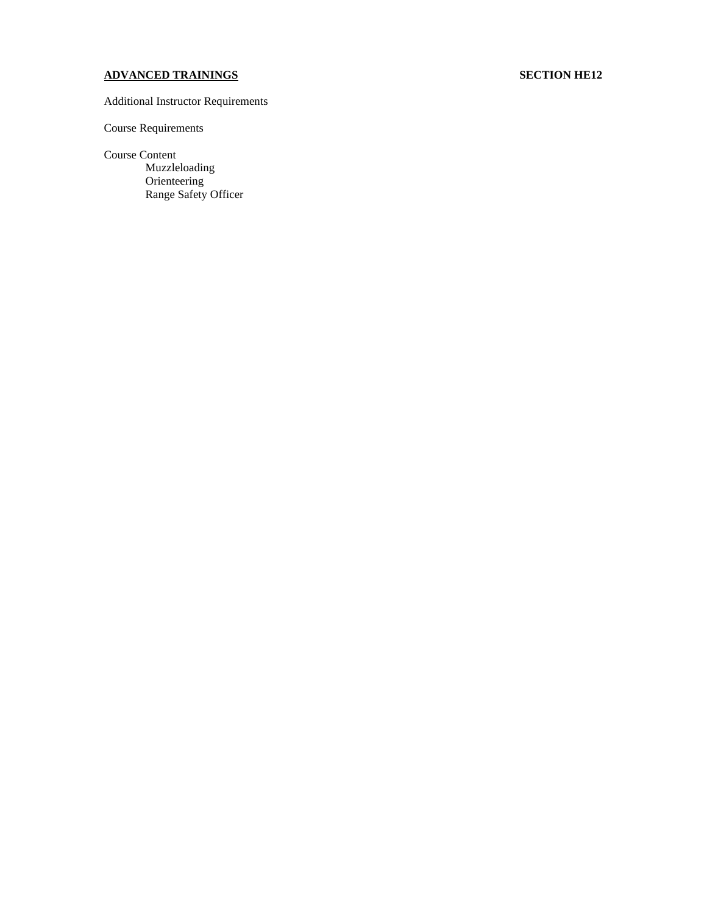**ADVANCED TRAININGS** **SECTION HE12**

Additional Instructor Requirements

Course Requirements

Course Content

- Muzzleloading
- Orienteering
- Range Safety Officer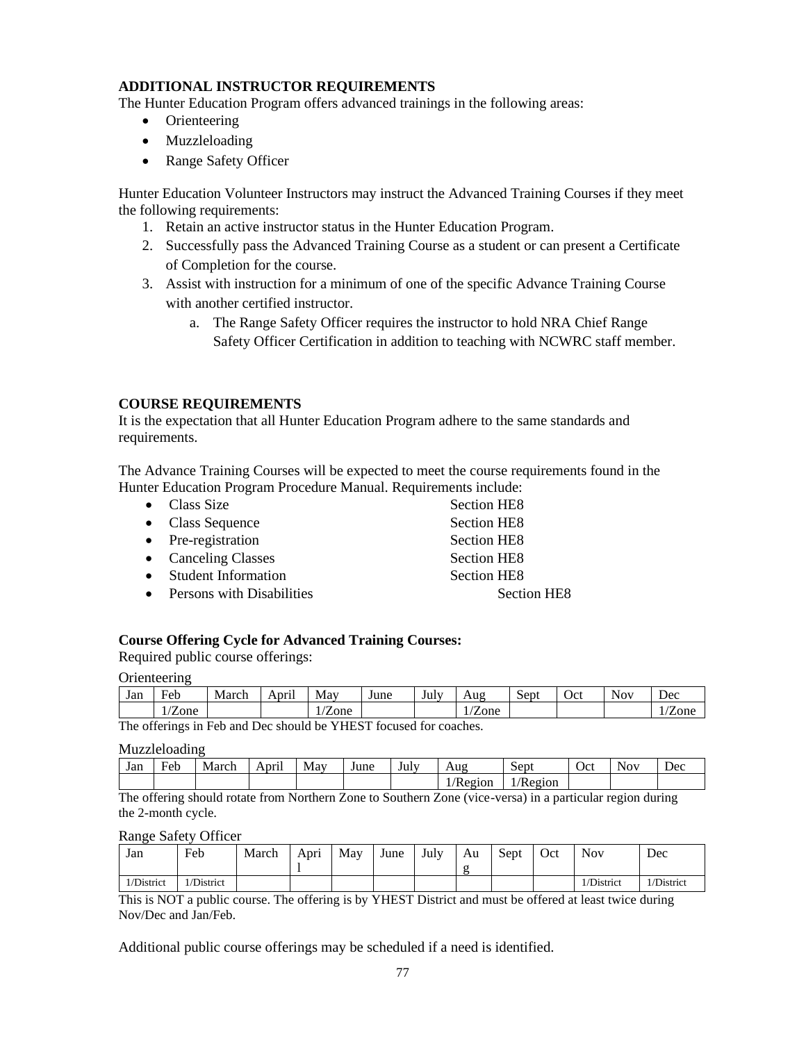### ADDITIONAL INSTRUCTOR REQUIREMENTS

The Hunter Education Program offers advanced trainings in the following areas:

- Orienteering
- Muzzleloading
- Range Safety Officer

Hunter Education Volunteer Instructors may instruct the Advanced Training Courses if they meet the following requirements:

1. Retain an active instructor status in the Hunter Education Program.
2. Successfully pass the Advanced Training Course as a student or can present a Certificate of Completion for the course.
3. Assist with instruction for a minimum of one of the specific Advance Training Course with another certified instructor.
   a. The Range Safety Officer requires the instructor to hold NRA Chief Range Safety Officer Certification in addition to teaching with NCWRC staff member.

### COURSE REQUIREMENTS

It is the expectation that all Hunter Education Program adhere to the same standards and requirements.

The Advance Training Courses will be expected to meet the course requirements found in the Hunter Education Program Procedure Manual. Requirements include:

- Class Size — Section HE8
- Class Sequence — Section HE8
- Pre-registration — Section HE8
- Canceling Classes — Section HE8
- Student Information — Section HE8
- Persons with Disabilities — Section HE8

**Course Offering Cycle for Advanced Training Courses:**

Required public course offerings:

Orienteering

| Jan | Feb | March | April | May | June | July | Aug | Sept | Oct | Nov | Dec |
|---|---|---|---|---|---|---|---|---|---|---|---|
| | 1/Zone | | | 1/Zone | | | 1/Zone | | | | 1/Zone |

The offerings in Feb and Dec should be YHEST focused for coaches.

Muzzleloading

| Jan | Feb | March | April | May | June | July | Aug | Sept | Oct | Nov | Dec |
|---|---|---|---|---|---|---|---|---|---|---|---|
| | | | | | | | 1/Region | 1/Region | | | |

The offering should rotate from Northern Zone to Southern Zone (vice-versa) in a particular region during the 2-month cycle.

Range Safety Officer

| Jan | Feb | March | April | May | June | July | Aug | Sept | Oct | Nov | Dec |
|---|---|---|---|---|---|---|---|---|---|---|---|
| 1/District | 1/District | | | | | | | | | 1/District | 1/District |

This is NOT a public course. The offering is by YHEST District and must be offered at least twice during Nov/Dec and Jan/Feb.

Additional public course offerings may be scheduled if a need is identified.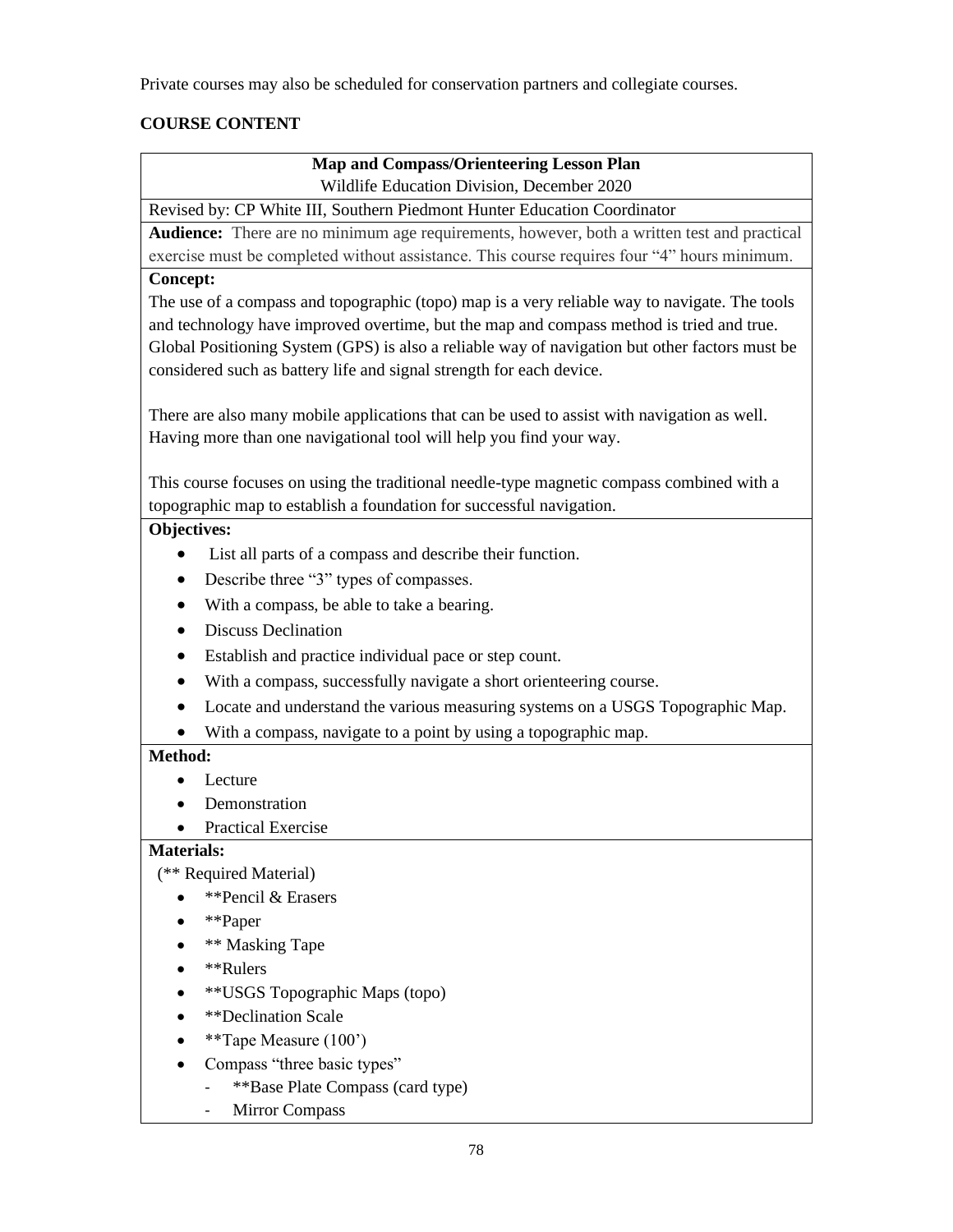Private courses may also be scheduled for conservation partners and collegiate courses.

## COURSE CONTENT

**Map and Compass/Orienteering Lesson Plan**

Wildlife Education Division, December 2020

Revised by: CP White III, Southern Piedmont Hunter Education Coordinator

**Audience:** There are no minimum age requirements, however, both a written test and practical exercise must be completed without assistance. This course requires four "4" hours minimum.

**Concept:**

The use of a compass and topographic (topo) map is a very reliable way to navigate. The tools and technology have improved overtime, but the map and compass method is tried and true. Global Positioning System (GPS) is also a reliable way of navigation but other factors must be considered such as battery life and signal strength for each device.

There are also many mobile applications that can be used to assist with navigation as well. Having more than one navigational tool will help you find your way.

This course focuses on using the traditional needle-type magnetic compass combined with a topographic map to establish a foundation for successful navigation.

**Objectives:**

- List all parts of a compass and describe their function.
- Describe three "3" types of compasses.
- With a compass, be able to take a bearing.
- Discuss Declination
- Establish and practice individual pace or step count.
- With a compass, successfully navigate a short orienteering course.
- Locate and understand the various measuring systems on a USGS Topographic Map.
- With a compass, navigate to a point by using a topographic map.

**Method:**

- Lecture
- Demonstration
- Practical Exercise

**Materials:**

(** Required Material)

- **Pencil & Erasers
- **Paper
- ** Masking Tape
- **Rulers
- **USGS Topographic Maps (topo)
- **Declination Scale
- **Tape Measure (100')
- Compass "three basic types"
  - **Base Plate Compass (card type)
  - Mirror Compass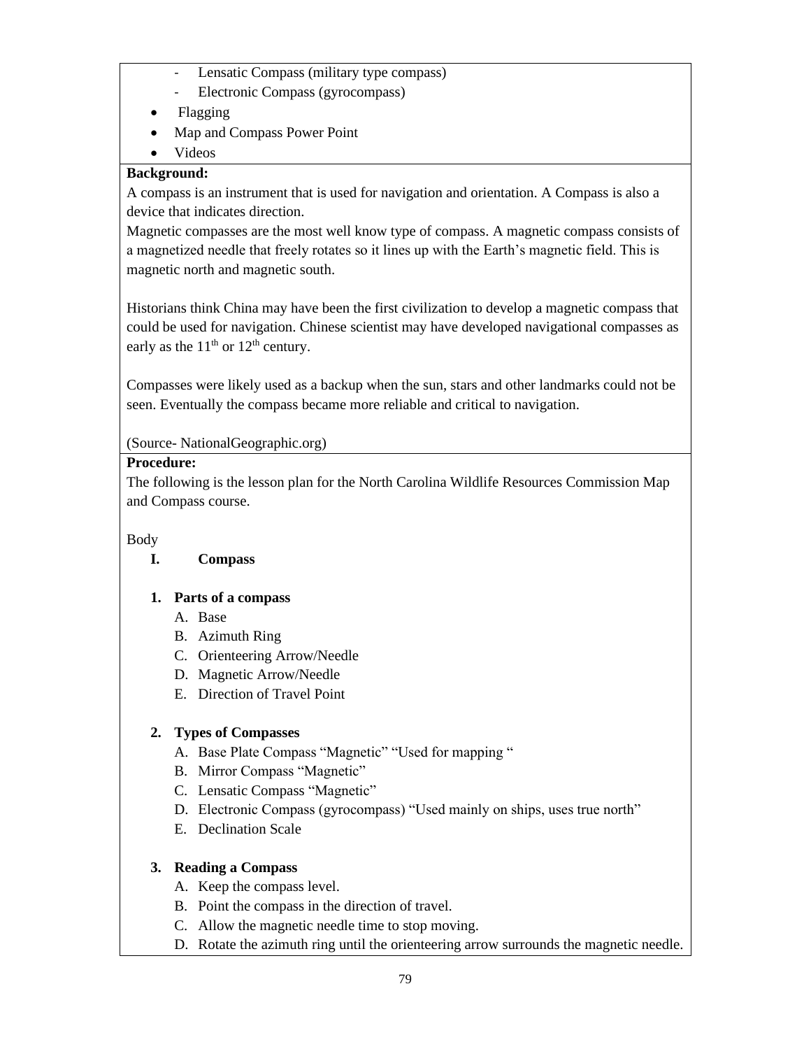- Lensatic Compass (military type compass)
- Electronic Compass (gyrocompass)

- Flagging
- Map and Compass Power Point
- Videos

**Background:**

A compass is an instrument that is used for navigation and orientation. A Compass is also a device that indicates direction.

Magnetic compasses are the most well know type of compass. A magnetic compass consists of a magnetized needle that freely rotates so it lines up with the Earth's magnetic field. This is magnetic north and magnetic south.

Historians think China may have been the first civilization to develop a magnetic compass that could be used for navigation. Chinese scientist may have developed navigational compasses as early as the 11th or 12th century.

Compasses were likely used as a backup when the sun, stars and other landmarks could not be seen. Eventually the compass became more reliable and critical to navigation.

(Source- NationalGeographic.org)

**Procedure:**

The following is the lesson plan for the North Carolina Wildlife Resources Commission Map and Compass course.

Body

**I. Compass**

**1. Parts of a compass**

A. Base
B. Azimuth Ring
C. Orienteering Arrow/Needle
D. Magnetic Arrow/Needle
E. Direction of Travel Point

**2. Types of Compasses**

A. Base Plate Compass "Magnetic" "Used for mapping "
B. Mirror Compass "Magnetic"
C. Lensatic Compass "Magnetic"
D. Electronic Compass (gyrocompass) "Used mainly on ships, uses true north"
E. Declination Scale

**3. Reading a Compass**

A. Keep the compass level.
B. Point the compass in the direction of travel.
C. Allow the magnetic needle time to stop moving.
D. Rotate the azimuth ring until the orienteering arrow surrounds the magnetic needle.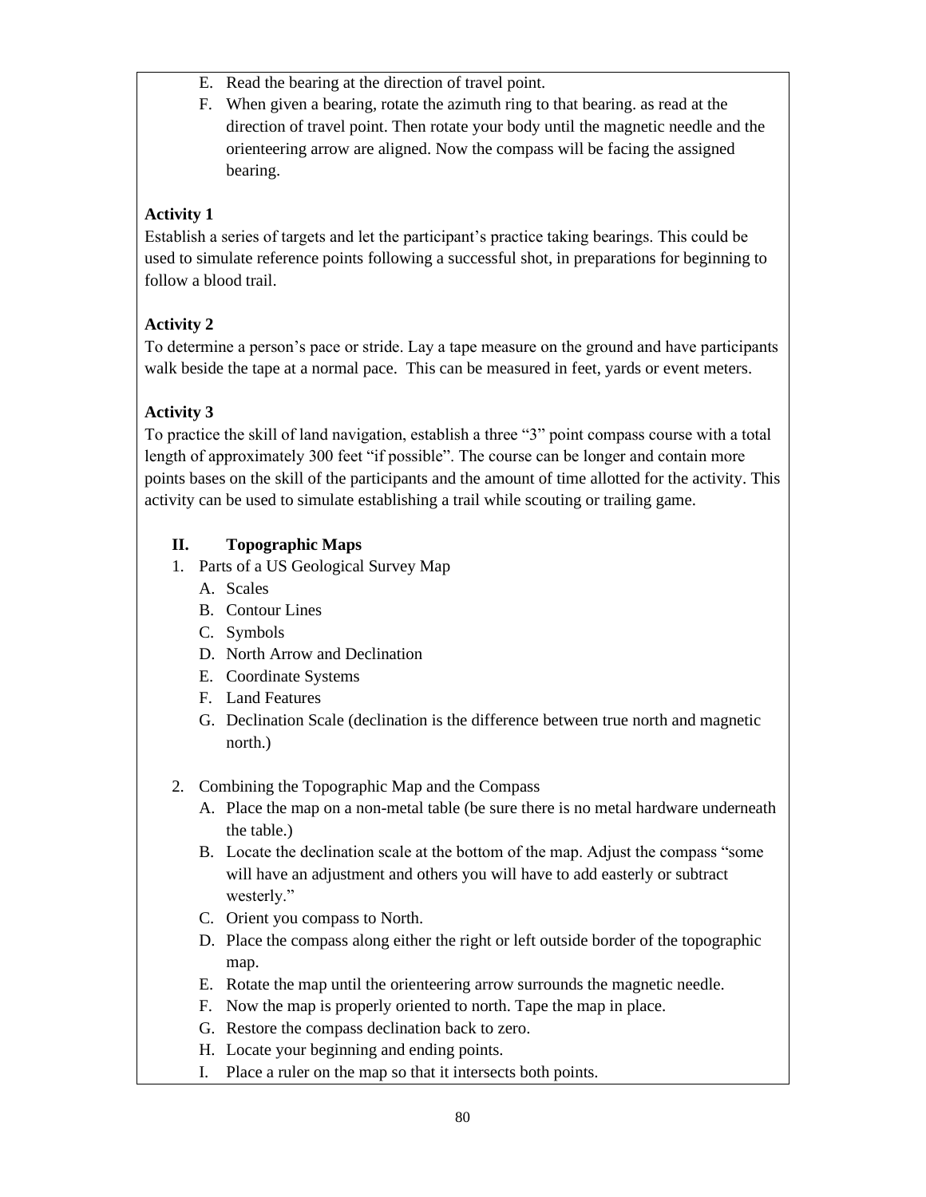E. Read the bearing at the direction of travel point.
F. When given a bearing, rotate the azimuth ring to that bearing. as read at the direction of travel point. Then rotate your body until the magnetic needle and the orienteering arrow are aligned. Now the compass will be facing the assigned bearing.

**Activity 1**

Establish a series of targets and let the participant's practice taking bearings. This could be used to simulate reference points following a successful shot, in preparations for beginning to follow a blood trail.

**Activity 2**

To determine a person's pace or stride. Lay a tape measure on the ground and have participants walk beside the tape at a normal pace. This can be measured in feet, yards or event meters.

**Activity 3**

To practice the skill of land navigation, establish a three "3" point compass course with a total length of approximately 300 feet "if possible". The course can be longer and contain more points bases on the skill of the participants and the amount of time allotted for the activity. This activity can be used to simulate establishing a trail while scouting or trailing game.

**II. Topographic Maps**

1. Parts of a US Geological Survey Map
   A. Scales
   B. Contour Lines
   C. Symbols
   D. North Arrow and Declination
   E. Coordinate Systems
   F. Land Features
   G. Declination Scale (declination is the difference between true north and magnetic north.)

2. Combining the Topographic Map and the Compass
   A. Place the map on a non-metal table (be sure there is no metal hardware underneath the table.)
   B. Locate the declination scale at the bottom of the map. Adjust the compass "some will have an adjustment and others you will have to add easterly or subtract westerly."
   C. Orient you compass to North.
   D. Place the compass along either the right or left outside border of the topographic map.
   E. Rotate the map until the orienteering arrow surrounds the magnetic needle.
   F. Now the map is properly oriented to north. Tape the map in place.
   G. Restore the compass declination back to zero.
   H. Locate your beginning and ending points.
   I. Place a ruler on the map so that it intersects both points.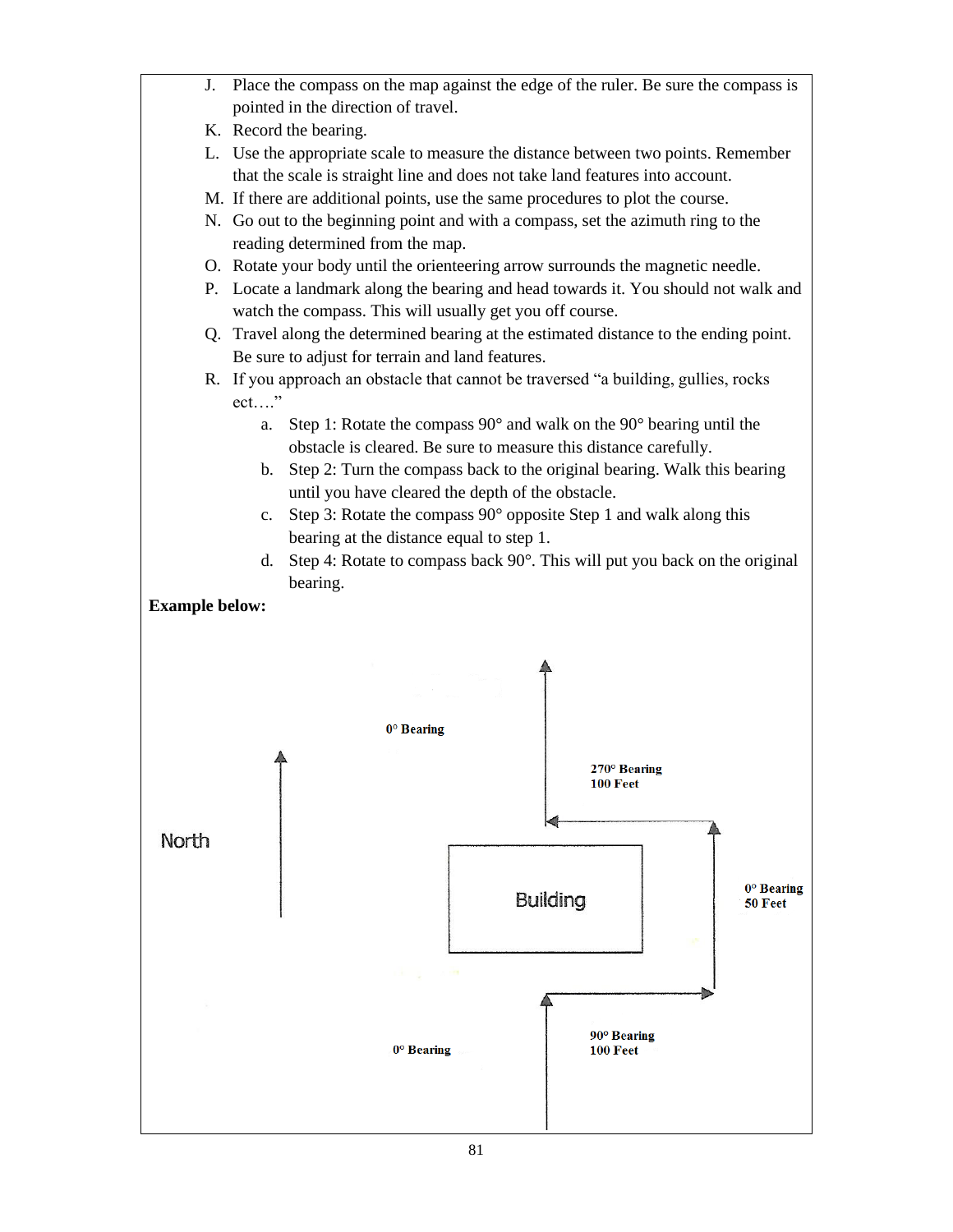J. Place the compass on the map against the edge of the ruler. Be sure the compass is pointed in the direction of travel.

K. Record the bearing.

L. Use the appropriate scale to measure the distance between two points. Remember that the scale is straight line and does not take land features into account.

M. If there are additional points, use the same procedures to plot the course.

N. Go out to the beginning point and with a compass, set the azimuth ring to the reading determined from the map.

O. Rotate your body until the orienteering arrow surrounds the magnetic needle.

P. Locate a landmark along the bearing and head towards it. You should not walk and watch the compass. This will usually get you off course.

Q. Travel along the determined bearing at the estimated distance to the ending point. Be sure to adjust for terrain and land features.

R. If you approach an obstacle that cannot be traversed “a building, gullies, rocks ect….”

   a. Step 1: Rotate the compass 90° and walk on the 90° bearing until the obstacle is cleared. Be sure to measure this distance carefully.

   b. Step 2: Turn the compass back to the original bearing. Walk this bearing until you have cleared the depth of the obstacle.

   c. Step 3: Rotate the compass 90° opposite Step 1 and walk along this bearing at the distance equal to step 1.

   d. Step 4: Rotate to compass back 90°. This will put you back on the original bearing.

**Example below:**

North

0° Bearing

270° Bearing
100 Feet

Building

0° Bearing
50 Feet

0° Bearing

90° Bearing
100 Feet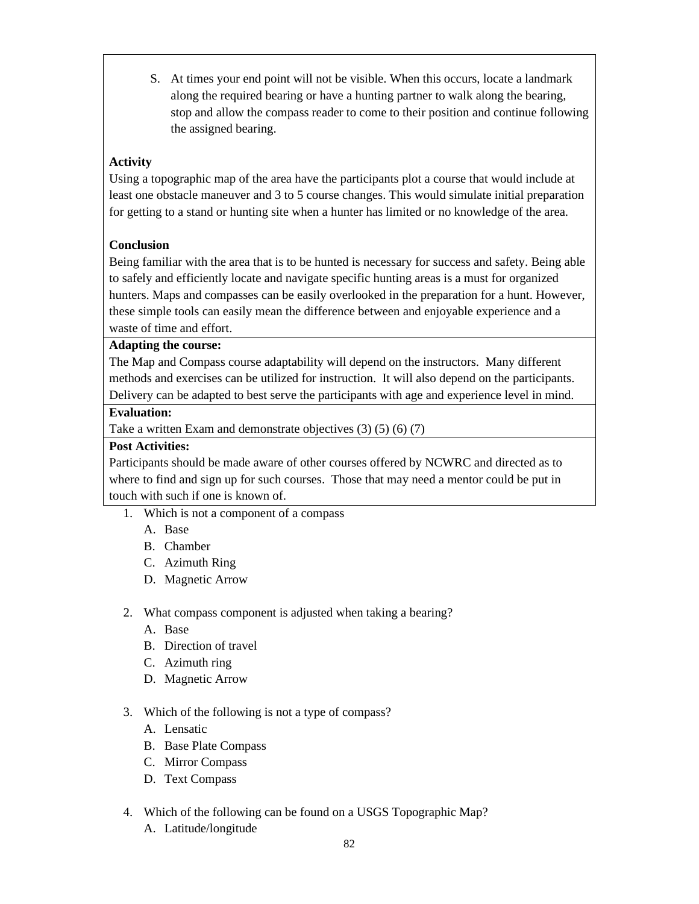S. At times your end point will not be visible. When this occurs, locate a landmark along the required bearing or have a hunting partner to walk along the bearing, stop and allow the compass reader to come to their position and continue following the assigned bearing.

**Activity**

Using a topographic map of the area have the participants plot a course that would include at least one obstacle maneuver and 3 to 5 course changes. This would simulate initial preparation for getting to a stand or hunting site when a hunter has limited or no knowledge of the area.

**Conclusion**

Being familiar with the area that is to be hunted is necessary for success and safety. Being able to safely and efficiently locate and navigate specific hunting areas is a must for organized hunters. Maps and compasses can be easily overlooked in the preparation for a hunt. However, these simple tools can easily mean the difference between and enjoyable experience and a waste of time and effort.

**Adapting the course:**

The Map and Compass course adaptability will depend on the instructors. Many different methods and exercises can be utilized for instruction. It will also depend on the participants. Delivery can be adapted to best serve the participants with age and experience level in mind.

**Evaluation:**

Take a written Exam and demonstrate objectives (3) (5) (6) (7)

**Post Activities:**

Participants should be made aware of other courses offered by NCWRC and directed as to where to find and sign up for such courses. Those that may need a mentor could be put in touch with such if one is known of.

1. Which is not a component of a compass
   A. Base
   B. Chamber
   C. Azimuth Ring
   D. Magnetic Arrow

2. What compass component is adjusted when taking a bearing?
   A. Base
   B. Direction of travel
   C. Azimuth ring
   D. Magnetic Arrow

3. Which of the following is not a type of compass?
   A. Lensatic
   B. Base Plate Compass
   C. Mirror Compass
   D. Text Compass

4. Which of the following can be found on a USGS Topographic Map?
   A. Latitude/longitude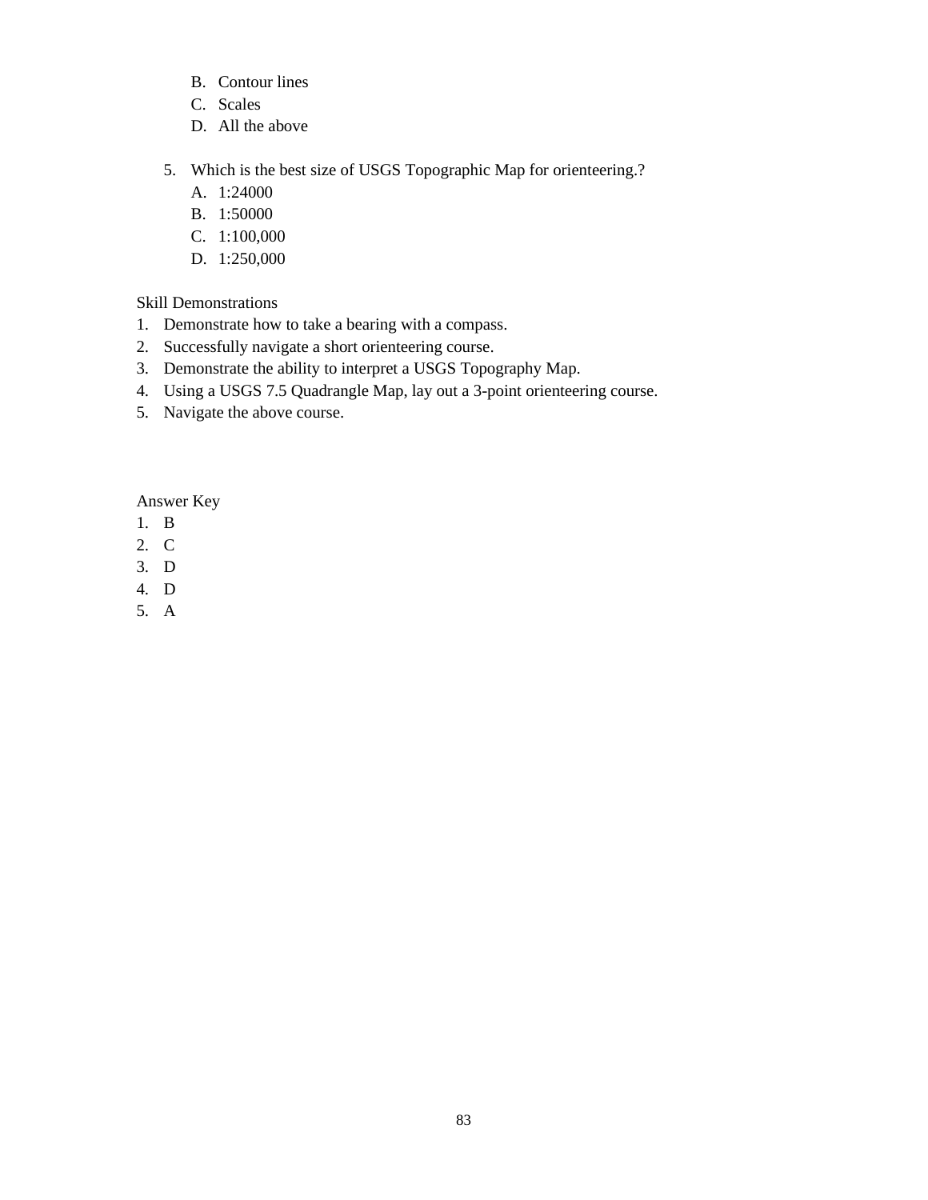B. Contour lines
   C. Scales
   D. All the above

5. Which is the best size of USGS Topographic Map for orienteering.?
   A. 1:24000
   B. 1:50000
   C. 1:100,000
   D. 1:250,000

Skill Demonstrations

1. Demonstrate how to take a bearing with a compass.
2. Successfully navigate a short orienteering course.
3. Demonstrate the ability to interpret a USGS Topography Map.
4. Using a USGS 7.5 Quadrangle Map, lay out a 3-point orienteering course.
5. Navigate the above course.

Answer Key

1. B
2. C
3. D
4. D
5. A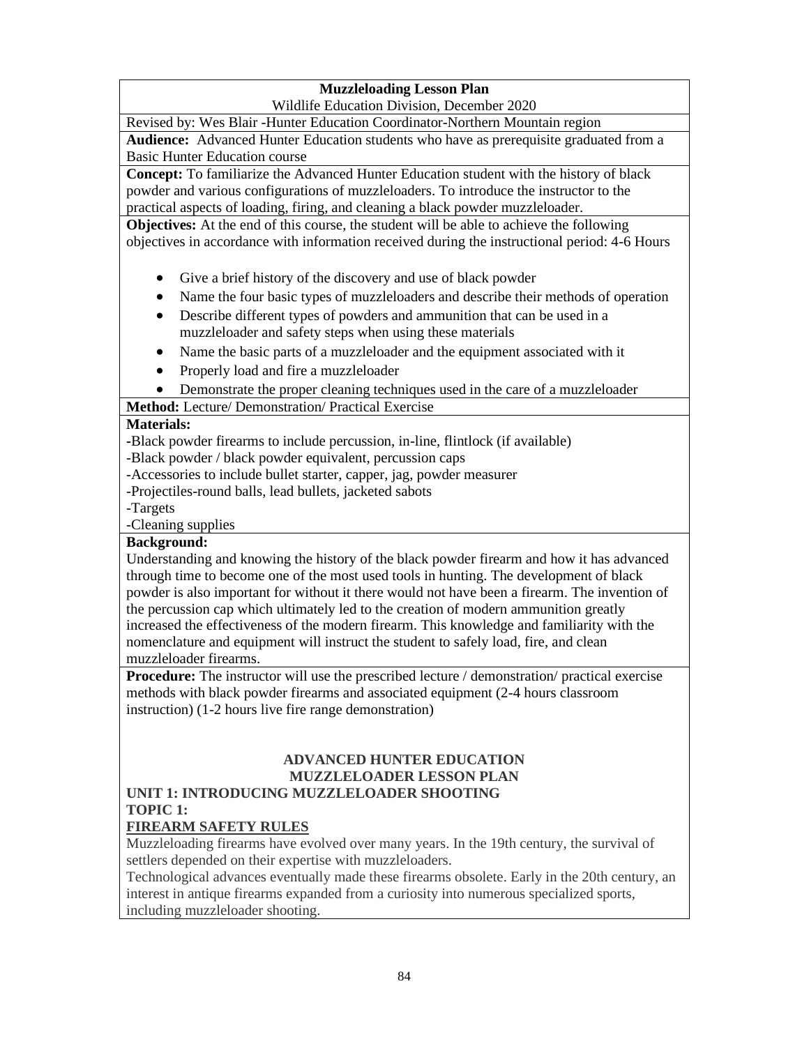**Muzzleloading Lesson Plan**

Wildlife Education Division, December 2020

Revised by: Wes Blair -Hunter Education Coordinator-Northern Mountain region

**Audience:** Advanced Hunter Education students who have as prerequisite graduated from a Basic Hunter Education course

**Concept:** To familiarize the Advanced Hunter Education student with the history of black powder and various configurations of muzzleloaders. To introduce the instructor to the practical aspects of loading, firing, and cleaning a black powder muzzleloader.

**Objectives:** At the end of this course, the student will be able to achieve the following objectives in accordance with information received during the instructional period: 4-6 Hours

- Give a brief history of the discovery and use of black powder
- Name the four basic types of muzzleloaders and describe their methods of operation
- Describe different types of powders and ammunition that can be used in a muzzleloader and safety steps when using these materials
- Name the basic parts of a muzzleloader and the equipment associated with it
- Properly load and fire a muzzleloader
- Demonstrate the proper cleaning techniques used in the care of a muzzleloader

**Method:** Lecture/ Demonstration/ Practical Exercise

**Materials:**

-Black powder firearms to include percussion, in-line, flintlock (if available)

-Black powder / black powder equivalent, percussion caps

-Accessories to include bullet starter, capper, jag, powder measurer

-Projectiles-round balls, lead bullets, jacketed sabots

-Targets

-Cleaning supplies

**Background:**

Understanding and knowing the history of the black powder firearm and how it has advanced through time to become one of the most used tools in hunting. The development of black powder is also important for without it there would not have been a firearm. The invention of the percussion cap which ultimately led to the creation of modern ammunition greatly increased the effectiveness of the modern firearm. This knowledge and familiarity with the nomenclature and equipment will instruct the student to safely load, fire, and clean muzzleloader firearms.

**Procedure:** The instructor will use the prescribed lecture / demonstration/ practical exercise methods with black powder firearms and associated equipment (2-4 hours classroom instruction) (1-2 hours live fire range demonstration)

**ADVANCED HUNTER EDUCATION**
**MUZZLELOADER LESSON PLAN**

## UNIT 1: INTRODUCING MUZZLELOADER SHOOTING

### TOPIC 1:

### FIREARM SAFETY RULES

Muzzleloading firearms have evolved over many years. In the 19th century, the survival of settlers depended on their expertise with muzzleloaders.

Technological advances eventually made these firearms obsolete. Early in the 20th century, an interest in antique firearms expanded from a curiosity into numerous specialized sports, including muzzleloader shooting.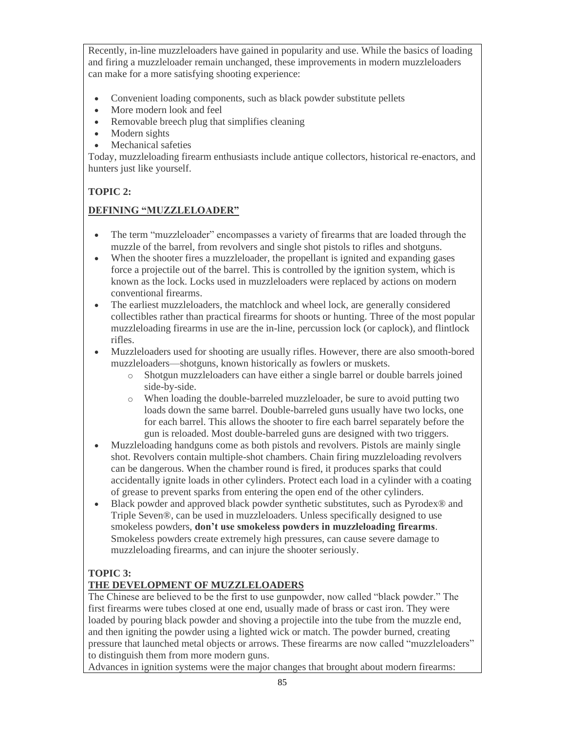Recently, in-line muzzleloaders have gained in popularity and use. While the basics of loading and firing a muzzleloader remain unchanged, these improvements in modern muzzleloaders can make for a more satisfying shooting experience:

- Convenient loading components, such as black powder substitute pellets
- More modern look and feel
- Removable breech plug that simplifies cleaning
- Modern sights
- Mechanical safeties

Today, muzzleloading firearm enthusiasts include antique collectors, historical re-enactors, and hunters just like yourself.

**TOPIC 2:**

## DEFINING "MUZZLELOADER"

- The term "muzzleloader" encompasses a variety of firearms that are loaded through the muzzle of the barrel, from revolvers and single shot pistols to rifles and shotguns.
- When the shooter fires a muzzleloader, the propellant is ignited and expanding gases force a projectile out of the barrel. This is controlled by the ignition system, which is known as the lock. Locks used in muzzleloaders were replaced by actions on modern conventional firearms.
- The earliest muzzleloaders, the matchlock and wheel lock, are generally considered collectibles rather than practical firearms for shoots or hunting. Three of the most popular muzzleloading firearms in use are the in-line, percussion lock (or caplock), and flintlock rifles.
- Muzzleloaders used for shooting are usually rifles. However, there are also smooth-bored muzzleloaders—shotguns, known historically as fowlers or muskets.
  - Shotgun muzzleloaders can have either a single barrel or double barrels joined side-by-side.
  - When loading the double-barreled muzzleloader, be sure to avoid putting two loads down the same barrel. Double-barreled guns usually have two locks, one for each barrel. This allows the shooter to fire each barrel separately before the gun is reloaded. Most double-barreled guns are designed with two triggers.
- Muzzleloading handguns come as both pistols and revolvers. Pistols are mainly single shot. Revolvers contain multiple-shot chambers. Chain firing muzzleloading revolvers can be dangerous. When the chamber round is fired, it produces sparks that could accidentally ignite loads in other cylinders. Protect each load in a cylinder with a coating of grease to prevent sparks from entering the open end of the other cylinders.
- Black powder and approved black powder synthetic substitutes, such as Pyrodex® and Triple Seven®, can be used in muzzleloaders. Unless specifically designed to use smokeless powders, **don't use smokeless powders in muzzleloading firearms**. Smokeless powders create extremely high pressures, can cause severe damage to muzzleloading firearms, and can injure the shooter seriously.

**TOPIC 3:**

## THE DEVELOPMENT OF MUZZLELOADERS

The Chinese are believed to be the first to use gunpowder, now called "black powder." The first firearms were tubes closed at one end, usually made of brass or cast iron. They were loaded by pouring black powder and shoving a projectile into the tube from the muzzle end, and then igniting the powder using a lighted wick or match. The powder burned, creating pressure that launched metal objects or arrows. These firearms are now called "muzzleloaders" to distinguish them from more modern guns.

Advances in ignition systems were the major changes that brought about modern firearms: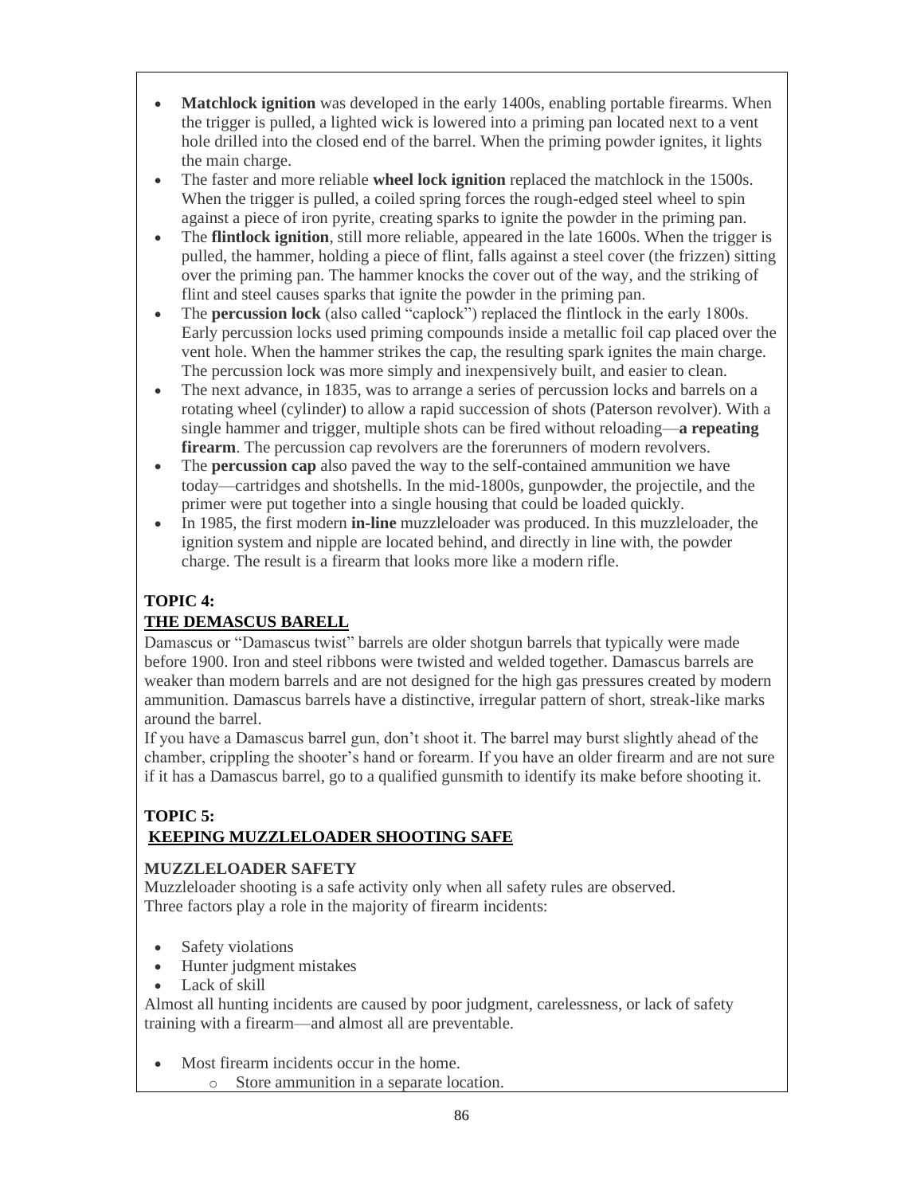- **Matchlock ignition** was developed in the early 1400s, enabling portable firearms. When the trigger is pulled, a lighted wick is lowered into a priming pan located next to a vent hole drilled into the closed end of the barrel. When the priming powder ignites, it lights the main charge.
- The faster and more reliable **wheel lock ignition** replaced the matchlock in the 1500s. When the trigger is pulled, a coiled spring forces the rough-edged steel wheel to spin against a piece of iron pyrite, creating sparks to ignite the powder in the priming pan.
- The **flintlock ignition**, still more reliable, appeared in the late 1600s. When the trigger is pulled, the hammer, holding a piece of flint, falls against a steel cover (the frizzen) sitting over the priming pan. The hammer knocks the cover out of the way, and the striking of flint and steel causes sparks that ignite the powder in the priming pan.
- The **percussion lock** (also called "caplock") replaced the flintlock in the early 1800s. Early percussion locks used priming compounds inside a metallic foil cap placed over the vent hole. When the hammer strikes the cap, the resulting spark ignites the main charge. The percussion lock was more simply and inexpensively built, and easier to clean.
- The next advance, in 1835, was to arrange a series of percussion locks and barrels on a rotating wheel (cylinder) to allow a rapid succession of shots (Paterson revolver). With a single hammer and trigger, multiple shots can be fired without reloading—**a repeating firearm**. The percussion cap revolvers are the forerunners of modern revolvers.
- The **percussion cap** also paved the way to the self-contained ammunition we have today—cartridges and shotshells. In the mid-1800s, gunpowder, the projectile, and the primer were put together into a single housing that could be loaded quickly.
- In 1985, the first modern **in-line** muzzleloader was produced. In this muzzleloader, the ignition system and nipple are located behind, and directly in line with, the powder charge. The result is a firearm that looks more like a modern rifle.

## TOPIC 4:
## THE DEMASCUS BARELL

Damascus or "Damascus twist" barrels are older shotgun barrels that typically were made before 1900. Iron and steel ribbons were twisted and welded together. Damascus barrels are weaker than modern barrels and are not designed for the high gas pressures created by modern ammunition. Damascus barrels have a distinctive, irregular pattern of short, streak-like marks around the barrel.

If you have a Damascus barrel gun, don't shoot it. The barrel may burst slightly ahead of the chamber, crippling the shooter's hand or forearm. If you have an older firearm and are not sure if it has a Damascus barrel, go to a qualified gunsmith to identify its make before shooting it.

## TOPIC 5:
## KEEPING MUZZLELOADER SHOOTING SAFE

### MUZZLELOADER SAFETY

Muzzleloader shooting is a safe activity only when all safety rules are observed.
Three factors play a role in the majority of firearm incidents:

- Safety violations
- Hunter judgment mistakes
- Lack of skill

Almost all hunting incidents are caused by poor judgment, carelessness, or lack of safety training with a firearm—and almost all are preventable.

- Most firearm incidents occur in the home.
  - Store ammunition in a separate location.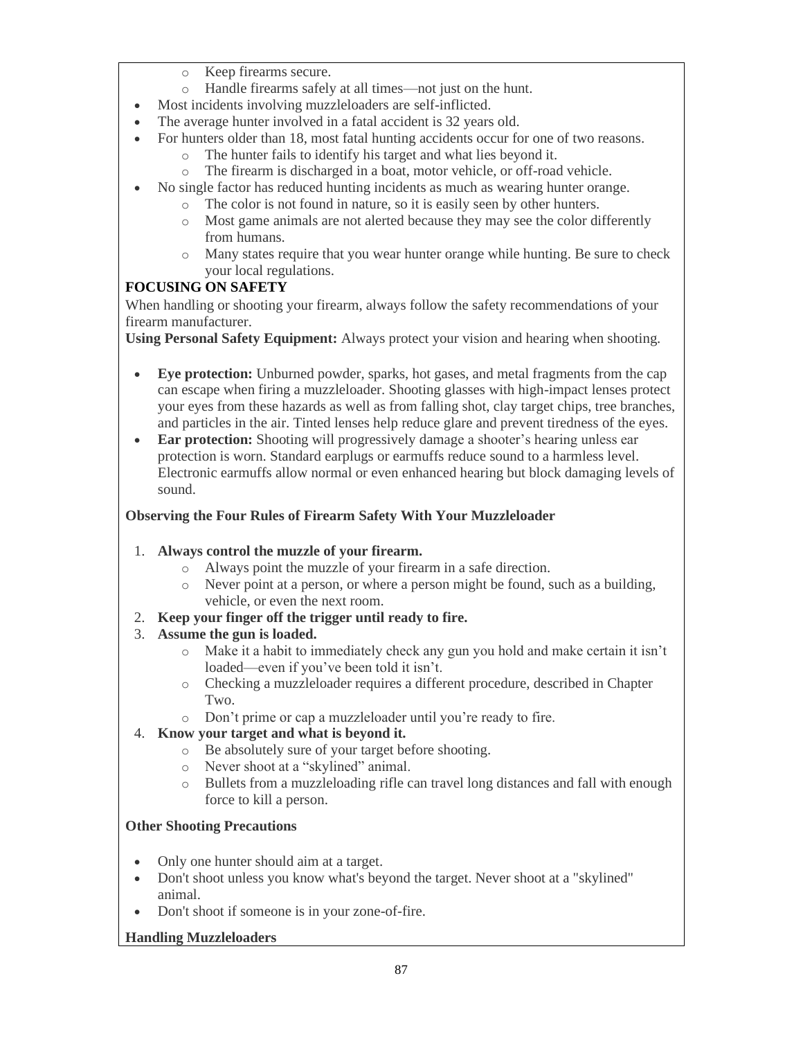- Keep firearms secure.
    - Handle firearms safely at all times—not just on the hunt.
- Most incidents involving muzzleloaders are self-inflicted.
- The average hunter involved in a fatal accident is 32 years old.
- For hunters older than 18, most fatal hunting accidents occur for one of two reasons.
    - The hunter fails to identify his target and what lies beyond it.
    - The firearm is discharged in a boat, motor vehicle, or off-road vehicle.
- No single factor has reduced hunting incidents as much as wearing hunter orange.
    - The color is not found in nature, so it is easily seen by other hunters.
    - Most game animals are not alerted because they may see the color differently from humans.
    - Many states require that you wear hunter orange while hunting. Be sure to check your local regulations.

**FOCUSING ON SAFETY**

When handling or shooting your firearm, always follow the safety recommendations of your firearm manufacturer.

**Using Personal Safety Equipment:** Always protect your vision and hearing when shooting.

- **Eye protection:** Unburned powder, sparks, hot gases, and metal fragments from the cap can escape when firing a muzzleloader. Shooting glasses with high-impact lenses protect your eyes from these hazards as well as from falling shot, clay target chips, tree branches, and particles in the air. Tinted lenses help reduce glare and prevent tiredness of the eyes.
- **Ear protection:** Shooting will progressively damage a shooter's hearing unless ear protection is worn. Standard earplugs or earmuffs reduce sound to a harmless level. Electronic earmuffs allow normal or even enhanced hearing but block damaging levels of sound.

**Observing the Four Rules of Firearm Safety With Your Muzzleloader**

1. **Always control the muzzle of your firearm.**
    - Always point the muzzle of your firearm in a safe direction.
    - Never point at a person, or where a person might be found, such as a building, vehicle, or even the next room.
2. **Keep your finger off the trigger until ready to fire.**
3. **Assume the gun is loaded.**
    - Make it a habit to immediately check any gun you hold and make certain it isn't loaded—even if you've been told it isn't.
    - Checking a muzzleloader requires a different procedure, described in Chapter Two.
    - Don't prime or cap a muzzleloader until you're ready to fire.
4. **Know your target and what is beyond it.**
    - Be absolutely sure of your target before shooting.
    - Never shoot at a "skylined" animal.
    - Bullets from a muzzleloading rifle can travel long distances and fall with enough force to kill a person.

**Other Shooting Precautions**

- Only one hunter should aim at a target.
- Don't shoot unless you know what's beyond the target. Never shoot at a "skylined" animal.
- Don't shoot if someone is in your zone-of-fire.

**Handling Muzzleloaders**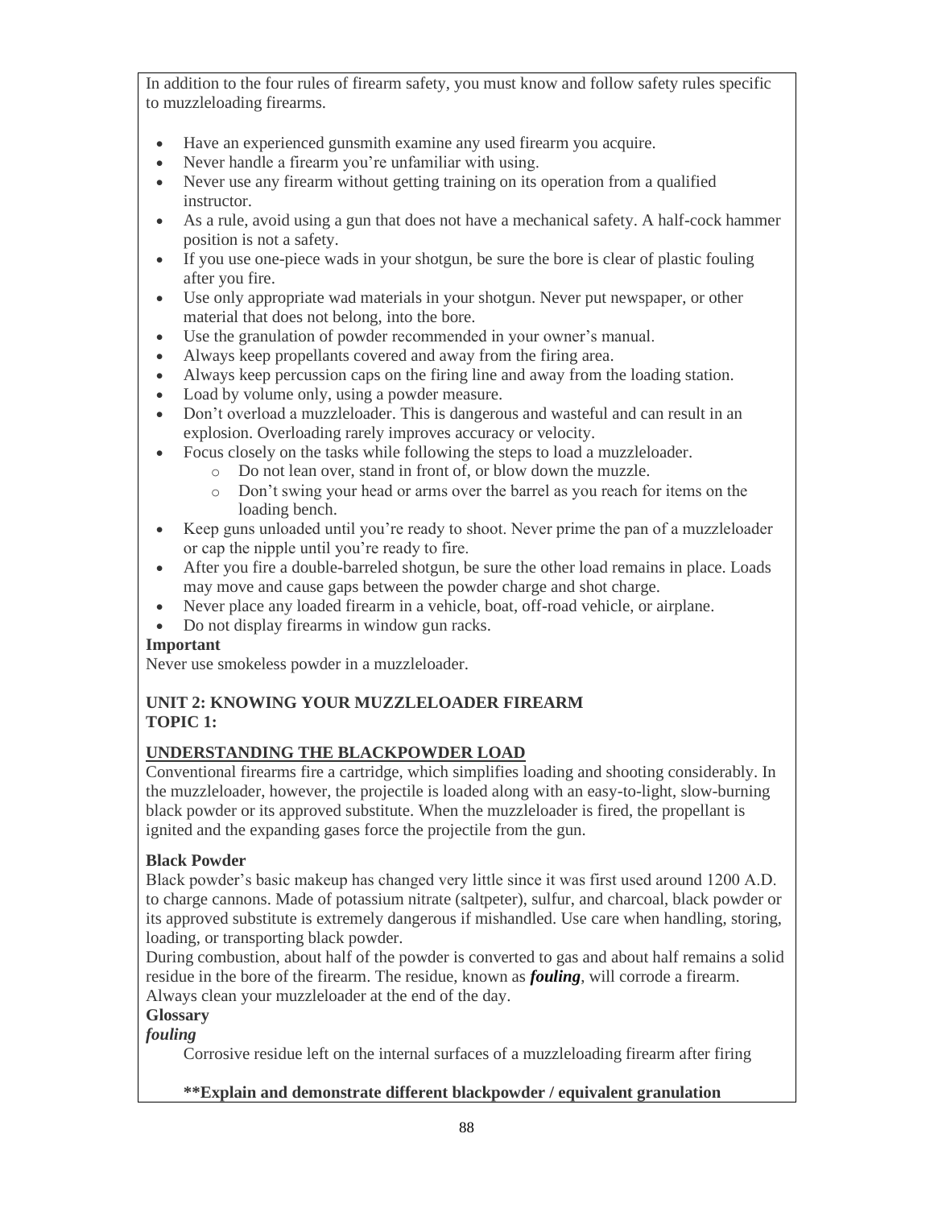In addition to the four rules of firearm safety, you must know and follow safety rules specific to muzzleloading firearms.

- Have an experienced gunsmith examine any used firearm you acquire.
- Never handle a firearm you're unfamiliar with using.
- Never use any firearm without getting training on its operation from a qualified instructor.
- As a rule, avoid using a gun that does not have a mechanical safety. A half-cock hammer position is not a safety.
- If you use one-piece wads in your shotgun, be sure the bore is clear of plastic fouling after you fire.
- Use only appropriate wad materials in your shotgun. Never put newspaper, or other material that does not belong, into the bore.
- Use the granulation of powder recommended in your owner's manual.
- Always keep propellants covered and away from the firing area.
- Always keep percussion caps on the firing line and away from the loading station.
- Load by volume only, using a powder measure.
- Don't overload a muzzleloader. This is dangerous and wasteful and can result in an explosion. Overloading rarely improves accuracy or velocity.
- Focus closely on the tasks while following the steps to load a muzzleloader.
    - Do not lean over, stand in front of, or blow down the muzzle.
    - Don't swing your head or arms over the barrel as you reach for items on the loading bench.
- Keep guns unloaded until you're ready to shoot. Never prime the pan of a muzzleloader or cap the nipple until you're ready to fire.
- After you fire a double-barreled shotgun, be sure the other load remains in place. Loads may move and cause gaps between the powder charge and shot charge.
- Never place any loaded firearm in a vehicle, boat, off-road vehicle, or airplane.
- Do not display firearms in window gun racks.

**Important**

Never use smokeless powder in a muzzleloader.

## UNIT 2: KNOWING YOUR MUZZLELOADER FIREARM
## TOPIC 1:

### UNDERSTANDING THE BLACKPOWDER LOAD

Conventional firearms fire a cartridge, which simplifies loading and shooting considerably. In the muzzleloader, however, the projectile is loaded along with an easy-to-light, slow-burning black powder or its approved substitute. When the muzzleloader is fired, the propellant is ignited and the expanding gases force the projectile from the gun.

**Black Powder**

Black powder's basic makeup has changed very little since it was first used around 1200 A.D. to charge cannons. Made of potassium nitrate (saltpeter), sulfur, and charcoal, black powder or its approved substitute is extremely dangerous if mishandled. Use care when handling, storing, loading, or transporting black powder.

During combustion, about half of the powder is converted to gas and about half remains a solid residue in the bore of the firearm. The residue, known as ***fouling***, will corrode a firearm. Always clean your muzzleloader at the end of the day.

**Glossary**

***fouling***

Corrosive residue left on the internal surfaces of a muzzleloading firearm after firing

**\*\*Explain and demonstrate different blackpowder / equivalent granulation**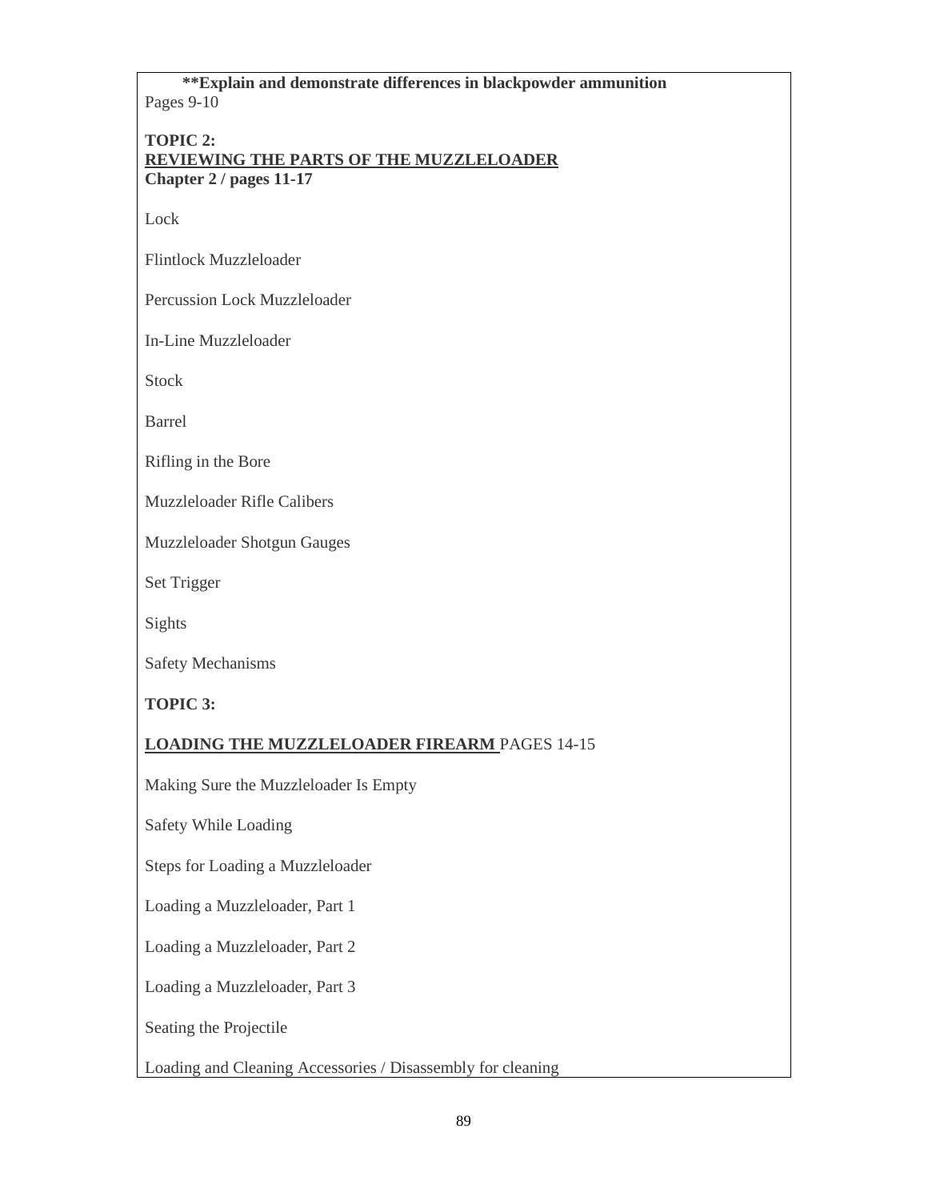**\*\*Explain and demonstrate differences in blackpowder ammunition**
Pages 9-10

**TOPIC 2:**
**<u>REVIEWING THE PARTS OF THE MUZZLELOADER</u>**
**Chapter 2 / pages 11-17**

Lock

Flintlock Muzzleloader

Percussion Lock Muzzleloader

In-Line Muzzleloader

Stock

Barrel

Rifling in the Bore

Muzzleloader Rifle Calibers

Muzzleloader Shotgun Gauges

Set Trigger

Sights

Safety Mechanisms

**TOPIC 3:**

**<u>LOADING THE MUZZLELOADER FIREARM</u>** PAGES 14-15

Making Sure the Muzzleloader Is Empty

Safety While Loading

Steps for Loading a Muzzleloader

Loading a Muzzleloader, Part 1

Loading a Muzzleloader, Part 2

Loading a Muzzleloader, Part 3

Seating the Projectile

Loading and Cleaning Accessories / Disassembly for cleaning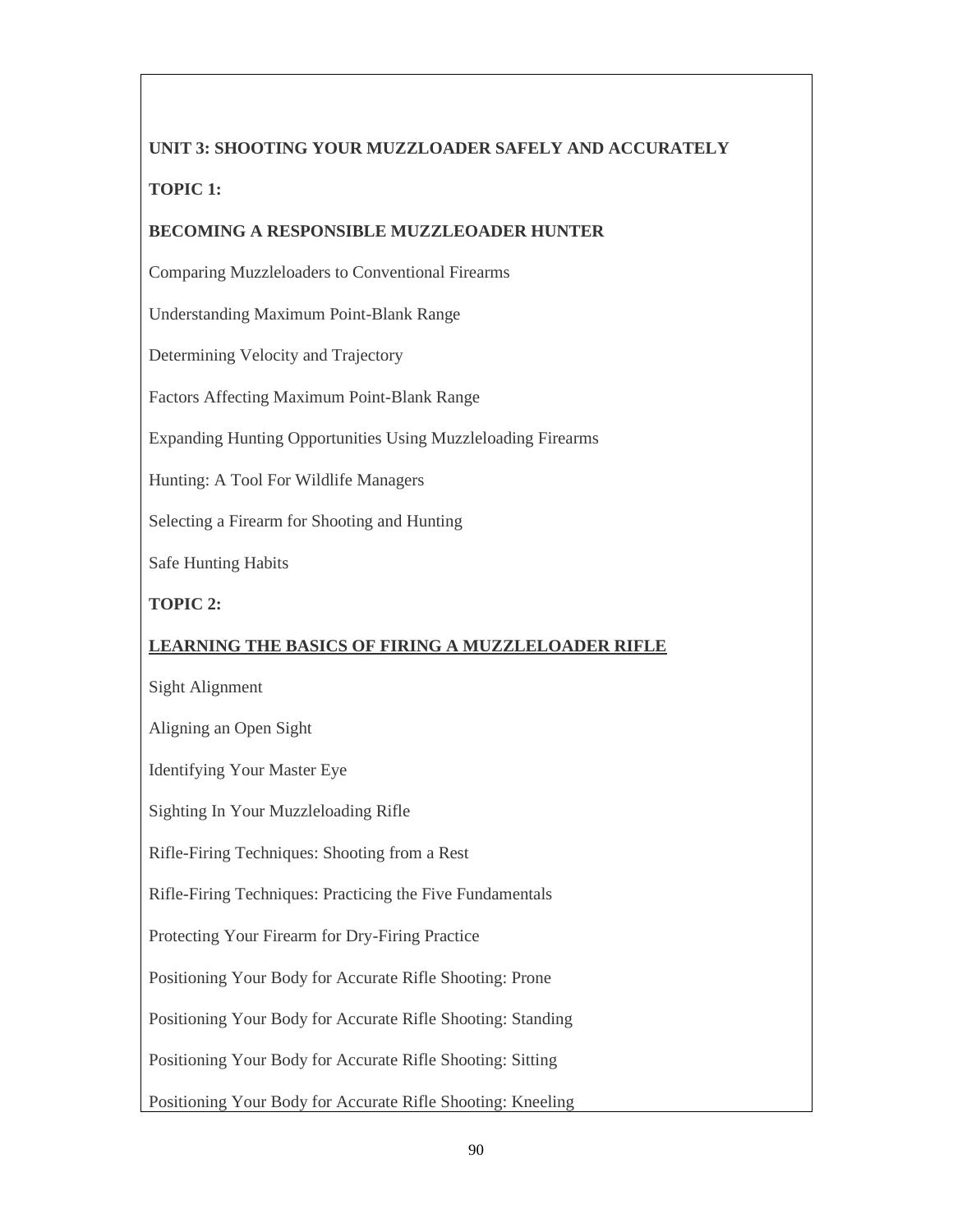**UNIT 3: SHOOTING YOUR MUZZLOADER SAFELY AND ACCURATELY**

**TOPIC 1:**

**BECOMING A RESPONSIBLE MUZZLEOADER HUNTER**

Comparing Muzzleloaders to Conventional Firearms

Understanding Maximum Point-Blank Range

Determining Velocity and Trajectory

Factors Affecting Maximum Point-Blank Range

Expanding Hunting Opportunities Using Muzzleloading Firearms

Hunting: A Tool For Wildlife Managers

Selecting a Firearm for Shooting and Hunting

Safe Hunting Habits

**TOPIC 2:**

**LEARNING THE BASICS OF FIRING A MUZZLELOADER RIFLE**

Sight Alignment

Aligning an Open Sight

Identifying Your Master Eye

Sighting In Your Muzzleloading Rifle

Rifle-Firing Techniques: Shooting from a Rest

Rifle-Firing Techniques: Practicing the Five Fundamentals

Protecting Your Firearm for Dry-Firing Practice

Positioning Your Body for Accurate Rifle Shooting: Prone

Positioning Your Body for Accurate Rifle Shooting: Standing

Positioning Your Body for Accurate Rifle Shooting: Sitting

Positioning Your Body for Accurate Rifle Shooting: Kneeling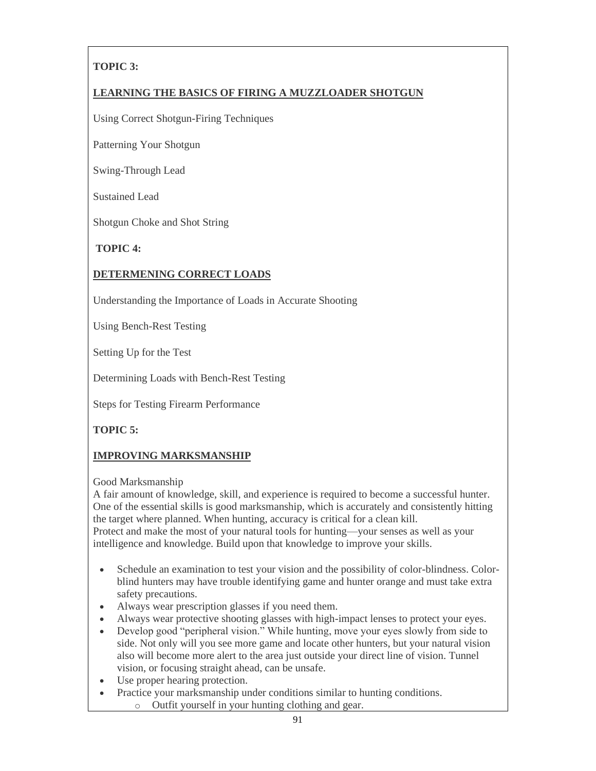**TOPIC 3:**

## LEARNING THE BASICS OF FIRING A MUZZLOADER SHOTGUN

Using Correct Shotgun-Firing Techniques

Patterning Your Shotgun

Swing-Through Lead

Sustained Lead

Shotgun Choke and Shot String

**TOPIC 4:**

## DETERMENING CORRECT LOADS

Understanding the Importance of Loads in Accurate Shooting

Using Bench-Rest Testing

Setting Up for the Test

Determining Loads with Bench-Rest Testing

Steps for Testing Firearm Performance

**TOPIC 5:**

## IMPROVING MARKSMANSHIP

Good Marksmanship

A fair amount of knowledge, skill, and experience is required to become a successful hunter. One of the essential skills is good marksmanship, which is accurately and consistently hitting the target where planned. When hunting, accuracy is critical for a clean kill.

Protect and make the most of your natural tools for hunting—your senses as well as your intelligence and knowledge. Build upon that knowledge to improve your skills.

- Schedule an examination to test your vision and the possibility of color-blindness. Color-blind hunters may have trouble identifying game and hunter orange and must take extra safety precautions.
- Always wear prescription glasses if you need them.
- Always wear protective shooting glasses with high-impact lenses to protect your eyes.
- Develop good "peripheral vision." While hunting, move your eyes slowly from side to side. Not only will you see more game and locate other hunters, but your natural vision also will become more alert to the area just outside your direct line of vision. Tunnel vision, or focusing straight ahead, can be unsafe.
- Use proper hearing protection.
- Practice your marksmanship under conditions similar to hunting conditions.
  - Outfit yourself in your hunting clothing and gear.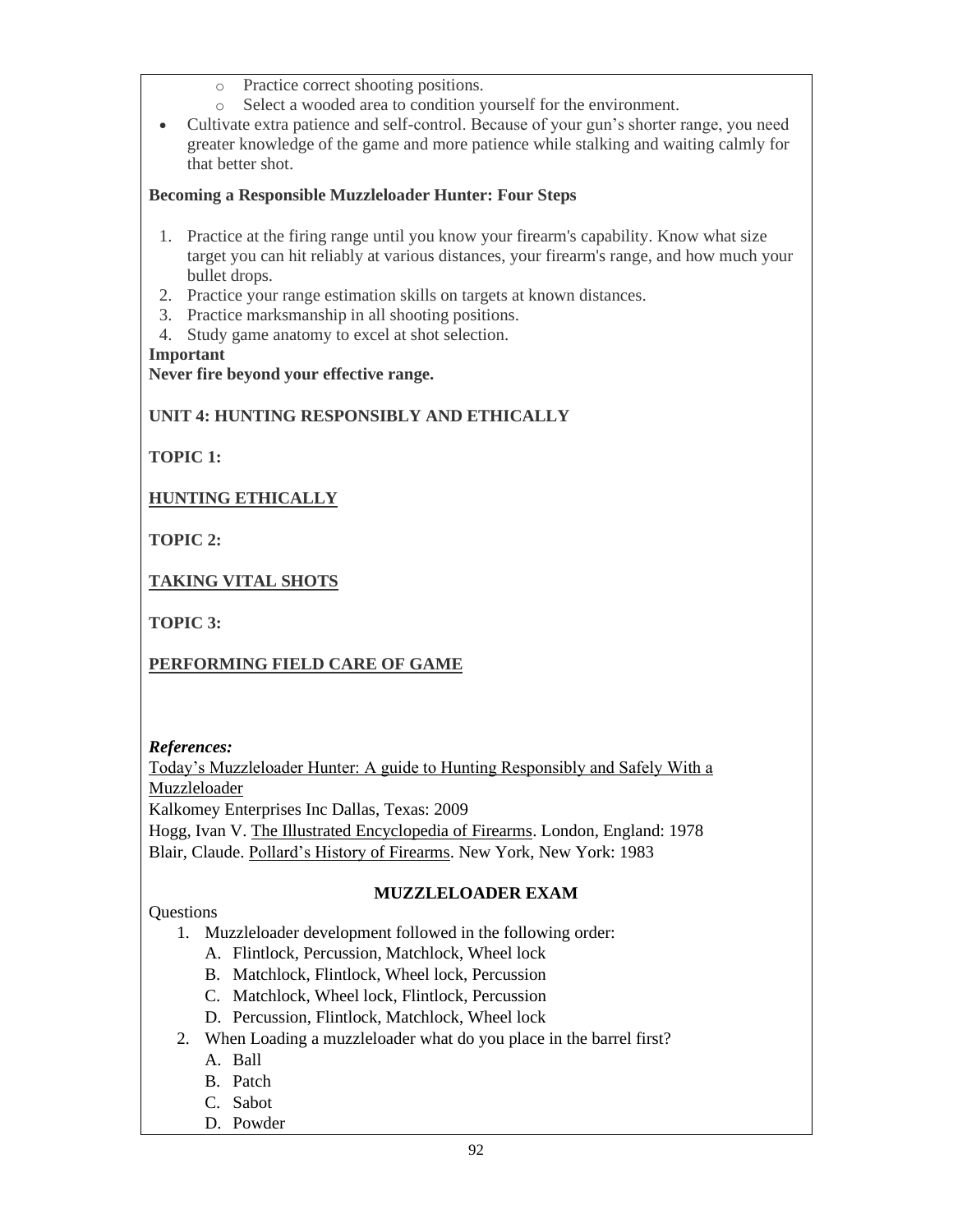- Practice correct shooting positions.
- Select a wooded area to condition yourself for the environment.

- Cultivate extra patience and self-control. Because of your gun's shorter range, you need greater knowledge of the game and more patience while stalking and waiting calmly for that better shot.

**Becoming a Responsible Muzzleloader Hunter: Four Steps**

1. Practice at the firing range until you know your firearm's capability. Know what size target you can hit reliably at various distances, your firearm's range, and how much your bullet drops.
2. Practice your range estimation skills on targets at known distances.
3. Practice marksmanship in all shooting positions.
4. Study game anatomy to excel at shot selection.

**Important**
**Never fire beyond your effective range.**

## UNIT 4: HUNTING RESPONSIBLY AND ETHICALLY

**TOPIC 1:**

**HUNTING ETHICALLY**

**TOPIC 2:**

**TAKING VITAL SHOTS**

**TOPIC 3:**

**PERFORMING FIELD CARE OF GAME**

***References:***

Today's Muzzleloader Hunter: A guide to Hunting Responsibly and Safely With a Muzzleloader
Kalkomey Enterprises Inc Dallas, Texas: 2009
Hogg, Ivan V. The Illustrated Encyclopedia of Firearms. London, England: 1978
Blair, Claude. Pollard's History of Firearms. New York, New York: 1983

## MUZZLELOADER EXAM

Questions

1. Muzzleloader development followed in the following order:
   A. Flintlock, Percussion, Matchlock, Wheel lock
   B. Matchlock, Flintlock, Wheel lock, Percussion
   C. Matchlock, Wheel lock, Flintlock, Percussion
   D. Percussion, Flintlock, Matchlock, Wheel lock
2. When Loading a muzzleloader what do you place in the barrel first?
   A. Ball
   B. Patch
   C. Sabot
   D. Powder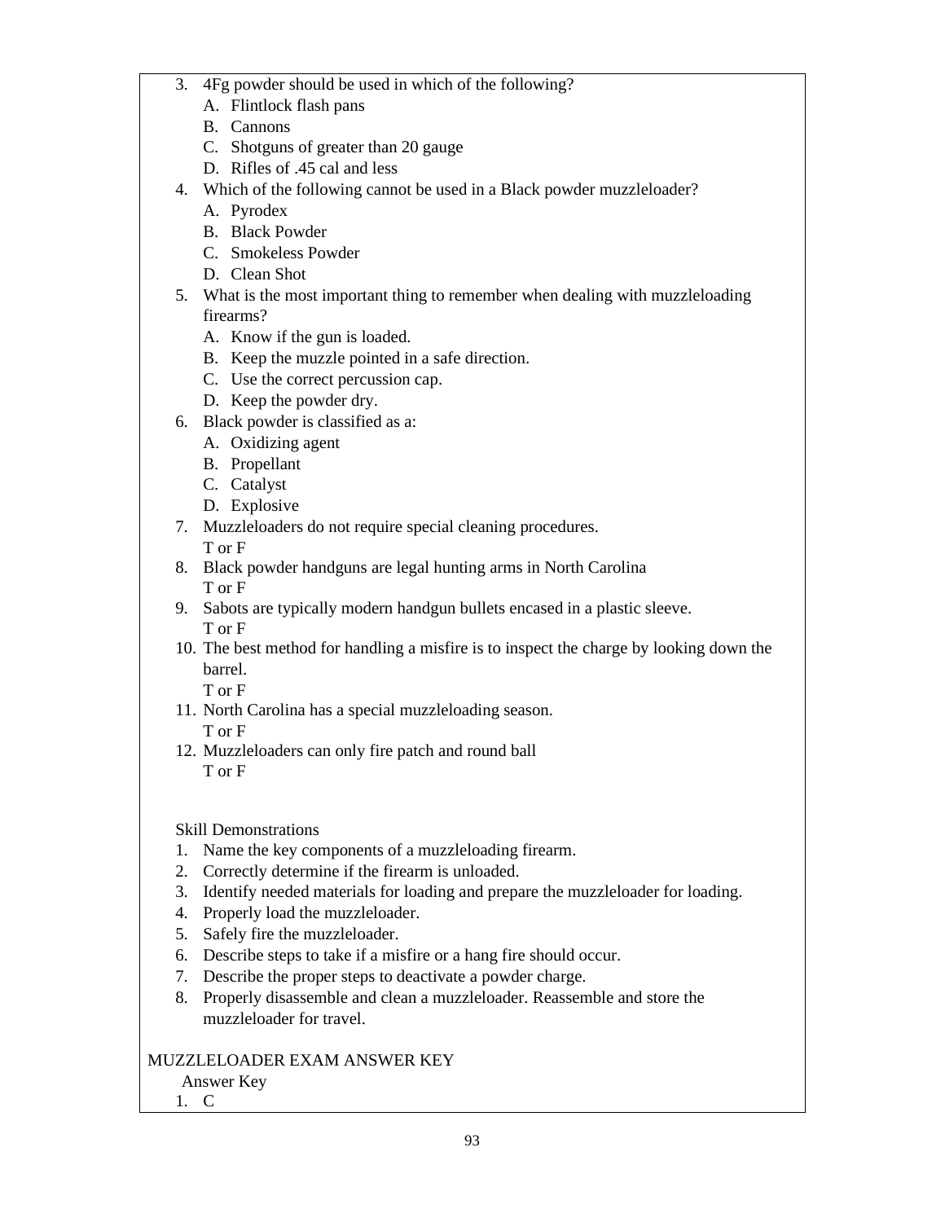3. 4Fg powder should be used in which of the following?
   A. Flintlock flash pans
   B. Cannons
   C. Shotguns of greater than 20 gauge
   D. Rifles of .45 cal and less
4. Which of the following cannot be used in a Black powder muzzleloader?
   A. Pyrodex
   B. Black Powder
   C. Smokeless Powder
   D. Clean Shot
5. What is the most important thing to remember when dealing with muzzleloading firearms?
   A. Know if the gun is loaded.
   B. Keep the muzzle pointed in a safe direction.
   C. Use the correct percussion cap.
   D. Keep the powder dry.
6. Black powder is classified as a:
   A. Oxidizing agent
   B. Propellant
   C. Catalyst
   D. Explosive
7. Muzzleloaders do not require special cleaning procedures.
   T or F
8. Black powder handguns are legal hunting arms in North Carolina
   T or F
9. Sabots are typically modern handgun bullets encased in a plastic sleeve.
   T or F
10. The best method for handling a misfire is to inspect the charge by looking down the barrel.
    T or F
11. North Carolina has a special muzzleloading season.
    T or F
12. Muzzleloaders can only fire patch and round ball
    T or F

Skill Demonstrations

1. Name the key components of a muzzleloading firearm.
2. Correctly determine if the firearm is unloaded.
3. Identify needed materials for loading and prepare the muzzleloader for loading.
4. Properly load the muzzleloader.
5. Safely fire the muzzleloader.
6. Describe steps to take if a misfire or a hang fire should occur.
7. Describe the proper steps to deactivate a powder charge.
8. Properly disassemble and clean a muzzleloader. Reassemble and store the muzzleloader for travel.

MUZZLELOADER EXAM ANSWER KEY

Answer Key

1. C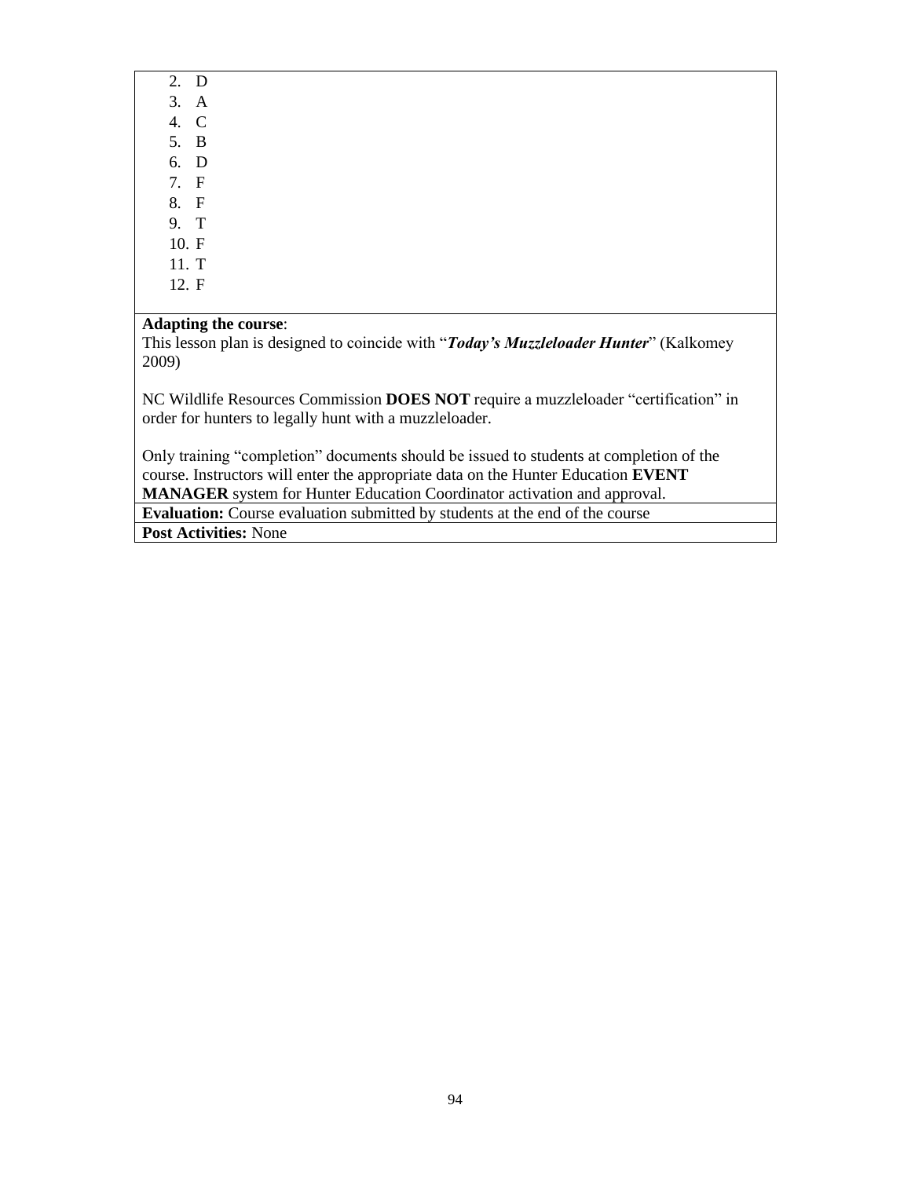2. D
3. A
4. C
5. B
6. D
7. F
8. F
9. T
10. F
11. T
12. F

**Adapting the course**:
This lesson plan is designed to coincide with "***Today's Muzzleloader Hunter***" (Kalkomey 2009)

NC Wildlife Resources Commission **DOES NOT** require a muzzleloader "certification" in order for hunters to legally hunt with a muzzleloader.

Only training "completion" documents should be issued to students at completion of the course. Instructors will enter the appropriate data on the Hunter Education **EVENT MANAGER** system for Hunter Education Coordinator activation and approval.

**Evaluation:** Course evaluation submitted by students at the end of the course

**Post Activities:** None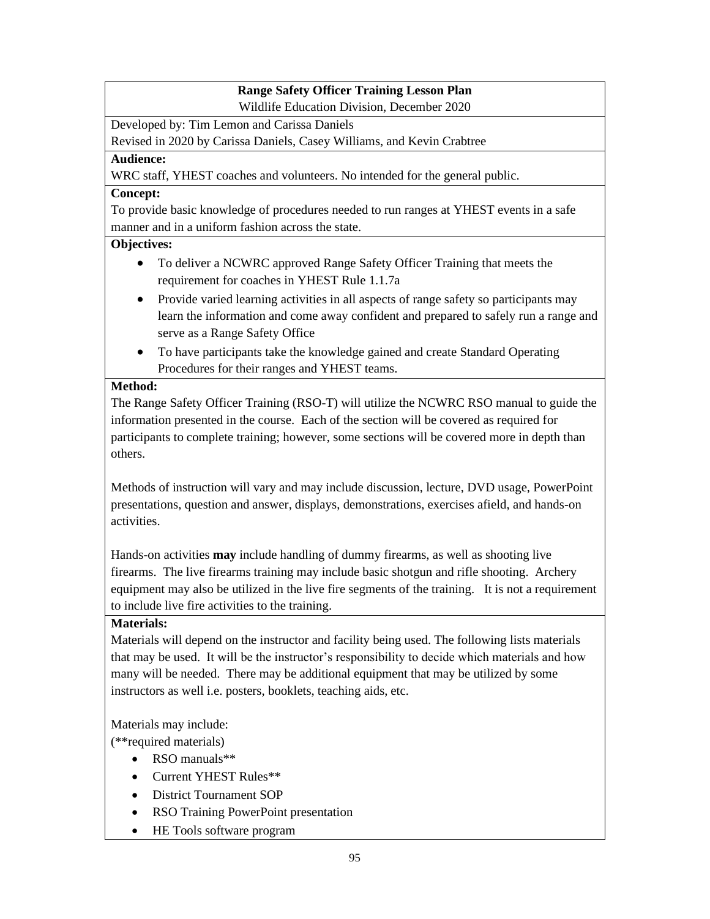**Range Safety Officer Training Lesson Plan**

Wildlife Education Division, December 2020

Developed by: Tim Lemon and Carissa Daniels

Revised in 2020 by Carissa Daniels, Casey Williams, and Kevin Crabtree

**Audience:**

WRC staff, YHEST coaches and volunteers. No intended for the general public.

**Concept:**

To provide basic knowledge of procedures needed to run ranges at YHEST events in a safe manner and in a uniform fashion across the state.

**Objectives:**

- To deliver a NCWRC approved Range Safety Officer Training that meets the requirement for coaches in YHEST Rule 1.1.7a
- Provide varied learning activities in all aspects of range safety so participants may learn the information and come away confident and prepared to safely run a range and serve as a Range Safety Office
- To have participants take the knowledge gained and create Standard Operating Procedures for their ranges and YHEST teams.

**Method:**

The Range Safety Officer Training (RSO-T) will utilize the NCWRC RSO manual to guide the information presented in the course. Each of the section will be covered as required for participants to complete training; however, some sections will be covered more in depth than others.

Methods of instruction will vary and may include discussion, lecture, DVD usage, PowerPoint presentations, question and answer, displays, demonstrations, exercises afield, and hands-on activities.

Hands-on activities **may** include handling of dummy firearms, as well as shooting live firearms. The live firearms training may include basic shotgun and rifle shooting. Archery equipment may also be utilized in the live fire segments of the training. It is not a requirement to include live fire activities to the training.

**Materials:**

Materials will depend on the instructor and facility being used. The following lists materials that may be used. It will be the instructor's responsibility to decide which materials and how many will be needed. There may be additional equipment that may be utilized by some instructors as well i.e. posters, booklets, teaching aids, etc.

Materials may include:
(**required materials)

- RSO manuals**
- Current YHEST Rules**
- District Tournament SOP
- RSO Training PowerPoint presentation
- HE Tools software program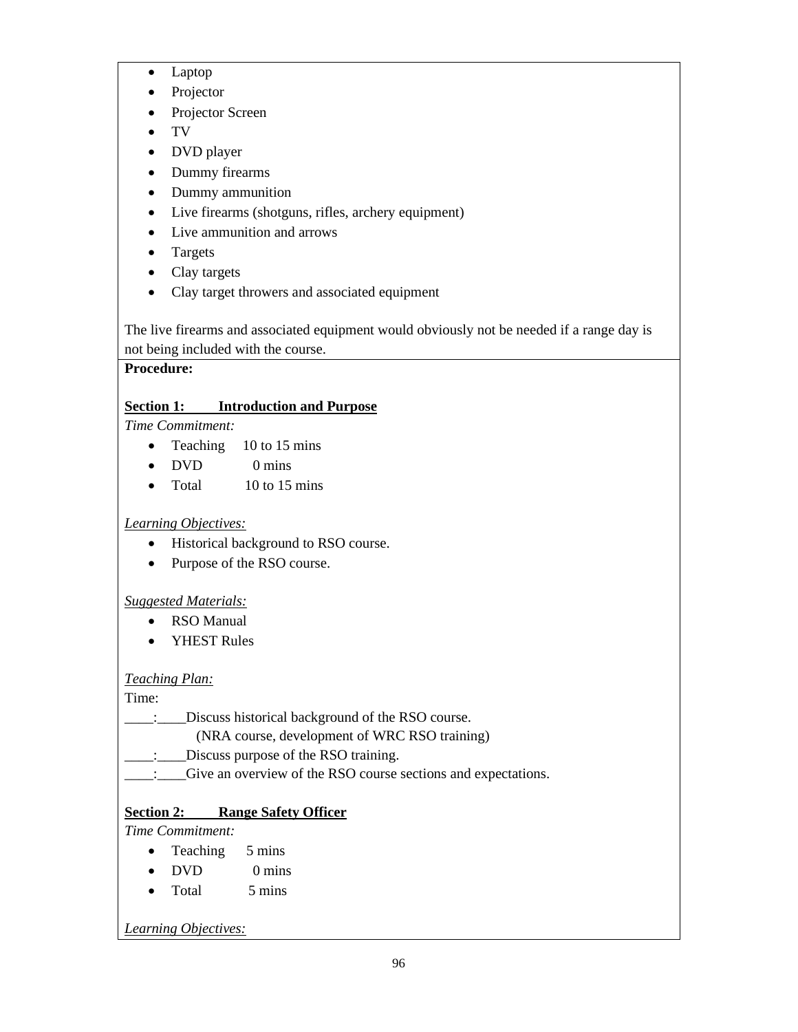- Laptop
- Projector
- Projector Screen
- TV
- DVD player
- Dummy firearms
- Dummy ammunition
- Live firearms (shotguns, rifles, archery equipment)
- Live ammunition and arrows
- Targets
- Clay targets
- Clay target throwers and associated equipment

The live firearms and associated equipment would obviously not be needed if a range day is not being included with the course.

**Procedure:**

**Section 1: Introduction and Purpose**

*Time Commitment:*

- Teaching 10 to 15 mins
- DVD 0 mins
- Total 10 to 15 mins

*Learning Objectives:*

- Historical background to RSO course.
- Purpose of the RSO course.

*Suggested Materials:*

- RSO Manual
- YHEST Rules

*Teaching Plan:*

Time:

____:____Discuss historical background of the RSO course.
(NRA course, development of WRC RSO training)

____:____Discuss purpose of the RSO training.

____:____Give an overview of the RSO course sections and expectations.

**Section 2: Range Safety Officer**

*Time Commitment:*

- Teaching 5 mins
- DVD 0 mins
- Total 5 mins

*Learning Objectives:*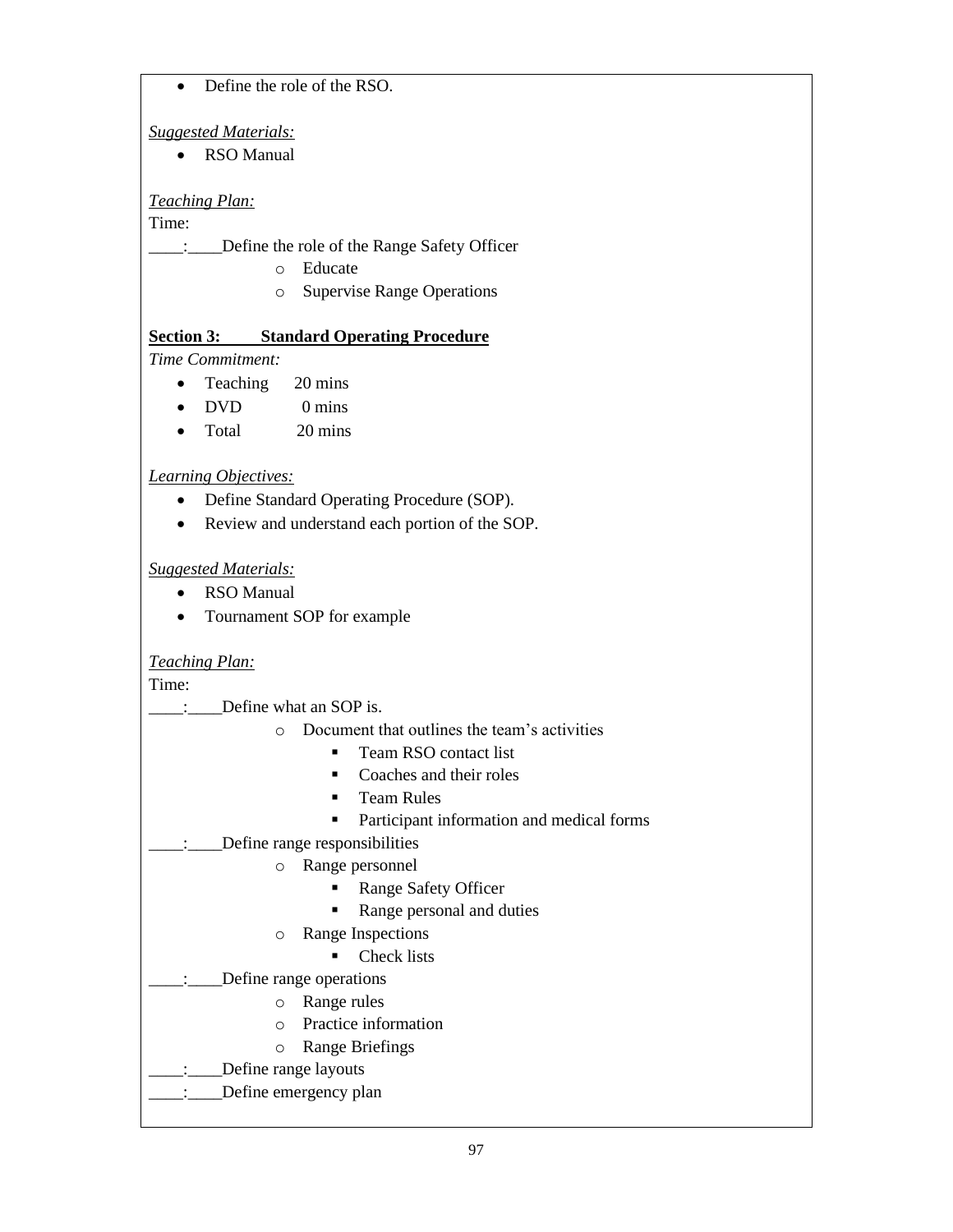- Define the role of the RSO.

*Suggested Materials:*

- RSO Manual

*Teaching Plan:*

Time:

____:____Define the role of the Range Safety Officer

  - Educate
  - Supervise Range Operations

**Section 3: Standard Operating Procedure**

*Time Commitment:*

- Teaching 20 mins
- DVD 0 mins
- Total 20 mins

*Learning Objectives:*

- Define Standard Operating Procedure (SOP).
- Review and understand each portion of the SOP.

*Suggested Materials:*

- RSO Manual
- Tournament SOP for example

*Teaching Plan:*

Time:

____:____Define what an SOP is.

  - Document that outlines the team's activities
    - Team RSO contact list
    - Coaches and their roles
    - Team Rules
    - Participant information and medical forms

____:____Define range responsibilities

  - Range personnel
    - Range Safety Officer
    - Range personal and duties
  - Range Inspections
    - Check lists

____:____Define range operations

  - Range rules
  - Practice information
  - Range Briefings

____:____Define range layouts

____:____Define emergency plan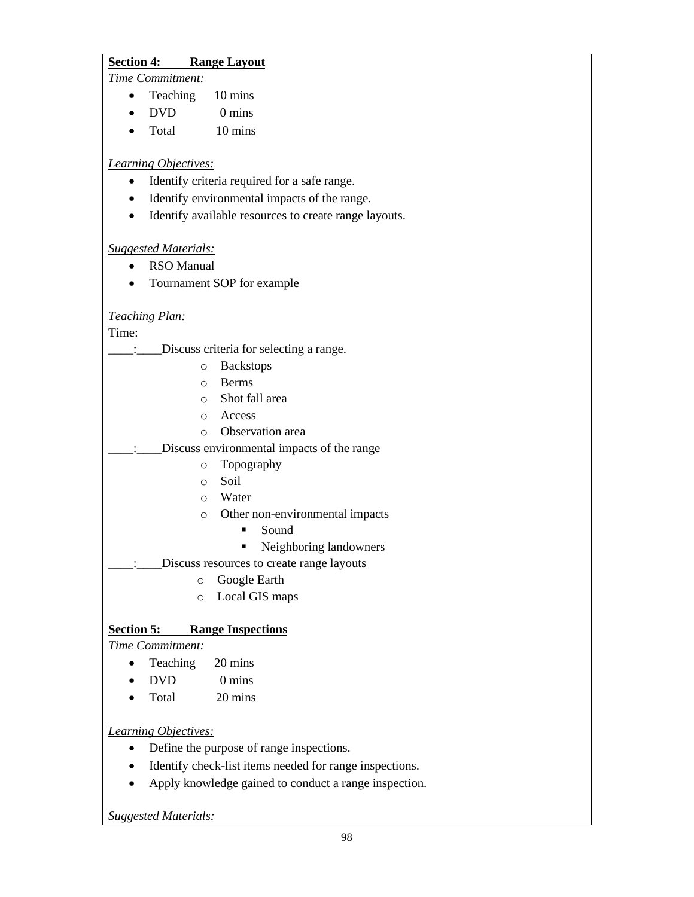**Section 4: Range Layout**

*Time Commitment:*

- Teaching 10 mins
- DVD 0 mins
- Total 10 mins

*Learning Objectives:*

- Identify criteria required for a safe range.
- Identify environmental impacts of the range.
- Identify available resources to create range layouts.

*Suggested Materials:*

- RSO Manual
- Tournament SOP for example

*Teaching Plan:*

Time:

____:____Discuss criteria for selecting a range.

- Backstops
- Berms
- Shot fall area
- Access
- Observation area

____:____Discuss environmental impacts of the range

- Topography
- Soil
- Water
- Other non-environmental impacts
    - Sound
    - Neighboring landowners

____:____Discuss resources to create range layouts

- Google Earth
- Local GIS maps

**Section 5: Range Inspections**

*Time Commitment:*

- Teaching 20 mins
- DVD 0 mins
- Total 20 mins

*Learning Objectives:*

- Define the purpose of range inspections.
- Identify check-list items needed for range inspections.
- Apply knowledge gained to conduct a range inspection.

*Suggested Materials:*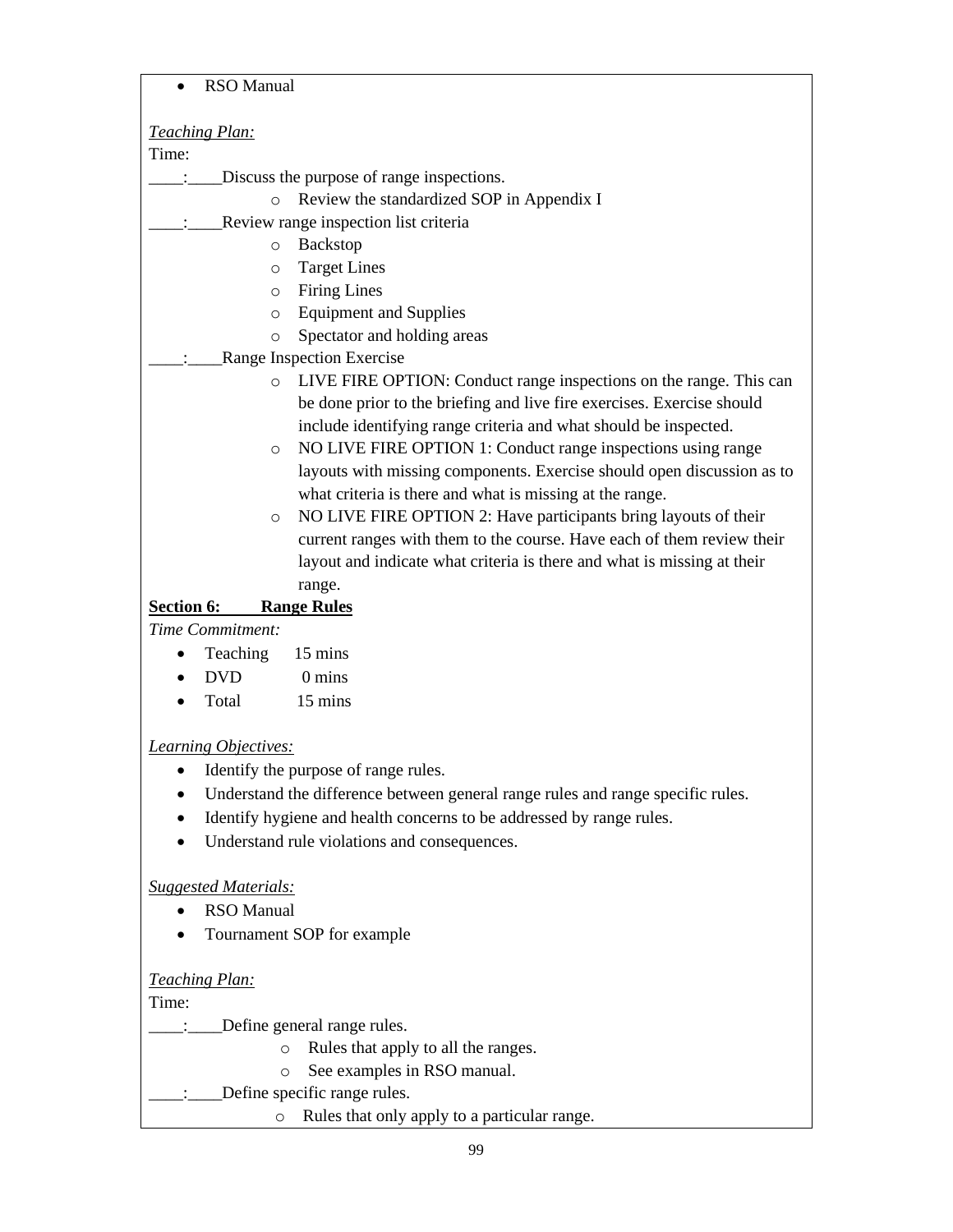- RSO Manual

*Teaching Plan:*

Time:

____:____Discuss the purpose of range inspections.

- Review the standardized SOP in Appendix I

____:____Review range inspection list criteria

- Backstop
- Target Lines
- Firing Lines
- Equipment and Supplies
- Spectator and holding areas

____:____Range Inspection Exercise

- LIVE FIRE OPTION: Conduct range inspections on the range. This can be done prior to the briefing and live fire exercises. Exercise should include identifying range criteria and what should be inspected.
- NO LIVE FIRE OPTION 1: Conduct range inspections using range layouts with missing components. Exercise should open discussion as to what criteria is there and what is missing at the range.
- NO LIVE FIRE OPTION 2: Have participants bring layouts of their current ranges with them to the course. Have each of them review their layout and indicate what criteria is there and what is missing at their range.

**Section 6: Range Rules**

*Time Commitment:*

- Teaching 15 mins
- DVD 0 mins
- Total 15 mins

*Learning Objectives:*

- Identify the purpose of range rules.
- Understand the difference between general range rules and range specific rules.
- Identify hygiene and health concerns to be addressed by range rules.
- Understand rule violations and consequences.

*Suggested Materials:*

- RSO Manual
- Tournament SOP for example

*Teaching Plan:*

Time:

____:____Define general range rules.

- Rules that apply to all the ranges.
- See examples in RSO manual.

____:____Define specific range rules.

- Rules that only apply to a particular range.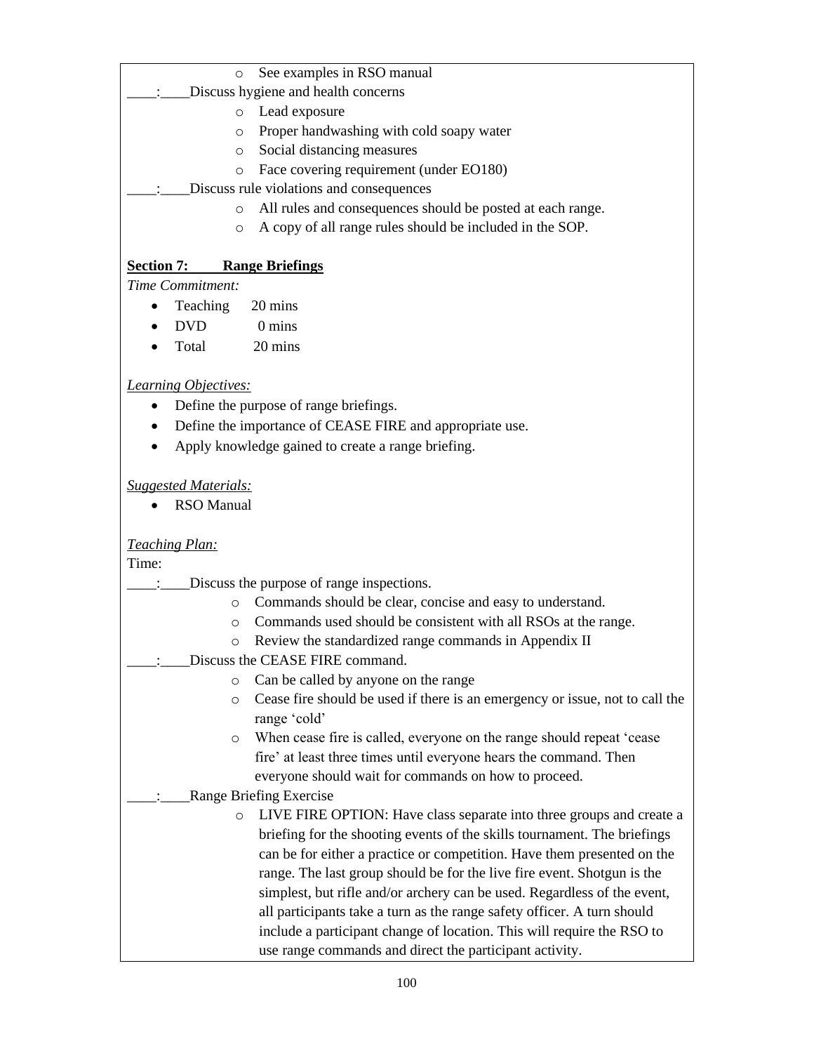- See examples in RSO manual

____:____Discuss hygiene and health concerns

- Lead exposure
- Proper handwashing with cold soapy water
- Social distancing measures
- Face covering requirement (under EO180)

____:____Discuss rule violations and consequences

- All rules and consequences should be posted at each range.
- A copy of all range rules should be included in the SOP.

**Section 7: Range Briefings**

*Time Commitment:*

- Teaching 20 mins
- DVD 0 mins
- Total 20 mins

*Learning Objectives:*

- Define the purpose of range briefings.
- Define the importance of CEASE FIRE and appropriate use.
- Apply knowledge gained to create a range briefing.

*Suggested Materials:*

- RSO Manual

*Teaching Plan:*

Time:

____:____Discuss the purpose of range inspections.

- Commands should be clear, concise and easy to understand.
- Commands used should be consistent with all RSOs at the range.
- Review the standardized range commands in Appendix II

____:____Discuss the CEASE FIRE command.

- Can be called by anyone on the range
- Cease fire should be used if there is an emergency or issue, not to call the range 'cold'
- When cease fire is called, everyone on the range should repeat 'cease fire' at least three times until everyone hears the command. Then everyone should wait for commands on how to proceed.

____:____Range Briefing Exercise

- LIVE FIRE OPTION: Have class separate into three groups and create a briefing for the shooting events of the skills tournament. The briefings can be for either a practice or competition. Have them presented on the range. The last group should be for the live fire event. Shotgun is the simplest, but rifle and/or archery can be used. Regardless of the event, all participants take a turn as the range safety officer. A turn should include a participant change of location. This will require the RSO to use range commands and direct the participant activity.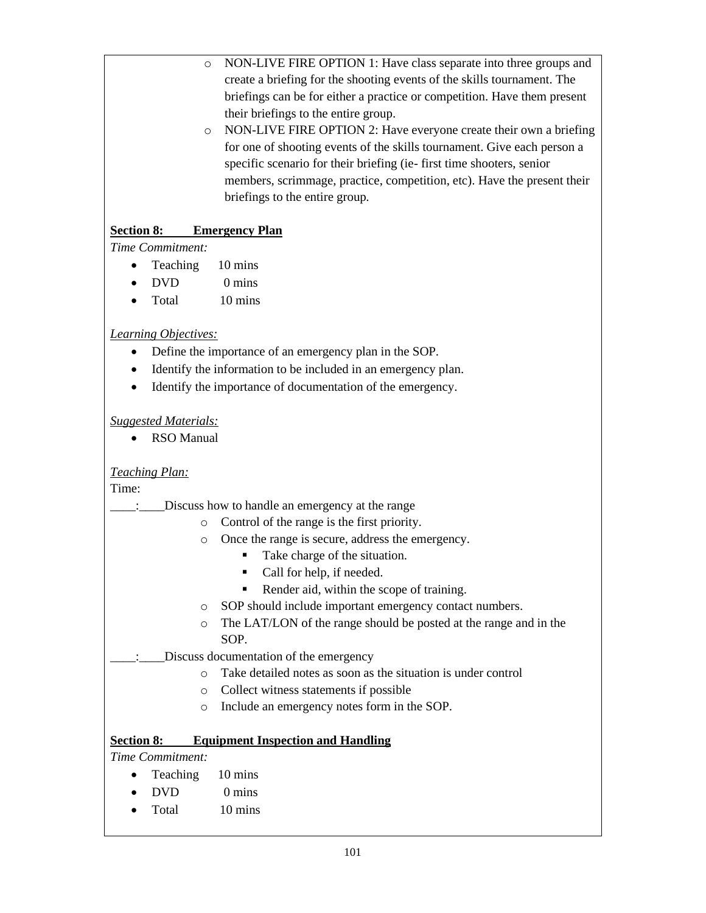- NON-LIVE FIRE OPTION 1: Have class separate into three groups and create a briefing for the shooting events of the skills tournament. The briefings can be for either a practice or competition. Have them present their briefings to the entire group.
- NON-LIVE FIRE OPTION 2: Have everyone create their own a briefing for one of shooting events of the skills tournament. Give each person a specific scenario for their briefing (ie- first time shooters, senior members, scrimmage, practice, competition, etc). Have the present their briefings to the entire group.

**Section 8: Emergency Plan**

*Time Commitment:*

- Teaching 10 mins
- DVD 0 mins
- Total 10 mins

*Learning Objectives:*

- Define the importance of an emergency plan in the SOP.
- Identify the information to be included in an emergency plan.
- Identify the importance of documentation of the emergency.

*Suggested Materials:*

- RSO Manual

*Teaching Plan:*

Time:

____:____Discuss how to handle an emergency at the range

- Control of the range is the first priority.
- Once the range is secure, address the emergency.
  - Take charge of the situation.
  - Call for help, if needed.
  - Render aid, within the scope of training.
- SOP should include important emergency contact numbers.
- The LAT/LON of the range should be posted at the range and in the SOP.

____:____Discuss documentation of the emergency

- Take detailed notes as soon as the situation is under control
- Collect witness statements if possible
- Include an emergency notes form in the SOP.

**Section 8: Equipment Inspection and Handling**

*Time Commitment:*

- Teaching 10 mins
- DVD 0 mins
- Total 10 mins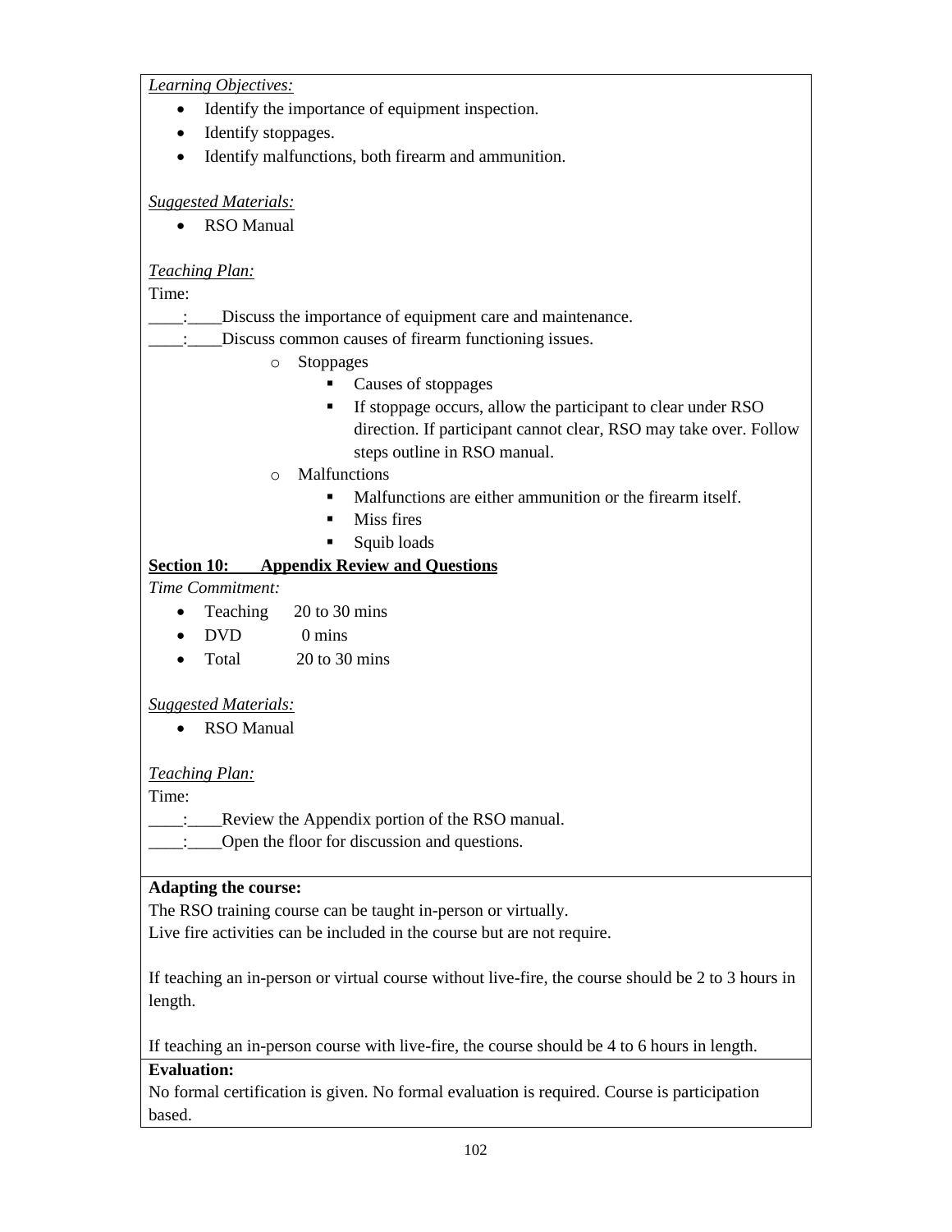*Learning Objectives:*

- Identify the importance of equipment inspection.
- Identify stoppages.
- Identify malfunctions, both firearm and ammunition.

*Suggested Materials:*

- RSO Manual

*Teaching Plan:*

Time:

____:____Discuss the importance of equipment care and maintenance.

____:____Discuss common causes of firearm functioning issues.

- Stoppages
  - Causes of stoppages
  - If stoppage occurs, allow the participant to clear under RSO direction. If participant cannot clear, RSO may take over. Follow steps outline in RSO manual.
- Malfunctions
  - Malfunctions are either ammunition or the firearm itself.
  - Miss fires
  - Squib loads

**Section 10: Appendix Review and Questions**

*Time Commitment:*

- Teaching 20 to 30 mins
- DVD 0 mins
- Total 20 to 30 mins

*Suggested Materials:*

- RSO Manual

*Teaching Plan:*

Time:

____:____Review the Appendix portion of the RSO manual.

____:____Open the floor for discussion and questions.

**Adapting the course:**

The RSO training course can be taught in-person or virtually.
Live fire activities can be included in the course but are not require.

If teaching an in-person or virtual course without live-fire, the course should be 2 to 3 hours in length.

If teaching an in-person course with live-fire, the course should be 4 to 6 hours in length.

**Evaluation:**

No formal certification is given. No formal evaluation is required. Course is participation based.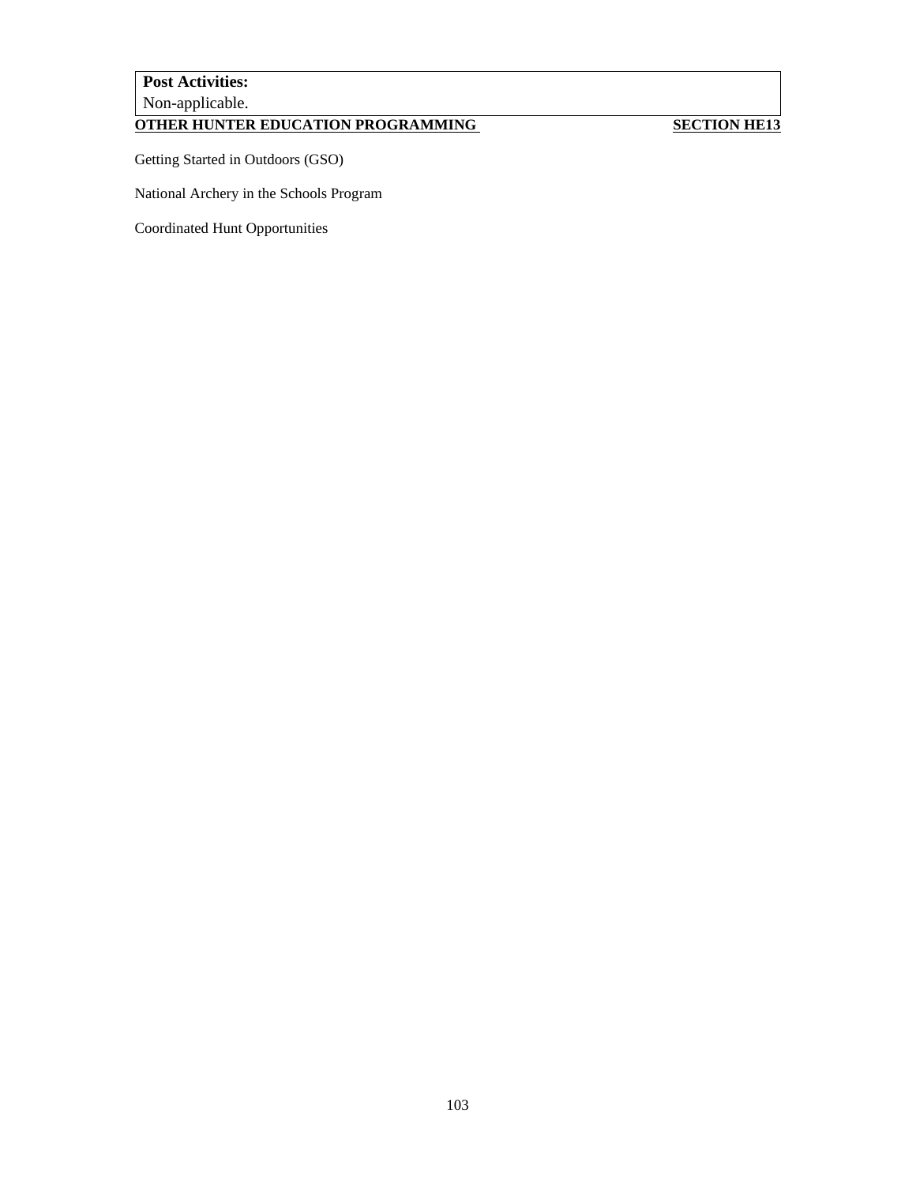| **Post Activities:** |
| --- |
| Non-applicable. |

## OTHER HUNTER EDUCATION PROGRAMMING — SECTION HE13

Getting Started in Outdoors (GSO)

National Archery in the Schools Program

Coordinated Hunt Opportunities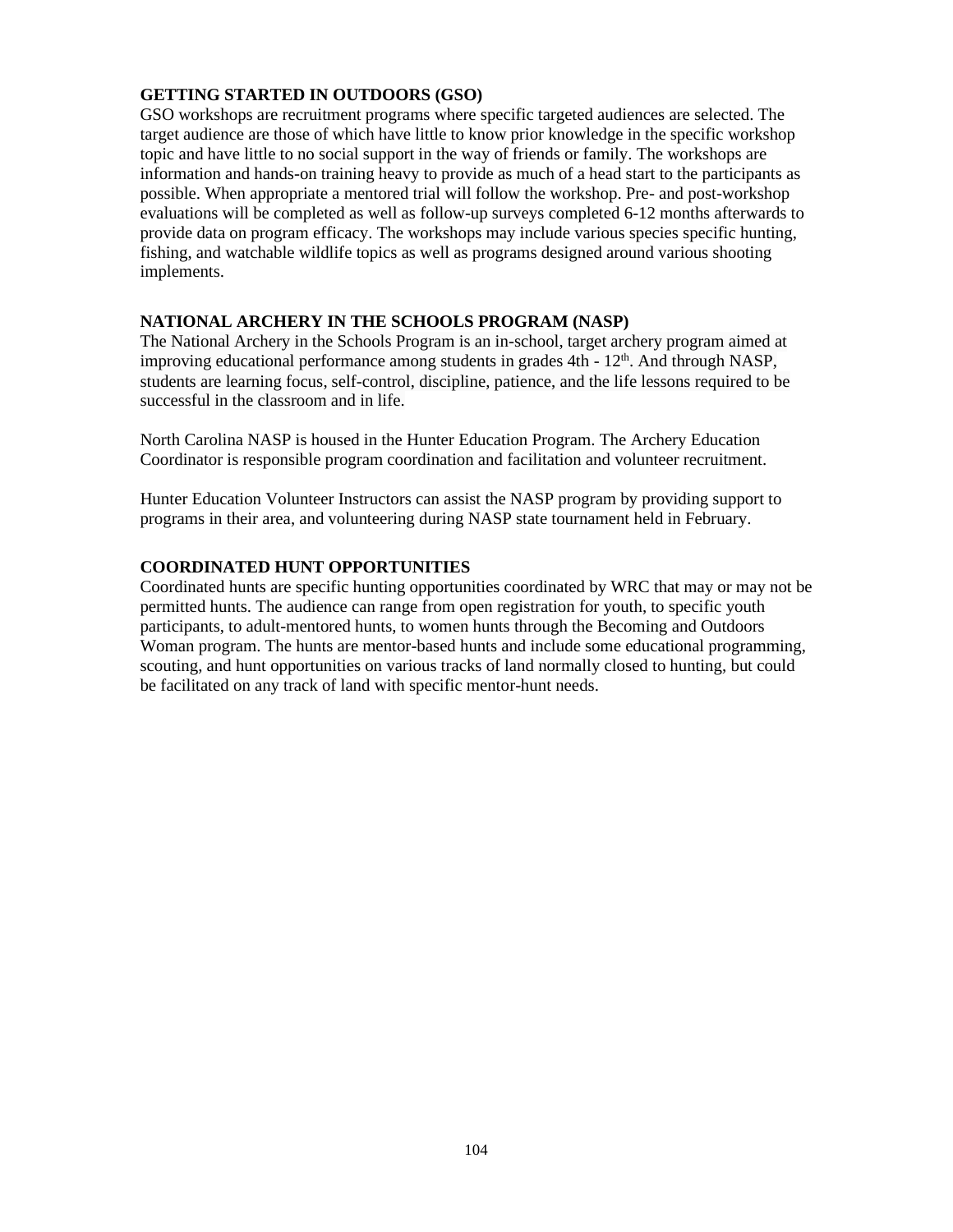**GETTING STARTED IN OUTDOORS (GSO)**

GSO workshops are recruitment programs where specific targeted audiences are selected. The target audience are those of which have little to know prior knowledge in the specific workshop topic and have little to no social support in the way of friends or family. The workshops are information and hands-on training heavy to provide as much of a head start to the participants as possible. When appropriate a mentored trial will follow the workshop. Pre- and post-workshop evaluations will be completed as well as follow-up surveys completed 6-12 months afterwards to provide data on program efficacy. The workshops may include various species specific hunting, fishing, and watchable wildlife topics as well as programs designed around various shooting implements.

**NATIONAL ARCHERY IN THE SCHOOLS PROGRAM (NASP)**

The National Archery in the Schools Program is an in-school, target archery program aimed at improving educational performance among students in grades 4th - 12th. And through NASP, students are learning focus, self-control, discipline, patience, and the life lessons required to be successful in the classroom and in life.

North Carolina NASP is housed in the Hunter Education Program. The Archery Education Coordinator is responsible program coordination and facilitation and volunteer recruitment.

Hunter Education Volunteer Instructors can assist the NASP program by providing support to programs in their area, and volunteering during NASP state tournament held in February.

**COORDINATED HUNT OPPORTUNITIES**

Coordinated hunts are specific hunting opportunities coordinated by WRC that may or may not be permitted hunts. The audience can range from open registration for youth, to specific youth participants, to adult-mentored hunts, to women hunts through the Becoming and Outdoors Woman program. The hunts are mentor-based hunts and include some educational programming, scouting, and hunt opportunities on various tracks of land normally closed to hunting, but could be facilitated on any track of land with specific mentor-hunt needs.